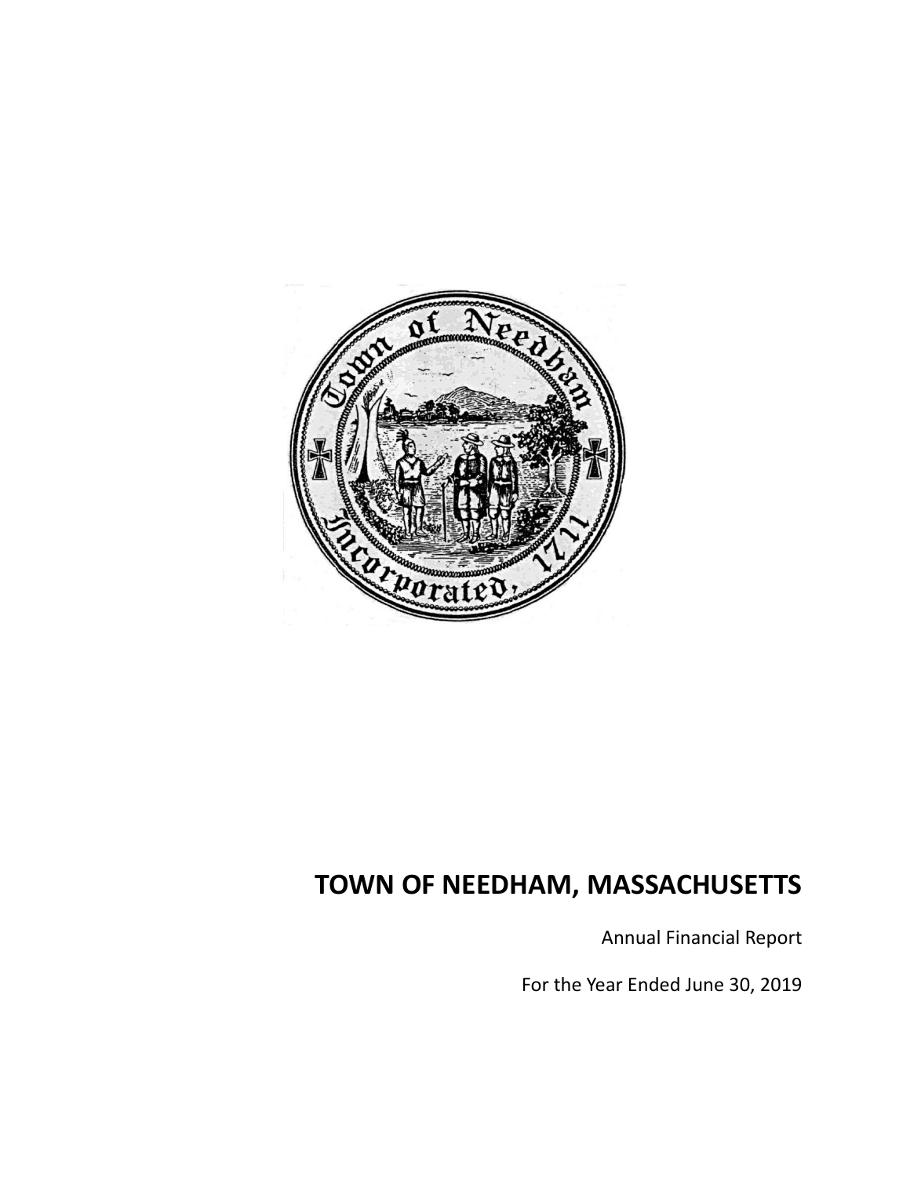# TOWN OF NEEDHAM, MASSACHUSETTS

Annual Financial Report

For the Year Ended June 30, 2019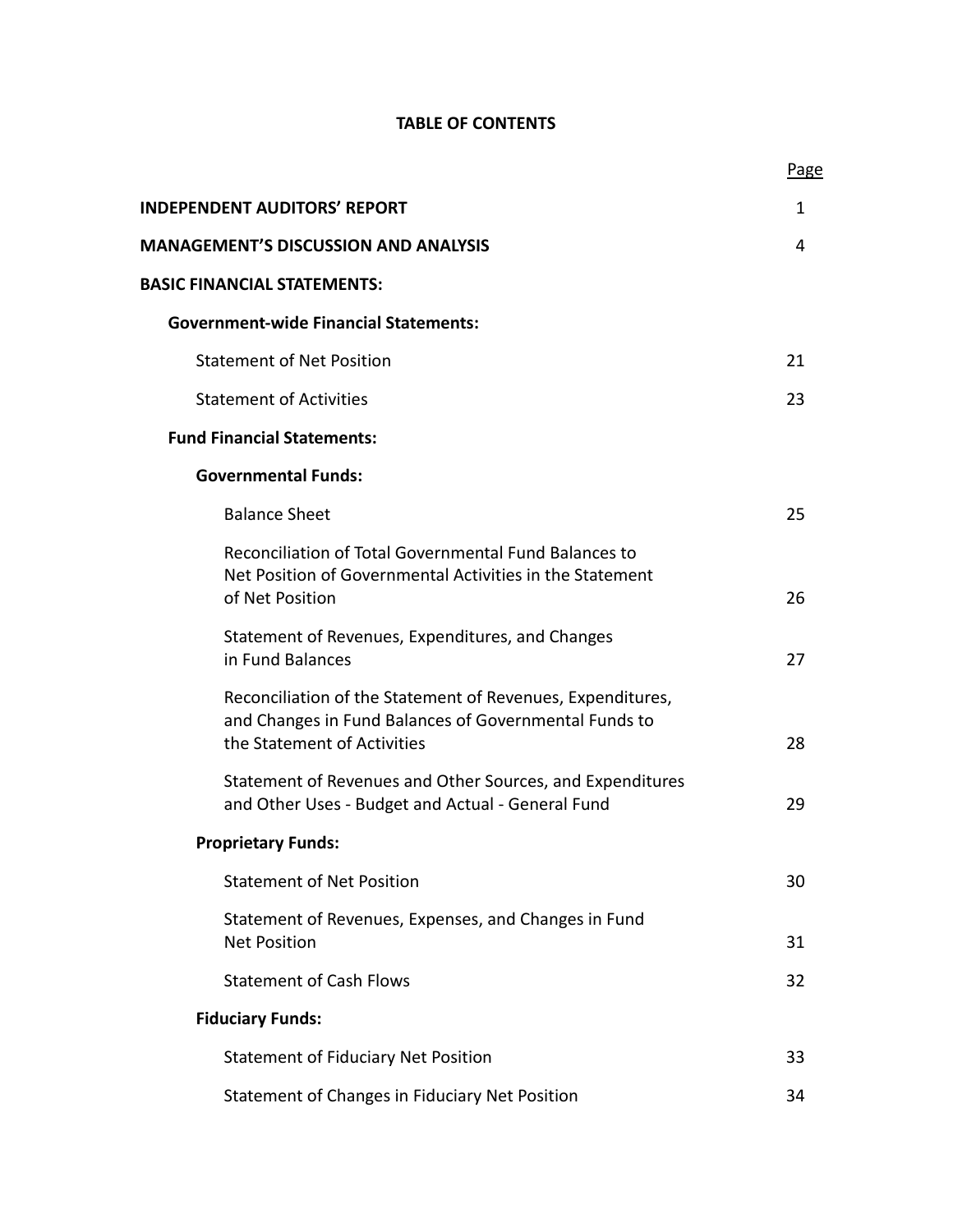# TABLE OF CONTENTS

| | Page |
|---|---|
| **INDEPENDENT AUDITORS' REPORT** | 1 |
| **MANAGEMENT'S DISCUSSION AND ANALYSIS** | 4 |
| **BASIC FINANCIAL STATEMENTS:** | |
| **Government-wide Financial Statements:** | |
| Statement of Net Position | 21 |
| Statement of Activities | 23 |
| **Fund Financial Statements:** | |
| **Governmental Funds:** | |
| Balance Sheet | 25 |
| Reconciliation of Total Governmental Fund Balances to Net Position of Governmental Activities in the Statement of Net Position | 26 |
| Statement of Revenues, Expenditures, and Changes in Fund Balances | 27 |
| Reconciliation of the Statement of Revenues, Expenditures, and Changes in Fund Balances of Governmental Funds to the Statement of Activities | 28 |
| Statement of Revenues and Other Sources, and Expenditures and Other Uses - Budget and Actual - General Fund | 29 |
| **Proprietary Funds:** | |
| Statement of Net Position | 30 |
| Statement of Revenues, Expenses, and Changes in Fund Net Position | 31 |
| Statement of Cash Flows | 32 |
| **Fiduciary Funds:** | |
| Statement of Fiduciary Net Position | 33 |
| Statement of Changes in Fiduciary Net Position | 34 |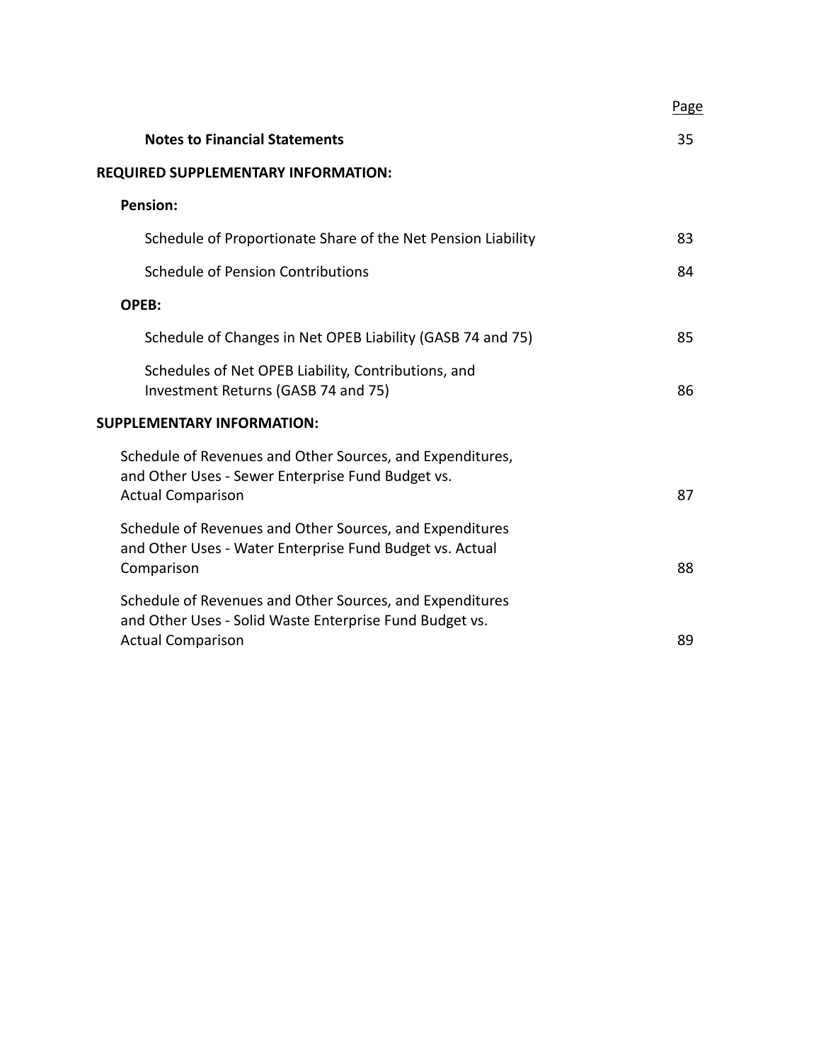| | Page |
|---|---|
| **Notes to Financial Statements** | 35 |
| **REQUIRED SUPPLEMENTARY INFORMATION:** | |
| **Pension:** | |
| Schedule of Proportionate Share of the Net Pension Liability | 83 |
| Schedule of Pension Contributions | 84 |
| **OPEB:** | |
| Schedule of Changes in Net OPEB Liability (GASB 74 and 75) | 85 |
| Schedules of Net OPEB Liability, Contributions, and Investment Returns (GASB 74 and 75) | 86 |
| **SUPPLEMENTARY INFORMATION:** | |
| Schedule of Revenues and Other Sources, and Expenditures, and Other Uses - Sewer Enterprise Fund Budget vs. Actual Comparison | 87 |
| Schedule of Revenues and Other Sources, and Expenditures and Other Uses - Water Enterprise Fund Budget vs. Actual Comparison | 88 |
| Schedule of Revenues and Other Sources, and Expenditures and Other Uses - Solid Waste Enterprise Fund Budget vs. Actual Comparison | 89 |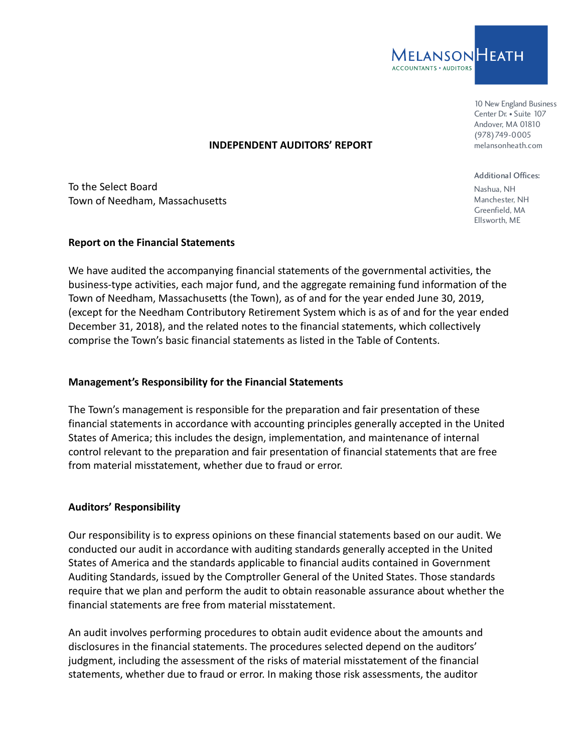MELANSON HEATH
ACCOUNTANTS • AUDITORS

10 New England Business Center Dr. • Suite 107
Andover, MA 01810
(978) 749-0005
melansonheath.com

Additional Offices:
Nashua, NH
Manchester, NH
Greenfield, MA
Ellsworth, ME

## INDEPENDENT AUDITORS' REPORT

To the Select Board
Town of Needham, Massachusetts

### Report on the Financial Statements

We have audited the accompanying financial statements of the governmental activities, the business-type activities, each major fund, and the aggregate remaining fund information of the Town of Needham, Massachusetts (the Town), as of and for the year ended June 30, 2019, (except for the Needham Contributory Retirement System which is as of and for the year ended December 31, 2018), and the related notes to the financial statements, which collectively comprise the Town's basic financial statements as listed in the Table of Contents.

### Management's Responsibility for the Financial Statements

The Town's management is responsible for the preparation and fair presentation of these financial statements in accordance with accounting principles generally accepted in the United States of America; this includes the design, implementation, and maintenance of internal control relevant to the preparation and fair presentation of financial statements that are free from material misstatement, whether due to fraud or error.

### Auditors' Responsibility

Our responsibility is to express opinions on these financial statements based on our audit. We conducted our audit in accordance with auditing standards generally accepted in the United States of America and the standards applicable to financial audits contained in Government Auditing Standards, issued by the Comptroller General of the United States. Those standards require that we plan and perform the audit to obtain reasonable assurance about whether the financial statements are free from material misstatement.

An audit involves performing procedures to obtain audit evidence about the amounts and disclosures in the financial statements. The procedures selected depend on the auditors' judgment, including the assessment of the risks of material misstatement of the financial statements, whether due to fraud or error. In making those risk assessments, the auditor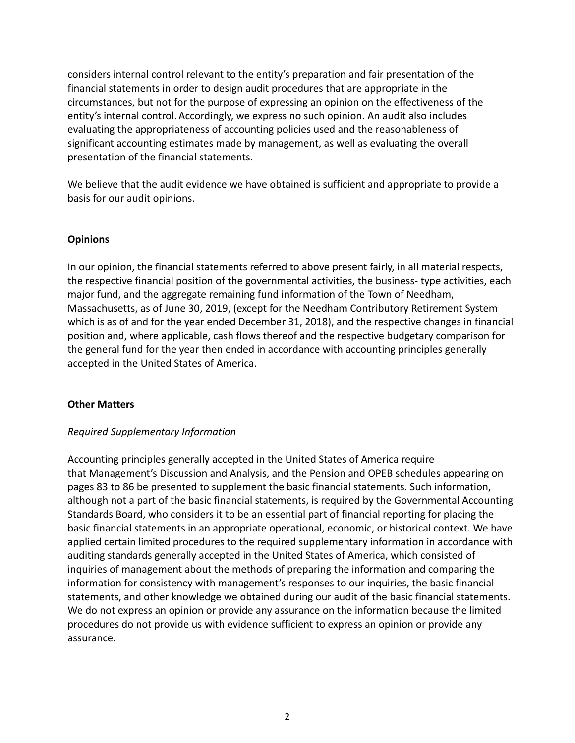considers internal control relevant to the entity's preparation and fair presentation of the financial statements in order to design audit procedures that are appropriate in the circumstances, but not for the purpose of expressing an opinion on the effectiveness of the entity's internal control. Accordingly, we express no such opinion. An audit also includes evaluating the appropriateness of accounting policies used and the reasonableness of significant accounting estimates made by management, as well as evaluating the overall presentation of the financial statements.

We believe that the audit evidence we have obtained is sufficient and appropriate to provide a basis for our audit opinions.

**Opinions**

In our opinion, the financial statements referred to above present fairly, in all material respects, the respective financial position of the governmental activities, the business- type activities, each major fund, and the aggregate remaining fund information of the Town of Needham, Massachusetts, as of June 30, 2019, (except for the Needham Contributory Retirement System which is as of and for the year ended December 31, 2018), and the respective changes in financial position and, where applicable, cash flows thereof and the respective budgetary comparison for the general fund for the year then ended in accordance with accounting principles generally accepted in the United States of America.

**Other Matters**

*Required Supplementary Information*

Accounting principles generally accepted in the United States of America require that Management's Discussion and Analysis, and the Pension and OPEB schedules appearing on pages 83 to 86 be presented to supplement the basic financial statements. Such information, although not a part of the basic financial statements, is required by the Governmental Accounting Standards Board, who considers it to be an essential part of financial reporting for placing the basic financial statements in an appropriate operational, economic, or historical context. We have applied certain limited procedures to the required supplementary information in accordance with auditing standards generally accepted in the United States of America, which consisted of inquiries of management about the methods of preparing the information and comparing the information for consistency with management's responses to our inquiries, the basic financial statements, and other knowledge we obtained during our audit of the basic financial statements. We do not express an opinion or provide any assurance on the information because the limited procedures do not provide us with evidence sufficient to express an opinion or provide any assurance.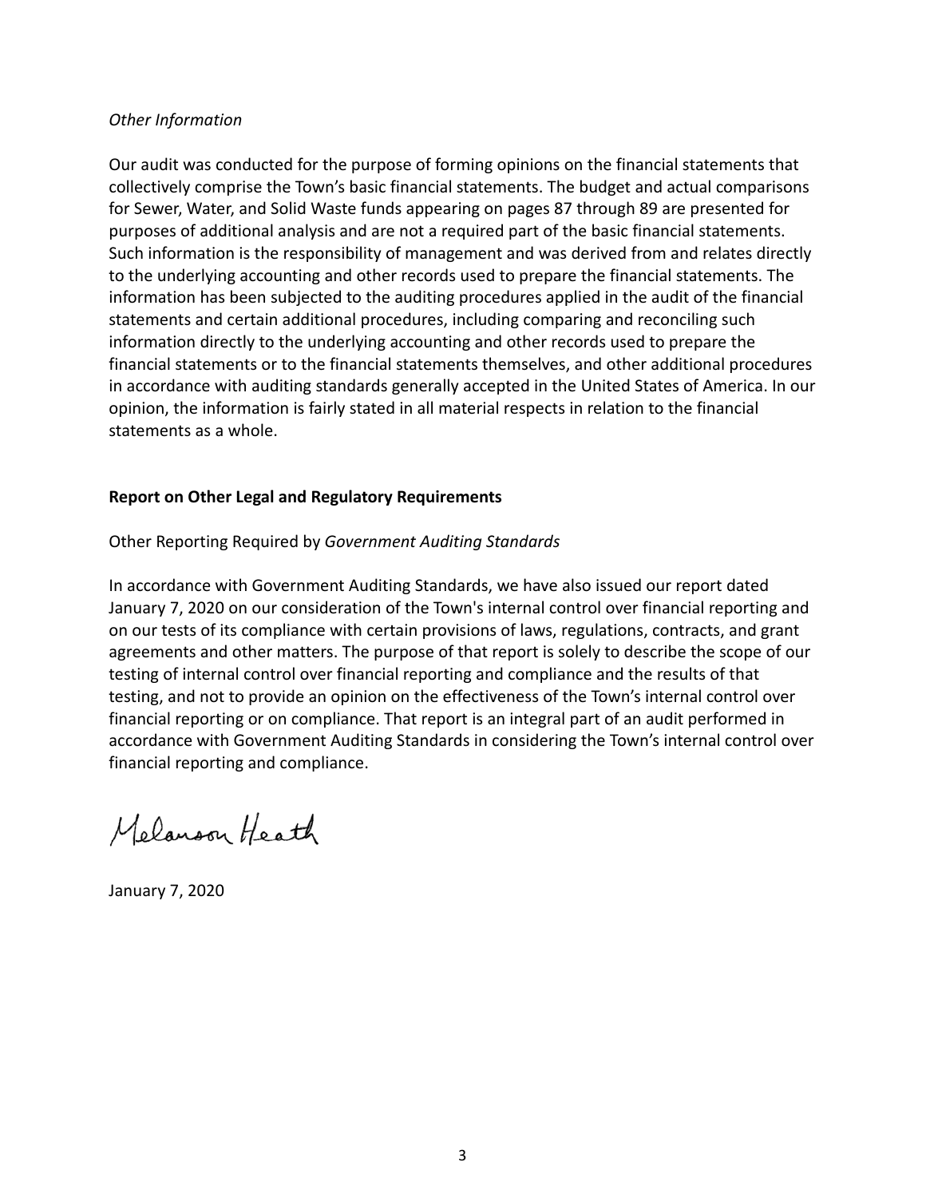*Other Information*

Our audit was conducted for the purpose of forming opinions on the financial statements that collectively comprise the Town's basic financial statements. The budget and actual comparisons for Sewer, Water, and Solid Waste funds appearing on pages 87 through 89 are presented for purposes of additional analysis and are not a required part of the basic financial statements. Such information is the responsibility of management and was derived from and relates directly to the underlying accounting and other records used to prepare the financial statements. The information has been subjected to the auditing procedures applied in the audit of the financial statements and certain additional procedures, including comparing and reconciling such information directly to the underlying accounting and other records used to prepare the financial statements or to the financial statements themselves, and other additional procedures in accordance with auditing standards generally accepted in the United States of America. In our opinion, the information is fairly stated in all material respects in relation to the financial statements as a whole.

**Report on Other Legal and Regulatory Requirements**

Other Reporting Required by *Government Auditing Standards*

In accordance with Government Auditing Standards, we have also issued our report dated January 7, 2020 on our consideration of the Town's internal control over financial reporting and on our tests of its compliance with certain provisions of laws, regulations, contracts, and grant agreements and other matters. The purpose of that report is solely to describe the scope of our testing of internal control over financial reporting and compliance and the results of that testing, and not to provide an opinion on the effectiveness of the Town's internal control over financial reporting or on compliance. That report is an integral part of an audit performed in accordance with Government Auditing Standards in considering the Town's internal control over financial reporting and compliance.

Melanson Heath

January 7, 2020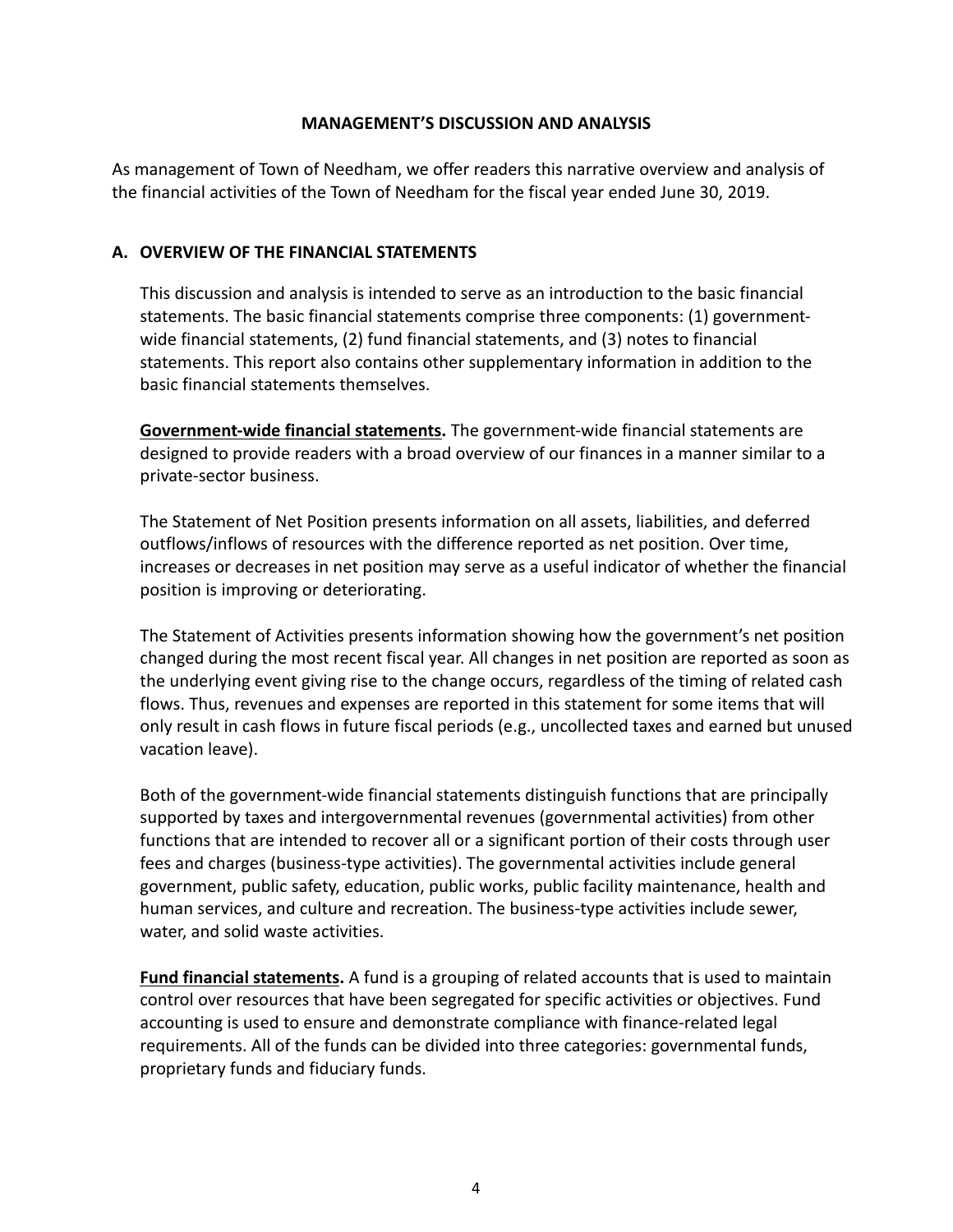# MANAGEMENT'S DISCUSSION AND ANALYSIS

As management of Town of Needham, we offer readers this narrative overview and analysis of the financial activities of the Town of Needham for the fiscal year ended June 30, 2019.

## A. OVERVIEW OF THE FINANCIAL STATEMENTS

This discussion and analysis is intended to serve as an introduction to the basic financial statements. The basic financial statements comprise three components: (1) government-wide financial statements, (2) fund financial statements, and (3) notes to financial statements. This report also contains other supplementary information in addition to the basic financial statements themselves.

**Government-wide financial statements.** The government-wide financial statements are designed to provide readers with a broad overview of our finances in a manner similar to a private-sector business.

The Statement of Net Position presents information on all assets, liabilities, and deferred outflows/inflows of resources with the difference reported as net position. Over time, increases or decreases in net position may serve as a useful indicator of whether the financial position is improving or deteriorating.

The Statement of Activities presents information showing how the government's net position changed during the most recent fiscal year. All changes in net position are reported as soon as the underlying event giving rise to the change occurs, regardless of the timing of related cash flows. Thus, revenues and expenses are reported in this statement for some items that will only result in cash flows in future fiscal periods (e.g., uncollected taxes and earned but unused vacation leave).

Both of the government-wide financial statements distinguish functions that are principally supported by taxes and intergovernmental revenues (governmental activities) from other functions that are intended to recover all or a significant portion of their costs through user fees and charges (business-type activities). The governmental activities include general government, public safety, education, public works, public facility maintenance, health and human services, and culture and recreation. The business-type activities include sewer, water, and solid waste activities.

**Fund financial statements.** A fund is a grouping of related accounts that is used to maintain control over resources that have been segregated for specific activities or objectives. Fund accounting is used to ensure and demonstrate compliance with finance-related legal requirements. All of the funds can be divided into three categories: governmental funds, proprietary funds and fiduciary funds.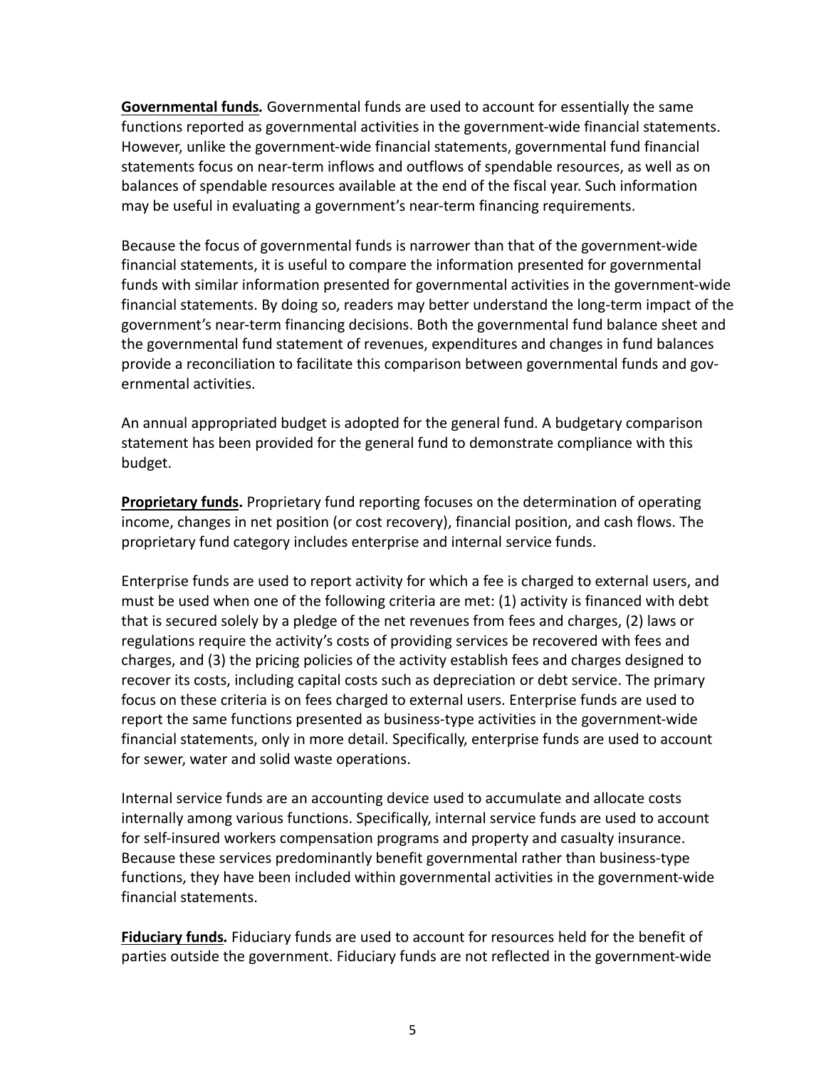**Governmental funds***.* Governmental funds are used to account for essentially the same functions reported as governmental activities in the government-wide financial statements. However, unlike the government-wide financial statements, governmental fund financial statements focus on near-term inflows and outflows of spendable resources, as well as on balances of spendable resources available at the end of the fiscal year. Such information may be useful in evaluating a government's near-term financing requirements.

Because the focus of governmental funds is narrower than that of the government-wide financial statements, it is useful to compare the information presented for governmental funds with similar information presented for governmental activities in the government-wide financial statements. By doing so, readers may better understand the long-term impact of the government's near-term financing decisions. Both the governmental fund balance sheet and the governmental fund statement of revenues, expenditures and changes in fund balances provide a reconciliation to facilitate this comparison between governmental funds and governmental activities.

An annual appropriated budget is adopted for the general fund. A budgetary comparison statement has been provided for the general fund to demonstrate compliance with this budget.

**Proprietary funds.** Proprietary fund reporting focuses on the determination of operating income, changes in net position (or cost recovery), financial position, and cash flows. The proprietary fund category includes enterprise and internal service funds.

Enterprise funds are used to report activity for which a fee is charged to external users, and must be used when one of the following criteria are met: (1) activity is financed with debt that is secured solely by a pledge of the net revenues from fees and charges, (2) laws or regulations require the activity's costs of providing services be recovered with fees and charges, and (3) the pricing policies of the activity establish fees and charges designed to recover its costs, including capital costs such as depreciation or debt service. The primary focus on these criteria is on fees charged to external users. Enterprise funds are used to report the same functions presented as business-type activities in the government-wide financial statements, only in more detail. Specifically, enterprise funds are used to account for sewer, water and solid waste operations.

Internal service funds are an accounting device used to accumulate and allocate costs internally among various functions. Specifically, internal service funds are used to account for self-insured workers compensation programs and property and casualty insurance. Because these services predominantly benefit governmental rather than business-type functions, they have been included within governmental activities in the government-wide financial statements.

**Fiduciary funds***.* Fiduciary funds are used to account for resources held for the benefit of parties outside the government. Fiduciary funds are not reflected in the government-wide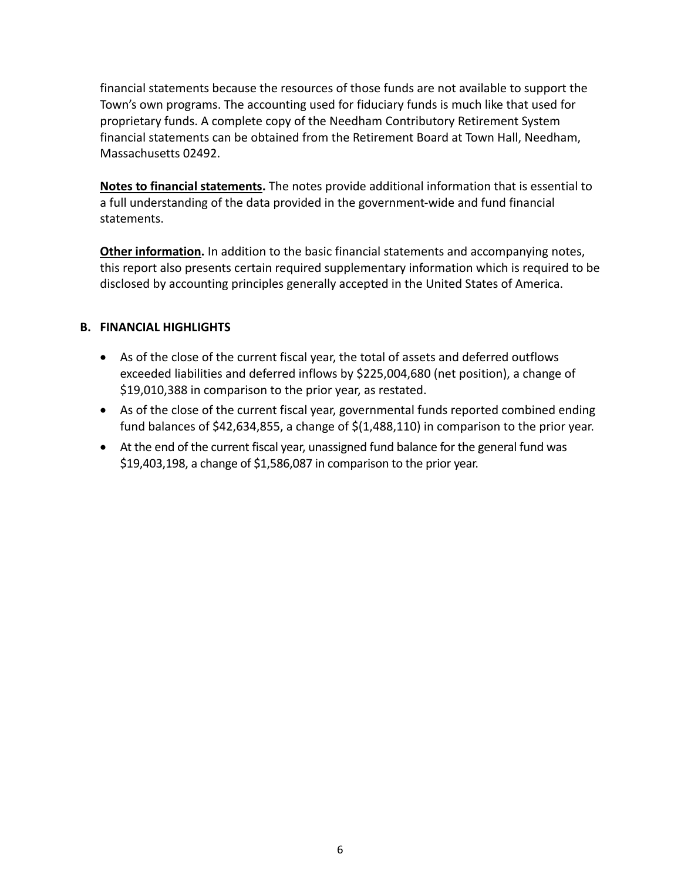financial statements because the resources of those funds are not available to support the Town's own programs. The accounting used for fiduciary funds is much like that used for proprietary funds. A complete copy of the Needham Contributory Retirement System financial statements can be obtained from the Retirement Board at Town Hall, Needham, Massachusetts 02492.

**Notes to financial statements.** The notes provide additional information that is essential to a full understanding of the data provided in the government-wide and fund financial statements.

**Other information.** In addition to the basic financial statements and accompanying notes, this report also presents certain required supplementary information which is required to be disclosed by accounting principles generally accepted in the United States of America.

## B. FINANCIAL HIGHLIGHTS

- As of the close of the current fiscal year, the total of assets and deferred outflows exceeded liabilities and deferred inflows by $225,004,680 (net position), a change of $19,010,388 in comparison to the prior year, as restated.
- As of the close of the current fiscal year, governmental funds reported combined ending fund balances of $42,634,855, a change of $(1,488,110) in comparison to the prior year.
- At the end of the current fiscal year, unassigned fund balance for the general fund was $19,403,198, a change of $1,586,087 in comparison to the prior year.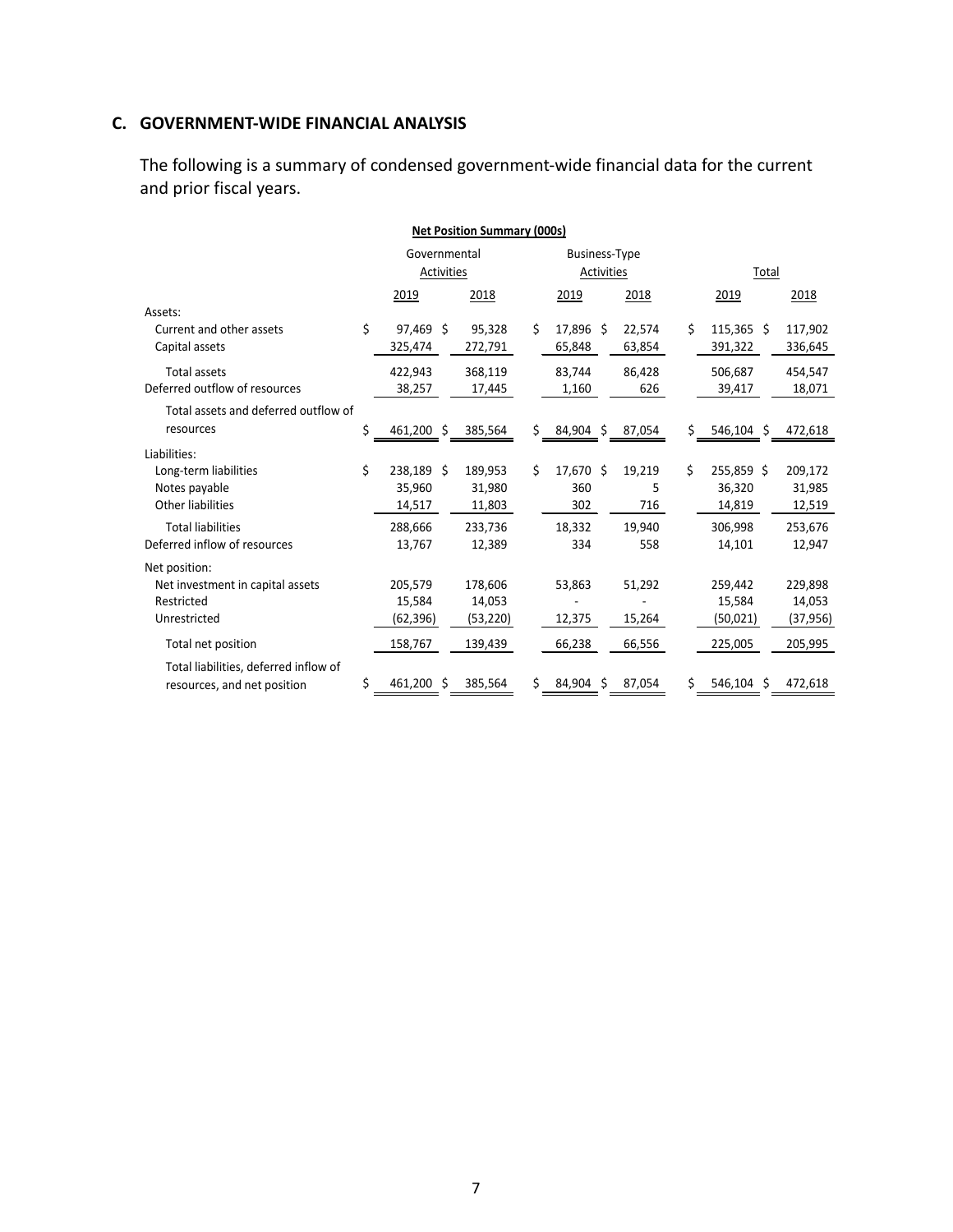## C. GOVERNMENT-WIDE FINANCIAL ANALYSIS

The following is a summary of condensed government-wide financial data for the current and prior fiscal years.

**Net Position Summary (000s)**

| | Governmental Activities | | Business-Type Activities | | Total | |
|---|---|---|---|---|---|---|
| | 2019 | 2018 | 2019 | 2018 | 2019 | 2018 |
| Assets: | | | | | | |
| Current and other assets | $ 97,469 | $ 95,328 | $ 17,896 | $ 22,574 | $ 115,365 | $ 117,902 |
| Capital assets | 325,474 | 272,791 | 65,848 | 63,854 | 391,322 | 336,645 |
| Total assets | 422,943 | 368,119 | 83,744 | 86,428 | 506,687 | 454,547 |
| Deferred outflow of resources | 38,257 | 17,445 | 1,160 | 626 | 39,417 | 18,071 |
| Total assets and deferred outflow of resources | $ 461,200 | $ 385,564 | $ 84,904 | $ 87,054 | $ 546,104 | $ 472,618 |
| Liabilities: | | | | | | |
| Long-term liabilities | $ 238,189 | $ 189,953 | $ 17,670 | $ 19,219 | $ 255,859 | $ 209,172 |
| Notes payable | 35,960 | 31,980 | 360 | 5 | 36,320 | 31,985 |
| Other liabilities | 14,517 | 11,803 | 302 | 716 | 14,819 | 12,519 |
| Total liabilities | 288,666 | 233,736 | 18,332 | 19,940 | 306,998 | 253,676 |
| Deferred inflow of resources | 13,767 | 12,389 | 334 | 558 | 14,101 | 12,947 |
| Net position: | | | | | | |
| Net investment in capital assets | 205,579 | 178,606 | 53,863 | 51,292 | 259,442 | 229,898 |
| Restricted | 15,584 | 14,053 | - | - | 15,584 | 14,053 |
| Unrestricted | (62,396) | (53,220) | 12,375 | 15,264 | (50,021) | (37,956) |
| Total net position | 158,767 | 139,439 | 66,238 | 66,556 | 225,005 | 205,995 |
| Total liabilities, deferred inflow of resources, and net position | $ 461,200 | $ 385,564 | $ 84,904 | $ 87,054 | $ 546,104 | $ 472,618 |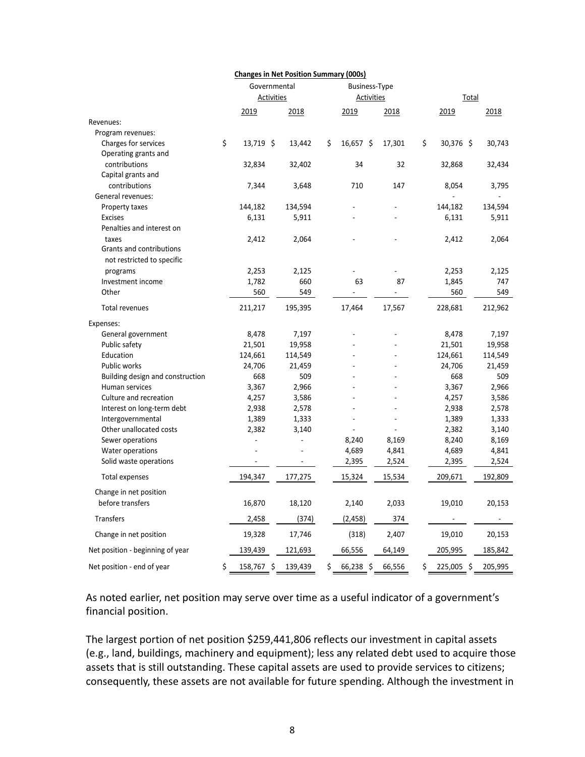**Changes in Net Position Summary (000s)**

| | Governmental Activities | | Business-Type Activities | | Total | |
|---|---|---|---|---|---|---|
| | 2019 | 2018 | 2019 | 2018 | 2019 | 2018 |
| Revenues: | | | | | | |
| Program revenues: | | | | | | |
| Charges for services | $ 13,719 | $ 13,442 | $ 16,657 | $ 17,301 | $ 30,376 | $ 30,743 |
| Operating grants and contributions | 32,834 | 32,402 | 34 | 32 | 32,868 | 32,434 |
| Capital grants and contributions | 7,344 | 3,648 | 710 | 147 | 8,054 | 3,795 |
| General revenues: | | | | | - | - |
| Property taxes | 144,182 | 134,594 | - | - | 144,182 | 134,594 |
| Excises | 6,131 | 5,911 | - | - | 6,131 | 5,911 |
| Penalties and interest on taxes | 2,412 | 2,064 | - | - | 2,412 | 2,064 |
| Grants and contributions not restricted to specific programs | 2,253 | 2,125 | - | - | 2,253 | 2,125 |
| Investment income | 1,782 | 660 | 63 | 87 | 1,845 | 747 |
| Other | 560 | 549 | - | - | 560 | 549 |
| Total revenues | 211,217 | 195,395 | 17,464 | 17,567 | 228,681 | 212,962 |
| Expenses: | | | | | | |
| General government | 8,478 | 7,197 | - | - | 8,478 | 7,197 |
| Public safety | 21,501 | 19,958 | - | - | 21,501 | 19,958 |
| Education | 124,661 | 114,549 | - | - | 124,661 | 114,549 |
| Public works | 24,706 | 21,459 | - | - | 24,706 | 21,459 |
| Building design and construction | 668 | 509 | - | - | 668 | 509 |
| Human services | 3,367 | 2,966 | - | - | 3,367 | 2,966 |
| Culture and recreation | 4,257 | 3,586 | - | - | 4,257 | 3,586 |
| Interest on long-term debt | 2,938 | 2,578 | - | - | 2,938 | 2,578 |
| Intergovernmental | 1,389 | 1,333 | - | - | 1,389 | 1,333 |
| Other unallocated costs | 2,382 | 3,140 | - | - | 2,382 | 3,140 |
| Sewer operations | - | - | 8,240 | 8,169 | 8,240 | 8,169 |
| Water operations | - | - | 4,689 | 4,841 | 4,689 | 4,841 |
| Solid waste operations | - | - | 2,395 | 2,524 | 2,395 | 2,524 |
| Total expenses | 194,347 | 177,275 | 15,324 | 15,534 | 209,671 | 192,809 |
| Change in net position before transfers | 16,870 | 18,120 | 2,140 | 2,033 | 19,010 | 20,153 |
| Transfers | 2,458 | (374) | (2,458) | 374 | - | - |
| Change in net position | 19,328 | 17,746 | (318) | 2,407 | 19,010 | 20,153 |
| Net position - beginning of year | 139,439 | 121,693 | 66,556 | 64,149 | 205,995 | 185,842 |
| Net position - end of year | $ 158,767 | $ 139,439 | $ 66,238 | $ 66,556 | $ 225,005 | $ 205,995 |

As noted earlier, net position may serve over time as a useful indicator of a government's financial position.

The largest portion of net position $259,441,806 reflects our investment in capital assets (e.g., land, buildings, machinery and equipment); less any related debt used to acquire those assets that is still outstanding. These capital assets are used to provide services to citizens; consequently, these assets are not available for future spending. Although the investment in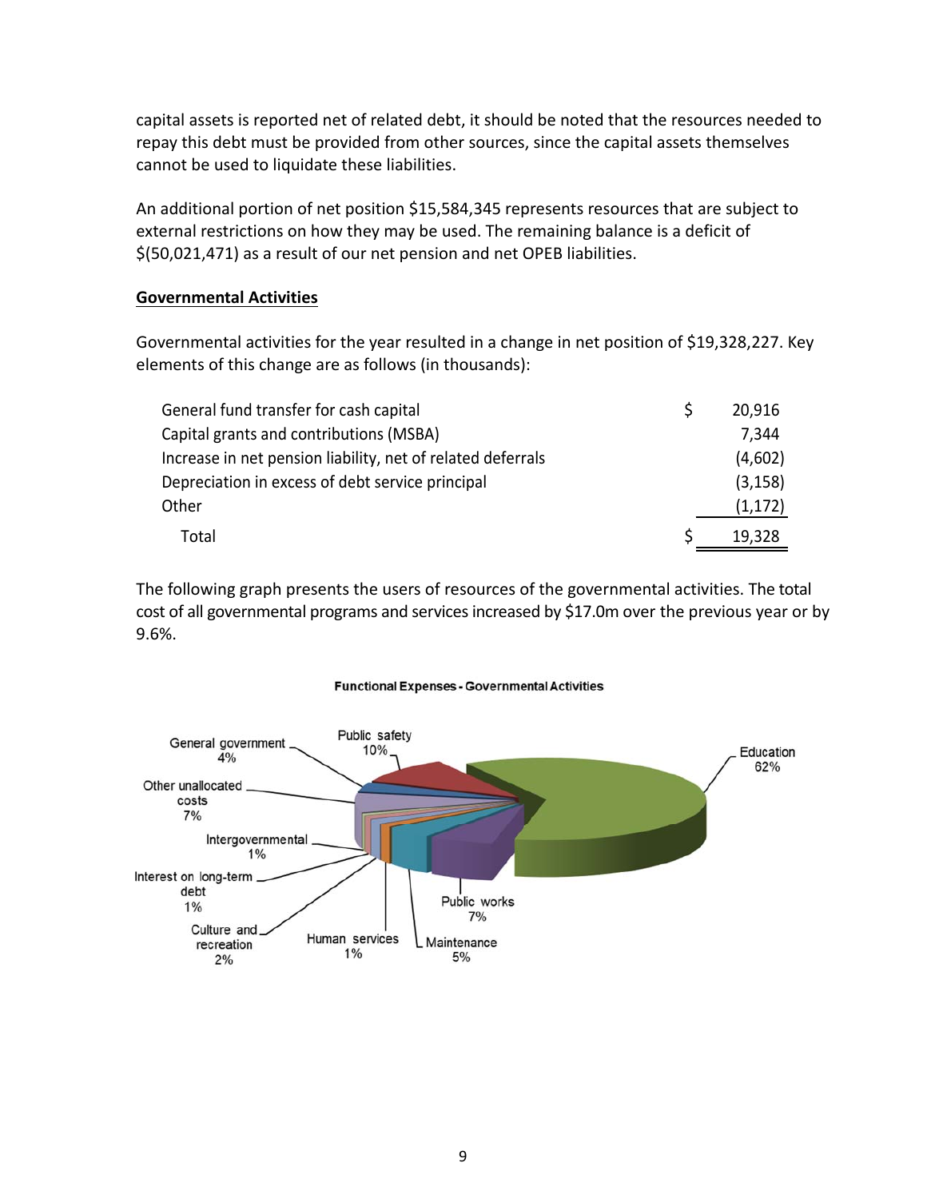capital assets is reported net of related debt, it should be noted that the resources needed to repay this debt must be provided from other sources, since the capital assets themselves cannot be used to liquidate these liabilities.

An additional portion of net position $15,584,345 represents resources that are subject to external restrictions on how they may be used. The remaining balance is a deficit of $(50,021,471) as a result of our net pension and net OPEB liabilities.

**Governmental Activities**

Governmental activities for the year resulted in a change in net position of $19,328,227. Key elements of this change are as follows (in thousands):

| | |
|---|---|
| General fund transfer for cash capital | $ 20,916 |
| Capital grants and contributions (MSBA) | 7,344 |
| Increase in net pension liability, net of related deferrals | (4,602) |
| Depreciation in excess of debt service principal | (3,158) |
| Other | (1,172) |
| Total | $ 19,328 |

The following graph presents the users of resources of the governmental activities. The total cost of all governmental programs and services increased by $17.0m over the previous year or by 9.6%.

**Functional Expenses - Governmental Activities**

| Function | Percentage |
|---|---|
| Education | 62% |
| Public safety | 10% |
| General government | 4% |
| Other unallocated costs | 7% |
| Intergovernmental | 1% |
| Interest on long-term debt | 1% |
| Culture and recreation | 2% |
| Human services | 1% |
| Maintenance | 5% |
| Public works | 7% |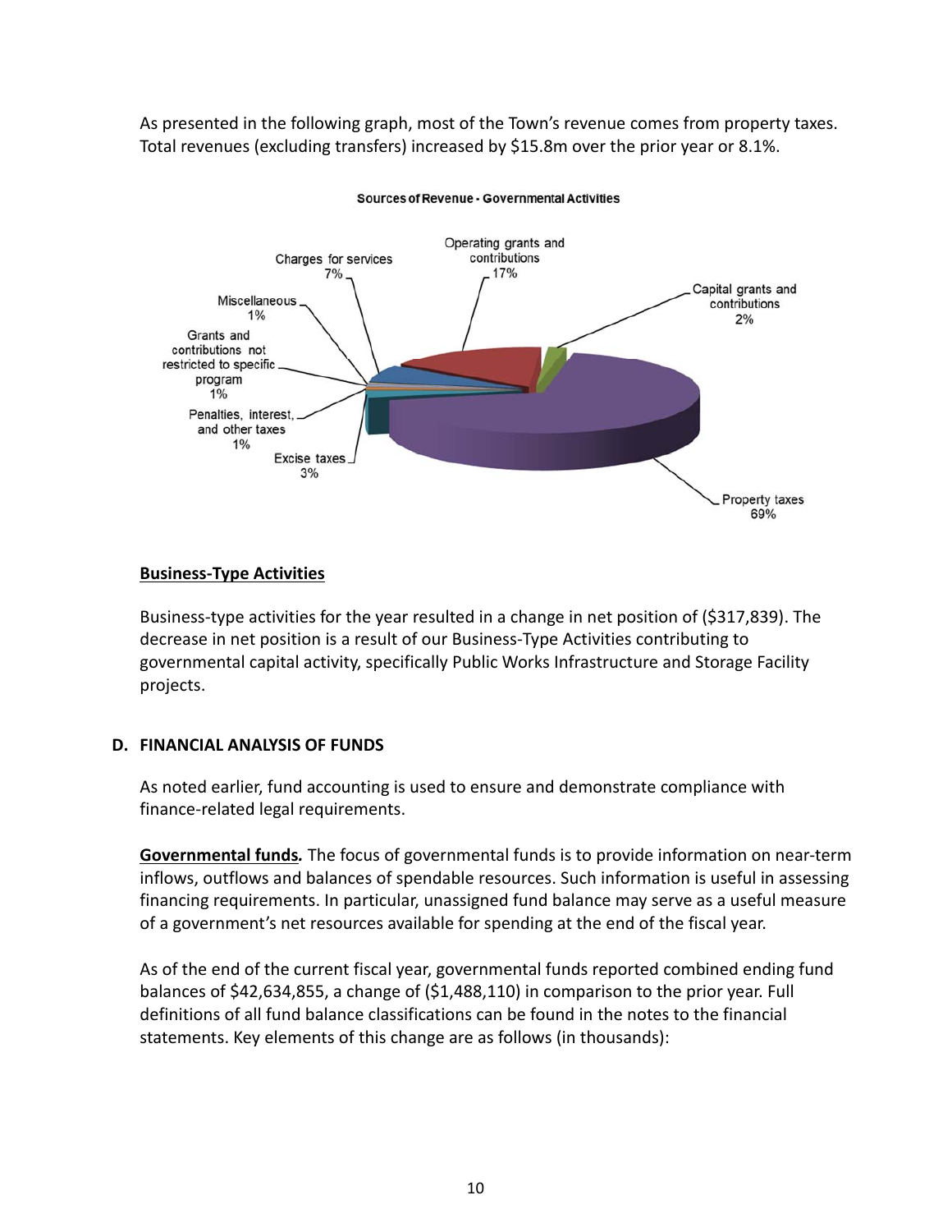As presented in the following graph, most of the Town's revenue comes from property taxes. Total revenues (excluding transfers) increased by $15.8m over the prior year or 8.1%.

**Sources of Revenue - Governmental Activities**

| Source | Percentage |
|---|---|
| Property taxes | 69% |
| Operating grants and contributions | 17% |
| Charges for services | 7% |
| Excise taxes | 3% |
| Capital grants and contributions | 2% |
| Miscellaneous | 1% |
| Grants and contributions not restricted to specific program | 1% |
| Penalties, interest, and other taxes | 1% |

### Business-Type Activities

Business-type activities for the year resulted in a change in net position of ($317,839). The decrease in net position is a result of our Business-Type Activities contributing to governmental capital activity, specifically Public Works Infrastructure and Storage Facility projects.

## D. FINANCIAL ANALYSIS OF FUNDS

As noted earlier, fund accounting is used to ensure and demonstrate compliance with finance-related legal requirements.

***Governmental funds.*** The focus of governmental funds is to provide information on near-term inflows, outflows and balances of spendable resources. Such information is useful in assessing financing requirements. In particular, unassigned fund balance may serve as a useful measure of a government's net resources available for spending at the end of the fiscal year.

As of the end of the current fiscal year, governmental funds reported combined ending fund balances of $42,634,855, a change of ($1,488,110) in comparison to the prior year. Full definitions of all fund balance classifications can be found in the notes to the financial statements. Key elements of this change are as follows (in thousands):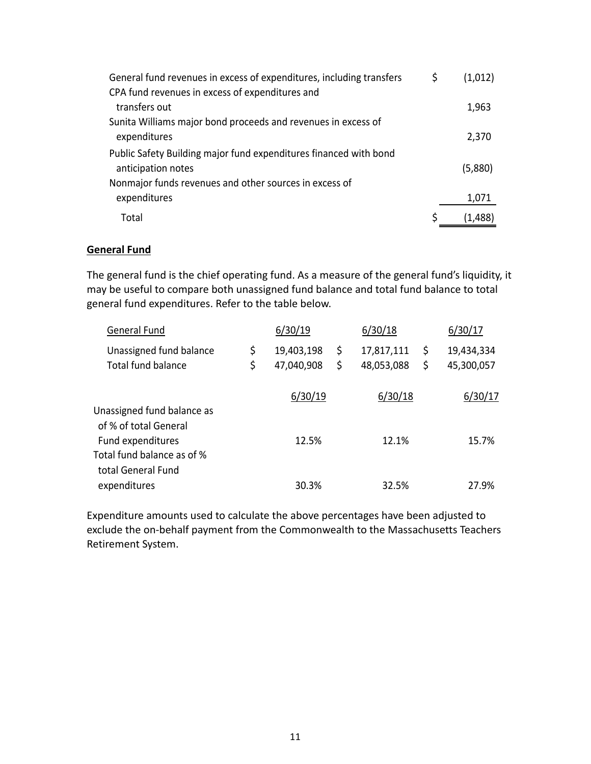| | | |
|---|---|---|
| General fund revenues in excess of expenditures, including transfers | $ | (1,012) |
| CPA fund revenues in excess of expenditures and transfers out | | 1,963 |
| Sunita Williams major bond proceeds and revenues in excess of expenditures | | 2,370 |
| Public Safety Building major fund expenditures financed with bond anticipation notes | | (5,880) |
| Nonmajor funds revenues and other sources in excess of expenditures | | 1,071 |
| Total | $ | (1,488) |

**General Fund**

The general fund is the chief operating fund. As a measure of the general fund's liquidity, it may be useful to compare both unassigned fund balance and total fund balance to total general fund expenditures. Refer to the table below.

| General Fund | 6/30/19 | 6/30/18 | 6/30/17 |
|---|---|---|---|
| Unassigned fund balance | $ 19,403,198 | $ 17,817,111 | $ 19,434,334 |
| Total fund balance | $ 47,040,908 | $ 48,053,088 | $ 45,300,057 |

| | 6/30/19 | 6/30/18 | 6/30/17 |
|---|---|---|---|
| Unassigned fund balance as of % of total General Fund expenditures | 12.5% | 12.1% | 15.7% |
| Total fund balance as of % total General Fund expenditures | 30.3% | 32.5% | 27.9% |

Expenditure amounts used to calculate the above percentages have been adjusted to exclude the on-behalf payment from the Commonwealth to the Massachusetts Teachers Retirement System.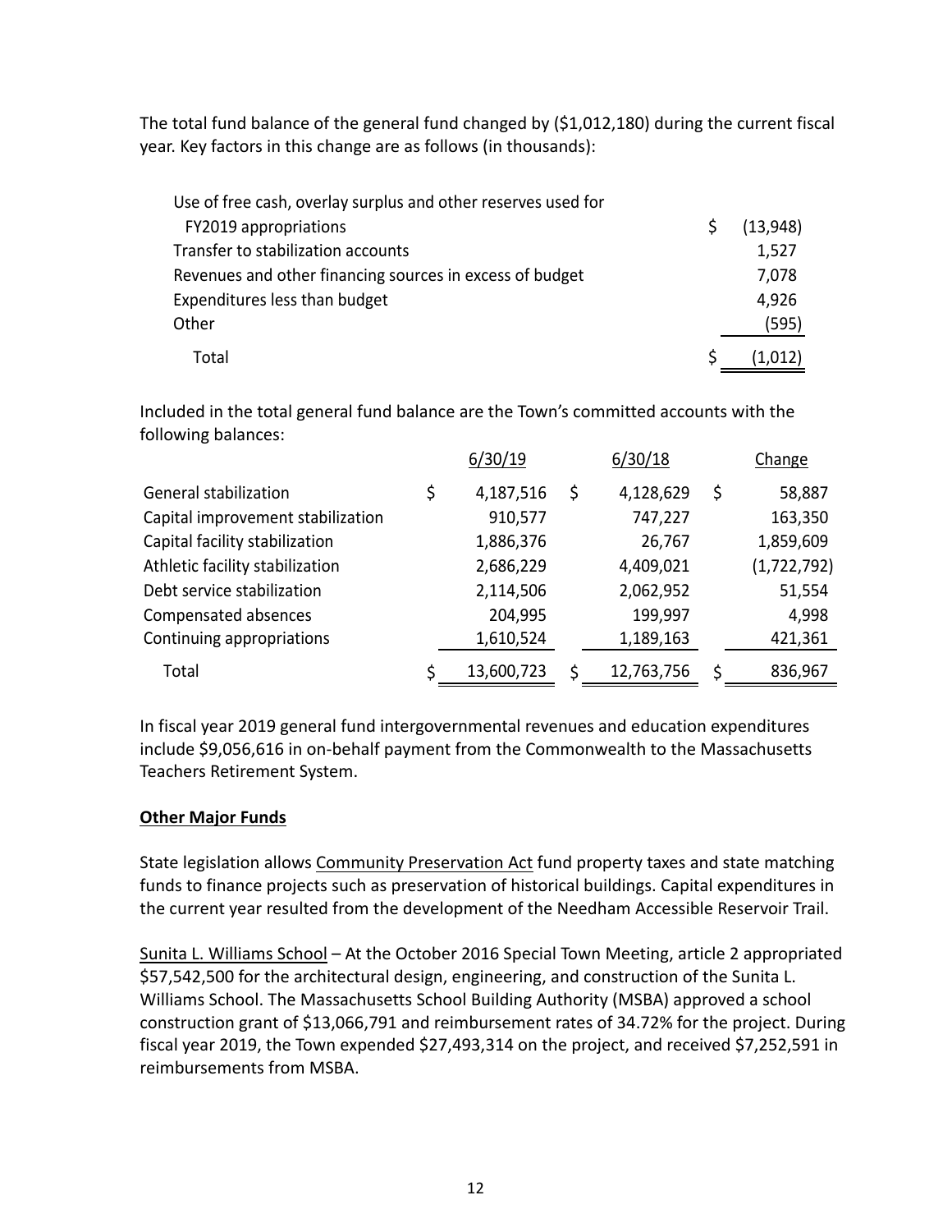The total fund balance of the general fund changed by ($1,012,180) during the current fiscal year. Key factors in this change are as follows (in thousands):

| | |
|---|---|
| Use of free cash, overlay surplus and other reserves used for FY2019 appropriations | $ (13,948) |
| Transfer to stabilization accounts | 1,527 |
| Revenues and other financing sources in excess of budget | 7,078 |
| Expenditures less than budget | 4,926 |
| Other | (595) |
| Total | $ (1,012) |

Included in the total general fund balance are the Town's committed accounts with the following balances:

| | 6/30/19 | 6/30/18 | Change |
|---|---|---|---|
| General stabilization | $ 4,187,516 | $ 4,128,629 | $ 58,887 |
| Capital improvement stabilization | 910,577 | 747,227 | 163,350 |
| Capital facility stabilization | 1,886,376 | 26,767 | 1,859,609 |
| Athletic facility stabilization | 2,686,229 | 4,409,021 | (1,722,792) |
| Debt service stabilization | 2,114,506 | 2,062,952 | 51,554 |
| Compensated absences | 204,995 | 199,997 | 4,998 |
| Continuing appropriations | 1,610,524 | 1,189,163 | 421,361 |
| Total | $ 13,600,723 | $ 12,763,756 | $ 836,967 |

In fiscal year 2019 general fund intergovernmental revenues and education expenditures include $9,056,616 in on-behalf payment from the Commonwealth to the Massachusetts Teachers Retirement System.

**Other Major Funds**

State legislation allows Community Preservation Act fund property taxes and state matching funds to finance projects such as preservation of historical buildings. Capital expenditures in the current year resulted from the development of the Needham Accessible Reservoir Trail.

Sunita L. Williams School – At the October 2016 Special Town Meeting, article 2 appropriated $57,542,500 for the architectural design, engineering, and construction of the Sunita L. Williams School. The Massachusetts School Building Authority (MSBA) approved a school construction grant of $13,066,791 and reimbursement rates of 34.72% for the project. During fiscal year 2019, the Town expended $27,493,314 on the project, and received $7,252,591 in reimbursements from MSBA.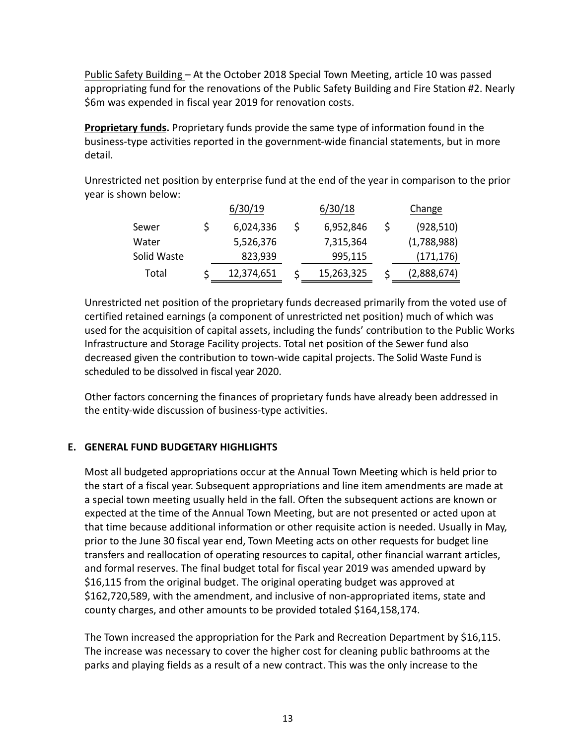Public Safety Building – At the October 2018 Special Town Meeting, article 10 was passed appropriating fund for the renovations of the Public Safety Building and Fire Station #2. Nearly $6m was expended in fiscal year 2019 for renovation costs.

**Proprietary funds.** Proprietary funds provide the same type of information found in the business-type activities reported in the government-wide financial statements, but in more detail.

Unrestricted net position by enterprise fund at the end of the year in comparison to the prior year is shown below:

| | 6/30/19 | 6/30/18 | Change |
|---|---|---|---|
| Sewer | $ 6,024,336 | $ 6,952,846 | $ (928,510) |
| Water | 5,526,376 | 7,315,364 | (1,788,988) |
| Solid Waste | 823,939 | 995,115 | (171,176) |
| Total | $ 12,374,651 | $ 15,263,325 | $ (2,888,674) |

Unrestricted net position of the proprietary funds decreased primarily from the voted use of certified retained earnings (a component of unrestricted net position) much of which was used for the acquisition of capital assets, including the funds' contribution to the Public Works Infrastructure and Storage Facility projects. Total net position of the Sewer fund also decreased given the contribution to town-wide capital projects. The Solid Waste Fund is scheduled to be dissolved in fiscal year 2020.

Other factors concerning the finances of proprietary funds have already been addressed in the entity-wide discussion of business-type activities.

## E. GENERAL FUND BUDGETARY HIGHLIGHTS

Most all budgeted appropriations occur at the Annual Town Meeting which is held prior to the start of a fiscal year. Subsequent appropriations and line item amendments are made at a special town meeting usually held in the fall. Often the subsequent actions are known or expected at the time of the Annual Town Meeting, but are not presented or acted upon at that time because additional information or other requisite action is needed. Usually in May, prior to the June 30 fiscal year end, Town Meeting acts on other requests for budget line transfers and reallocation of operating resources to capital, other financial warrant articles, and formal reserves. The final budget total for fiscal year 2019 was amended upward by $16,115 from the original budget. The original operating budget was approved at $162,720,589, with the amendment, and inclusive of non-appropriated items, state and county charges, and other amounts to be provided totaled $164,158,174.

The Town increased the appropriation for the Park and Recreation Department by $16,115. The increase was necessary to cover the higher cost for cleaning public bathrooms at the parks and playing fields as a result of a new contract. This was the only increase to the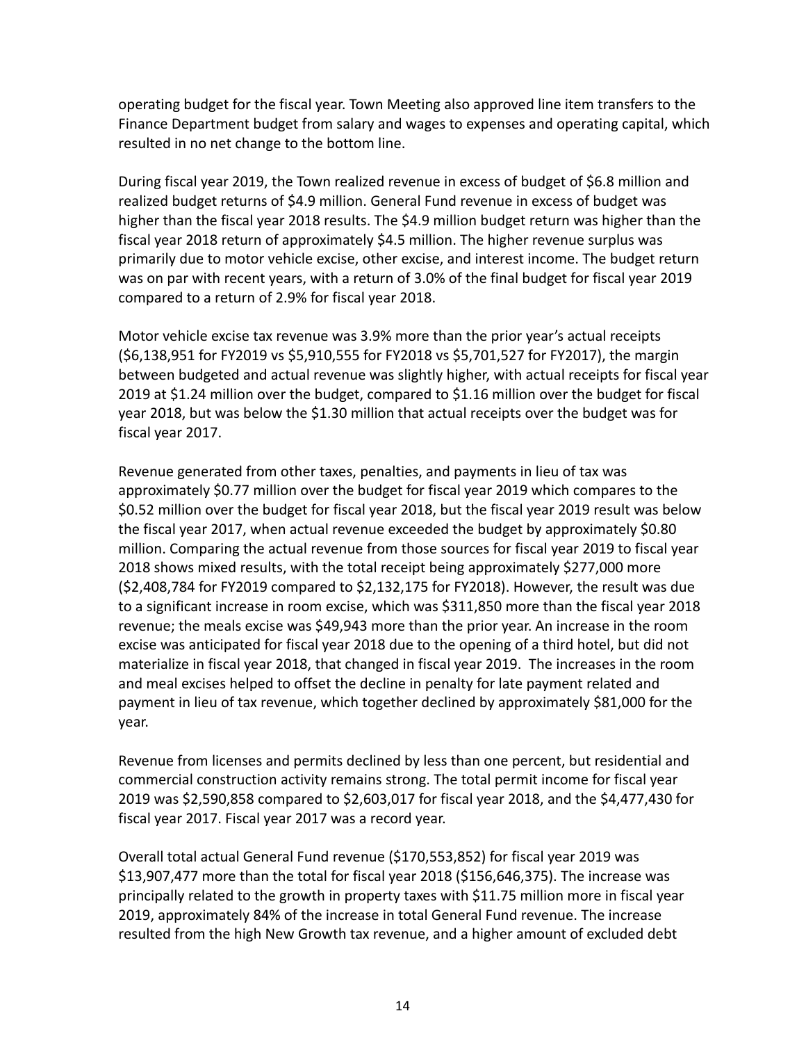operating budget for the fiscal year. Town Meeting also approved line item transfers to the Finance Department budget from salary and wages to expenses and operating capital, which resulted in no net change to the bottom line.

During fiscal year 2019, the Town realized revenue in excess of budget of $6.8 million and realized budget returns of $4.9 million. General Fund revenue in excess of budget was higher than the fiscal year 2018 results. The $4.9 million budget return was higher than the fiscal year 2018 return of approximately $4.5 million. The higher revenue surplus was primarily due to motor vehicle excise, other excise, and interest income. The budget return was on par with recent years, with a return of 3.0% of the final budget for fiscal year 2019 compared to a return of 2.9% for fiscal year 2018.

Motor vehicle excise tax revenue was 3.9% more than the prior year's actual receipts ($6,138,951 for FY2019 vs $5,910,555 for FY2018 vs $5,701,527 for FY2017), the margin between budgeted and actual revenue was slightly higher, with actual receipts for fiscal year 2019 at $1.24 million over the budget, compared to $1.16 million over the budget for fiscal year 2018, but was below the $1.30 million that actual receipts over the budget was for fiscal year 2017.

Revenue generated from other taxes, penalties, and payments in lieu of tax was approximately $0.77 million over the budget for fiscal year 2019 which compares to the $0.52 million over the budget for fiscal year 2018, but the fiscal year 2019 result was below the fiscal year 2017, when actual revenue exceeded the budget by approximately $0.80 million. Comparing the actual revenue from those sources for fiscal year 2019 to fiscal year 2018 shows mixed results, with the total receipt being approximately $277,000 more ($2,408,784 for FY2019 compared to $2,132,175 for FY2018). However, the result was due to a significant increase in room excise, which was $311,850 more than the fiscal year 2018 revenue; the meals excise was $49,943 more than the prior year. An increase in the room excise was anticipated for fiscal year 2018 due to the opening of a third hotel, but did not materialize in fiscal year 2018, that changed in fiscal year 2019. The increases in the room and meal excises helped to offset the decline in penalty for late payment related and payment in lieu of tax revenue, which together declined by approximately $81,000 for the year.

Revenue from licenses and permits declined by less than one percent, but residential and commercial construction activity remains strong. The total permit income for fiscal year 2019 was $2,590,858 compared to $2,603,017 for fiscal year 2018, and the $4,477,430 for fiscal year 2017. Fiscal year 2017 was a record year.

Overall total actual General Fund revenue ($170,553,852) for fiscal year 2019 was $13,907,477 more than the total for fiscal year 2018 ($156,646,375). The increase was principally related to the growth in property taxes with $11.75 million more in fiscal year 2019, approximately 84% of the increase in total General Fund revenue. The increase resulted from the high New Growth tax revenue, and a higher amount of excluded debt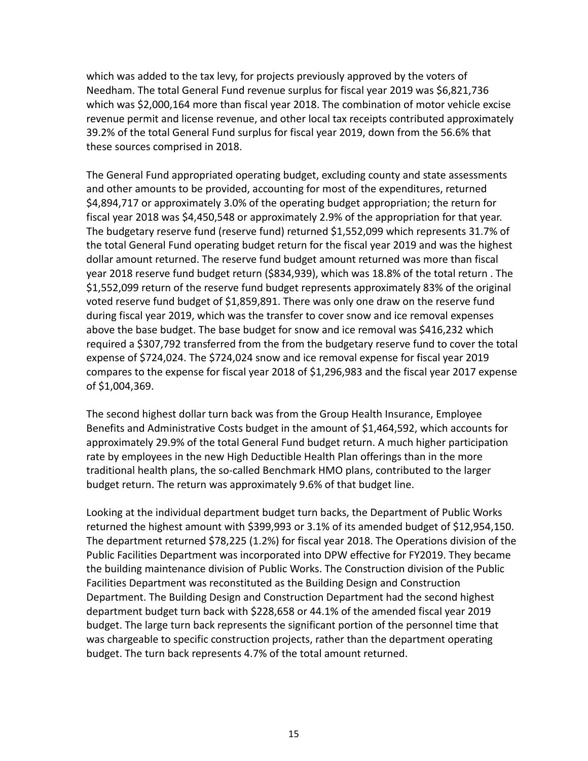which was added to the tax levy, for projects previously approved by the voters of Needham. The total General Fund revenue surplus for fiscal year 2019 was $6,821,736 which was $2,000,164 more than fiscal year 2018. The combination of motor vehicle excise revenue permit and license revenue, and other local tax receipts contributed approximately 39.2% of the total General Fund surplus for fiscal year 2019, down from the 56.6% that these sources comprised in 2018.

The General Fund appropriated operating budget, excluding county and state assessments and other amounts to be provided, accounting for most of the expenditures, returned $4,894,717 or approximately 3.0% of the operating budget appropriation; the return for fiscal year 2018 was $4,450,548 or approximately 2.9% of the appropriation for that year. The budgetary reserve fund (reserve fund) returned $1,552,099 which represents 31.7% of the total General Fund operating budget return for the fiscal year 2019 and was the highest dollar amount returned. The reserve fund budget amount returned was more than fiscal year 2018 reserve fund budget return ($834,939), which was 18.8% of the total return . The $1,552,099 return of the reserve fund budget represents approximately 83% of the original voted reserve fund budget of $1,859,891. There was only one draw on the reserve fund during fiscal year 2019, which was the transfer to cover snow and ice removal expenses above the base budget. The base budget for snow and ice removal was $416,232 which required a $307,792 transferred from the from the budgetary reserve fund to cover the total expense of $724,024. The $724,024 snow and ice removal expense for fiscal year 2019 compares to the expense for fiscal year 2018 of $1,296,983 and the fiscal year 2017 expense of $1,004,369.

The second highest dollar turn back was from the Group Health Insurance, Employee Benefits and Administrative Costs budget in the amount of $1,464,592, which accounts for approximately 29.9% of the total General Fund budget return. A much higher participation rate by employees in the new High Deductible Health Plan offerings than in the more traditional health plans, the so-called Benchmark HMO plans, contributed to the larger budget return. The return was approximately 9.6% of that budget line.

Looking at the individual department budget turn backs, the Department of Public Works returned the highest amount with $399,993 or 3.1% of its amended budget of $12,954,150. The department returned $78,225 (1.2%) for fiscal year 2018. The Operations division of the Public Facilities Department was incorporated into DPW effective for FY2019. They became the building maintenance division of Public Works. The Construction division of the Public Facilities Department was reconstituted as the Building Design and Construction Department. The Building Design and Construction Department had the second highest department budget turn back with $228,658 or 44.1% of the amended fiscal year 2019 budget. The large turn back represents the significant portion of the personnel time that was chargeable to specific construction projects, rather than the department operating budget. The turn back represents 4.7% of the total amount returned.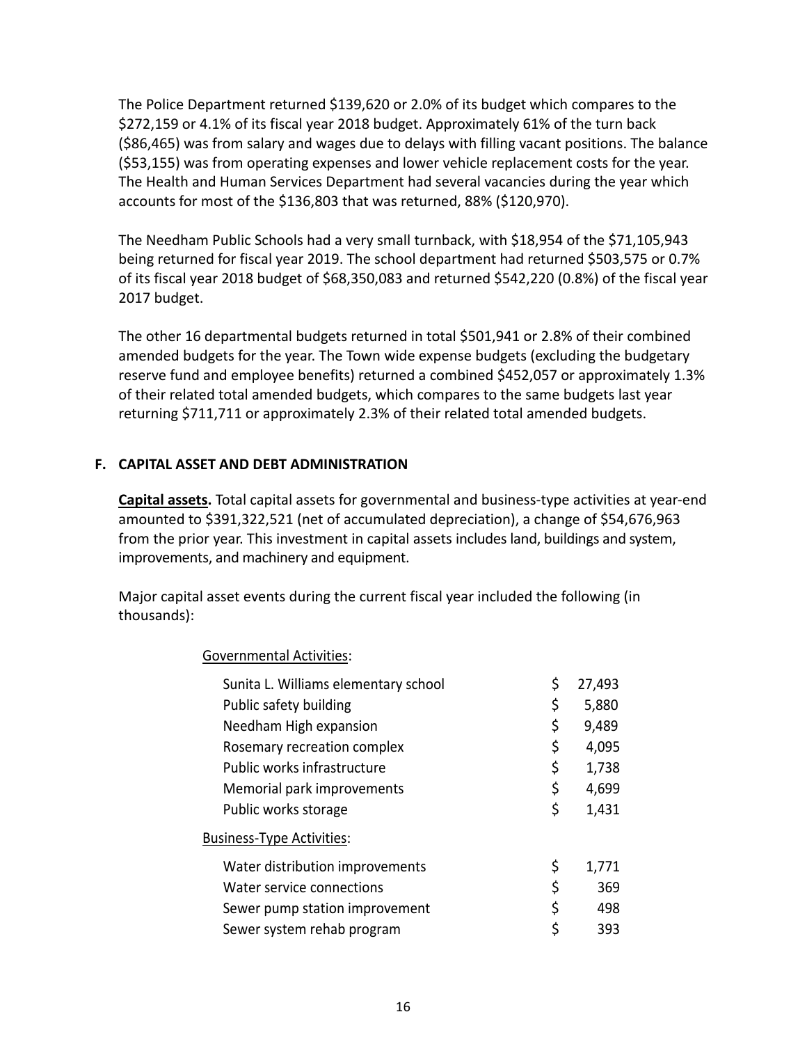The Police Department returned $139,620 or 2.0% of its budget which compares to the $272,159 or 4.1% of its fiscal year 2018 budget. Approximately 61% of the turn back ($86,465) was from salary and wages due to delays with filling vacant positions. The balance ($53,155) was from operating expenses and lower vehicle replacement costs for the year. The Health and Human Services Department had several vacancies during the year which accounts for most of the $136,803 that was returned, 88% ($120,970).

The Needham Public Schools had a very small turnback, with $18,954 of the $71,105,943 being returned for fiscal year 2019. The school department had returned $503,575 or 0.7% of its fiscal year 2018 budget of $68,350,083 and returned $542,220 (0.8%) of the fiscal year 2017 budget.

The other 16 departmental budgets returned in total $501,941 or 2.8% of their combined amended budgets for the year. The Town wide expense budgets (excluding the budgetary reserve fund and employee benefits) returned a combined $452,057 or approximately 1.3% of their related total amended budgets, which compares to the same budgets last year returning $711,711 or approximately 2.3% of their related total amended budgets.

## F. CAPITAL ASSET AND DEBT ADMINISTRATION

**Capital assets.** Total capital assets for governmental and business-type activities at year-end amounted to $391,322,521 (net of accumulated depreciation), a change of $54,676,963 from the prior year. This investment in capital assets includes land, buildings and system, improvements, and machinery and equipment.

Major capital asset events during the current fiscal year included the following (in thousands):

| | |
|---|---|
| Governmental Activities: | |
| Sunita L. Williams elementary school | $ 27,493 |
| Public safety building | $ 5,880 |
| Needham High expansion | $ 9,489 |
| Rosemary recreation complex | $ 4,095 |
| Public works infrastructure | $ 1,738 |
| Memorial park improvements | $ 4,699 |
| Public works storage | $ 1,431 |
| Business-Type Activities: | |
| Water distribution improvements | $ 1,771 |
| Water service connections | $ 369 |
| Sewer pump station improvement | $ 498 |
| Sewer system rehab program | $ 393 |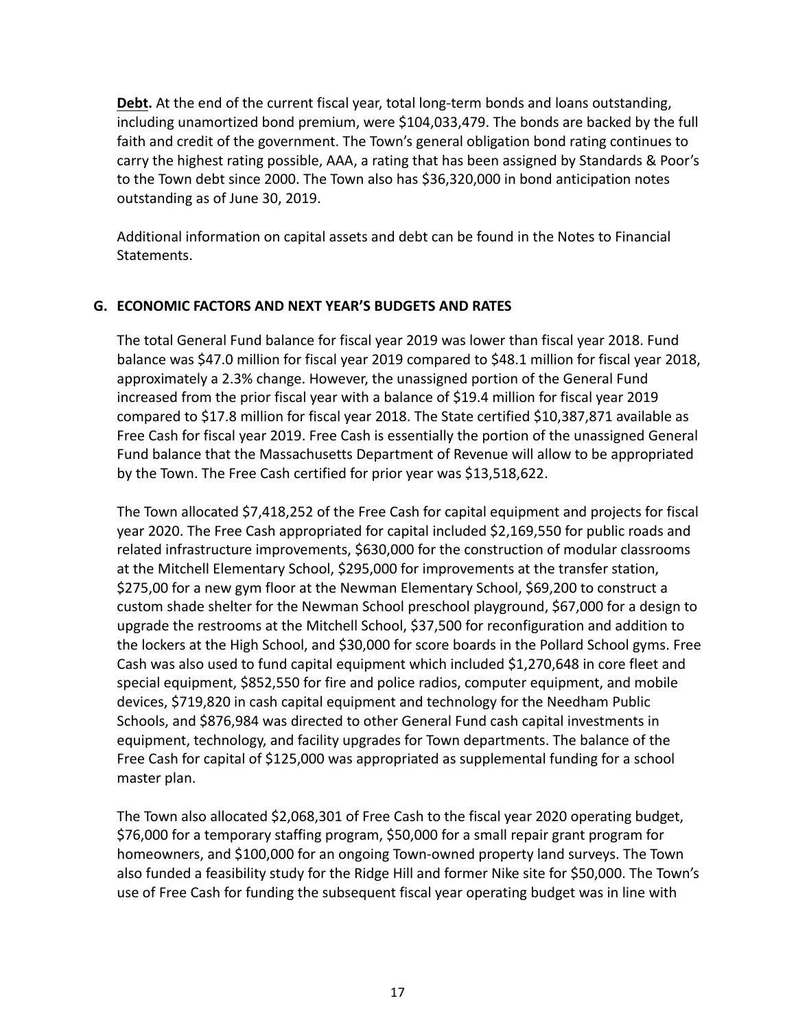**Debt.** At the end of the current fiscal year, total long-term bonds and loans outstanding, including unamortized bond premium, were $104,033,479. The bonds are backed by the full faith and credit of the government. The Town's general obligation bond rating continues to carry the highest rating possible, AAA, a rating that has been assigned by Standards & Poor's to the Town debt since 2000. The Town also has $36,320,000 in bond anticipation notes outstanding as of June 30, 2019.

Additional information on capital assets and debt can be found in the Notes to Financial Statements.

## G. ECONOMIC FACTORS AND NEXT YEAR'S BUDGETS AND RATES

The total General Fund balance for fiscal year 2019 was lower than fiscal year 2018. Fund balance was $47.0 million for fiscal year 2019 compared to $48.1 million for fiscal year 2018, approximately a 2.3% change. However, the unassigned portion of the General Fund increased from the prior fiscal year with a balance of $19.4 million for fiscal year 2019 compared to $17.8 million for fiscal year 2018. The State certified $10,387,871 available as Free Cash for fiscal year 2019. Free Cash is essentially the portion of the unassigned General Fund balance that the Massachusetts Department of Revenue will allow to be appropriated by the Town. The Free Cash certified for prior year was $13,518,622.

The Town allocated $7,418,252 of the Free Cash for capital equipment and projects for fiscal year 2020. The Free Cash appropriated for capital included $2,169,550 for public roads and related infrastructure improvements, $630,000 for the construction of modular classrooms at the Mitchell Elementary School, $295,000 for improvements at the transfer station, $275,00 for a new gym floor at the Newman Elementary School, $69,200 to construct a custom shade shelter for the Newman School preschool playground, $67,000 for a design to upgrade the restrooms at the Mitchell School, $37,500 for reconfiguration and addition to the lockers at the High School, and $30,000 for score boards in the Pollard School gyms. Free Cash was also used to fund capital equipment which included $1,270,648 in core fleet and special equipment, $852,550 for fire and police radios, computer equipment, and mobile devices, $719,820 in cash capital equipment and technology for the Needham Public Schools, and $876,984 was directed to other General Fund cash capital investments in equipment, technology, and facility upgrades for Town departments. The balance of the Free Cash for capital of $125,000 was appropriated as supplemental funding for a school master plan.

The Town also allocated $2,068,301 of Free Cash to the fiscal year 2020 operating budget, $76,000 for a temporary staffing program, $50,000 for a small repair grant program for homeowners, and $100,000 for an ongoing Town-owned property land surveys. The Town also funded a feasibility study for the Ridge Hill and former Nike site for $50,000. The Town's use of Free Cash for funding the subsequent fiscal year operating budget was in line with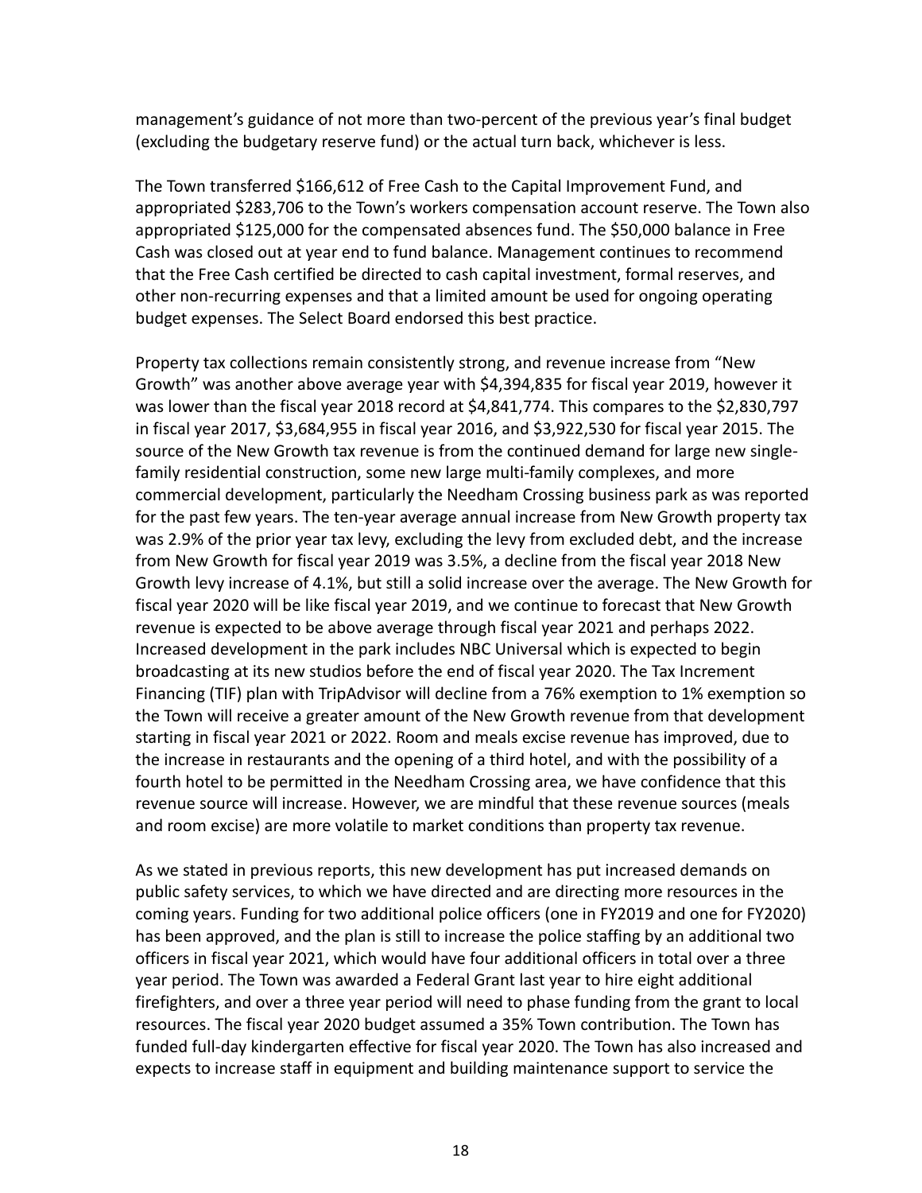management's guidance of not more than two-percent of the previous year's final budget (excluding the budgetary reserve fund) or the actual turn back, whichever is less.

The Town transferred $166,612 of Free Cash to the Capital Improvement Fund, and appropriated $283,706 to the Town's workers compensation account reserve. The Town also appropriated $125,000 for the compensated absences fund. The $50,000 balance in Free Cash was closed out at year end to fund balance. Management continues to recommend that the Free Cash certified be directed to cash capital investment, formal reserves, and other non-recurring expenses and that a limited amount be used for ongoing operating budget expenses. The Select Board endorsed this best practice.

Property tax collections remain consistently strong, and revenue increase from "New Growth" was another above average year with $4,394,835 for fiscal year 2019, however it was lower than the fiscal year 2018 record at $4,841,774. This compares to the $2,830,797 in fiscal year 2017, $3,684,955 in fiscal year 2016, and $3,922,530 for fiscal year 2015. The source of the New Growth tax revenue is from the continued demand for large new single-family residential construction, some new large multi-family complexes, and more commercial development, particularly the Needham Crossing business park as was reported for the past few years. The ten-year average annual increase from New Growth property tax was 2.9% of the prior year tax levy, excluding the levy from excluded debt, and the increase from New Growth for fiscal year 2019 was 3.5%, a decline from the fiscal year 2018 New Growth levy increase of 4.1%, but still a solid increase over the average. The New Growth for fiscal year 2020 will be like fiscal year 2019, and we continue to forecast that New Growth revenue is expected to be above average through fiscal year 2021 and perhaps 2022. Increased development in the park includes NBC Universal which is expected to begin broadcasting at its new studios before the end of fiscal year 2020. The Tax Increment Financing (TIF) plan with TripAdvisor will decline from a 76% exemption to 1% exemption so the Town will receive a greater amount of the New Growth revenue from that development starting in fiscal year 2021 or 2022. Room and meals excise revenue has improved, due to the increase in restaurants and the opening of a third hotel, and with the possibility of a fourth hotel to be permitted in the Needham Crossing area, we have confidence that this revenue source will increase. However, we are mindful that these revenue sources (meals and room excise) are more volatile to market conditions than property tax revenue.

As we stated in previous reports, this new development has put increased demands on public safety services, to which we have directed and are directing more resources in the coming years. Funding for two additional police officers (one in FY2019 and one for FY2020) has been approved, and the plan is still to increase the police staffing by an additional two officers in fiscal year 2021, which would have four additional officers in total over a three year period. The Town was awarded a Federal Grant last year to hire eight additional firefighters, and over a three year period will need to phase funding from the grant to local resources. The fiscal year 2020 budget assumed a 35% Town contribution. The Town has funded full-day kindergarten effective for fiscal year 2020. The Town has also increased and expects to increase staff in equipment and building maintenance support to service the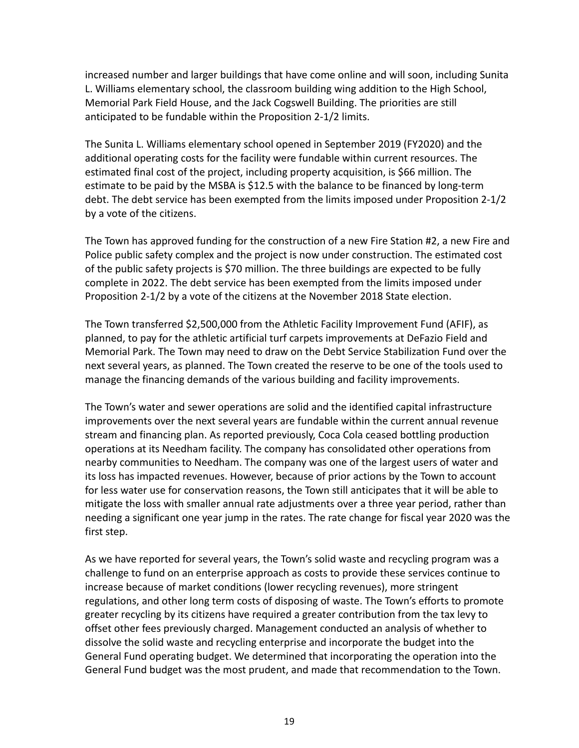increased number and larger buildings that have come online and will soon, including Sunita L. Williams elementary school, the classroom building wing addition to the High School, Memorial Park Field House, and the Jack Cogswell Building. The priorities are still anticipated to be fundable within the Proposition 2-1/2 limits.

The Sunita L. Williams elementary school opened in September 2019 (FY2020) and the additional operating costs for the facility were fundable within current resources. The estimated final cost of the project, including property acquisition, is $66 million. The estimate to be paid by the MSBA is $12.5 with the balance to be financed by long-term debt. The debt service has been exempted from the limits imposed under Proposition 2-1/2 by a vote of the citizens.

The Town has approved funding for the construction of a new Fire Station #2, a new Fire and Police public safety complex and the project is now under construction. The estimated cost of the public safety projects is $70 million. The three buildings are expected to be fully complete in 2022. The debt service has been exempted from the limits imposed under Proposition 2-1/2 by a vote of the citizens at the November 2018 State election.

The Town transferred $2,500,000 from the Athletic Facility Improvement Fund (AFIF), as planned, to pay for the athletic artificial turf carpets improvements at DeFazio Field and Memorial Park. The Town may need to draw on the Debt Service Stabilization Fund over the next several years, as planned. The Town created the reserve to be one of the tools used to manage the financing demands of the various building and facility improvements.

The Town's water and sewer operations are solid and the identified capital infrastructure improvements over the next several years are fundable within the current annual revenue stream and financing plan. As reported previously, Coca Cola ceased bottling production operations at its Needham facility. The company has consolidated other operations from nearby communities to Needham. The company was one of the largest users of water and its loss has impacted revenues. However, because of prior actions by the Town to account for less water use for conservation reasons, the Town still anticipates that it will be able to mitigate the loss with smaller annual rate adjustments over a three year period, rather than needing a significant one year jump in the rates. The rate change for fiscal year 2020 was the first step.

As we have reported for several years, the Town's solid waste and recycling program was a challenge to fund on an enterprise approach as costs to provide these services continue to increase because of market conditions (lower recycling revenues), more stringent regulations, and other long term costs of disposing of waste. The Town's efforts to promote greater recycling by its citizens have required a greater contribution from the tax levy to offset other fees previously charged. Management conducted an analysis of whether to dissolve the solid waste and recycling enterprise and incorporate the budget into the General Fund operating budget. We determined that incorporating the operation into the General Fund budget was the most prudent, and made that recommendation to the Town.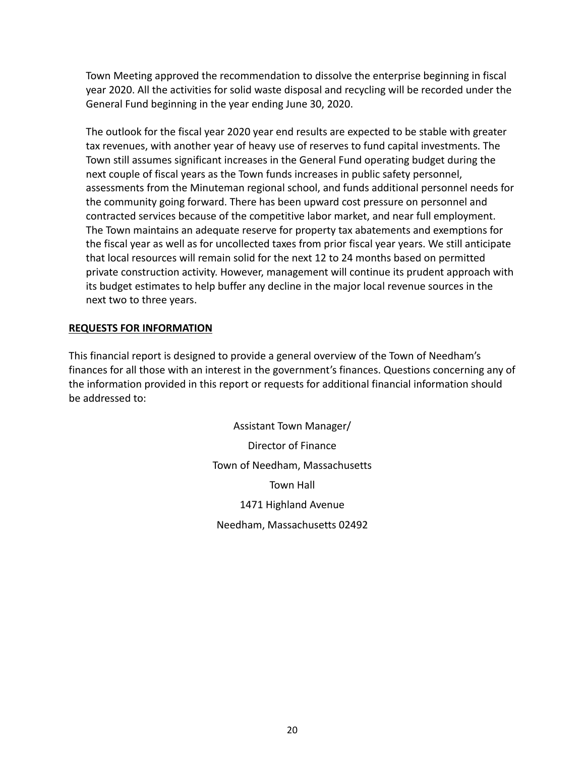Town Meeting approved the recommendation to dissolve the enterprise beginning in fiscal year 2020. All the activities for solid waste disposal and recycling will be recorded under the General Fund beginning in the year ending June 30, 2020.

The outlook for the fiscal year 2020 year end results are expected to be stable with greater tax revenues, with another year of heavy use of reserves to fund capital investments. The Town still assumes significant increases in the General Fund operating budget during the next couple of fiscal years as the Town funds increases in public safety personnel, assessments from the Minuteman regional school, and funds additional personnel needs for the community going forward. There has been upward cost pressure on personnel and contracted services because of the competitive labor market, and near full employment. The Town maintains an adequate reserve for property tax abatements and exemptions for the fiscal year as well as for uncollected taxes from prior fiscal year years. We still anticipate that local resources will remain solid for the next 12 to 24 months based on permitted private construction activity. However, management will continue its prudent approach with its budget estimates to help buffer any decline in the major local revenue sources in the next two to three years.

## REQUESTS FOR INFORMATION

This financial report is designed to provide a general overview of the Town of Needham's finances for all those with an interest in the government's finances. Questions concerning any of the information provided in this report or requests for additional financial information should be addressed to:

Assistant Town Manager/

Director of Finance

Town of Needham, Massachusetts

Town Hall

1471 Highland Avenue

Needham, Massachusetts 02492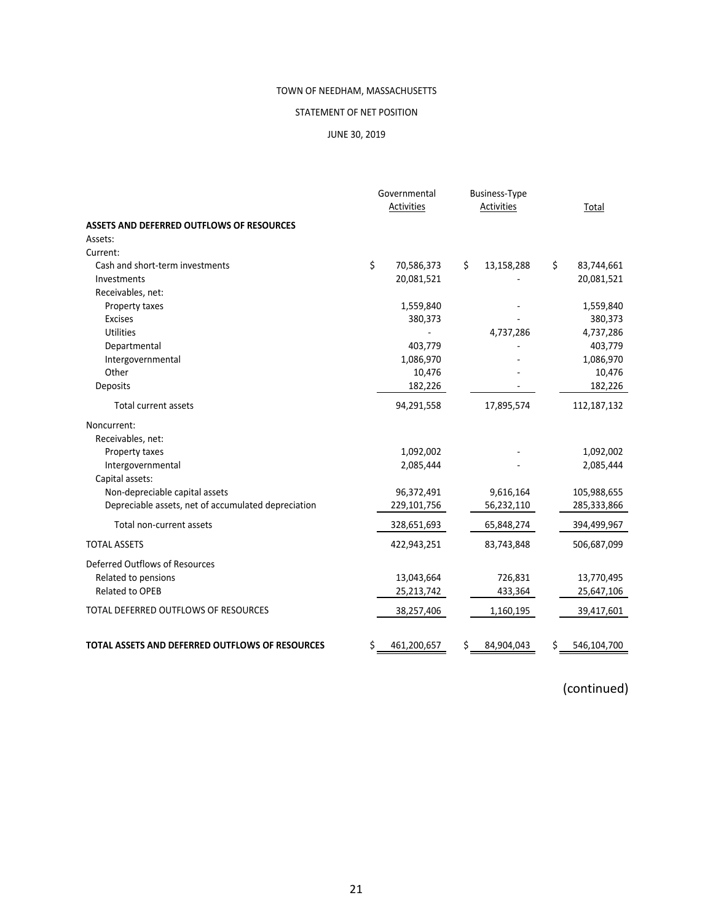TOWN OF NEEDHAM, MASSACHUSETTS

STATEMENT OF NET POSITION

JUNE 30, 2019

| | Governmental Activities | Business-Type Activities | Total |
|---|---|---|---|
| **ASSETS AND DEFERRED OUTFLOWS OF RESOURCES** | | | |
| Assets: | | | |
| Current: | | | |
| Cash and short-term investments | $ 70,586,373 | $ 13,158,288 | $ 83,744,661 |
| Investments | 20,081,521 | - | 20,081,521 |
| Receivables, net: | | | |
| Property taxes | 1,559,840 | - | 1,559,840 |
| Excises | 380,373 | - | 380,373 |
| Utilities | - | 4,737,286 | 4,737,286 |
| Departmental | 403,779 | - | 403,779 |
| Intergovernmental | 1,086,970 | - | 1,086,970 |
| Other | 10,476 | - | 10,476 |
| Deposits | 182,226 | - | 182,226 |
| Total current assets | 94,291,558 | 17,895,574 | 112,187,132 |
| Noncurrent: | | | |
| Receivables, net: | | | |
| Property taxes | 1,092,002 | - | 1,092,002 |
| Intergovernmental | 2,085,444 | - | 2,085,444 |
| Capital assets: | | | |
| Non-depreciable capital assets | 96,372,491 | 9,616,164 | 105,988,655 |
| Depreciable assets, net of accumulated depreciation | 229,101,756 | 56,232,110 | 285,333,866 |
| Total non-current assets | 328,651,693 | 65,848,274 | 394,499,967 |
| TOTAL ASSETS | 422,943,251 | 83,743,848 | 506,687,099 |
| Deferred Outflows of Resources | | | |
| Related to pensions | 13,043,664 | 726,831 | 13,770,495 |
| Related to OPEB | 25,213,742 | 433,364 | 25,647,106 |
| TOTAL DEFERRED OUTFLOWS OF RESOURCES | 38,257,406 | 1,160,195 | 39,417,601 |
| **TOTAL ASSETS AND DEFERRED OUTFLOWS OF RESOURCES** | $ 461,200,657 | $ 84,904,043 | $ 546,104,700 |

(continued)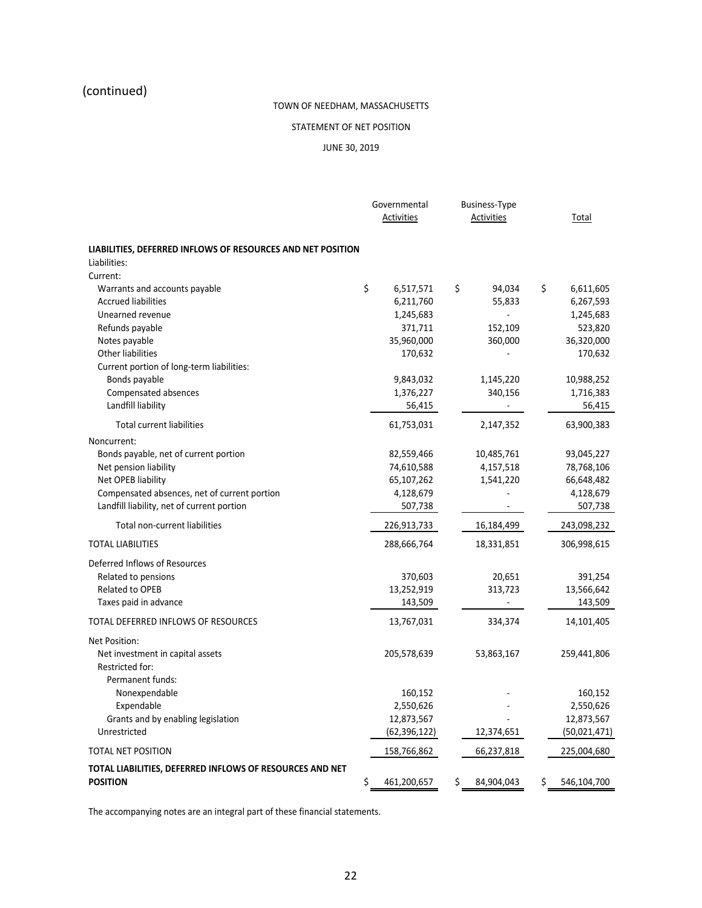(continued)

TOWN OF NEEDHAM, MASSACHUSETTS

STATEMENT OF NET POSITION

JUNE 30, 2019

| | Governmental Activities | Business-Type Activities | Total |
|---|---|---|---|
| **LIABILITIES, DEFERRED INFLOWS OF RESOURCES AND NET POSITION** | | | |
| Liabilities: | | | |
| Current: | | | |
| Warrants and accounts payable | $ 6,517,571 | $ 94,034 | $ 6,611,605 |
| Accrued liabilities | 6,211,760 | 55,833 | 6,267,593 |
| Unearned revenue | 1,245,683 | - | 1,245,683 |
| Refunds payable | 371,711 | 152,109 | 523,820 |
| Notes payable | 35,960,000 | 360,000 | 36,320,000 |
| Other liabilities | 170,632 | - | 170,632 |
| Current portion of long-term liabilities: | | | |
| Bonds payable | 9,843,032 | 1,145,220 | 10,988,252 |
| Compensated absences | 1,376,227 | 340,156 | 1,716,383 |
| Landfill liability | 56,415 | - | 56,415 |
| Total current liabilities | 61,753,031 | 2,147,352 | 63,900,383 |
| Noncurrent: | | | |
| Bonds payable, net of current portion | 82,559,466 | 10,485,761 | 93,045,227 |
| Net pension liability | 74,610,588 | 4,157,518 | 78,768,106 |
| Net OPEB liability | 65,107,262 | 1,541,220 | 66,648,482 |
| Compensated absences, net of current portion | 4,128,679 | - | 4,128,679 |
| Landfill liability, net of current portion | 507,738 | - | 507,738 |
| Total non-current liabilities | 226,913,733 | 16,184,499 | 243,098,232 |
| TOTAL LIABILITIES | 288,666,764 | 18,331,851 | 306,998,615 |
| Deferred Inflows of Resources | | | |
| Related to pensions | 370,603 | 20,651 | 391,254 |
| Related to OPEB | 13,252,919 | 313,723 | 13,566,642 |
| Taxes paid in advance | 143,509 | - | 143,509 |
| TOTAL DEFERRED INFLOWS OF RESOURCES | 13,767,031 | 334,374 | 14,101,405 |
| Net Position: | | | |
| Net investment in capital assets | 205,578,639 | 53,863,167 | 259,441,806 |
| Restricted for: | | | |
| Permanent funds: | | | |
| Nonexpendable | 160,152 | - | 160,152 |
| Expendable | 2,550,626 | - | 2,550,626 |
| Grants and by enabling legislation | 12,873,567 | - | 12,873,567 |
| Unrestricted | (62,396,122) | 12,374,651 | (50,021,471) |
| TOTAL NET POSITION | 158,766,862 | 66,237,818 | 225,004,680 |
| **TOTAL LIABILITIES, DEFERRED INFLOWS OF RESOURCES AND NET POSITION** | $ 461,200,657 | $ 84,904,043 | $ 546,104,700 |

The accompanying notes are an integral part of these financial statements.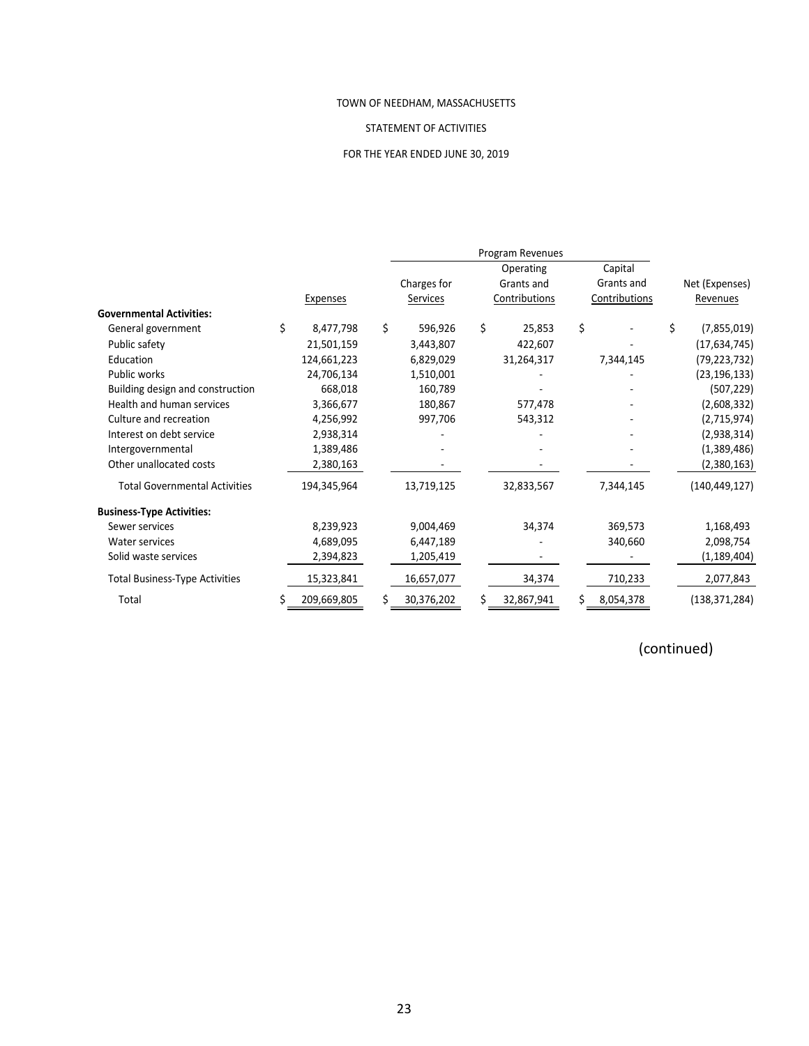TOWN OF NEEDHAM, MASSACHUSETTS

STATEMENT OF ACTIVITIES

FOR THE YEAR ENDED JUNE 30, 2019

| | | Program Revenues | | | |
|---|---|---|---|---|---|
| | Expenses | Charges for Services | Operating Grants and Contributions | Capital Grants and Contributions | Net (Expenses) Revenues |
| **Governmental Activities:** | | | | | |
| General government | $ 8,477,798 | $ 596,926 | $ 25,853 | $ - | $ (7,855,019) |
| Public safety | 21,501,159 | 3,443,807 | 422,607 | - | (17,634,745) |
| Education | 124,661,223 | 6,829,029 | 31,264,317 | 7,344,145 | (79,223,732) |
| Public works | 24,706,134 | 1,510,001 | - | - | (23,196,133) |
| Building design and construction | 668,018 | 160,789 | - | - | (507,229) |
| Health and human services | 3,366,677 | 180,867 | 577,478 | - | (2,608,332) |
| Culture and recreation | 4,256,992 | 997,706 | 543,312 | - | (2,715,974) |
| Interest on debt service | 2,938,314 | - | - | - | (2,938,314) |
| Intergovernmental | 1,389,486 | - | - | - | (1,389,486) |
| Other unallocated costs | 2,380,163 | - | - | - | (2,380,163) |
| Total Governmental Activities | 194,345,964 | 13,719,125 | 32,833,567 | 7,344,145 | (140,449,127) |
| **Business-Type Activities:** | | | | | |
| Sewer services | 8,239,923 | 9,004,469 | 34,374 | 369,573 | 1,168,493 |
| Water services | 4,689,095 | 6,447,189 | - | 340,660 | 2,098,754 |
| Solid waste services | 2,394,823 | 1,205,419 | - | - | (1,189,404) |
| Total Business-Type Activities | 15,323,841 | 16,657,077 | 34,374 | 710,233 | 2,077,843 |
| Total | $ 209,669,805 | $ 30,376,202 | $ 32,867,941 | $ 8,054,378 | (138,371,284) |

(continued)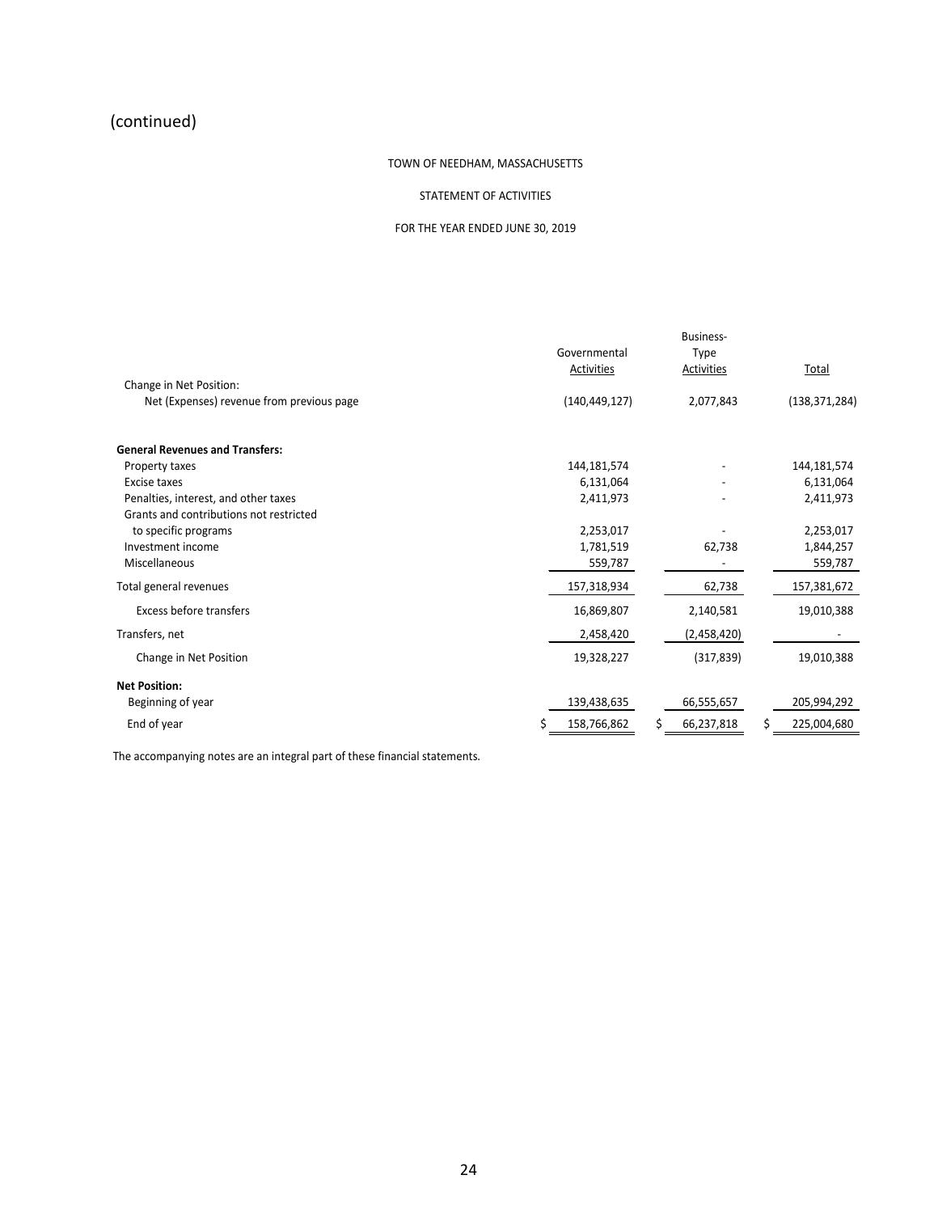(continued)

TOWN OF NEEDHAM, MASSACHUSETTS

STATEMENT OF ACTIVITIES

FOR THE YEAR ENDED JUNE 30, 2019

| | Governmental Activities | Business-Type Activities | Total |
|---|---|---|---|
| Change in Net Position: | | | |
| Net (Expenses) revenue from previous page | (140,449,127) | 2,077,843 | (138,371,284) |
| **General Revenues and Transfers:** | | | |
| Property taxes | 144,181,574 | - | 144,181,574 |
| Excise taxes | 6,131,064 | - | 6,131,064 |
| Penalties, interest, and other taxes | 2,411,973 | - | 2,411,973 |
| Grants and contributions not restricted to specific programs | 2,253,017 | - | 2,253,017 |
| Investment income | 1,781,519 | 62,738 | 1,844,257 |
| Miscellaneous | 559,787 | - | 559,787 |
| Total general revenues | 157,318,934 | 62,738 | 157,381,672 |
| Excess before transfers | 16,869,807 | 2,140,581 | 19,010,388 |
| Transfers, net | 2,458,420 | (2,458,420) | - |
| Change in Net Position | 19,328,227 | (317,839) | 19,010,388 |
| **Net Position:** | | | |
| Beginning of year | 139,438,635 | 66,555,657 | 205,994,292 |
| End of year | $ 158,766,862 | $ 66,237,818 | $ 225,004,680 |

The accompanying notes are an integral part of these financial statements.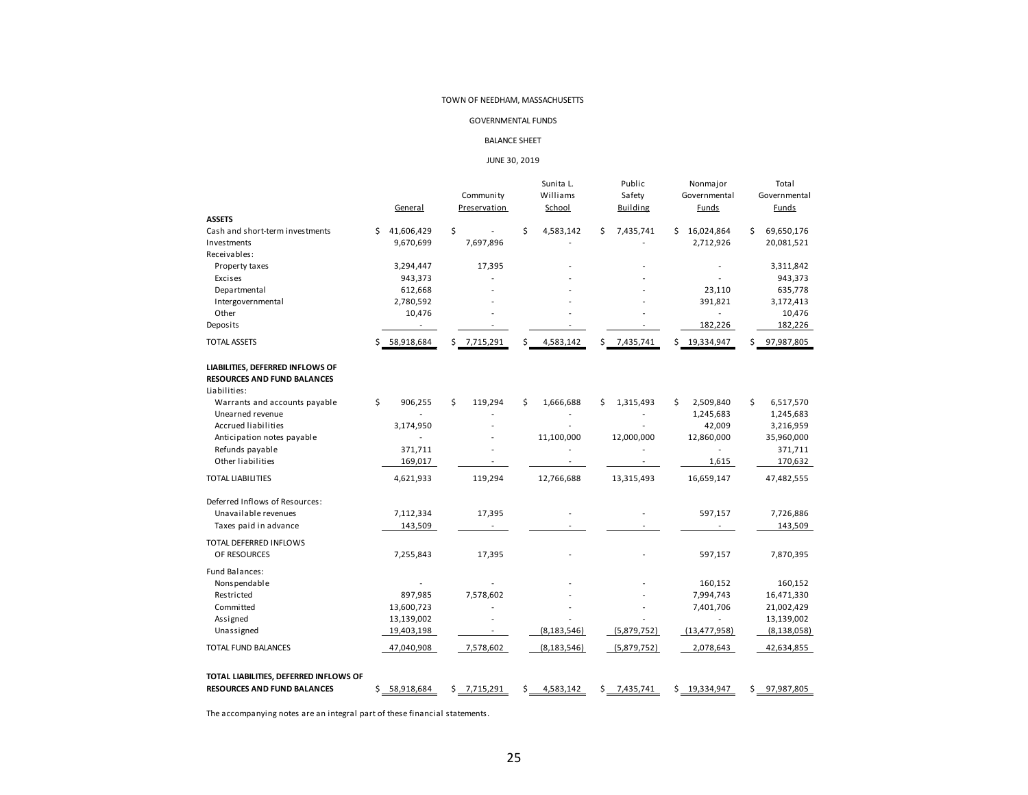TOWN OF NEEDHAM, MASSACHUSETTS

GOVERNMENTAL FUNDS

BALANCE SHEET

JUNE 30, 2019

| | General | Community Preservation | Sunita L. Williams School | Public Safety Building | Nonmajor Governmental Funds | Total Governmental Funds |
|---|---|---|---|---|---|---|
| **ASSETS** | | | | | | |
| Cash and short-term investments | $ 41,606,429 | $ - | $ 4,583,142 | $ 7,435,741 | $ 16,024,864 | $ 69,650,176 |
| Investments | 9,670,699 | 7,697,896 | - | - | 2,712,926 | 20,081,521 |
| Receivables: | | | | | | |
| Property taxes | 3,294,447 | 17,395 | - | - | - | 3,311,842 |
| Excises | 943,373 | - | - | - | - | 943,373 |
| Departmental | 612,668 | - | - | - | 23,110 | 635,778 |
| Intergovernmental | 2,780,592 | - | - | - | 391,821 | 3,172,413 |
| Other | 10,476 | - | - | - | - | 10,476 |
| Deposits | - | - | - | - | 182,226 | 182,226 |
| TOTAL ASSETS | $ 58,918,684 | $ 7,715,291 | $ 4,583,142 | $ 7,435,741 | $ 19,334,947 | $ 97,987,805 |
| **LIABILITIES, DEFERRED INFLOWS OF RESOURCES AND FUND BALANCES** | | | | | | |
| Liabilities: | | | | | | |
| Warrants and accounts payable | $ 906,255 | $ 119,294 | $ 1,666,688 | $ 1,315,493 | $ 2,509,840 | $ 6,517,570 |
| Unearned revenue | - | - | - | - | 1,245,683 | 1,245,683 |
| Accrued liabilities | 3,174,950 | - | - | - | 42,009 | 3,216,959 |
| Anticipation notes payable | - | - | 11,100,000 | 12,000,000 | 12,860,000 | 35,960,000 |
| Refunds payable | 371,711 | - | - | - | - | 371,711 |
| Other liabilities | 169,017 | - | - | - | 1,615 | 170,632 |
| TOTAL LIABILITIES | 4,621,933 | 119,294 | 12,766,688 | 13,315,493 | 16,659,147 | 47,482,555 |
| Deferred Inflows of Resources: | | | | | | |
| Unavailable revenues | 7,112,334 | 17,395 | - | - | 597,157 | 7,726,886 |
| Taxes paid in advance | 143,509 | - | - | - | - | 143,509 |
| TOTAL DEFERRED INFLOWS OF RESOURCES | 7,255,843 | 17,395 | - | - | 597,157 | 7,870,395 |
| Fund Balances: | | | | | | |
| Nonspendable | - | - | - | - | 160,152 | 160,152 |
| Restricted | 897,985 | 7,578,602 | - | - | 7,994,743 | 16,471,330 |
| Committed | 13,600,723 | - | - | - | 7,401,706 | 21,002,429 |
| Assigned | 13,139,002 | - | - | - | - | 13,139,002 |
| Unassigned | 19,403,198 | - | (8,183,546) | (5,879,752) | (13,477,958) | (8,138,058) |
| TOTAL FUND BALANCES | 47,040,908 | 7,578,602 | (8,183,546) | (5,879,752) | 2,078,643 | 42,634,855 |
| **TOTAL LIABILITIES, DEFERRED INFLOWS OF RESOURCES AND FUND BALANCES** | $ 58,918,684 | $ 7,715,291 | $ 4,583,142 | $ 7,435,741 | $ 19,334,947 | $ 97,987,805 |

The accompanying notes are an integral part of these financial statements.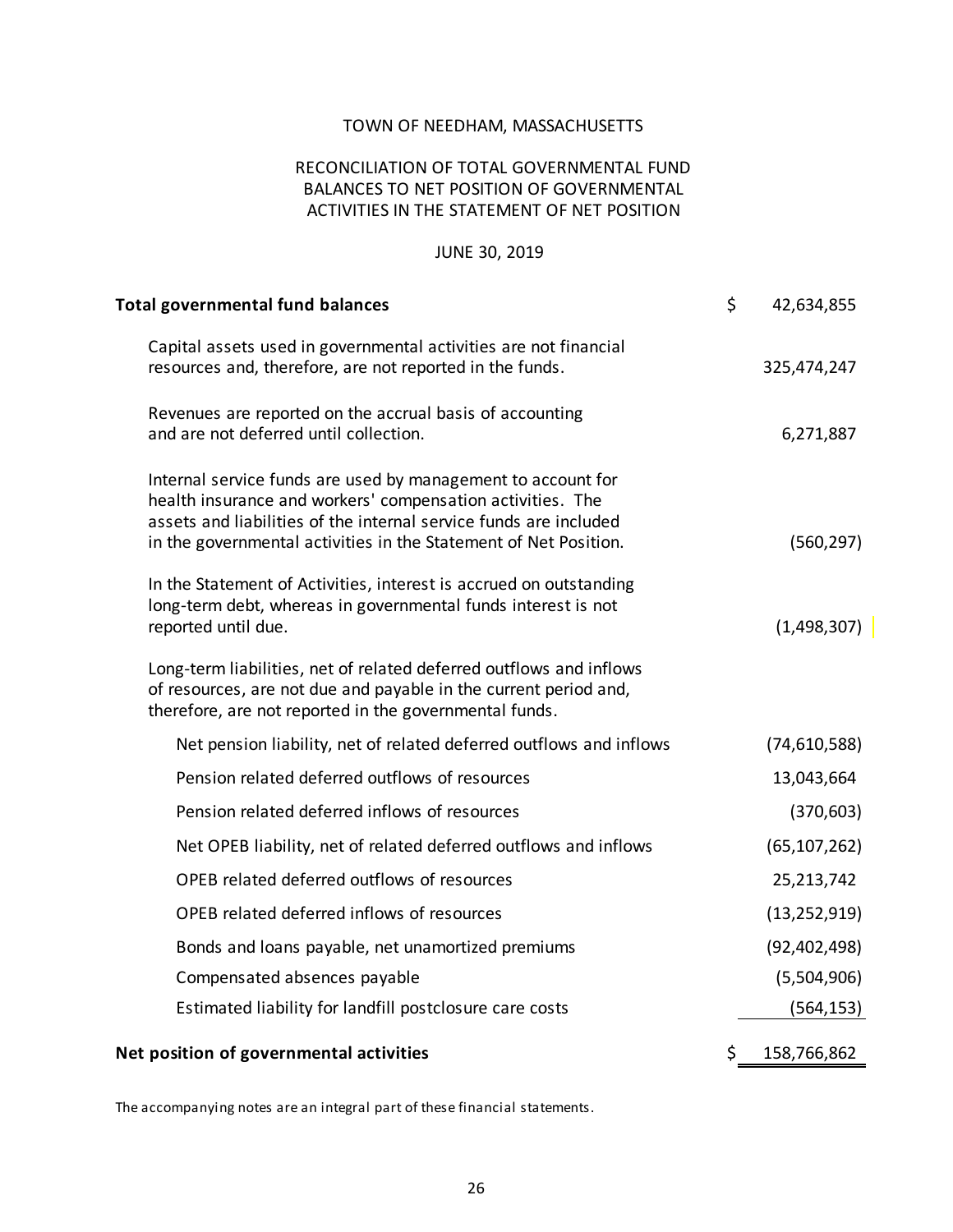# TOWN OF NEEDHAM, MASSACHUSETTS

## RECONCILIATION OF TOTAL GOVERNMENTAL FUND BALANCES TO NET POSITION OF GOVERNMENTAL ACTIVITIES IN THE STATEMENT OF NET POSITION

JUNE 30, 2019

| | |
|---|---|
| **Total governmental fund balances** | $ 42,634,855 |
| Capital assets used in governmental activities are not financial resources and, therefore, are not reported in the funds. | 325,474,247 |
| Revenues are reported on the accrual basis of accounting and are not deferred until collection. | 6,271,887 |
| Internal service funds are used by management to account for health insurance and workers' compensation activities. The assets and liabilities of the internal service funds are included in the governmental activities in the Statement of Net Position. | (560,297) |
| In the Statement of Activities, interest is accrued on outstanding long-term debt, whereas in governmental funds interest is not reported until due. | (1,498,307) |
| Long-term liabilities, net of related deferred outflows and inflows of resources, are not due and payable in the current period and, therefore, are not reported in the governmental funds. | |
| Net pension liability, net of related deferred outflows and inflows | (74,610,588) |
| Pension related deferred outflows of resources | 13,043,664 |
| Pension related deferred inflows of resources | (370,603) |
| Net OPEB liability, net of related deferred outflows and inflows | (65,107,262) |
| OPEB related deferred outflows of resources | 25,213,742 |
| OPEB related deferred inflows of resources | (13,252,919) |
| Bonds and loans payable, net unamortized premiums | (92,402,498) |
| Compensated absences payable | (5,504,906) |
| Estimated liability for landfill postclosure care costs | (564,153) |
| **Net position of governmental activities** | $ 158,766,862 |

The accompanying notes are an integral part of these financial statements.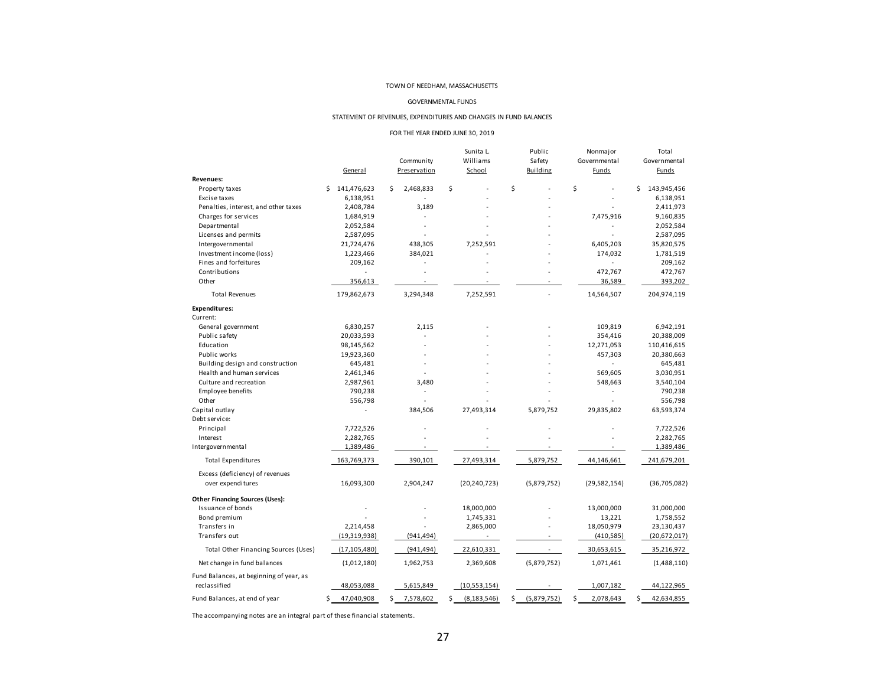TOWN OF NEEDHAM, MASSACHUSETTS

GOVERNMENTAL FUNDS

STATEMENT OF REVENUES, EXPENDITURES AND CHANGES IN FUND BALANCES

FOR THE YEAR ENDED JUNE 30, 2019

| | General | Community Preservation | Sunita L. Williams School | Public Safety Building | Nonmajor Governmental Funds | Total Governmental Funds |
|---|---|---|---|---|---|---|
| **Revenues:** | | | | | | |
| Property taxes | $ 141,476,623 | $ 2,468,833 | $ - | $ - | $ - | $ 143,945,456 |
| Excise taxes | 6,138,951 | - | - | - | - | 6,138,951 |
| Penalties, interest, and other taxes | 2,408,784 | 3,189 | - | - | - | 2,411,973 |
| Charges for services | 1,684,919 | - | - | - | 7,475,916 | 9,160,835 |
| Departmental | 2,052,584 | - | - | - | - | 2,052,584 |
| Licenses and permits | 2,587,095 | - | - | - | - | 2,587,095 |
| Intergovernmental | 21,724,476 | 438,305 | 7,252,591 | - | 6,405,203 | 35,820,575 |
| Investment income (loss) | 1,223,466 | 384,021 | - | - | 174,032 | 1,781,519 |
| Fines and forfeitures | 209,162 | - | - | - | - | 209,162 |
| Contributions | - | - | - | - | 472,767 | 472,767 |
| Other | 356,613 | - | - | - | 36,589 | 393,202 |
| Total Revenues | 179,862,673 | 3,294,348 | 7,252,591 | - | 14,564,507 | 204,974,119 |
| **Expenditures:** | | | | | | |
| Current: | | | | | | |
| General government | 6,830,257 | 2,115 | - | - | 109,819 | 6,942,191 |
| Public safety | 20,033,593 | - | - | - | 354,416 | 20,388,009 |
| Education | 98,145,562 | - | - | - | 12,271,053 | 110,416,615 |
| Public works | 19,923,360 | - | - | - | 457,303 | 20,380,663 |
| Building design and construction | 645,481 | - | - | - | - | 645,481 |
| Health and human services | 2,461,346 | - | - | - | 569,605 | 3,030,951 |
| Culture and recreation | 2,987,961 | 3,480 | - | - | 548,663 | 3,540,104 |
| Employee benefits | 790,238 | - | - | - | - | 790,238 |
| Other | 556,798 | - | - | - | - | 556,798 |
| Capital outlay | - | 384,506 | 27,493,314 | 5,879,752 | 29,835,802 | 63,593,374 |
| Debt service: | | | | | | |
| Principal | 7,722,526 | - | - | - | - | 7,722,526 |
| Interest | 2,282,765 | - | - | - | - | 2,282,765 |
| Intergovernmental | 1,389,486 | - | - | - | - | 1,389,486 |
| Total Expenditures | 163,769,373 | 390,101 | 27,493,314 | 5,879,752 | 44,146,661 | 241,679,201 |
| Excess (deficiency) of revenues over expenditures | 16,093,300 | 2,904,247 | (20,240,723) | (5,879,752) | (29,582,154) | (36,705,082) |
| **Other Financing Sources (Uses):** | | | | | | |
| Issuance of bonds | - | - | 18,000,000 | - | 13,000,000 | 31,000,000 |
| Bond premium | - | - | 1,745,331 | - | 13,221 | 1,758,552 |
| Transfers in | 2,214,458 | - | 2,865,000 | - | 18,050,979 | 23,130,437 |
| Transfers out | (19,319,938) | (941,494) | - | - | (410,585) | (20,672,017) |
| Total Other Financing Sources (Uses) | (17,105,480) | (941,494) | 22,610,331 | - | 30,653,615 | 35,216,972 |
| Net change in fund balances | (1,012,180) | 1,962,753 | 2,369,608 | (5,879,752) | 1,071,461 | (1,488,110) |
| Fund Balances, at beginning of year, as reclassified | 48,053,088 | 5,615,849 | (10,553,154) | - | 1,007,182 | 44,122,965 |
| Fund Balances, at end of year | $ 47,040,908 | $ 7,578,602 | $ (8,183,546) | $ (5,879,752) | $ 2,078,643 | $ 42,634,855 |

The accompanying notes are an integral part of these financial statements.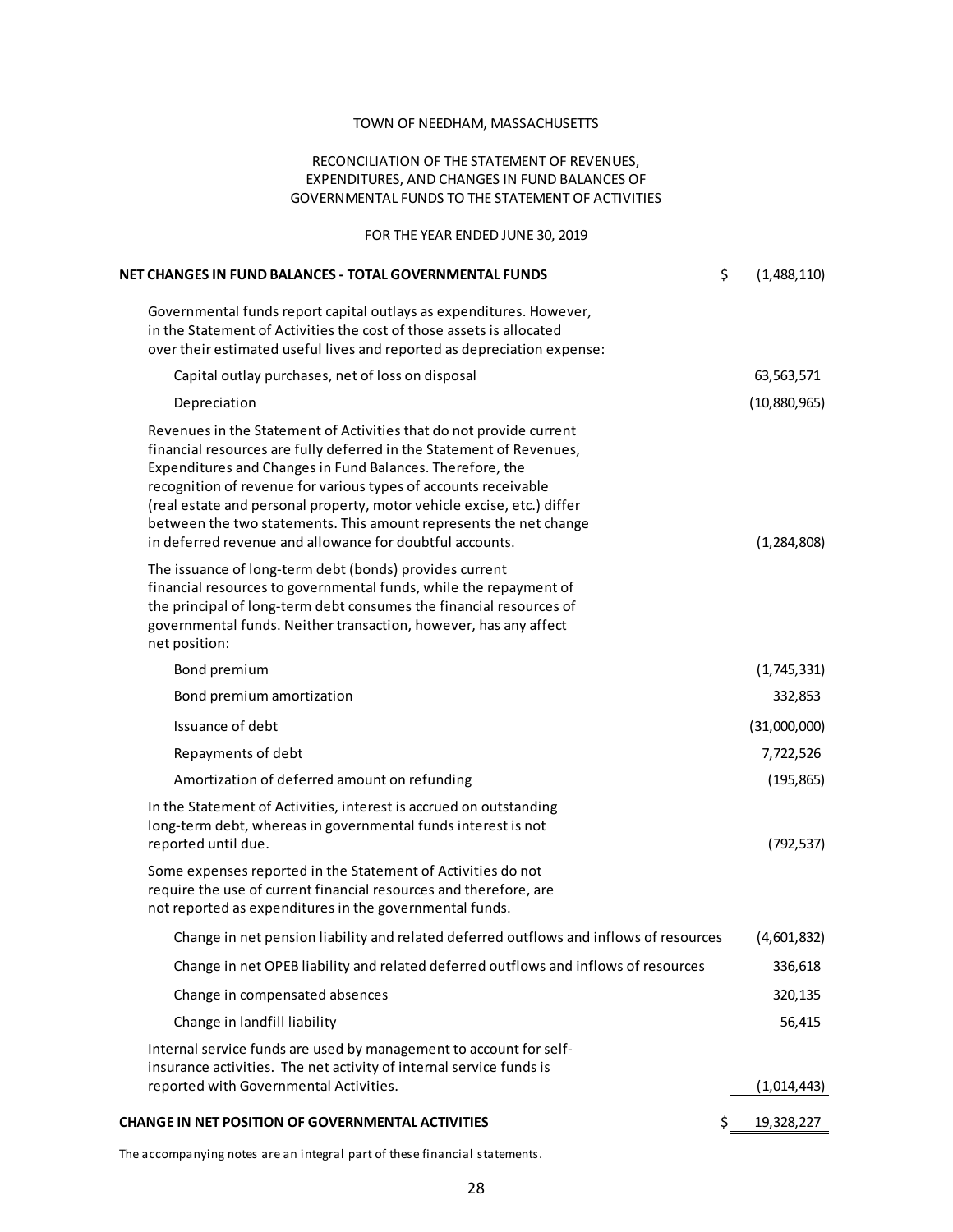TOWN OF NEEDHAM, MASSACHUSETTS

RECONCILIATION OF THE STATEMENT OF REVENUES, EXPENDITURES, AND CHANGES IN FUND BALANCES OF GOVERNMENTAL FUNDS TO THE STATEMENT OF ACTIVITIES

FOR THE YEAR ENDED JUNE 30, 2019

| | |
|---|---|
| **NET CHANGES IN FUND BALANCES - TOTAL GOVERNMENTAL FUNDS** | $ (1,488,110) |
| Governmental funds report capital outlays as expenditures. However, in the Statement of Activities the cost of those assets is allocated over their estimated useful lives and reported as depreciation expense: | |
| Capital outlay purchases, net of loss on disposal | 63,563,571 |
| Depreciation | (10,880,965) |
| Revenues in the Statement of Activities that do not provide current financial resources are fully deferred in the Statement of Revenues, Expenditures and Changes in Fund Balances. Therefore, the recognition of revenue for various types of accounts receivable (real estate and personal property, motor vehicle excise, etc.) differ between the two statements. This amount represents the net change in deferred revenue and allowance for doubtful accounts. | (1,284,808) |
| The issuance of long-term debt (bonds) provides current financial resources to governmental funds, while the repayment of the principal of long-term debt consumes the financial resources of governmental funds. Neither transaction, however, has any affect net position: | |
| Bond premium | (1,745,331) |
| Bond premium amortization | 332,853 |
| Issuance of debt | (31,000,000) |
| Repayments of debt | 7,722,526 |
| Amortization of deferred amount on refunding | (195,865) |
| In the Statement of Activities, interest is accrued on outstanding long-term debt, whereas in governmental funds interest is not reported until due. | (792,537) |
| Some expenses reported in the Statement of Activities do not require the use of current financial resources and therefore, are not reported as expenditures in the governmental funds. | |
| Change in net pension liability and related deferred outflows and inflows of resources | (4,601,832) |
| Change in net OPEB liability and related deferred outflows and inflows of resources | 336,618 |
| Change in compensated absences | 320,135 |
| Change in landfill liability | 56,415 |
| Internal service funds are used by management to account for self-insurance activities. The net activity of internal service funds is reported with Governmental Activities. | (1,014,443) |
| **CHANGE IN NET POSITION OF GOVERNMENTAL ACTIVITIES** | $ 19,328,227 |

The accompanying notes are an integral part of these financial statements.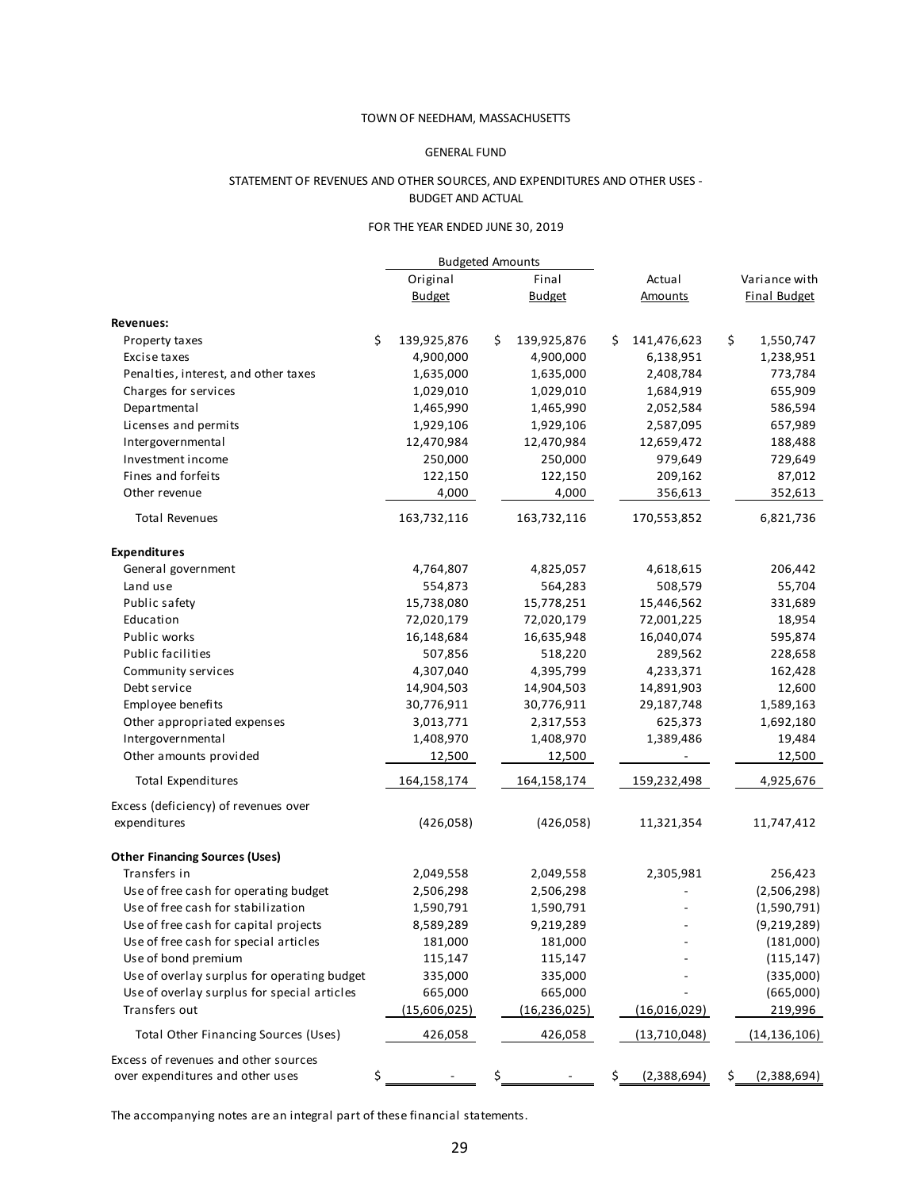TOWN OF NEEDHAM, MASSACHUSETTS

GENERAL FUND

STATEMENT OF REVENUES AND OTHER SOURCES, AND EXPENDITURES AND OTHER USES - BUDGET AND ACTUAL

FOR THE YEAR ENDED JUNE 30, 2019

| | Budgeted Amounts | | | |
|---|---|---|---|---|
| | Original Budget | Final Budget | Actual Amounts | Variance with Final Budget |
| **Revenues:** | | | | |
| Property taxes | $ 139,925,876 | $ 139,925,876 | $ 141,476,623 | $ 1,550,747 |
| Excise taxes | 4,900,000 | 4,900,000 | 6,138,951 | 1,238,951 |
| Penalties, interest, and other taxes | 1,635,000 | 1,635,000 | 2,408,784 | 773,784 |
| Charges for services | 1,029,010 | 1,029,010 | 1,684,919 | 655,909 |
| Departmental | 1,465,990 | 1,465,990 | 2,052,584 | 586,594 |
| Licenses and permits | 1,929,106 | 1,929,106 | 2,587,095 | 657,989 |
| Intergovernmental | 12,470,984 | 12,470,984 | 12,659,472 | 188,488 |
| Investment income | 250,000 | 250,000 | 979,649 | 729,649 |
| Fines and forfeits | 122,150 | 122,150 | 209,162 | 87,012 |
| Other revenue | 4,000 | 4,000 | 356,613 | 352,613 |
| Total Revenues | 163,732,116 | 163,732,116 | 170,553,852 | 6,821,736 |
| **Expenditures** | | | | |
| General government | 4,764,807 | 4,825,057 | 4,618,615 | 206,442 |
| Land use | 554,873 | 564,283 | 508,579 | 55,704 |
| Public safety | 15,738,080 | 15,778,251 | 15,446,562 | 331,689 |
| Education | 72,020,179 | 72,020,179 | 72,001,225 | 18,954 |
| Public works | 16,148,684 | 16,635,948 | 16,040,074 | 595,874 |
| Public facilities | 507,856 | 518,220 | 289,562 | 228,658 |
| Community services | 4,307,040 | 4,395,799 | 4,233,371 | 162,428 |
| Debt service | 14,904,503 | 14,904,503 | 14,891,903 | 12,600 |
| Employee benefits | 30,776,911 | 30,776,911 | 29,187,748 | 1,589,163 |
| Other appropriated expenses | 3,013,771 | 2,317,553 | 625,373 | 1,692,180 |
| Intergovernmental | 1,408,970 | 1,408,970 | 1,389,486 | 19,484 |
| Other amounts provided | 12,500 | 12,500 | - | 12,500 |
| Total Expenditures | 164,158,174 | 164,158,174 | 159,232,498 | 4,925,676 |
| Excess (deficiency) of revenues over expenditures | (426,058) | (426,058) | 11,321,354 | 11,747,412 |
| **Other Financing Sources (Uses)** | | | | |
| Transfers in | 2,049,558 | 2,049,558 | 2,305,981 | 256,423 |
| Use of free cash for operating budget | 2,506,298 | 2,506,298 | - | (2,506,298) |
| Use of free cash for stabilization | 1,590,791 | 1,590,791 | - | (1,590,791) |
| Use of free cash for capital projects | 8,589,289 | 9,219,289 | - | (9,219,289) |
| Use of free cash for special articles | 181,000 | 181,000 | - | (181,000) |
| Use of bond premium | 115,147 | 115,147 | - | (115,147) |
| Use of overlay surplus for operating budget | 335,000 | 335,000 | - | (335,000) |
| Use of overlay surplus for special articles | 665,000 | 665,000 | - | (665,000) |
| Transfers out | (15,606,025) | (16,236,025) | (16,016,029) | 219,996 |
| Total Other Financing Sources (Uses) | 426,058 | 426,058 | (13,710,048) | (14,136,106) |
| Excess of revenues and other sources over expenditures and other uses | $ - | $ - | $ (2,388,694) | $ (2,388,694) |

The accompanying notes are an integral part of these financial statements.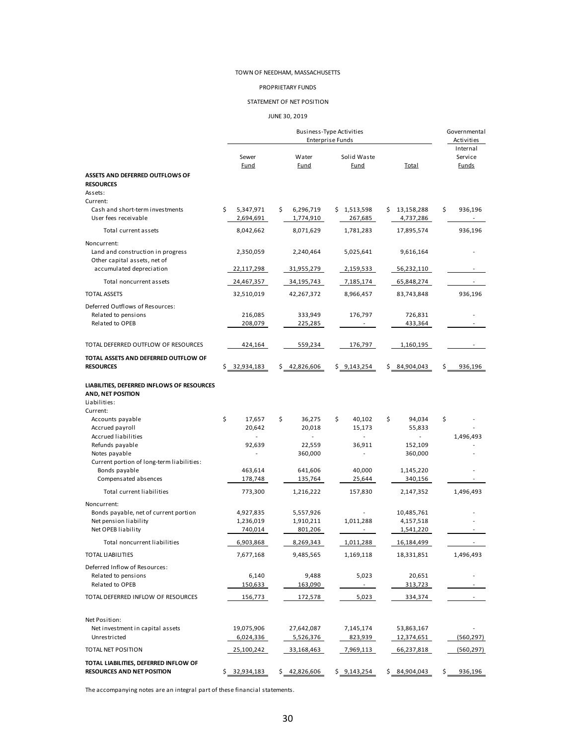TOWN OF NEEDHAM, MASSACHUSETTS

PROPRIETARY FUNDS

STATEMENT OF NET POSITION

JUNE 30, 2019

| | Business-Type Activities Enterprise Funds | | | | Governmental Activities |
|---|---|---|---|---|---|
| | Sewer Fund | Water Fund | Solid Waste Fund | Total | Internal Service Funds |
| **ASSETS AND DEFERRED OUTFLOWS OF RESOURCES** | | | | | |
| Assets: | | | | | |
| Current: | | | | | |
| Cash and short-term investments | $ 5,347,971 | $ 6,296,719 | $ 1,513,598 | $ 13,158,288 | $ 936,196 |
| User fees receivable | 2,694,691 | 1,774,910 | 267,685 | 4,737,286 | - |
| Total current assets | 8,042,662 | 8,071,629 | 1,781,283 | 17,895,574 | 936,196 |
| Noncurrent: | | | | | |
| Land and construction in progress | 2,350,059 | 2,240,464 | 5,025,641 | 9,616,164 | - |
| Other capital assets, net of accumulated depreciation | 22,117,298 | 31,955,279 | 2,159,533 | 56,232,110 | - |
| Total noncurrent assets | 24,467,357 | 34,195,743 | 7,185,174 | 65,848,274 | - |
| TOTAL ASSETS | 32,510,019 | 42,267,372 | 8,966,457 | 83,743,848 | 936,196 |
| Deferred Outflows of Resources: | | | | | |
| Related to pensions | 216,085 | 333,949 | 176,797 | 726,831 | - |
| Related to OPEB | 208,079 | 225,285 | - | 433,364 | - |
| TOTAL DEFERRED OUTFLOW OF RESOURCES | 424,164 | 559,234 | 176,797 | 1,160,195 | - |
| **TOTAL ASSETS AND DEFERRED OUTFLOW OF RESOURCES** | $ 32,934,183 | $ 42,826,606 | $ 9,143,254 | $ 84,904,043 | $ 936,196 |
| **LIABILITIES, DEFERRED INFLOWS OF RESOURCES AND, NET POSITION** | | | | | |
| Liabilities: | | | | | |
| Current: | | | | | |
| Accounts payable | $ 17,657 | $ 36,275 | $ 40,102 | $ 94,034 | $ - |
| Accrued payroll | 20,642 | 20,018 | 15,173 | 55,833 | - |
| Accrued liabilities | - | - | - | - | 1,496,493 |
| Refunds payable | 92,639 | 22,559 | 36,911 | 152,109 | - |
| Notes payable | - | 360,000 | - | 360,000 | - |
| Current portion of long-term liabilities: | | | | | |
| Bonds payable | 463,614 | 641,606 | 40,000 | 1,145,220 | - |
| Compensated absences | 178,748 | 135,764 | 25,644 | 340,156 | - |
| Total current liabilities | 773,300 | 1,216,222 | 157,830 | 2,147,352 | 1,496,493 |
| Noncurrent: | | | | | |
| Bonds payable, net of current portion | 4,927,835 | 5,557,926 | - | 10,485,761 | - |
| Net pension liability | 1,236,019 | 1,910,211 | 1,011,288 | 4,157,518 | - |
| Net OPEB liability | 740,014 | 801,206 | - | 1,541,220 | - |
| Total noncurrent liabilities | 6,903,868 | 8,269,343 | 1,011,288 | 16,184,499 | - |
| TOTAL LIABILITIES | 7,677,168 | 9,485,565 | 1,169,118 | 18,331,851 | 1,496,493 |
| Deferred Inflow of Resources: | | | | | |
| Related to pensions | 6,140 | 9,488 | 5,023 | 20,651 | - |
| Related to OPEB | 150,633 | 163,090 | - | 313,723 | - |
| TOTAL DEFERRED INFLOW OF RESOURCES | 156,773 | 172,578 | 5,023 | 334,374 | - |
| Net Position: | | | | | |
| Net investment in capital assets | 19,075,906 | 27,642,087 | 7,145,174 | 53,863,167 | - |
| Unrestricted | 6,024,336 | 5,526,376 | 823,939 | 12,374,651 | (560,297) |
| TOTAL NET POSITION | 25,100,242 | 33,168,463 | 7,969,113 | 66,237,818 | (560,297) |
| **TOTAL LIABILITIES, DEFERRED INFLOW OF RESOURCES AND NET POSITION** | $ 32,934,183 | $ 42,826,606 | $ 9,143,254 | $ 84,904,043 | $ 936,196 |

The accompanying notes are an integral part of these financial statements.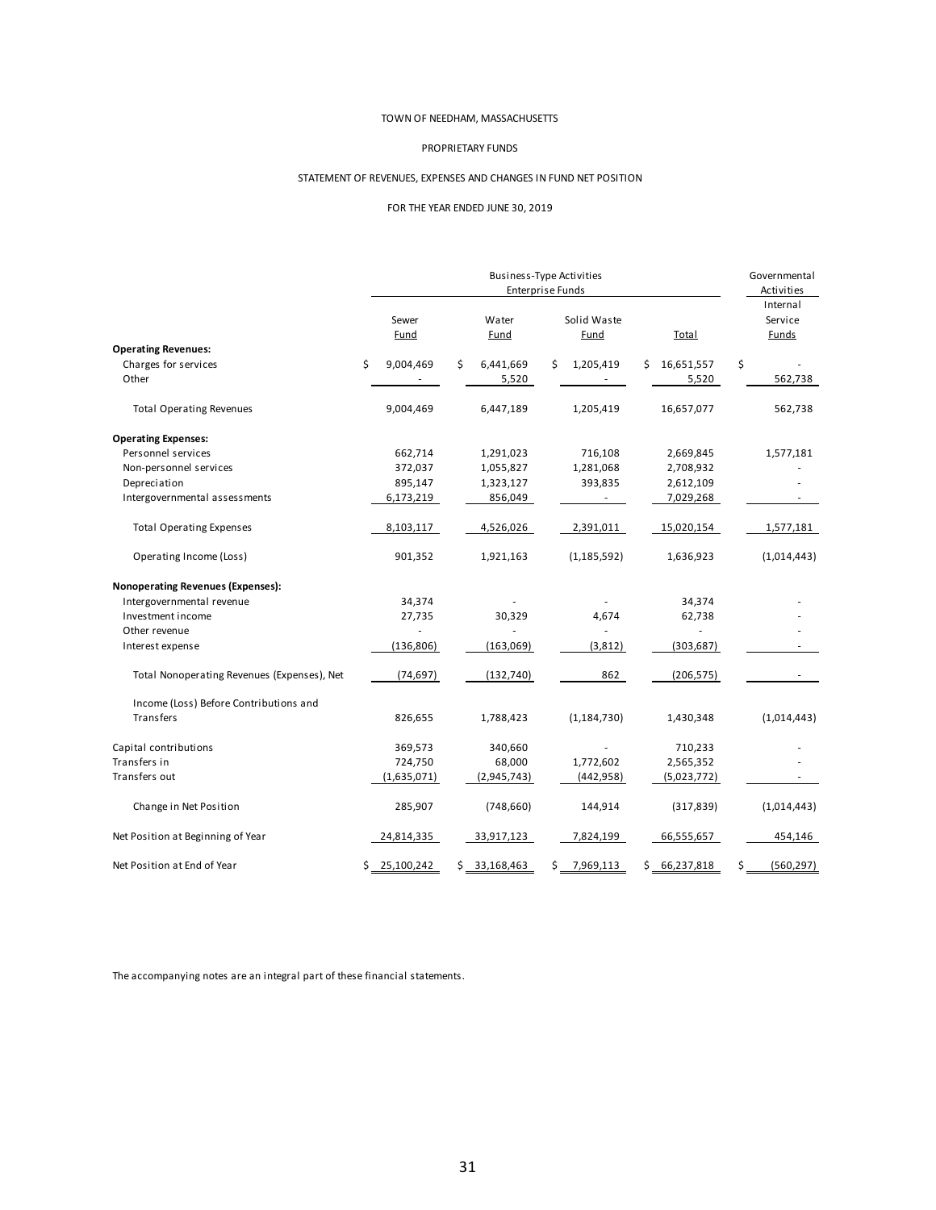TOWN OF NEEDHAM, MASSACHUSETTS

PROPRIETARY FUNDS

STATEMENT OF REVENUES, EXPENSES AND CHANGES IN FUND NET POSITION

FOR THE YEAR ENDED JUNE 30, 2019

| | Business-Type Activities Enterprise Funds | | | | Governmental Activities |
|---|---|---|---|---|---|
| | Sewer Fund | Water Fund | Solid Waste Fund | Total | Internal Service Funds |
| **Operating Revenues:** | | | | | |
| Charges for services | $ 9,004,469 | $ 6,441,669 | $ 1,205,419 | $ 16,651,557 | $ - |
| Other | - | 5,520 | - | 5,520 | 562,738 |
| Total Operating Revenues | 9,004,469 | 6,447,189 | 1,205,419 | 16,657,077 | 562,738 |
| **Operating Expenses:** | | | | | |
| Personnel services | 662,714 | 1,291,023 | 716,108 | 2,669,845 | 1,577,181 |
| Non-personnel services | 372,037 | 1,055,827 | 1,281,068 | 2,708,932 | - |
| Depreciation | 895,147 | 1,323,127 | 393,835 | 2,612,109 | - |
| Intergovernmental assessments | 6,173,219 | 856,049 | - | 7,029,268 | - |
| Total Operating Expenses | 8,103,117 | 4,526,026 | 2,391,011 | 15,020,154 | 1,577,181 |
| Operating Income (Loss) | 901,352 | 1,921,163 | (1,185,592) | 1,636,923 | (1,014,443) |
| **Nonoperating Revenues (Expenses):** | | | | | |
| Intergovernmental revenue | 34,374 | - | - | 34,374 | - |
| Investment income | 27,735 | 30,329 | 4,674 | 62,738 | - |
| Other revenue | - | - | - | - | - |
| Interest expense | (136,806) | (163,069) | (3,812) | (303,687) | - |
| Total Nonoperating Revenues (Expenses), Net | (74,697) | (132,740) | 862 | (206,575) | - |
| Income (Loss) Before Contributions and Transfers | 826,655 | 1,788,423 | (1,184,730) | 1,430,348 | (1,014,443) |
| Capital contributions | 369,573 | 340,660 | - | 710,233 | - |
| Transfers in | 724,750 | 68,000 | 1,772,602 | 2,565,352 | - |
| Transfers out | (1,635,071) | (2,945,743) | (442,958) | (5,023,772) | - |
| Change in Net Position | 285,907 | (748,660) | 144,914 | (317,839) | (1,014,443) |
| Net Position at Beginning of Year | 24,814,335 | 33,917,123 | 7,824,199 | 66,555,657 | 454,146 |
| Net Position at End of Year | $ 25,100,242 | $ 33,168,463 | $ 7,969,113 | $ 66,237,818 | $ (560,297) |

The accompanying notes are an integral part of these financial statements.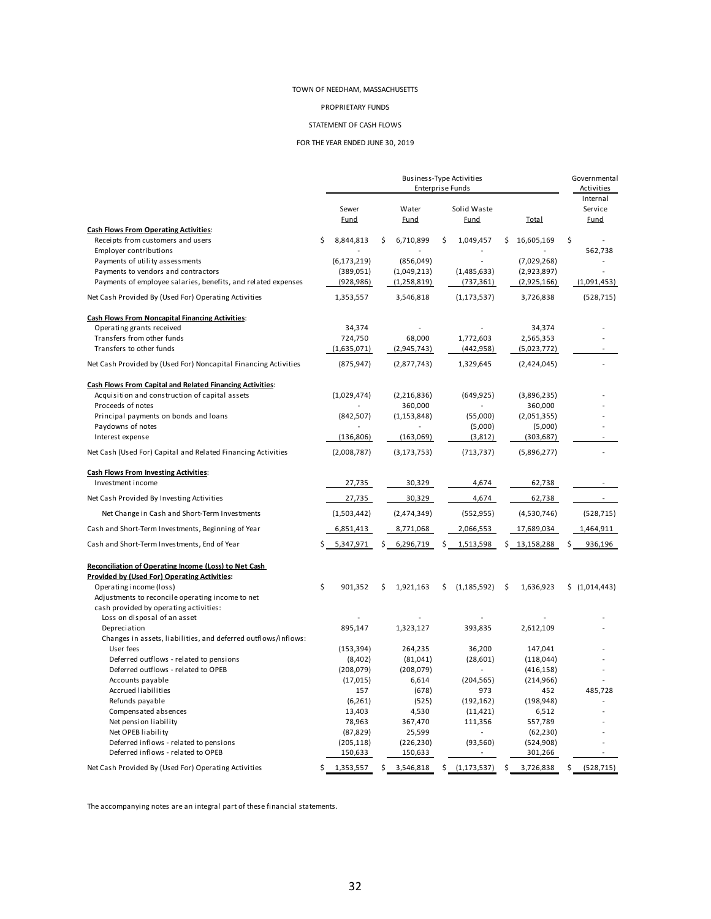TOWN OF NEEDHAM, MASSACHUSETTS

PROPRIETARY FUNDS

STATEMENT OF CASH FLOWS

FOR THE YEAR ENDED JUNE 30, 2019

| | Business-Type Activities Enterprise Funds | | | | Governmental Activities |
|---|---|---|---|---|---|
| | Sewer Fund | Water Fund | Solid Waste Fund | Total | Internal Service Fund |
| **Cash Flows From Operating Activities**: | | | | | |
| Receipts from customers and users | $ 8,844,813 | $ 6,710,899 | $ 1,049,457 | $ 16,605,169 | $ - |
| Employer contributions | - | - | - | - | 562,738 |
| Payments of utility assessments | (6,173,219) | (856,049) | - | (7,029,268) | - |
| Payments to vendors and contractors | (389,051) | (1,049,213) | (1,485,633) | (2,923,897) | - |
| Payments of employee salaries, benefits, and related expenses | (928,986) | (1,258,819) | (737,361) | (2,925,166) | (1,091,453) |
| Net Cash Provided By (Used For) Operating Activities | 1,353,557 | 3,546,818 | (1,173,537) | 3,726,838 | (528,715) |
| **Cash Flows From Noncapital Financing Activities**: | | | | | |
| Operating grants received | 34,374 | - | - | 34,374 | - |
| Transfers from other funds | 724,750 | 68,000 | 1,772,603 | 2,565,353 | - |
| Transfers to other funds | (1,635,071) | (2,945,743) | (442,958) | (5,023,772) | - |
| Net Cash Provided by (Used For) Noncapital Financing Activities | (875,947) | (2,877,743) | 1,329,645 | (2,424,045) | - |
| **Cash Flows From Capital and Related Financing Activities**: | | | | | |
| Acquisition and construction of capital assets | (1,029,474) | (2,216,836) | (649,925) | (3,896,235) | - |
| Proceeds of notes | - | 360,000 | - | 360,000 | - |
| Principal payments on bonds and loans | (842,507) | (1,153,848) | (55,000) | (2,051,355) | - |
| Paydowns of notes | - | - | (5,000) | (5,000) | - |
| Interest expense | (136,806) | (163,069) | (3,812) | (303,687) | - |
| Net Cash (Used For) Capital and Related Financing Activities | (2,008,787) | (3,173,753) | (713,737) | (5,896,277) | - |
| **Cash Flows From Investing Activities**: | | | | | |
| Investment income | 27,735 | 30,329 | 4,674 | 62,738 | - |
| Net Cash Provided By Investing Activities | 27,735 | 30,329 | 4,674 | 62,738 | - |
| Net Change in Cash and Short-Term Investments | (1,503,442) | (2,474,349) | (552,955) | (4,530,746) | (528,715) |
| Cash and Short-Term Investments, Beginning of Year | 6,851,413 | 8,771,068 | 2,066,553 | 17,689,034 | 1,464,911 |
| Cash and Short-Term Investments, End of Year | $ 5,347,971 | $ 6,296,719 | $ 1,513,598 | $ 13,158,288 | $ 936,196 |
| **Reconciliation of Operating Income (Loss) to Net Cash Provided by (Used For) Operating Activities:** | | | | | |
| Operating income (loss) | $ 901,352 | $ 1,921,163 | $ (1,185,592) | $ 1,636,923 | $ (1,014,443) |
| Adjustments to reconcile operating income to net cash provided by operating activities: | | | | | |
| Loss on disposal of an asset | - | - | - | - | - |
| Depreciation | 895,147 | 1,323,127 | 393,835 | 2,612,109 | - |
| Changes in assets, liabilities, and deferred outflows/inflows: | | | | | |
| User fees | (153,394) | 264,235 | 36,200 | 147,041 | - |
| Deferred outflows - related to pensions | (8,402) | (81,041) | (28,601) | (118,044) | - |
| Deferred outflows - related to OPEB | (208,079) | (208,079) | - | (416,158) | - |
| Accounts payable | (17,015) | 6,614 | (204,565) | (214,966) | - |
| Accrued liabilities | 157 | (678) | 973 | 452 | 485,728 |
| Refunds payable | (6,261) | (525) | (192,162) | (198,948) | - |
| Compensated absences | 13,403 | 4,530 | (11,421) | 6,512 | - |
| Net pension liability | 78,963 | 367,470 | 111,356 | 557,789 | - |
| Net OPEB liability | (87,829) | 25,599 | - | (62,230) | - |
| Deferred inflows - related to pensions | (205,118) | (226,230) | (93,560) | (524,908) | - |
| Deferred inflows - related to OPEB | 150,633 | 150,633 | - | 301,266 | - |
| Net Cash Provided By (Used For) Operating Activities | $ 1,353,557 | $ 3,546,818 | $ (1,173,537) | $ 3,726,838 | $ (528,715) |

The accompanying notes are an integral part of these financial statements.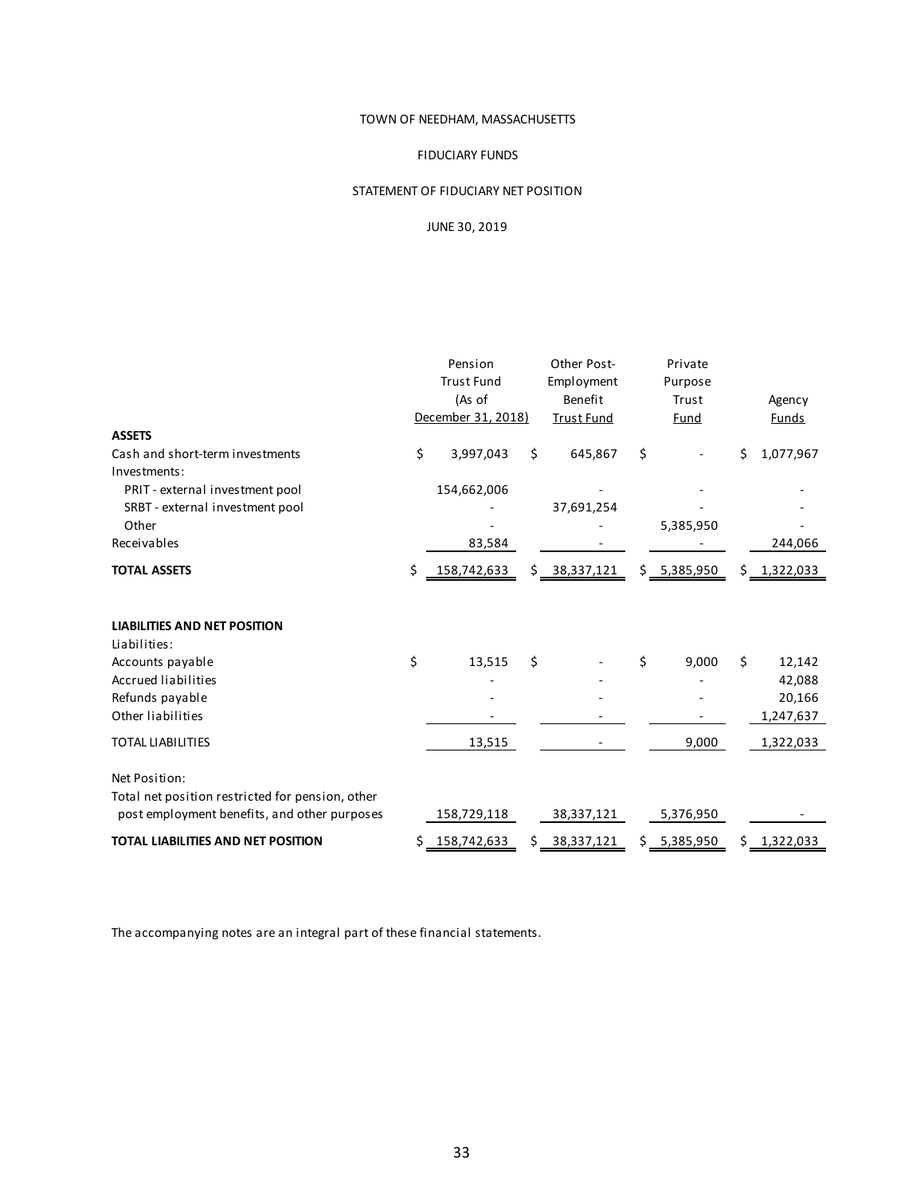TOWN OF NEEDHAM, MASSACHUSETTS

FIDUCIARY FUNDS

STATEMENT OF FIDUCIARY NET POSITION

JUNE 30, 2019

| | Pension Trust Fund (As of December 31, 2018) | Other Post-Employment Benefit Trust Fund | Private Purpose Trust Fund | Agency Funds |
|---|---|---|---|---|
| **ASSETS** | | | | |
| Cash and short-term investments | $ 3,997,043 | $ 645,867 | $ - | $ 1,077,967 |
| Investments: | | | | |
| PRIT - external investment pool | 154,662,006 | - | - | - |
| SRBT - external investment pool | - | 37,691,254 | - | - |
| Other | - | - | 5,385,950 | - |
| Receivables | 83,584 | - | - | 244,066 |
| **TOTAL ASSETS** | $ 158,742,633 | $ 38,337,121 | $ 5,385,950 | $ 1,322,033 |
| | | | | |
| **LIABILITIES AND NET POSITION** | | | | |
| Liabilities: | | | | |
| Accounts payable | $ 13,515 | $ - | $ 9,000 | $ 12,142 |
| Accrued liabilities | - | - | - | 42,088 |
| Refunds payable | - | - | - | 20,166 |
| Other liabilities | - | - | - | 1,247,637 |
| TOTAL LIABILITIES | 13,515 | - | 9,000 | 1,322,033 |
| | | | | |
| Net Position: | | | | |
| Total net position restricted for pension, other post employment benefits, and other purposes | 158,729,118 | 38,337,121 | 5,376,950 | - |
| **TOTAL LIABILITIES AND NET POSITION** | $ 158,742,633 | $ 38,337,121 | $ 5,385,950 | $ 1,322,033 |

The accompanying notes are an integral part of these financial statements.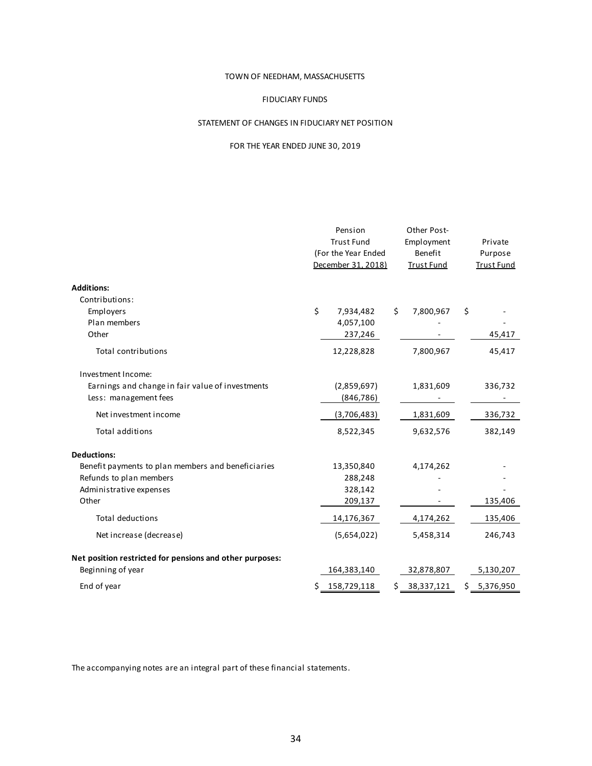TOWN OF NEEDHAM, MASSACHUSETTS

FIDUCIARY FUNDS

STATEMENT OF CHANGES IN FIDUCIARY NET POSITION

FOR THE YEAR ENDED JUNE 30, 2019

| | Pension Trust Fund (For the Year Ended December 31, 2018) | Other Post-Employment Benefit Trust Fund | Private Purpose Trust Fund |
|---|---|---|---|
| **Additions:** | | | |
| Contributions: | | | |
| Employers | $ 7,934,482 | $ 7,800,967 | $ - |
| Plan members | 4,057,100 | - | - |
| Other | 237,246 | - | 45,417 |
| Total contributions | 12,228,828 | 7,800,967 | 45,417 |
| Investment Income: | | | |
| Earnings and change in fair value of investments | (2,859,697) | 1,831,609 | 336,732 |
| Less: management fees | (846,786) | - | - |
| Net investment income | (3,706,483) | 1,831,609 | 336,732 |
| Total additions | 8,522,345 | 9,632,576 | 382,149 |
| **Deductions:** | | | |
| Benefit payments to plan members and beneficiaries | 13,350,840 | 4,174,262 | - |
| Refunds to plan members | 288,248 | - | - |
| Administrative expenses | 328,142 | - | - |
| Other | 209,137 | - | 135,406 |
| Total deductions | 14,176,367 | 4,174,262 | 135,406 |
| Net increase (decrease) | (5,654,022) | 5,458,314 | 246,743 |
| **Net position restricted for pensions and other purposes:** | | | |
| Beginning of year | 164,383,140 | 32,878,807 | 5,130,207 |
| End of year | $ 158,729,118 | $ 38,337,121 | $ 5,376,950 |

The accompanying notes are an integral part of these financial statements.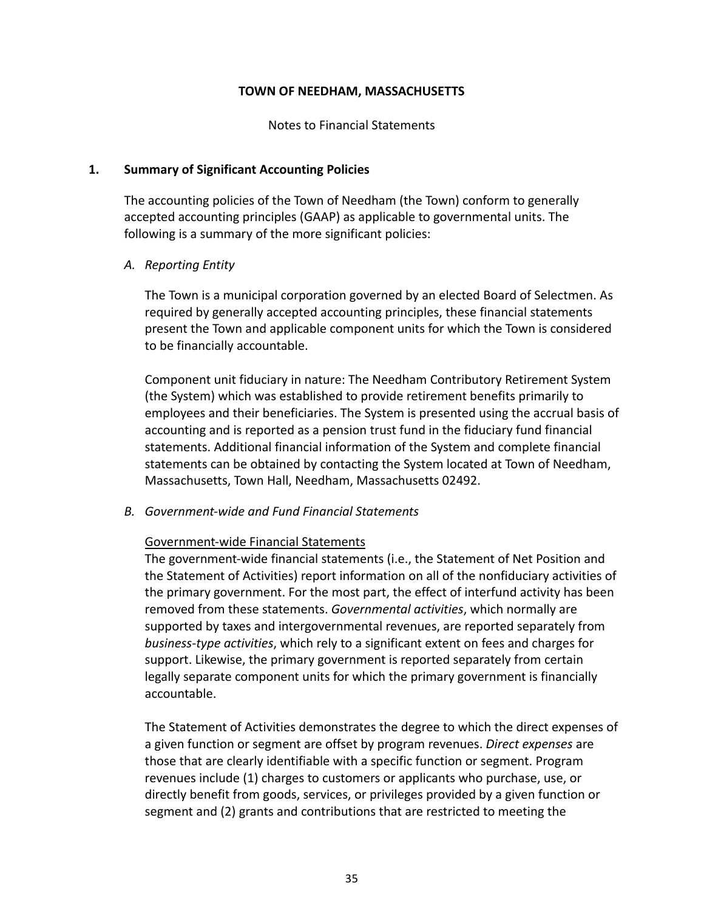**TOWN OF NEEDHAM, MASSACHUSETTS**

Notes to Financial Statements

## 1. Summary of Significant Accounting Policies

The accounting policies of the Town of Needham (the Town) conform to generally accepted accounting principles (GAAP) as applicable to governmental units. The following is a summary of the more significant policies:

### *A. Reporting Entity*

The Town is a municipal corporation governed by an elected Board of Selectmen. As required by generally accepted accounting principles, these financial statements present the Town and applicable component units for which the Town is considered to be financially accountable.

Component unit fiduciary in nature: The Needham Contributory Retirement System (the System) which was established to provide retirement benefits primarily to employees and their beneficiaries. The System is presented using the accrual basis of accounting and is reported as a pension trust fund in the fiduciary fund financial statements. Additional financial information of the System and complete financial statements can be obtained by contacting the System located at Town of Needham, Massachusetts, Town Hall, Needham, Massachusetts 02492.

### *B. Government-wide and Fund Financial Statements*

<u>Government-wide Financial Statements</u>
The government-wide financial statements (i.e., the Statement of Net Position and the Statement of Activities) report information on all of the nonfiduciary activities of the primary government. For the most part, the effect of interfund activity has been removed from these statements. *Governmental activities*, which normally are supported by taxes and intergovernmental revenues, are reported separately from *business-type activities*, which rely to a significant extent on fees and charges for support. Likewise, the primary government is reported separately from certain legally separate component units for which the primary government is financially accountable.

The Statement of Activities demonstrates the degree to which the direct expenses of a given function or segment are offset by program revenues. *Direct expenses* are those that are clearly identifiable with a specific function or segment. Program revenues include (1) charges to customers or applicants who purchase, use, or directly benefit from goods, services, or privileges provided by a given function or segment and (2) grants and contributions that are restricted to meeting the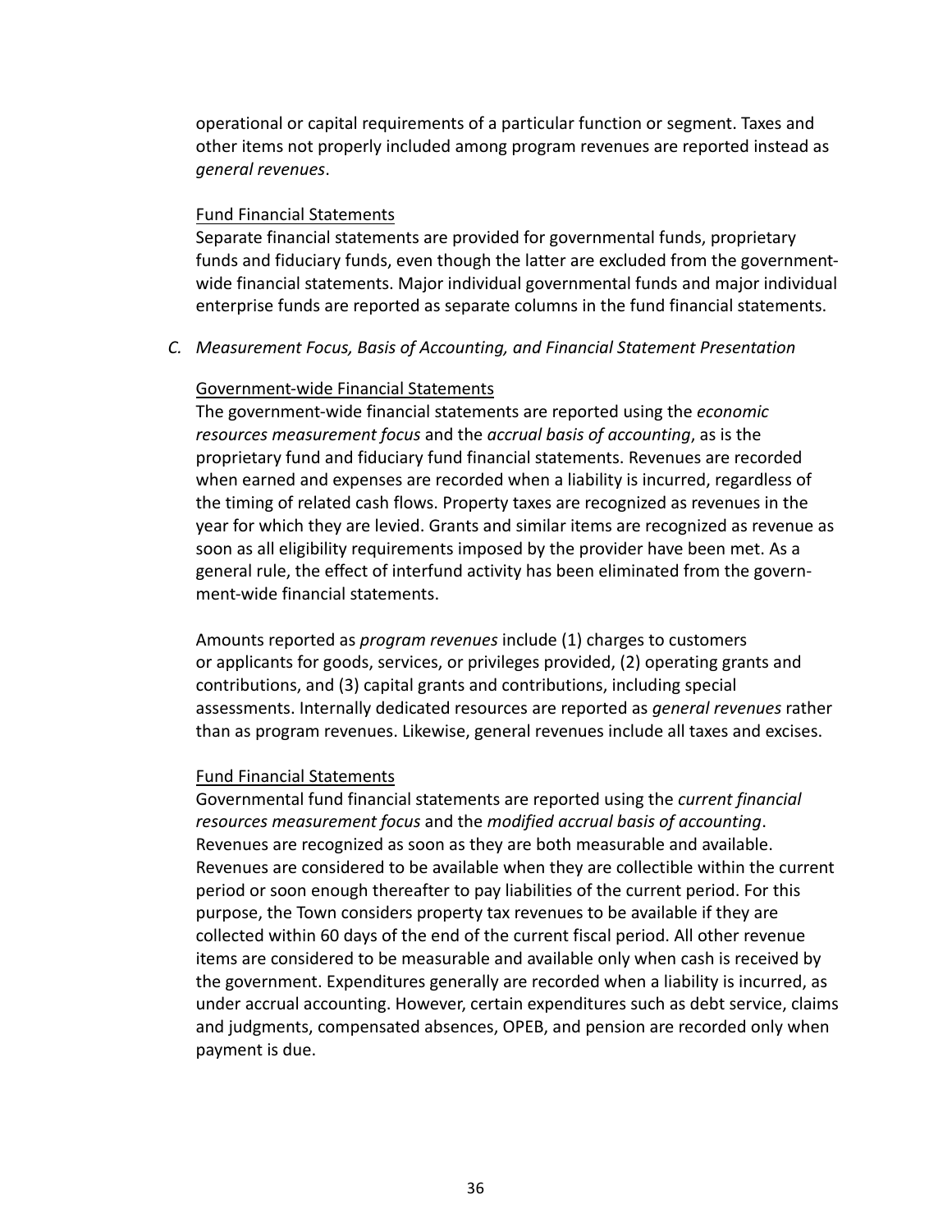operational or capital requirements of a particular function or segment. Taxes and other items not properly included among program revenues are reported instead as *general revenues*.

Fund Financial Statements

Separate financial statements are provided for governmental funds, proprietary funds and fiduciary funds, even though the latter are excluded from the government-wide financial statements. Major individual governmental funds and major individual enterprise funds are reported as separate columns in the fund financial statements.

*C. Measurement Focus, Basis of Accounting, and Financial Statement Presentation*

Government-wide Financial Statements

The government-wide financial statements are reported using the *economic resources measurement focus* and the *accrual basis of accounting*, as is the proprietary fund and fiduciary fund financial statements. Revenues are recorded when earned and expenses are recorded when a liability is incurred, regardless of the timing of related cash flows. Property taxes are recognized as revenues in the year for which they are levied. Grants and similar items are recognized as revenue as soon as all eligibility requirements imposed by the provider have been met. As a general rule, the effect of interfund activity has been eliminated from the government-wide financial statements.

Amounts reported as *program revenues* include (1) charges to customers or applicants for goods, services, or privileges provided, (2) operating grants and contributions, and (3) capital grants and contributions, including special assessments. Internally dedicated resources are reported as *general revenues* rather than as program revenues. Likewise, general revenues include all taxes and excises.

Fund Financial Statements

Governmental fund financial statements are reported using the *current financial resources measurement focus* and the *modified accrual basis of accounting*. Revenues are recognized as soon as they are both measurable and available. Revenues are considered to be available when they are collectible within the current period or soon enough thereafter to pay liabilities of the current period. For this purpose, the Town considers property tax revenues to be available if they are collected within 60 days of the end of the current fiscal period. All other revenue items are considered to be measurable and available only when cash is received by the government. Expenditures generally are recorded when a liability is incurred, as under accrual accounting. However, certain expenditures such as debt service, claims and judgments, compensated absences, OPEB, and pension are recorded only when payment is due.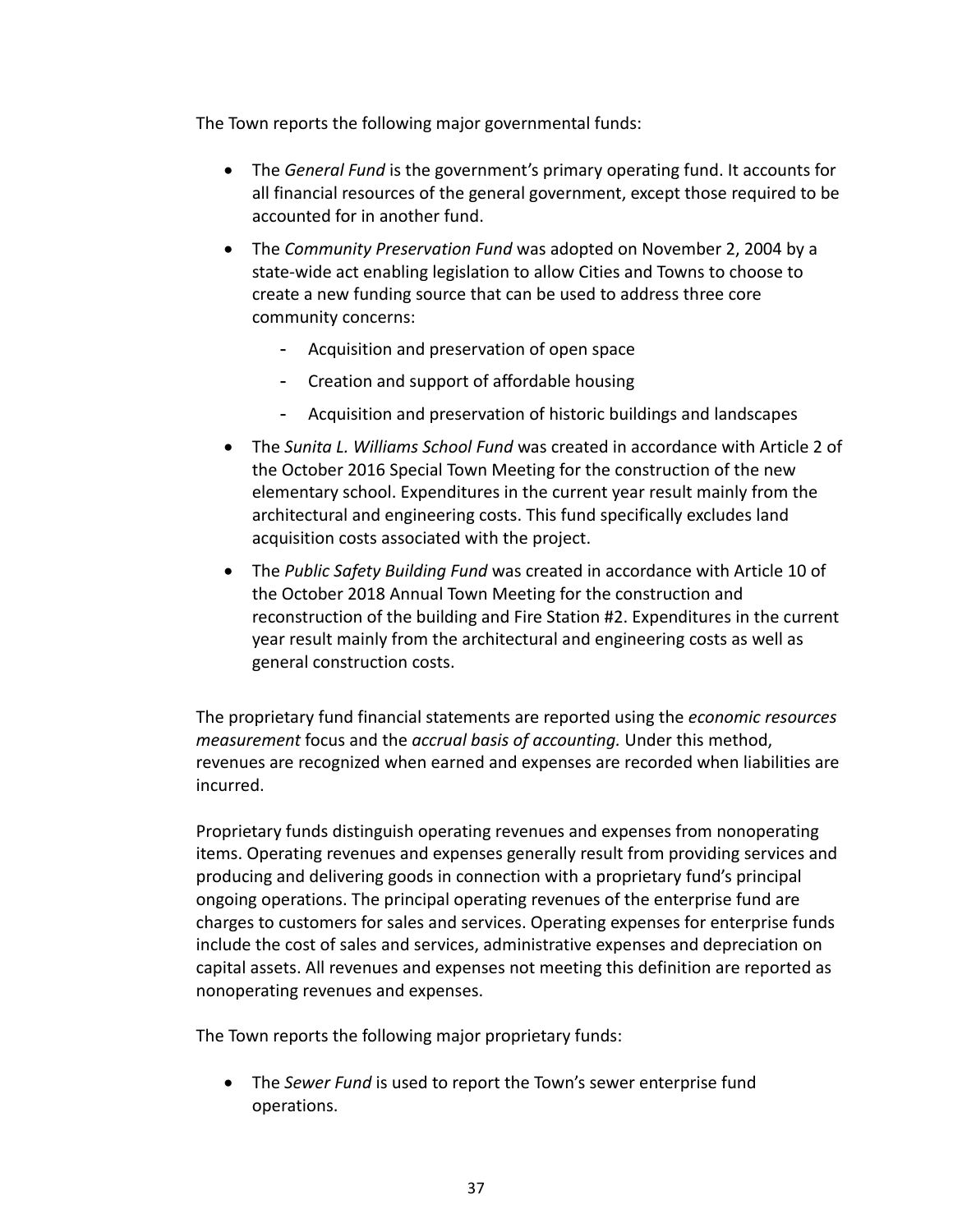The Town reports the following major governmental funds:

- The *General Fund* is the government's primary operating fund. It accounts for all financial resources of the general government, except those required to be accounted for in another fund.
- The *Community Preservation Fund* was adopted on November 2, 2004 by a state-wide act enabling legislation to allow Cities and Towns to choose to create a new funding source that can be used to address three core community concerns:
  - Acquisition and preservation of open space
  - Creation and support of affordable housing
  - Acquisition and preservation of historic buildings and landscapes
- The *Sunita L. Williams School Fund* was created in accordance with Article 2 of the October 2016 Special Town Meeting for the construction of the new elementary school. Expenditures in the current year result mainly from the architectural and engineering costs. This fund specifically excludes land acquisition costs associated with the project.
- The *Public Safety Building Fund* was created in accordance with Article 10 of the October 2018 Annual Town Meeting for the construction and reconstruction of the building and Fire Station #2. Expenditures in the current year result mainly from the architectural and engineering costs as well as general construction costs.

The proprietary fund financial statements are reported using the *economic resources measurement* focus and the *accrual basis of accounting.* Under this method, revenues are recognized when earned and expenses are recorded when liabilities are incurred.

Proprietary funds distinguish operating revenues and expenses from nonoperating items. Operating revenues and expenses generally result from providing services and producing and delivering goods in connection with a proprietary fund's principal ongoing operations. The principal operating revenues of the enterprise fund are charges to customers for sales and services. Operating expenses for enterprise funds include the cost of sales and services, administrative expenses and depreciation on capital assets. All revenues and expenses not meeting this definition are reported as nonoperating revenues and expenses.

The Town reports the following major proprietary funds:

- The *Sewer Fund* is used to report the Town's sewer enterprise fund operations.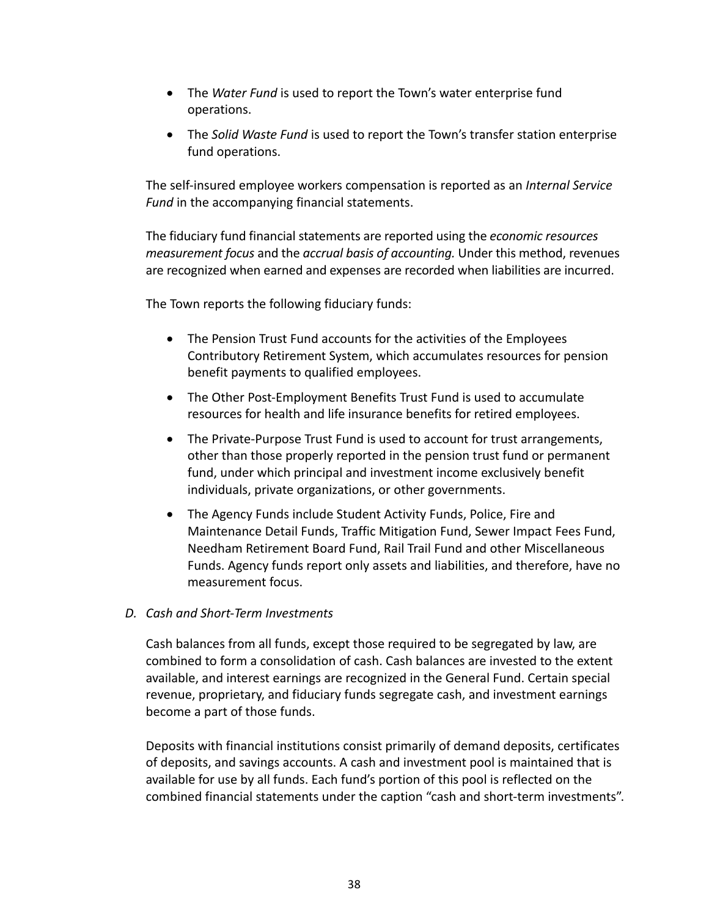- The *Water Fund* is used to report the Town's water enterprise fund operations.
- The *Solid Waste Fund* is used to report the Town's transfer station enterprise fund operations.

The self-insured employee workers compensation is reported as an *Internal Service Fund* in the accompanying financial statements.

The fiduciary fund financial statements are reported using the *economic resources measurement focus* and the *accrual basis of accounting.* Under this method, revenues are recognized when earned and expenses are recorded when liabilities are incurred.

The Town reports the following fiduciary funds:

- The Pension Trust Fund accounts for the activities of the Employees Contributory Retirement System, which accumulates resources for pension benefit payments to qualified employees.
- The Other Post-Employment Benefits Trust Fund is used to accumulate resources for health and life insurance benefits for retired employees.
- The Private-Purpose Trust Fund is used to account for trust arrangements, other than those properly reported in the pension trust fund or permanent fund, under which principal and investment income exclusively benefit individuals, private organizations, or other governments.
- The Agency Funds include Student Activity Funds, Police, Fire and Maintenance Detail Funds, Traffic Mitigation Fund, Sewer Impact Fees Fund, Needham Retirement Board Fund, Rail Trail Fund and other Miscellaneous Funds. Agency funds report only assets and liabilities, and therefore, have no measurement focus.

### D. *Cash and Short-Term Investments*

Cash balances from all funds, except those required to be segregated by law, are combined to form a consolidation of cash. Cash balances are invested to the extent available, and interest earnings are recognized in the General Fund. Certain special revenue, proprietary, and fiduciary funds segregate cash, and investment earnings become a part of those funds.

Deposits with financial institutions consist primarily of demand deposits, certificates of deposits, and savings accounts. A cash and investment pool is maintained that is available for use by all funds. Each fund's portion of this pool is reflected on the combined financial statements under the caption "cash and short-term investments".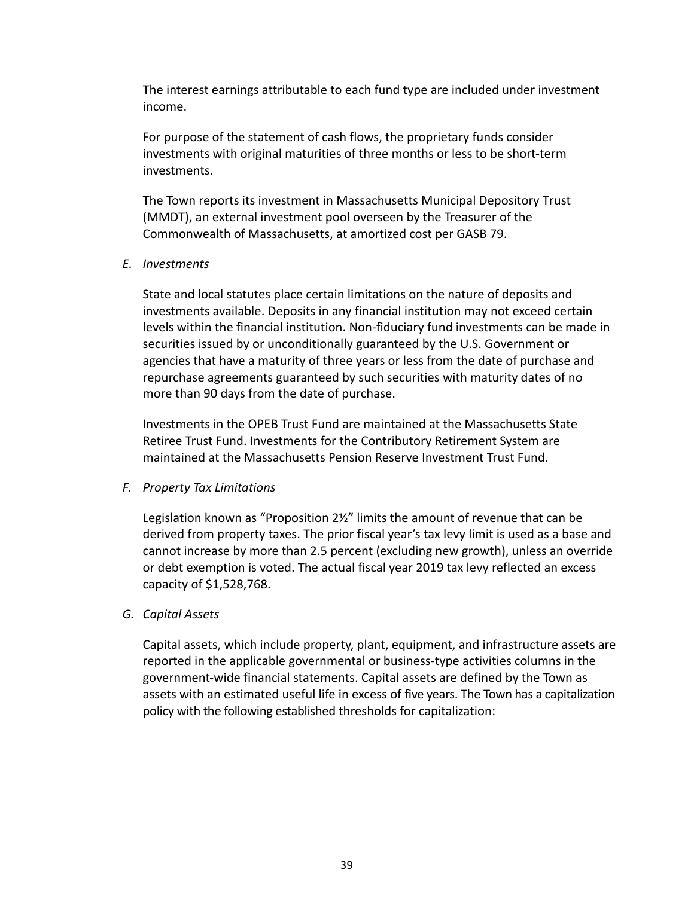The interest earnings attributable to each fund type are included under investment income.

For purpose of the statement of cash flows, the proprietary funds consider investments with original maturities of three months or less to be short-term investments.

The Town reports its investment in Massachusetts Municipal Depository Trust (MMDT), an external investment pool overseen by the Treasurer of the Commonwealth of Massachusetts, at amortized cost per GASB 79.

*E. Investments*

State and local statutes place certain limitations on the nature of deposits and investments available. Deposits in any financial institution may not exceed certain levels within the financial institution. Non-fiduciary fund investments can be made in securities issued by or unconditionally guaranteed by the U.S. Government or agencies that have a maturity of three years or less from the date of purchase and repurchase agreements guaranteed by such securities with maturity dates of no more than 90 days from the date of purchase.

Investments in the OPEB Trust Fund are maintained at the Massachusetts State Retiree Trust Fund. Investments for the Contributory Retirement System are maintained at the Massachusetts Pension Reserve Investment Trust Fund.

*F. Property Tax Limitations*

Legislation known as "Proposition 2½" limits the amount of revenue that can be derived from property taxes. The prior fiscal year's tax levy limit is used as a base and cannot increase by more than 2.5 percent (excluding new growth), unless an override or debt exemption is voted. The actual fiscal year 2019 tax levy reflected an excess capacity of $1,528,768.

*G. Capital Assets*

Capital assets, which include property, plant, equipment, and infrastructure assets are reported in the applicable governmental or business-type activities columns in the government-wide financial statements. Capital assets are defined by the Town as assets with an estimated useful life in excess of five years. The Town has a capitalization policy with the following established thresholds for capitalization: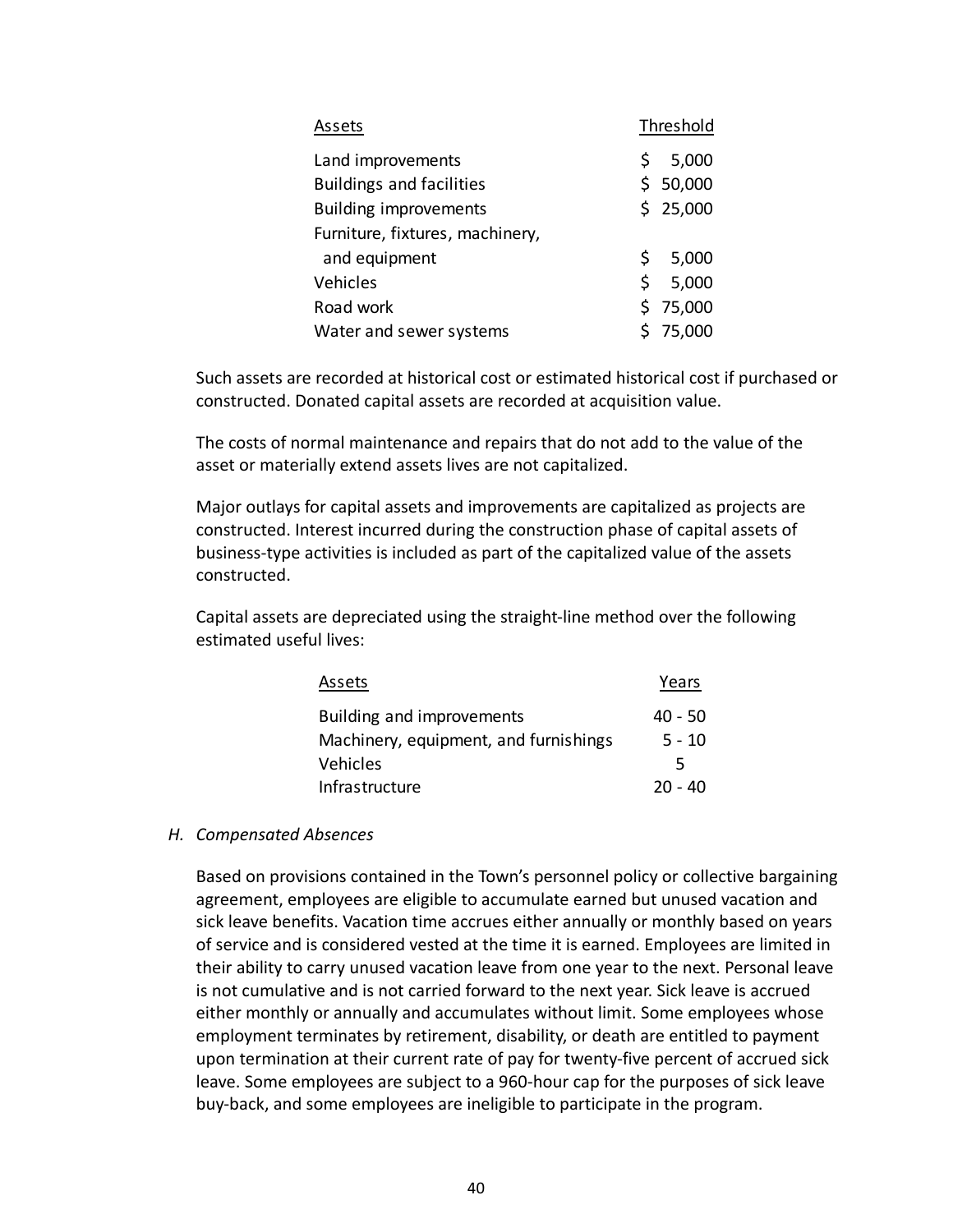| Assets | Threshold |
|---|---|
| Land improvements | $ 5,000 |
| Buildings and facilities | $ 50,000 |
| Building improvements | $ 25,000 |
| Furniture, fixtures, machinery, and equipment | $ 5,000 |
| Vehicles | $ 5,000 |
| Road work | $ 75,000 |
| Water and sewer systems | $ 75,000 |

Such assets are recorded at historical cost or estimated historical cost if purchased or constructed. Donated capital assets are recorded at acquisition value.

The costs of normal maintenance and repairs that do not add to the value of the asset or materially extend assets lives are not capitalized.

Major outlays for capital assets and improvements are capitalized as projects are constructed. Interest incurred during the construction phase of capital assets of business-type activities is included as part of the capitalized value of the assets constructed.

Capital assets are depreciated using the straight-line method over the following estimated useful lives:

| Assets | Years |
|---|---|
| Building and improvements | 40 - 50 |
| Machinery, equipment, and furnishings | 5 - 10 |
| Vehicles | 5 |
| Infrastructure | 20 - 40 |

### H. *Compensated Absences*

Based on provisions contained in the Town's personnel policy or collective bargaining agreement, employees are eligible to accumulate earned but unused vacation and sick leave benefits. Vacation time accrues either annually or monthly based on years of service and is considered vested at the time it is earned. Employees are limited in their ability to carry unused vacation leave from one year to the next. Personal leave is not cumulative and is not carried forward to the next year. Sick leave is accrued either monthly or annually and accumulates without limit. Some employees whose employment terminates by retirement, disability, or death are entitled to payment upon termination at their current rate of pay for twenty-five percent of accrued sick leave. Some employees are subject to a 960-hour cap for the purposes of sick leave buy-back, and some employees are ineligible to participate in the program.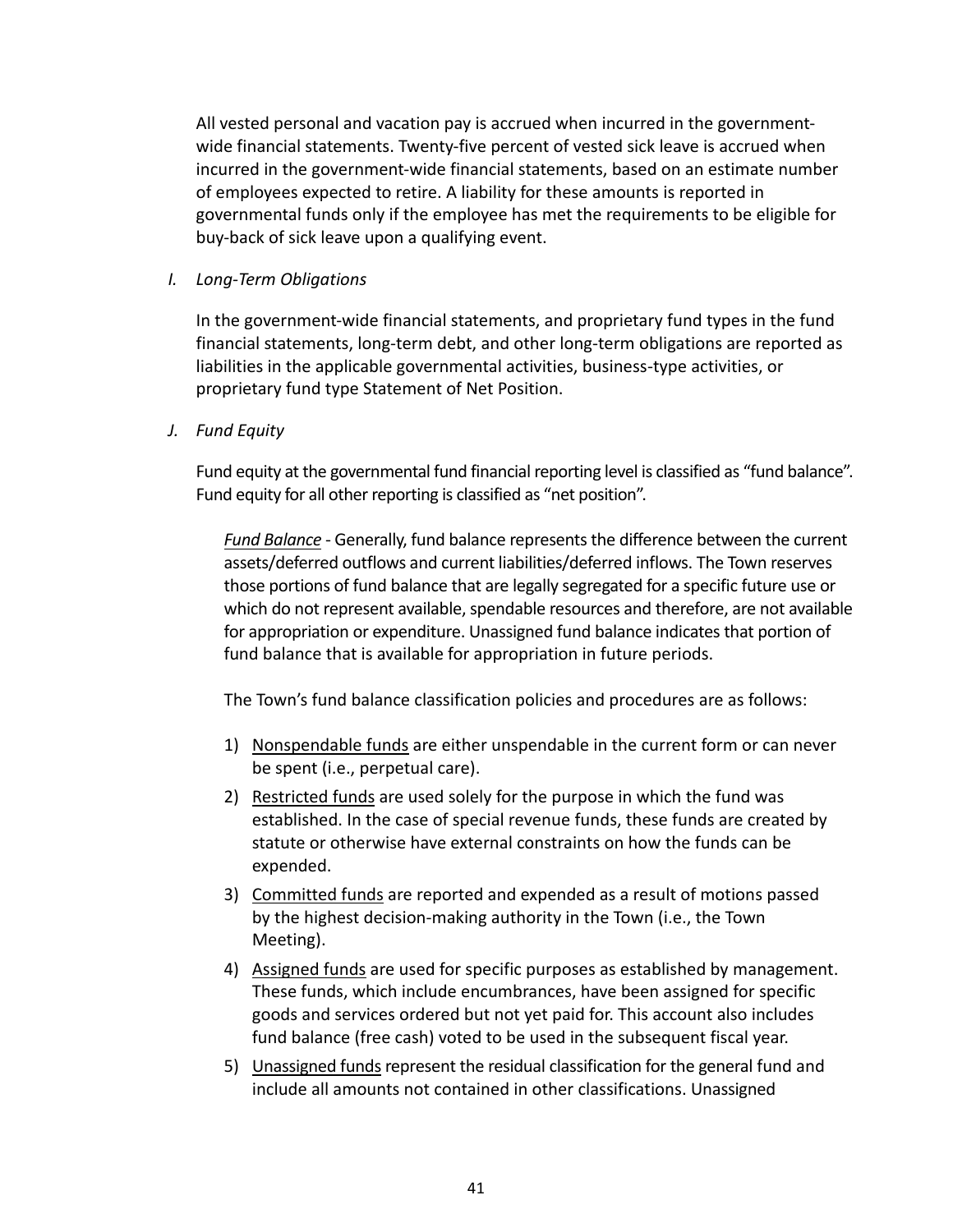All vested personal and vacation pay is accrued when incurred in the government-wide financial statements. Twenty-five percent of vested sick leave is accrued when incurred in the government-wide financial statements, based on an estimate number of employees expected to retire. A liability for these amounts is reported in governmental funds only if the employee has met the requirements to be eligible for buy-back of sick leave upon a qualifying event.

*I. Long-Term Obligations*

In the government-wide financial statements, and proprietary fund types in the fund financial statements, long-term debt, and other long-term obligations are reported as liabilities in the applicable governmental activities, business-type activities, or proprietary fund type Statement of Net Position.

*J. Fund Equity*

Fund equity at the governmental fund financial reporting level is classified as "fund balance". Fund equity for all other reporting is classified as "net position".

*Fund Balance* - Generally, fund balance represents the difference between the current assets/deferred outflows and current liabilities/deferred inflows. The Town reserves those portions of fund balance that are legally segregated for a specific future use or which do not represent available, spendable resources and therefore, are not available for appropriation or expenditure. Unassigned fund balance indicates that portion of fund balance that is available for appropriation in future periods.

The Town's fund balance classification policies and procedures are as follows:

1) Nonspendable funds are either unspendable in the current form or can never be spent (i.e., perpetual care).
2) Restricted funds are used solely for the purpose in which the fund was established. In the case of special revenue funds, these funds are created by statute or otherwise have external constraints on how the funds can be expended.
3) Committed funds are reported and expended as a result of motions passed by the highest decision-making authority in the Town (i.e., the Town Meeting).
4) Assigned funds are used for specific purposes as established by management. These funds, which include encumbrances, have been assigned for specific goods and services ordered but not yet paid for. This account also includes fund balance (free cash) voted to be used in the subsequent fiscal year.
5) Unassigned funds represent the residual classification for the general fund and include all amounts not contained in other classifications. Unassigned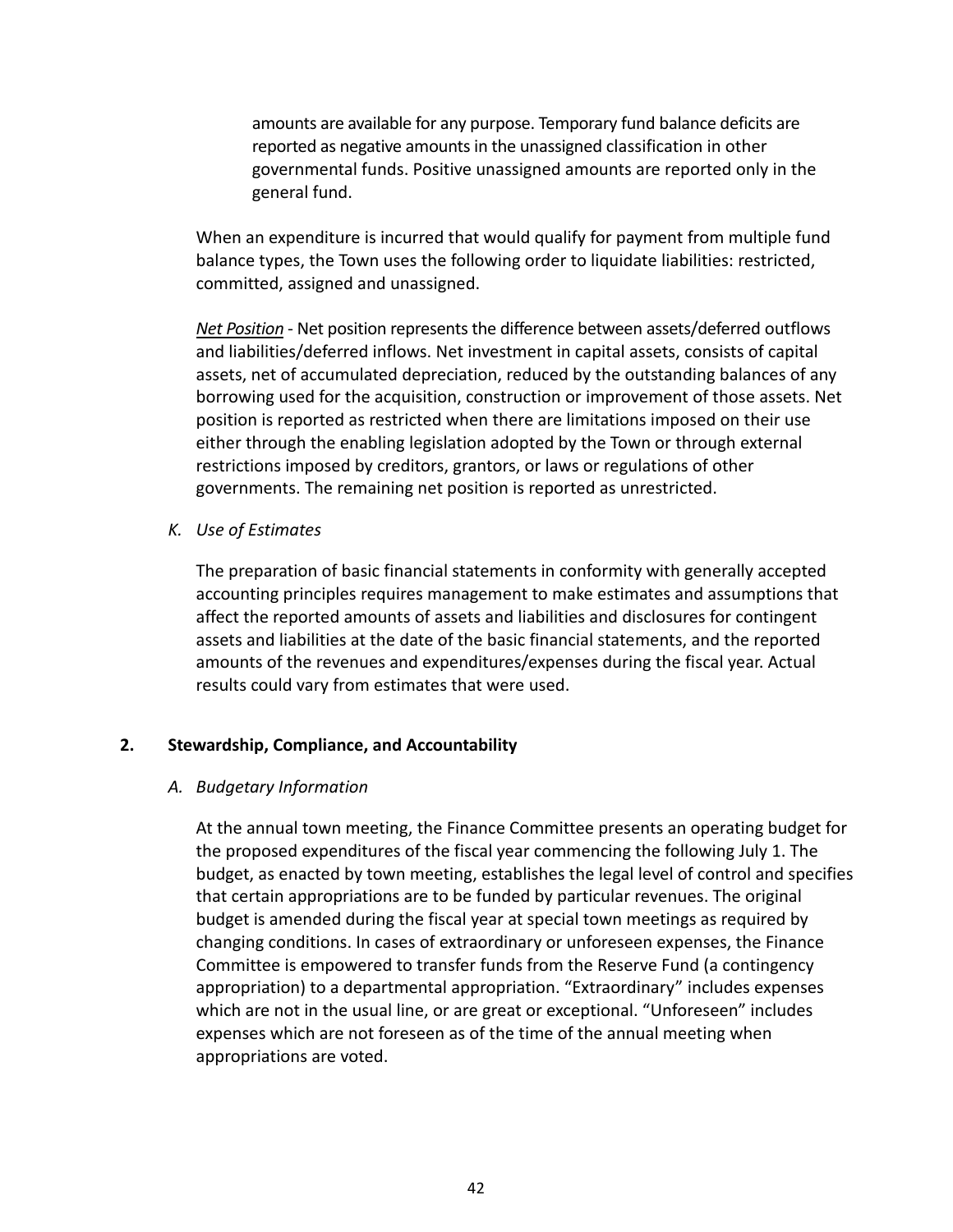amounts are available for any purpose. Temporary fund balance deficits are reported as negative amounts in the unassigned classification in other governmental funds. Positive unassigned amounts are reported only in the general fund.

When an expenditure is incurred that would qualify for payment from multiple fund balance types, the Town uses the following order to liquidate liabilities: restricted, committed, assigned and unassigned.

*Net Position* - Net position represents the difference between assets/deferred outflows and liabilities/deferred inflows. Net investment in capital assets, consists of capital assets, net of accumulated depreciation, reduced by the outstanding balances of any borrowing used for the acquisition, construction or improvement of those assets. Net position is reported as restricted when there are limitations imposed on their use either through the enabling legislation adopted by the Town or through external restrictions imposed by creditors, grantors, or laws or regulations of other governments. The remaining net position is reported as unrestricted.

*K. Use of Estimates*

The preparation of basic financial statements in conformity with generally accepted accounting principles requires management to make estimates and assumptions that affect the reported amounts of assets and liabilities and disclosures for contingent assets and liabilities at the date of the basic financial statements, and the reported amounts of the revenues and expenditures/expenses during the fiscal year. Actual results could vary from estimates that were used.

## 2. Stewardship, Compliance, and Accountability

*A. Budgetary Information*

At the annual town meeting, the Finance Committee presents an operating budget for the proposed expenditures of the fiscal year commencing the following July 1. The budget, as enacted by town meeting, establishes the legal level of control and specifies that certain appropriations are to be funded by particular revenues. The original budget is amended during the fiscal year at special town meetings as required by changing conditions. In cases of extraordinary or unforeseen expenses, the Finance Committee is empowered to transfer funds from the Reserve Fund (a contingency appropriation) to a departmental appropriation. "Extraordinary" includes expenses which are not in the usual line, or are great or exceptional. "Unforeseen" includes expenses which are not foreseen as of the time of the annual meeting when appropriations are voted.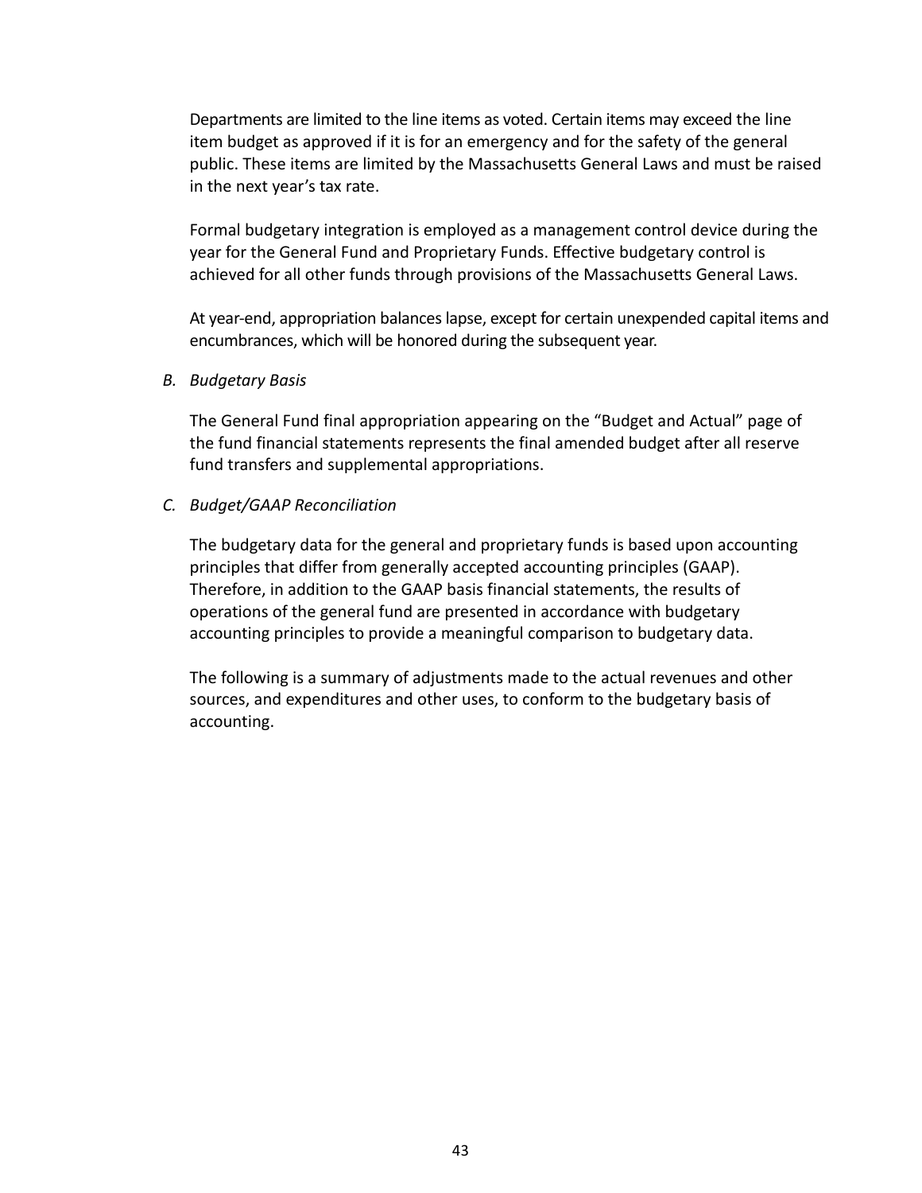Departments are limited to the line items as voted. Certain items may exceed the line item budget as approved if it is for an emergency and for the safety of the general public. These items are limited by the Massachusetts General Laws and must be raised in the next year's tax rate.

Formal budgetary integration is employed as a management control device during the year for the General Fund and Proprietary Funds. Effective budgetary control is achieved for all other funds through provisions of the Massachusetts General Laws.

At year-end, appropriation balances lapse, except for certain unexpended capital items and encumbrances, which will be honored during the subsequent year.

*B. Budgetary Basis*

The General Fund final appropriation appearing on the "Budget and Actual" page of the fund financial statements represents the final amended budget after all reserve fund transfers and supplemental appropriations.

*C. Budget/GAAP Reconciliation*

The budgetary data for the general and proprietary funds is based upon accounting principles that differ from generally accepted accounting principles (GAAP). Therefore, in addition to the GAAP basis financial statements, the results of operations of the general fund are presented in accordance with budgetary accounting principles to provide a meaningful comparison to budgetary data.

The following is a summary of adjustments made to the actual revenues and other sources, and expenditures and other uses, to conform to the budgetary basis of accounting.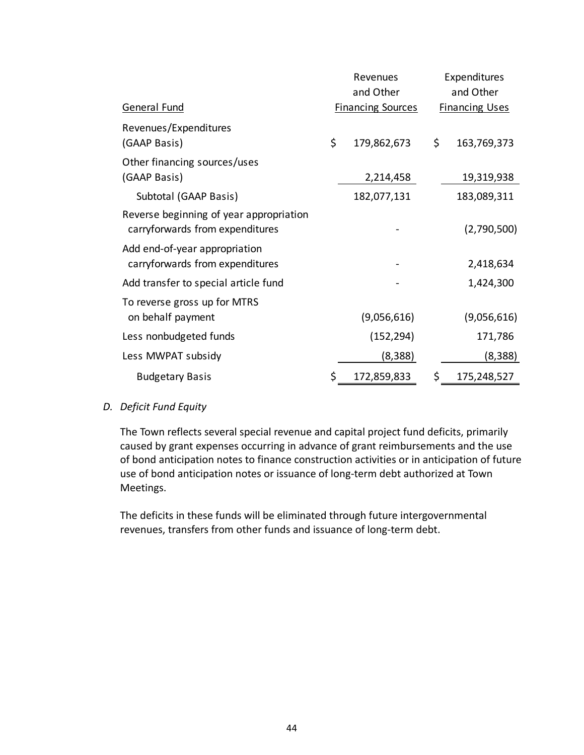| General Fund | Revenues and Other Financing Sources | Expenditures and Other Financing Uses |
|---|---|---|
| Revenues/Expenditures (GAAP Basis) | $ 179,862,673 | $ 163,769,373 |
| Other financing sources/uses (GAAP Basis) | 2,214,458 | 19,319,938 |
| Subtotal (GAAP Basis) | 182,077,131 | 183,089,311 |
| Reverse beginning of year appropriation carryforwards from expenditures | - | (2,790,500) |
| Add end-of-year appropriation carryforwards from expenditures | - | 2,418,634 |
| Add transfer to special article fund | - | 1,424,300 |
| To reverse gross up for MTRS on behalf payment | (9,056,616) | (9,056,616) |
| Less nonbudgeted funds | (152,294) | 171,786 |
| Less MWPAT subsidy | (8,388) | (8,388) |
| Budgetary Basis | $ 172,859,833 | $ 175,248,527 |

*D. Deficit Fund Equity*

The Town reflects several special revenue and capital project fund deficits, primarily caused by grant expenses occurring in advance of grant reimbursements and the use of bond anticipation notes to finance construction activities or in anticipation of future use of bond anticipation notes or issuance of long-term debt authorized at Town Meetings.

The deficits in these funds will be eliminated through future intergovernmental revenues, transfers from other funds and issuance of long-term debt.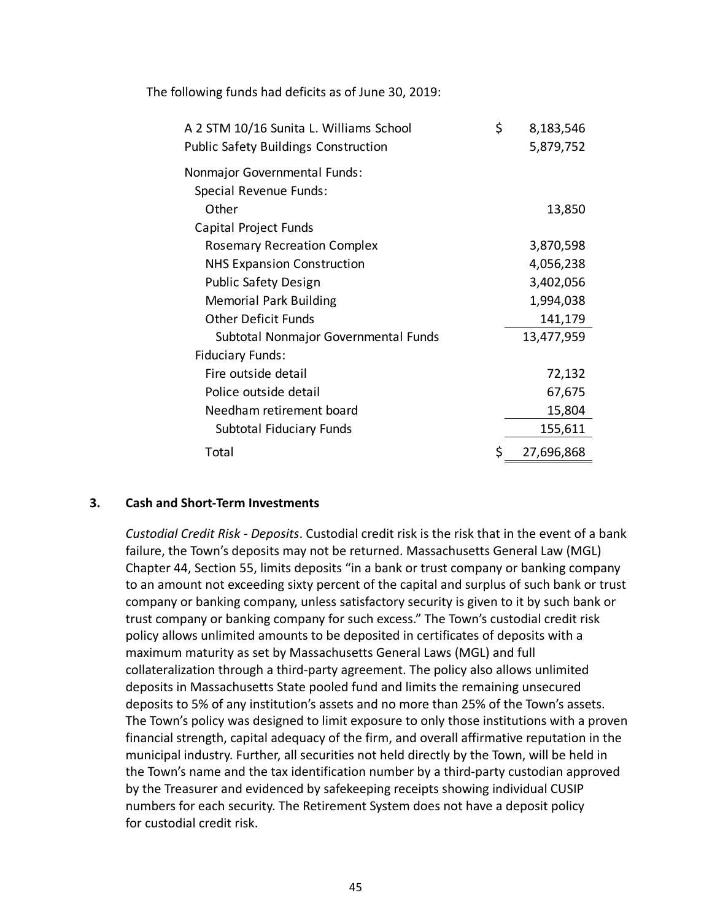The following funds had deficits as of June 30, 2019:

| | | |
|---|---|---|
| A 2 STM 10/16 Sunita L. Williams School | $ | 8,183,546 |
| Public Safety Buildings Construction | | 5,879,752 |
| Nonmajor Governmental Funds: | | |
| Special Revenue Funds: | | |
| Other | | 13,850 |
| Capital Project Funds | | |
| Rosemary Recreation Complex | | 3,870,598 |
| NHS Expansion Construction | | 4,056,238 |
| Public Safety Design | | 3,402,056 |
| Memorial Park Building | | 1,994,038 |
| Other Deficit Funds | | 141,179 |
| Subtotal Nonmajor Governmental Funds | | 13,477,959 |
| Fiduciary Funds: | | |
| Fire outside detail | | 72,132 |
| Police outside detail | | 67,675 |
| Needham retirement board | | 15,804 |
| Subtotal Fiduciary Funds | | 155,611 |
| Total | $ | 27,696,868 |

## 3. Cash and Short-Term Investments

*Custodial Credit Risk - Deposits*. Custodial credit risk is the risk that in the event of a bank failure, the Town's deposits may not be returned. Massachusetts General Law (MGL) Chapter 44, Section 55, limits deposits "in a bank or trust company or banking company to an amount not exceeding sixty percent of the capital and surplus of such bank or trust company or banking company, unless satisfactory security is given to it by such bank or trust company or banking company for such excess." The Town's custodial credit risk policy allows unlimited amounts to be deposited in certificates of deposits with a maximum maturity as set by Massachusetts General Laws (MGL) and full collateralization through a third-party agreement. The policy also allows unlimited deposits in Massachusetts State pooled fund and limits the remaining unsecured deposits to 5% of any institution's assets and no more than 25% of the Town's assets. The Town's policy was designed to limit exposure to only those institutions with a proven financial strength, capital adequacy of the firm, and overall affirmative reputation in the municipal industry. Further, all securities not held directly by the Town, will be held in the Town's name and the tax identification number by a third-party custodian approved by the Treasurer and evidenced by safekeeping receipts showing individual CUSIP numbers for each security. The Retirement System does not have a deposit policy for custodial credit risk.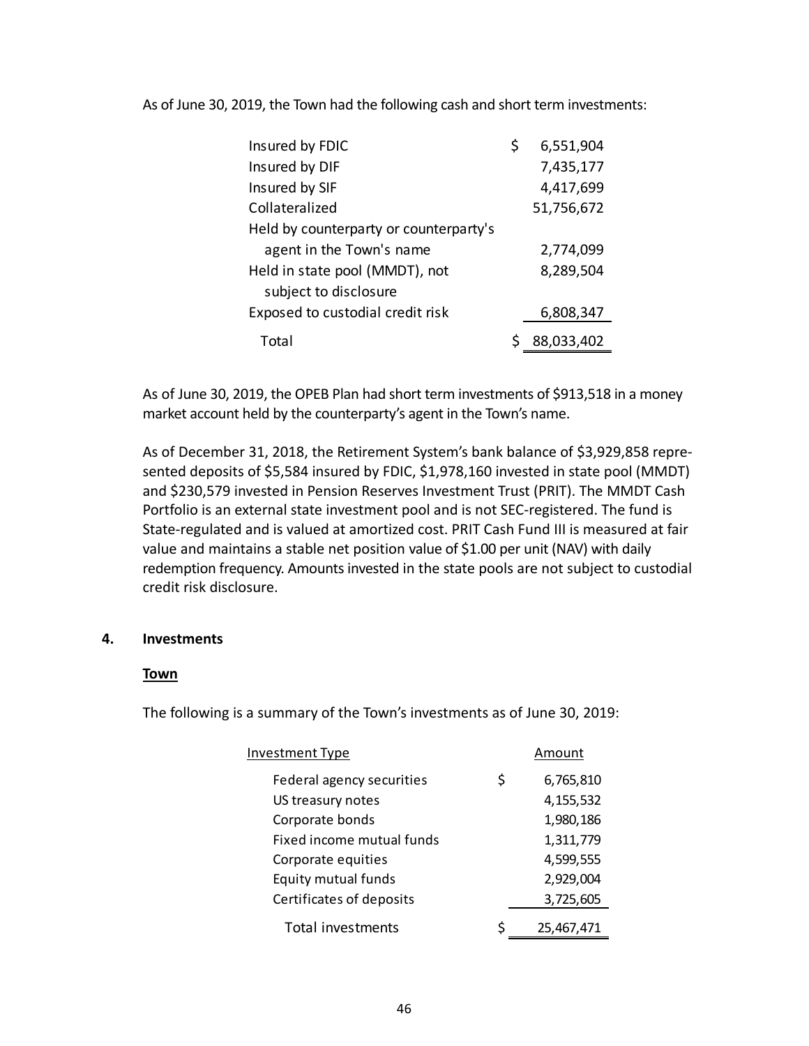As of June 30, 2019, the Town had the following cash and short term investments:

| | |
|---|---|
| Insured by FDIC | $ 6,551,904 |
| Insured by DIF | 7,435,177 |
| Insured by SIF | 4,417,699 |
| Collateralized | 51,756,672 |
| Held by counterparty or counterparty's agent in the Town's name | 2,774,099 |
| Held in state pool (MMDT), not subject to disclosure | 8,289,504 |
| Exposed to custodial credit risk | 6,808,347 |
| Total | $ 88,033,402 |

As of June 30, 2019, the OPEB Plan had short term investments of $913,518 in a money market account held by the counterparty's agent in the Town's name.

As of December 31, 2018, the Retirement System's bank balance of $3,929,858 represented deposits of $5,584 insured by FDIC, $1,978,160 invested in state pool (MMDT) and $230,579 invested in Pension Reserves Investment Trust (PRIT). The MMDT Cash Portfolio is an external state investment pool and is not SEC-registered. The fund is State-regulated and is valued at amortized cost. PRIT Cash Fund III is measured at fair value and maintains a stable net position value of $1.00 per unit (NAV) with daily redemption frequency. Amounts invested in the state pools are not subject to custodial credit risk disclosure.

## 4. Investments

**Town**

The following is a summary of the Town's investments as of June 30, 2019:

| Investment Type | Amount |
|---|---|
| Federal agency securities | $ 6,765,810 |
| US treasury notes | 4,155,532 |
| Corporate bonds | 1,980,186 |
| Fixed income mutual funds | 1,311,779 |
| Corporate equities | 4,599,555 |
| Equity mutual funds | 2,929,004 |
| Certificates of deposits | 3,725,605 |
| Total investments | $ 25,467,471 |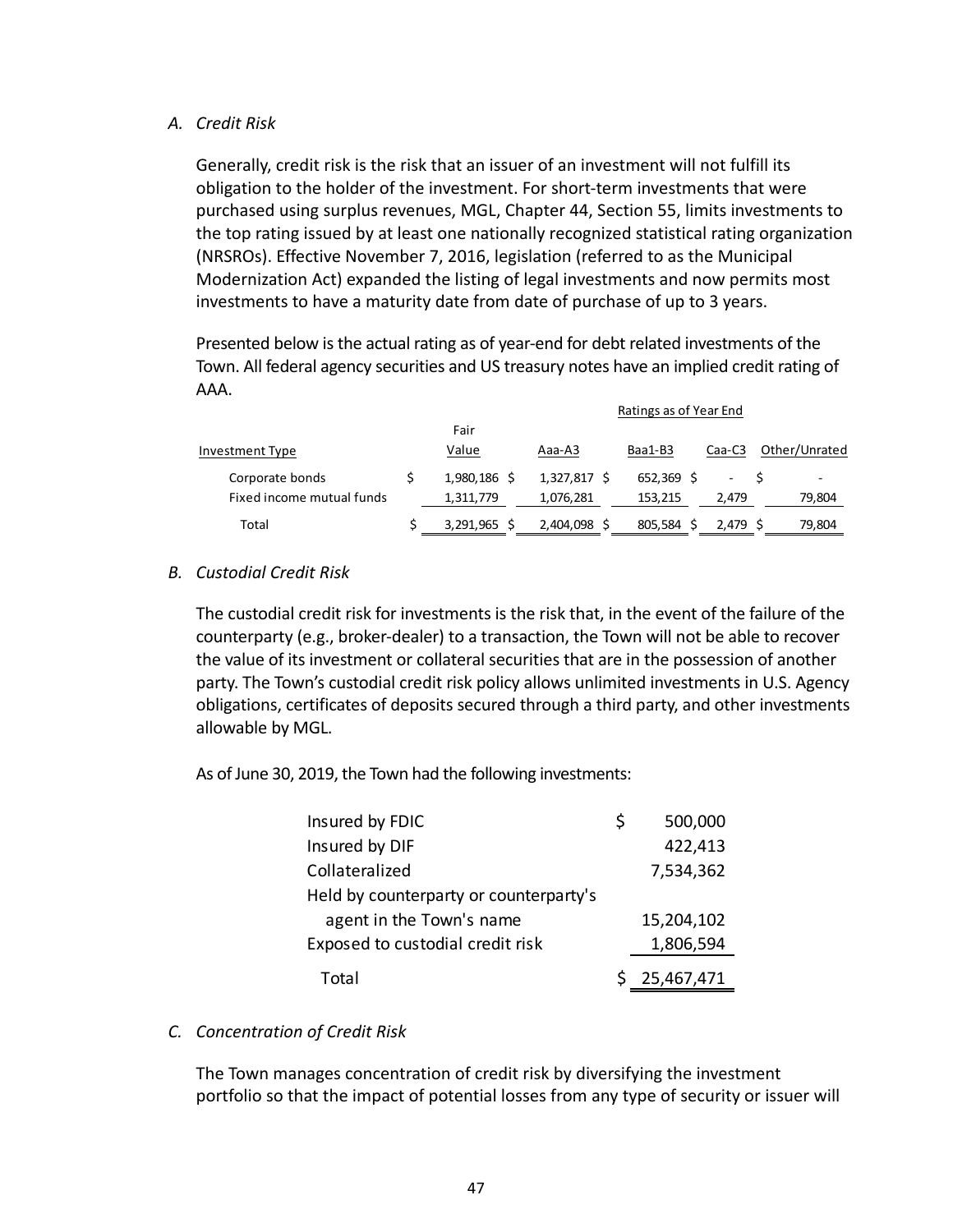*A. Credit Risk*

Generally, credit risk is the risk that an issuer of an investment will not fulfill its obligation to the holder of the investment. For short-term investments that were purchased using surplus revenues, MGL, Chapter 44, Section 55, limits investments to the top rating issued by at least one nationally recognized statistical rating organization (NRSROs). Effective November 7, 2016, legislation (referred to as the Municipal Modernization Act) expanded the listing of legal investments and now permits most investments to have a maturity date from date of purchase of up to 3 years.

Presented below is the actual rating as of year-end for debt related investments of the Town. All federal agency securities and US treasury notes have an implied credit rating of AAA.

| | | Ratings as of Year End | | | |
|---|---|---|---|---|---|
| Investment Type | Fair Value | Aaa-A3 | Baa1-B3 | Caa-C3 | Other/Unrated |
| Corporate bonds | $ 1,980,186 | $ 1,327,817 | $ 652,369 | $ - | $ - |
| Fixed income mutual funds | 1,311,779 | 1,076,281 | 153,215 | 2,479 | 79,804 |
| Total | $ 3,291,965 | $ 2,404,098 | $ 805,584 | $ 2,479 | $ 79,804 |

*B. Custodial Credit Risk*

The custodial credit risk for investments is the risk that, in the event of the failure of the counterparty (e.g., broker-dealer) to a transaction, the Town will not be able to recover the value of its investment or collateral securities that are in the possession of another party. The Town's custodial credit risk policy allows unlimited investments in U.S. Agency obligations, certificates of deposits secured through a third party, and other investments allowable by MGL.

As of June 30, 2019, the Town had the following investments:

| | |
|---|---|
| Insured by FDIC | $ 500,000 |
| Insured by DIF | 422,413 |
| Collateralized | 7,534,362 |
| Held by counterparty or counterparty's agent in the Town's name | 15,204,102 |
| Exposed to custodial credit risk | 1,806,594 |
| Total | $ 25,467,471 |

*C. Concentration of Credit Risk*

The Town manages concentration of credit risk by diversifying the investment portfolio so that the impact of potential losses from any type of security or issuer will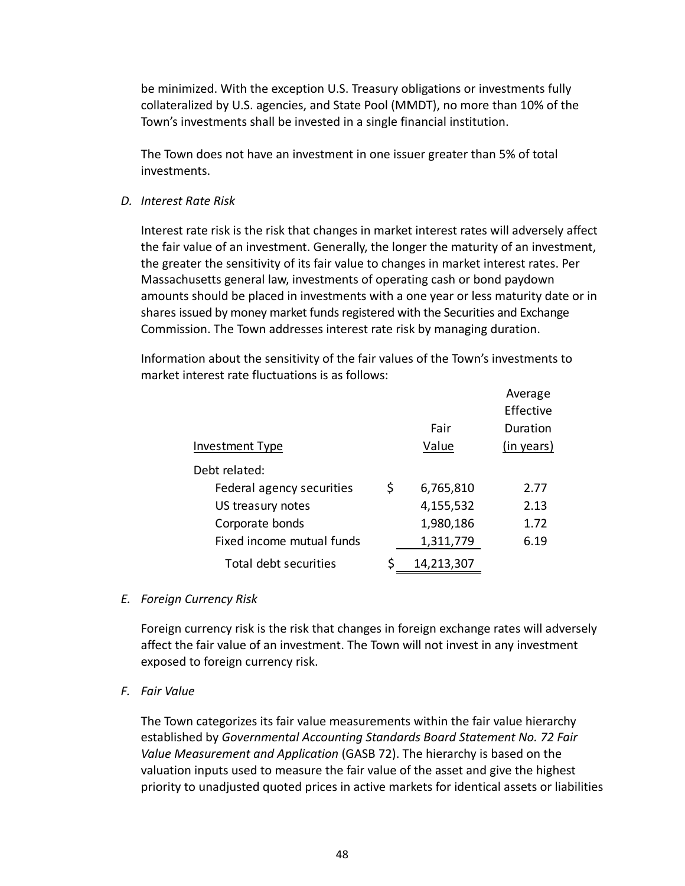be minimized. With the exception U.S. Treasury obligations or investments fully collateralized by U.S. agencies, and State Pool (MMDT), no more than 10% of the Town's investments shall be invested in a single financial institution.

The Town does not have an investment in one issuer greater than 5% of total investments.

*D. Interest Rate Risk*

Interest rate risk is the risk that changes in market interest rates will adversely affect the fair value of an investment. Generally, the longer the maturity of an investment, the greater the sensitivity of its fair value to changes in market interest rates. Per Massachusetts general law, investments of operating cash or bond paydown amounts should be placed in investments with a one year or less maturity date or in shares issued by money market funds registered with the Securities and Exchange Commission. The Town addresses interest rate risk by managing duration.

Information about the sensitivity of the fair values of the Town's investments to market interest rate fluctuations is as follows:

| Investment Type | Fair Value | Average Effective Duration (in years) |
|---|---|---|
| Debt related: | | |
| Federal agency securities | $ 6,765,810 | 2.77 |
| US treasury notes | 4,155,532 | 2.13 |
| Corporate bonds | 1,980,186 | 1.72 |
| Fixed income mutual funds | 1,311,779 | 6.19 |
| Total debt securities | $ 14,213,307 | |

*E. Foreign Currency Risk*

Foreign currency risk is the risk that changes in foreign exchange rates will adversely affect the fair value of an investment. The Town will not invest in any investment exposed to foreign currency risk.

*F. Fair Value*

The Town categorizes its fair value measurements within the fair value hierarchy established by *Governmental Accounting Standards Board Statement No. 72 Fair Value Measurement and Application* (GASB 72). The hierarchy is based on the valuation inputs used to measure the fair value of the asset and give the highest priority to unadjusted quoted prices in active markets for identical assets or liabilities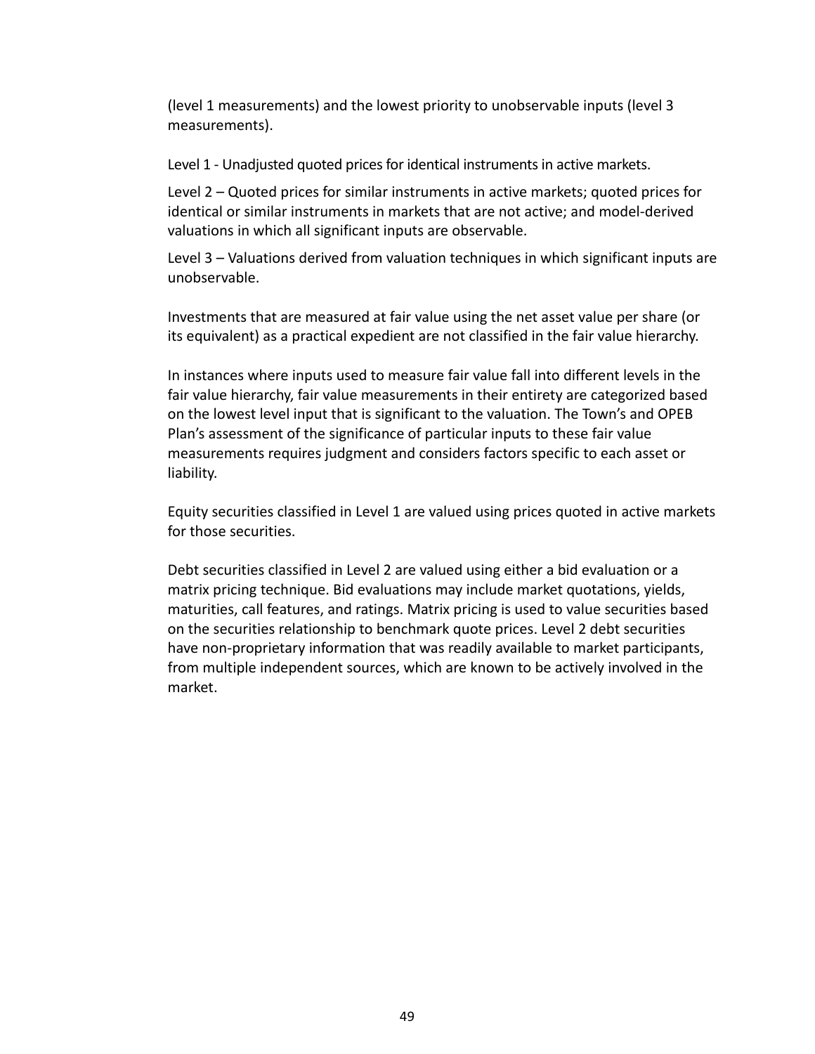(level 1 measurements) and the lowest priority to unobservable inputs (level 3 measurements).

Level 1 - Unadjusted quoted prices for identical instruments in active markets.

Level 2 – Quoted prices for similar instruments in active markets; quoted prices for identical or similar instruments in markets that are not active; and model-derived valuations in which all significant inputs are observable.

Level 3 – Valuations derived from valuation techniques in which significant inputs are unobservable.

Investments that are measured at fair value using the net asset value per share (or its equivalent) as a practical expedient are not classified in the fair value hierarchy.

In instances where inputs used to measure fair value fall into different levels in the fair value hierarchy, fair value measurements in their entirety are categorized based on the lowest level input that is significant to the valuation. The Town's and OPEB Plan's assessment of the significance of particular inputs to these fair value measurements requires judgment and considers factors specific to each asset or liability.

Equity securities classified in Level 1 are valued using prices quoted in active markets for those securities.

Debt securities classified in Level 2 are valued using either a bid evaluation or a matrix pricing technique. Bid evaluations may include market quotations, yields, maturities, call features, and ratings. Matrix pricing is used to value securities based on the securities relationship to benchmark quote prices. Level 2 debt securities have non-proprietary information that was readily available to market participants, from multiple independent sources, which are known to be actively involved in the market.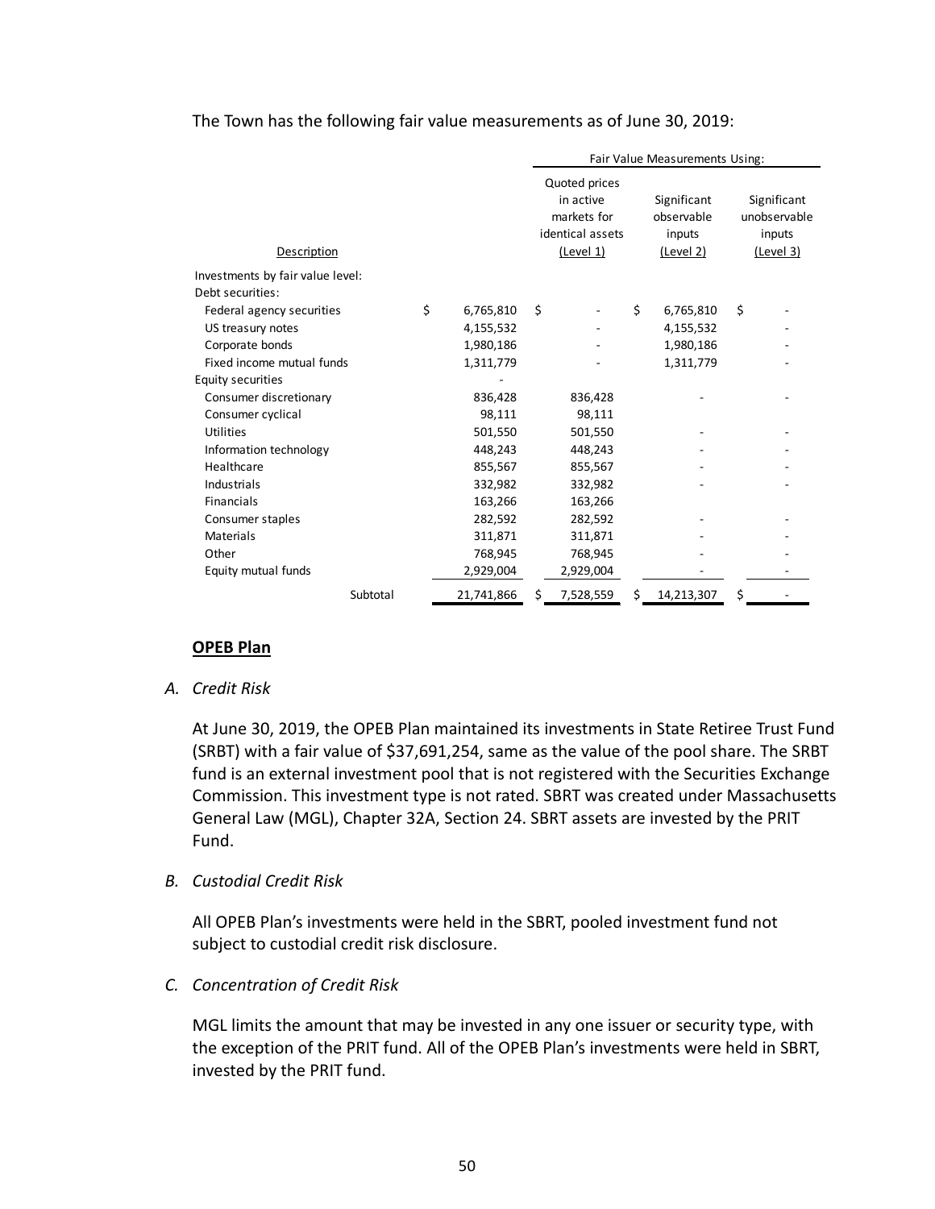The Town has the following fair value measurements as of June 30, 2019:

| Description | | Fair Value Measurements Using: | | |
|---|---|---|---|---|
| | | Quoted prices in active markets for identical assets (Level 1) | Significant observable inputs (Level 2) | Significant unobservable inputs (Level 3) |
| Investments by fair value level: | | | | |
| Debt securities: | | | | |
| Federal agency securities | $ 6,765,810 | $ - | $ 6,765,810 | $ - |
| US treasury notes | 4,155,532 | - | 4,155,532 | - |
| Corporate bonds | 1,980,186 | - | 1,980,186 | - |
| Fixed income mutual funds | 1,311,779 | - | 1,311,779 | - |
| Equity securities | - | | | |
| Consumer discretionary | 836,428 | 836,428 | - | - |
| Consumer cyclical | 98,111 | 98,111 | | |
| Utilities | 501,550 | 501,550 | - | - |
| Information technology | 448,243 | 448,243 | - | - |
| Healthcare | 855,567 | 855,567 | - | - |
| Industrials | 332,982 | 332,982 | - | - |
| Financials | 163,266 | 163,266 | | |
| Consumer staples | 282,592 | 282,592 | - | - |
| Materials | 311,871 | 311,871 | - | - |
| Other | 768,945 | 768,945 | - | - |
| Equity mutual funds | 2,929,004 | 2,929,004 | - | - |
| Subtotal | 21,741,866 | $ 7,528,559 | $ 14,213,307 | $ - |

**OPEB Plan**

*A. Credit Risk*

At June 30, 2019, the OPEB Plan maintained its investments in State Retiree Trust Fund (SRBT) with a fair value of $37,691,254, same as the value of the pool share. The SRBT fund is an external investment pool that is not registered with the Securities Exchange Commission. This investment type is not rated. SBRT was created under Massachusetts General Law (MGL), Chapter 32A, Section 24. SBRT assets are invested by the PRIT Fund.

*B. Custodial Credit Risk*

All OPEB Plan's investments were held in the SBRT, pooled investment fund not subject to custodial credit risk disclosure.

*C. Concentration of Credit Risk*

MGL limits the amount that may be invested in any one issuer or security type, with the exception of the PRIT fund. All of the OPEB Plan's investments were held in SBRT, invested by the PRIT fund.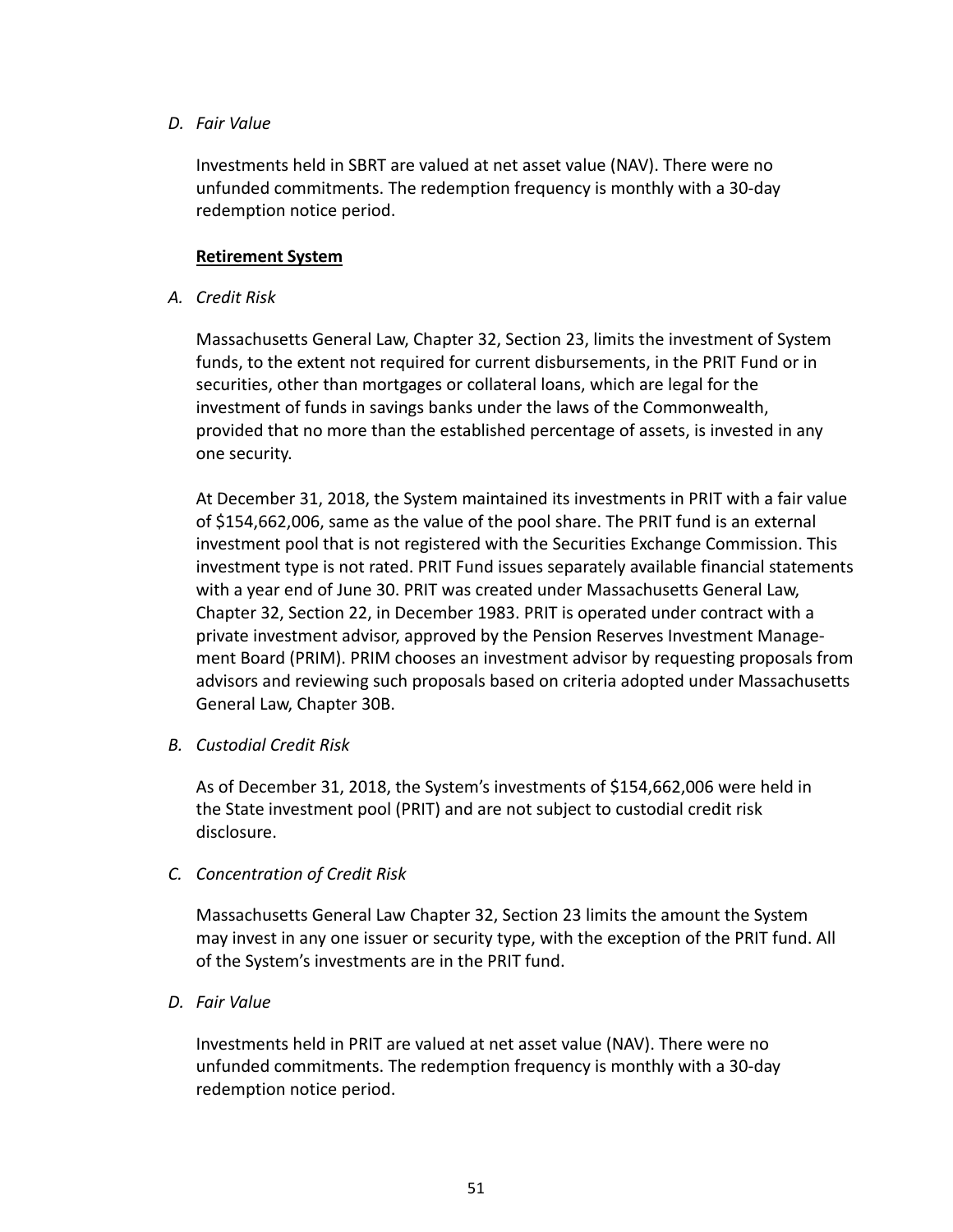*D. Fair Value*

Investments held in SBRT are valued at net asset value (NAV). There were no unfunded commitments. The redemption frequency is monthly with a 30-day redemption notice period.

**Retirement System**

*A. Credit Risk*

Massachusetts General Law, Chapter 32, Section 23, limits the investment of System funds, to the extent not required for current disbursements, in the PRIT Fund or in securities, other than mortgages or collateral loans, which are legal for the investment of funds in savings banks under the laws of the Commonwealth, provided that no more than the established percentage of assets, is invested in any one security.

At December 31, 2018, the System maintained its investments in PRIT with a fair value of $154,662,006, same as the value of the pool share. The PRIT fund is an external investment pool that is not registered with the Securities Exchange Commission. This investment type is not rated. PRIT Fund issues separately available financial statements with a year end of June 30. PRIT was created under Massachusetts General Law, Chapter 32, Section 22, in December 1983. PRIT is operated under contract with a private investment advisor, approved by the Pension Reserves Investment Management Board (PRIM). PRIM chooses an investment advisor by requesting proposals from advisors and reviewing such proposals based on criteria adopted under Massachusetts General Law, Chapter 30B.

*B. Custodial Credit Risk*

As of December 31, 2018, the System's investments of $154,662,006 were held in the State investment pool (PRIT) and are not subject to custodial credit risk disclosure.

*C. Concentration of Credit Risk*

Massachusetts General Law Chapter 32, Section 23 limits the amount the System may invest in any one issuer or security type, with the exception of the PRIT fund. All of the System's investments are in the PRIT fund.

*D. Fair Value*

Investments held in PRIT are valued at net asset value (NAV). There were no unfunded commitments. The redemption frequency is monthly with a 30-day redemption notice period.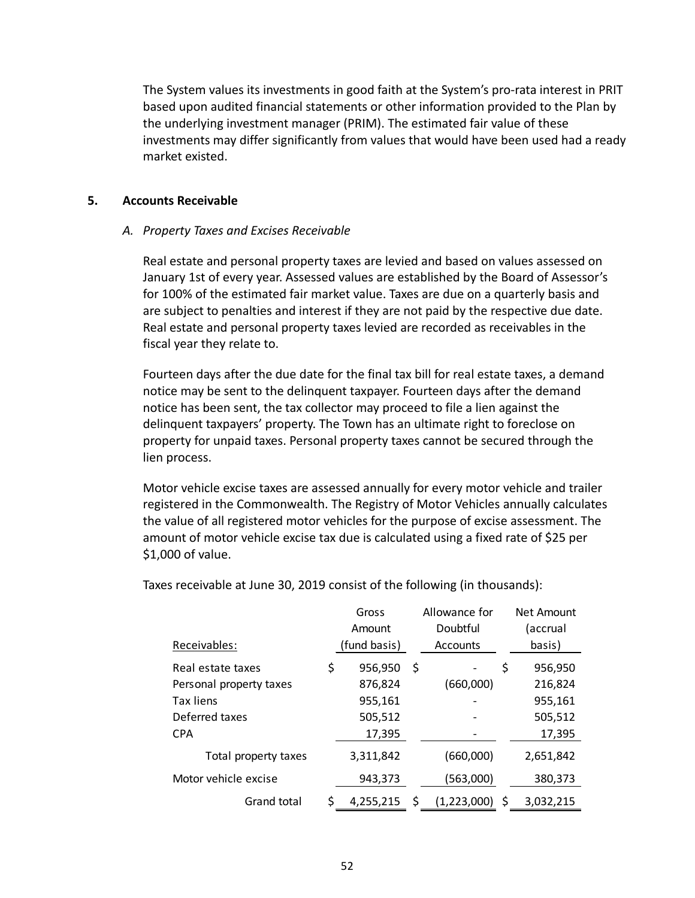The System values its investments in good faith at the System's pro-rata interest in PRIT based upon audited financial statements or other information provided to the Plan by the underlying investment manager (PRIM). The estimated fair value of these investments may differ significantly from values that would have been used had a ready market existed.

## 5. Accounts Receivable

### *A. Property Taxes and Excises Receivable*

Real estate and personal property taxes are levied and based on values assessed on January 1st of every year. Assessed values are established by the Board of Assessor's for 100% of the estimated fair market value. Taxes are due on a quarterly basis and are subject to penalties and interest if they are not paid by the respective due date. Real estate and personal property taxes levied are recorded as receivables in the fiscal year they relate to.

Fourteen days after the due date for the final tax bill for real estate taxes, a demand notice may be sent to the delinquent taxpayer. Fourteen days after the demand notice has been sent, the tax collector may proceed to file a lien against the delinquent taxpayers' property. The Town has an ultimate right to foreclose on property for unpaid taxes. Personal property taxes cannot be secured through the lien process.

Motor vehicle excise taxes are assessed annually for every motor vehicle and trailer registered in the Commonwealth. The Registry of Motor Vehicles annually calculates the value of all registered motor vehicles for the purpose of excise assessment. The amount of motor vehicle excise tax due is calculated using a fixed rate of $25 per $1,000 of value.

Taxes receivable at June 30, 2019 consist of the following (in thousands):

| Receivables: | Gross Amount (fund basis) | Allowance for Doubtful Accounts | Net Amount (accrual basis) |
|---|---|---|---|
| Real estate taxes | $ 956,950 | $ - | $ 956,950 |
| Personal property taxes | 876,824 | (660,000) | 216,824 |
| Tax liens | 955,161 | - | 955,161 |
| Deferred taxes | 505,512 | - | 505,512 |
| CPA | 17,395 | - | 17,395 |
| Total property taxes | 3,311,842 | (660,000) | 2,651,842 |
| Motor vehicle excise | 943,373 | (563,000) | 380,373 |
| Grand total | $ 4,255,215 | $ (1,223,000) | $ 3,032,215 |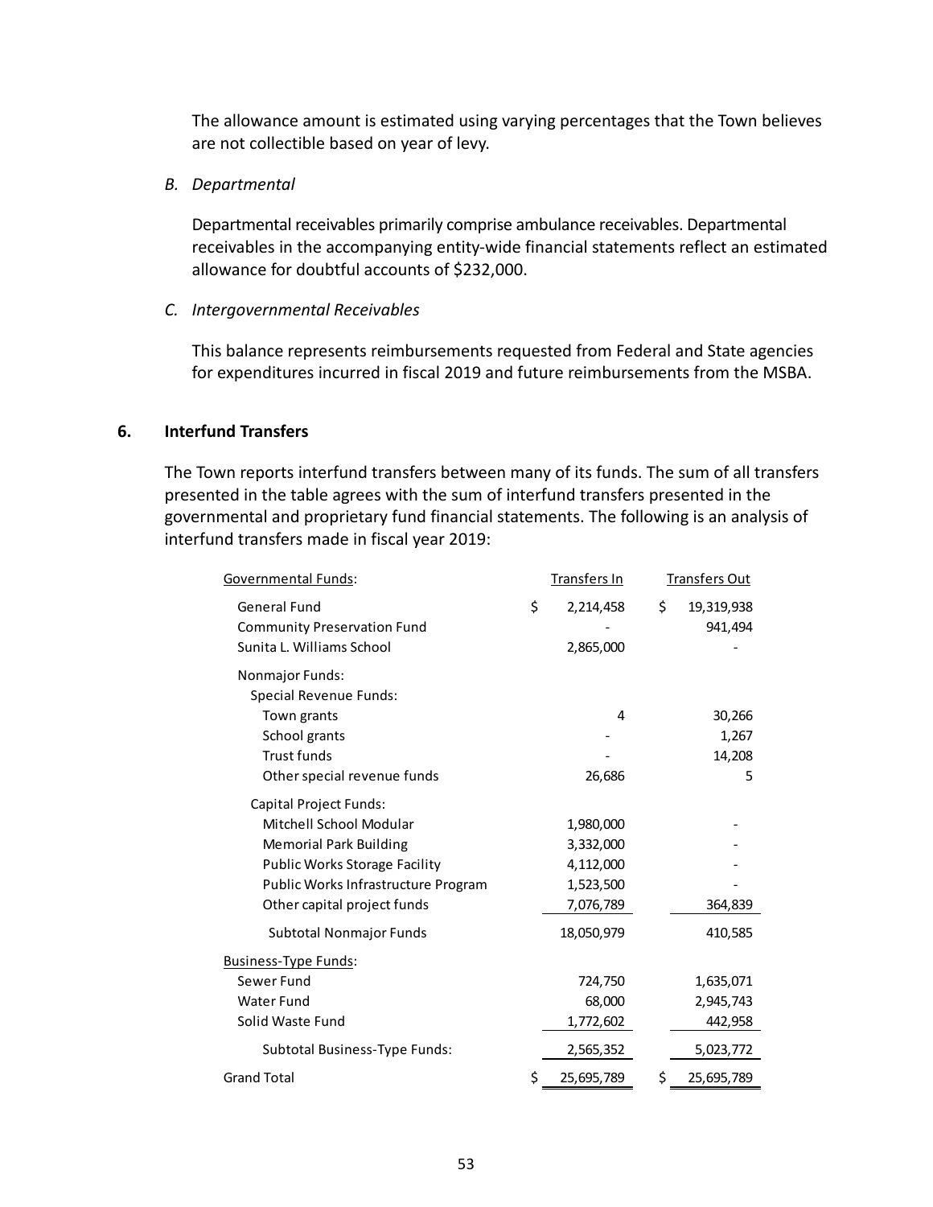The allowance amount is estimated using varying percentages that the Town believes are not collectible based on year of levy.

*B. Departmental*

Departmental receivables primarily comprise ambulance receivables. Departmental receivables in the accompanying entity-wide financial statements reflect an estimated allowance for doubtful accounts of $232,000.

*C. Intergovernmental Receivables*

This balance represents reimbursements requested from Federal and State agencies for expenditures incurred in fiscal 2019 and future reimbursements from the MSBA.

## 6. Interfund Transfers

The Town reports interfund transfers between many of its funds. The sum of all transfers presented in the table agrees with the sum of interfund transfers presented in the governmental and proprietary fund financial statements. The following is an analysis of interfund transfers made in fiscal year 2019:

| Governmental Funds: | Transfers In | Transfers Out |
|---|---|---|
| General Fund | $ 2,214,458 | $ 19,319,938 |
| Community Preservation Fund | - | 941,494 |
| Sunita L. Williams School | 2,865,000 | - |
| Nonmajor Funds: | | |
| Special Revenue Funds: | | |
| Town grants | 4 | 30,266 |
| School grants | - | 1,267 |
| Trust funds | - | 14,208 |
| Other special revenue funds | 26,686 | 5 |
| Capital Project Funds: | | |
| Mitchell School Modular | 1,980,000 | - |
| Memorial Park Building | 3,332,000 | - |
| Public Works Storage Facility | 4,112,000 | - |
| Public Works Infrastructure Program | 1,523,500 | - |
| Other capital project funds | 7,076,789 | 364,839 |
| Subtotal Nonmajor Funds | 18,050,979 | 410,585 |
| Business-Type Funds: | | |
| Sewer Fund | 724,750 | 1,635,071 |
| Water Fund | 68,000 | 2,945,743 |
| Solid Waste Fund | 1,772,602 | 442,958 |
| Subtotal Business-Type Funds: | 2,565,352 | 5,023,772 |
| Grand Total | $ 25,695,789 | $ 25,695,789 |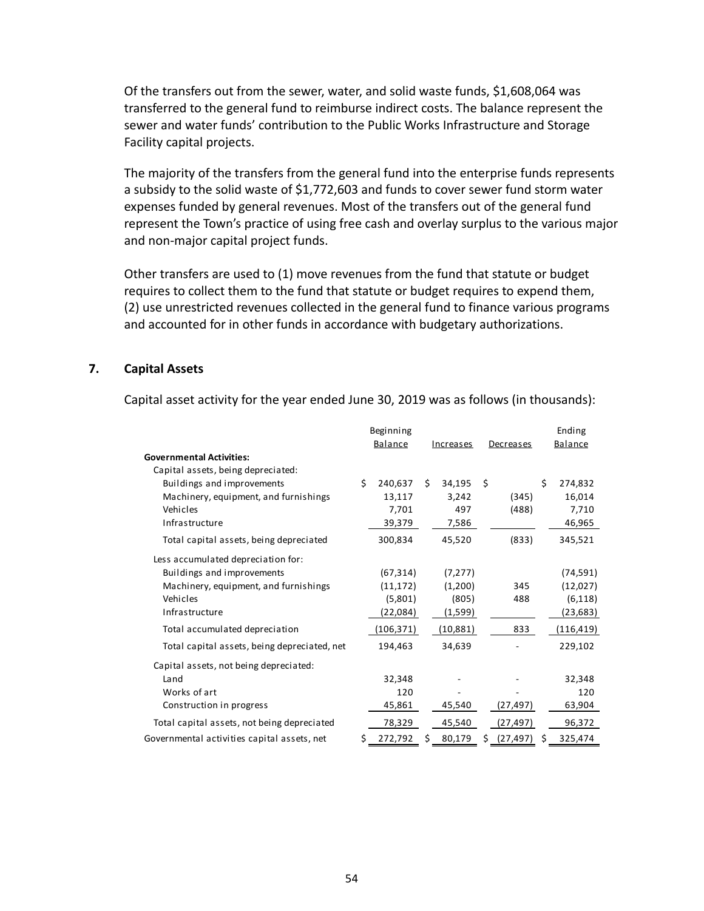Of the transfers out from the sewer, water, and solid waste funds, $1,608,064 was transferred to the general fund to reimburse indirect costs. The balance represent the sewer and water funds' contribution to the Public Works Infrastructure and Storage Facility capital projects.

The majority of the transfers from the general fund into the enterprise funds represents a subsidy to the solid waste of $1,772,603 and funds to cover sewer fund storm water expenses funded by general revenues. Most of the transfers out of the general fund represent the Town's practice of using free cash and overlay surplus to the various major and non-major capital project funds.

Other transfers are used to (1) move revenues from the fund that statute or budget requires to collect them to the fund that statute or budget requires to expend them, (2) use unrestricted revenues collected in the general fund to finance various programs and accounted for in other funds in accordance with budgetary authorizations.

## 7. Capital Assets

Capital asset activity for the year ended June 30, 2019 was as follows (in thousands):

| | Beginning Balance | Increases | Decreases | Ending Balance |
|---|---|---|---|---|
| **Governmental Activities:** | | | | |
| Capital assets, being depreciated: | | | | |
| Buildings and improvements | $ 240,637 | $ 34,195 | $ | $ 274,832 |
| Machinery, equipment, and furnishings | 13,117 | 3,242 | (345) | 16,014 |
| Vehicles | 7,701 | 497 | (488) | 7,710 |
| Infrastructure | 39,379 | 7,586 | | 46,965 |
| Total capital assets, being depreciated | 300,834 | 45,520 | (833) | 345,521 |
| Less accumulated depreciation for: | | | | |
| Buildings and improvements | (67,314) | (7,277) | | (74,591) |
| Machinery, equipment, and furnishings | (11,172) | (1,200) | 345 | (12,027) |
| Vehicles | (5,801) | (805) | 488 | (6,118) |
| Infrastructure | (22,084) | (1,599) | | (23,683) |
| Total accumulated depreciation | (106,371) | (10,881) | 833 | (116,419) |
| Total capital assets, being depreciated, net | 194,463 | 34,639 | - | 229,102 |
| Capital assets, not being depreciated: | | | | |
| Land | 32,348 | - | - | 32,348 |
| Works of art | 120 | - | - | 120 |
| Construction in progress | 45,861 | 45,540 | (27,497) | 63,904 |
| Total capital assets, not being depreciated | 78,329 | 45,540 | (27,497) | 96,372 |
| Governmental activities capital assets, net | $ 272,792 | $ 80,179 | $ (27,497) | $ 325,474 |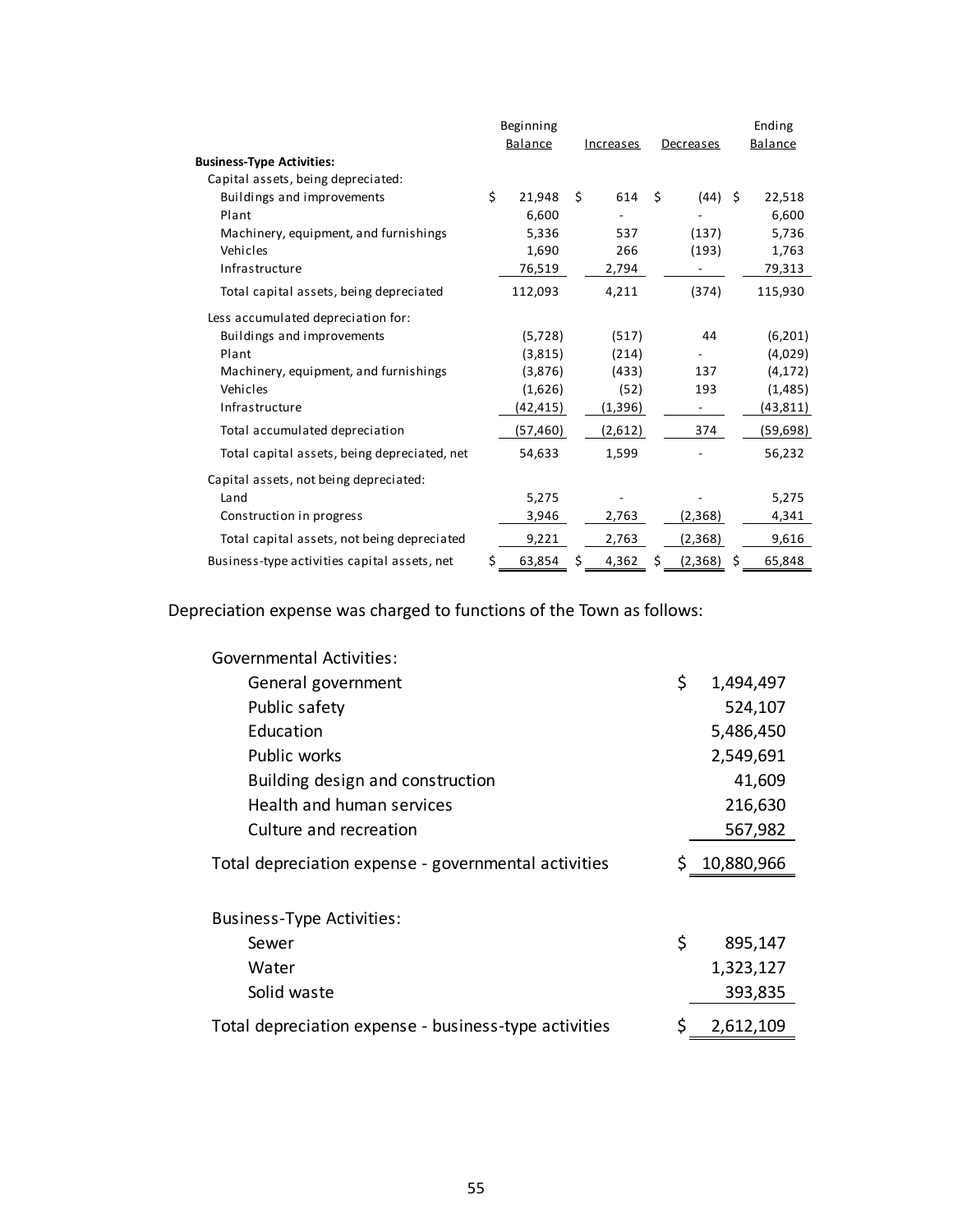| | Beginning Balance | Increases | Decreases | Ending Balance |
|---|---|---|---|---|
| **Business-Type Activities:** | | | | |
| Capital assets, being depreciated: | | | | |
| Buildings and improvements | $ 21,948 | $ 614 | $ (44) | $ 22,518 |
| Plant | 6,600 | - | - | 6,600 |
| Machinery, equipment, and furnishings | 5,336 | 537 | (137) | 5,736 |
| Vehicles | 1,690 | 266 | (193) | 1,763 |
| Infrastructure | 76,519 | 2,794 | - | 79,313 |
| Total capital assets, being depreciated | 112,093 | 4,211 | (374) | 115,930 |
| Less accumulated depreciation for: | | | | |
| Buildings and improvements | (5,728) | (517) | 44 | (6,201) |
| Plant | (3,815) | (214) | - | (4,029) |
| Machinery, equipment, and furnishings | (3,876) | (433) | 137 | (4,172) |
| Vehicles | (1,626) | (52) | 193 | (1,485) |
| Infrastructure | (42,415) | (1,396) | - | (43,811) |
| Total accumulated depreciation | (57,460) | (2,612) | 374 | (59,698) |
| Total capital assets, being depreciated, net | 54,633 | 1,599 | - | 56,232 |
| Capital assets, not being depreciated: | | | | |
| Land | 5,275 | - | - | 5,275 |
| Construction in progress | 3,946 | 2,763 | (2,368) | 4,341 |
| Total capital assets, not being depreciated | 9,221 | 2,763 | (2,368) | 9,616 |
| Business-type activities capital assets, net | $ 63,854 | $ 4,362 | $ (2,368) | $ 65,848 |

Depreciation expense was charged to functions of the Town as follows:

| | |
|---|---|
| Governmental Activities: | |
| General government | $ 1,494,497 |
| Public safety | 524,107 |
| Education | 5,486,450 |
| Public works | 2,549,691 |
| Building design and construction | 41,609 |
| Health and human services | 216,630 |
| Culture and recreation | 567,982 |
| Total depreciation expense - governmental activities | $ 10,880,966 |
| | |
| Business-Type Activities: | |
| Sewer | $ 895,147 |
| Water | 1,323,127 |
| Solid waste | 393,835 |
| Total depreciation expense - business-type activities | $ 2,612,109 |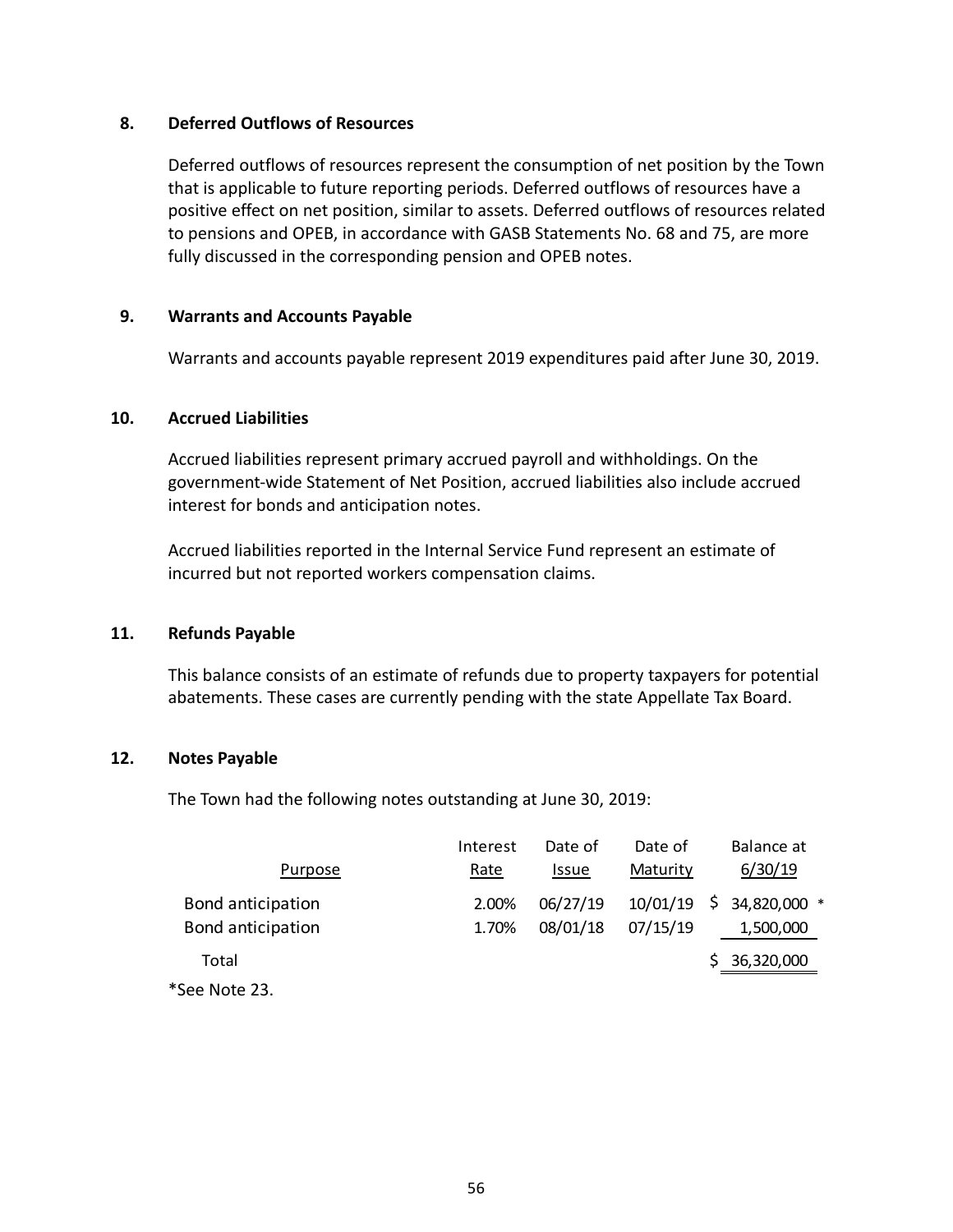## 8. Deferred Outflows of Resources

Deferred outflows of resources represent the consumption of net position by the Town that is applicable to future reporting periods. Deferred outflows of resources have a positive effect on net position, similar to assets. Deferred outflows of resources related to pensions and OPEB, in accordance with GASB Statements No. 68 and 75, are more fully discussed in the corresponding pension and OPEB notes.

## 9. Warrants and Accounts Payable

Warrants and accounts payable represent 2019 expenditures paid after June 30, 2019.

## 10. Accrued Liabilities

Accrued liabilities represent primary accrued payroll and withholdings. On the government-wide Statement of Net Position, accrued liabilities also include accrued interest for bonds and anticipation notes.

Accrued liabilities reported in the Internal Service Fund represent an estimate of incurred but not reported workers compensation claims.

## 11. Refunds Payable

This balance consists of an estimate of refunds due to property taxpayers for potential abatements. These cases are currently pending with the state Appellate Tax Board.

## 12. Notes Payable

The Town had the following notes outstanding at June 30, 2019:

| Purpose | Interest Rate | Date of Issue | Date of Maturity | Balance at 6/30/19 |
|---|---|---|---|---|
| Bond anticipation | 2.00% | 06/27/19 | 10/01/19 | $ 34,820,000 * |
| Bond anticipation | 1.70% | 08/01/18 | 07/15/19 | 1,500,000 |
| Total | | | | $ 36,320,000 |

*See Note 23.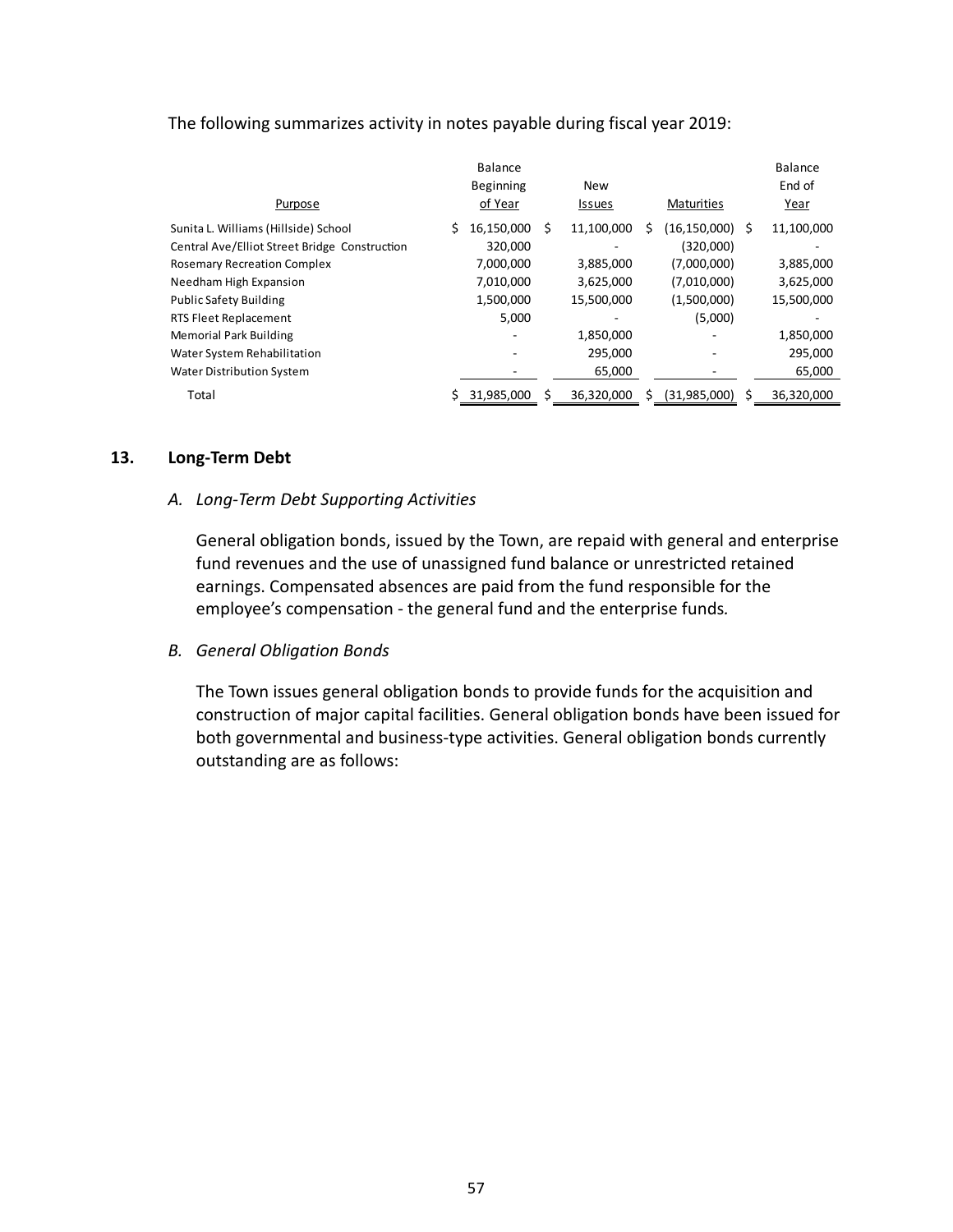The following summarizes activity in notes payable during fiscal year 2019:

| Purpose | Balance Beginning of Year | New Issues | Maturities | Balance End of Year |
|---|---|---|---|---|
| Sunita L. Williams (Hillside) School | $ 16,150,000 | $ 11,100,000 | $ (16,150,000) | $ 11,100,000 |
| Central Ave/Elliot Street Bridge Construction | 320,000 | - | (320,000) | - |
| Rosemary Recreation Complex | 7,000,000 | 3,885,000 | (7,000,000) | 3,885,000 |
| Needham High Expansion | 7,010,000 | 3,625,000 | (7,010,000) | 3,625,000 |
| Public Safety Building | 1,500,000 | 15,500,000 | (1,500,000) | 15,500,000 |
| RTS Fleet Replacement | 5,000 | - | (5,000) | - |
| Memorial Park Building | - | 1,850,000 | - | 1,850,000 |
| Water System Rehabilitation | - | 295,000 | - | 295,000 |
| Water Distribution System | - | 65,000 | - | 65,000 |
| Total | $ 31,985,000 | $ 36,320,000 | $ (31,985,000) | $ 36,320,000 |

## 13. Long-Term Debt

### *A. Long-Term Debt Supporting Activities*

General obligation bonds, issued by the Town, are repaid with general and enterprise fund revenues and the use of unassigned fund balance or unrestricted retained earnings. Compensated absences are paid from the fund responsible for the employee's compensation - the general fund and the enterprise funds.

### *B. General Obligation Bonds*

The Town issues general obligation bonds to provide funds for the acquisition and construction of major capital facilities. General obligation bonds have been issued for both governmental and business-type activities. General obligation bonds currently outstanding are as follows: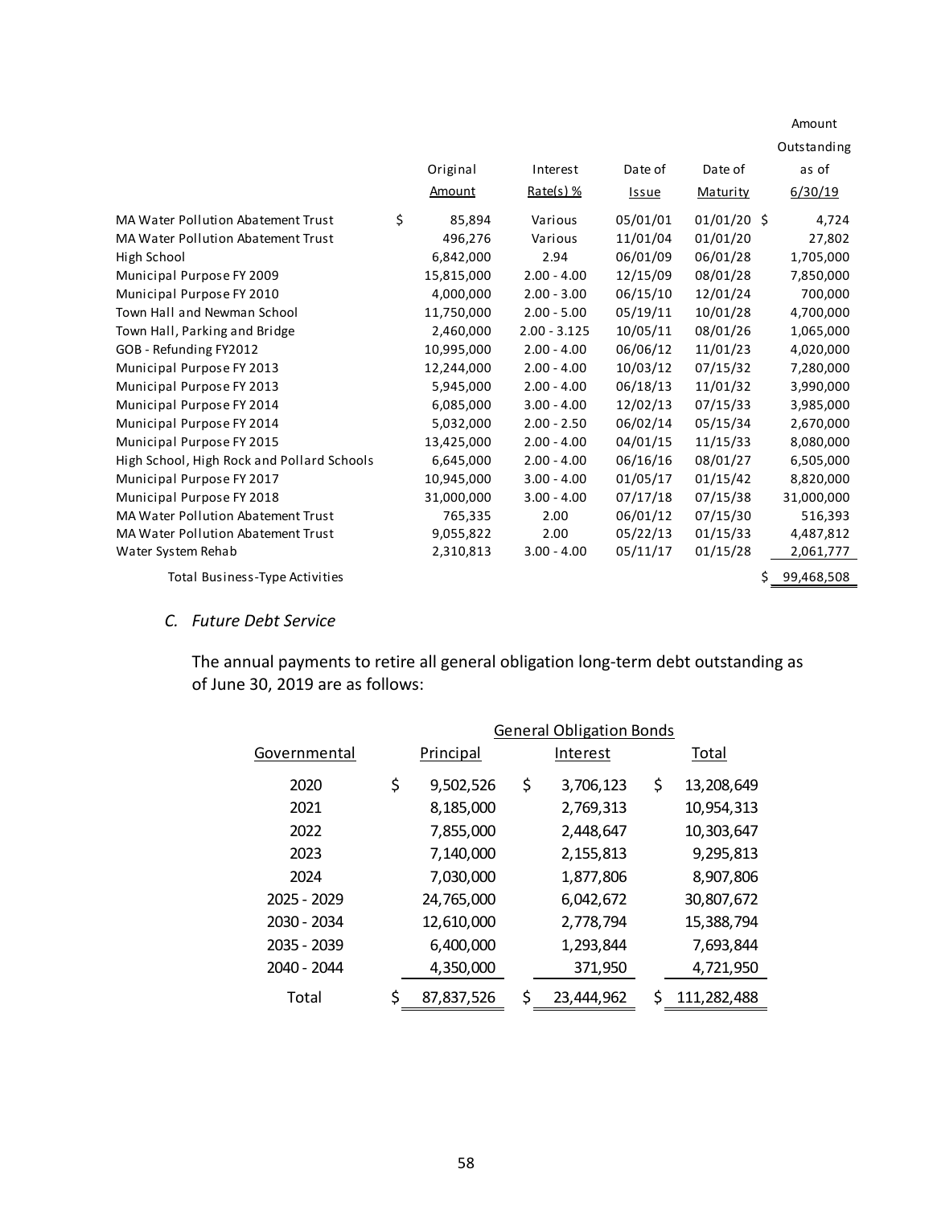| | Original Amount | Interest Rate(s) % | Date of Issue | Date of Maturity | Amount Outstanding as of 6/30/19 |
|---|---|---|---|---|---|
| MA Water Pollution Abatement Trust | $ 85,894 | Various | 05/01/01 | 01/01/20 | $ 4,724 |
| MA Water Pollution Abatement Trust | 496,276 | Various | 11/01/04 | 01/01/20 | 27,802 |
| High School | 6,842,000 | 2.94 | 06/01/09 | 06/01/28 | 1,705,000 |
| Municipal Purpose FY 2009 | 15,815,000 | 2.00 - 4.00 | 12/15/09 | 08/01/28 | 7,850,000 |
| Municipal Purpose FY 2010 | 4,000,000 | 2.00 - 3.00 | 06/15/10 | 12/01/24 | 700,000 |
| Town Hall and Newman School | 11,750,000 | 2.00 - 5.00 | 05/19/11 | 10/01/28 | 4,700,000 |
| Town Hall, Parking and Bridge | 2,460,000 | 2.00 - 3.125 | 10/05/11 | 08/01/26 | 1,065,000 |
| GOB - Refunding FY2012 | 10,995,000 | 2.00 - 4.00 | 06/06/12 | 11/01/23 | 4,020,000 |
| Municipal Purpose FY 2013 | 12,244,000 | 2.00 - 4.00 | 10/03/12 | 07/15/32 | 7,280,000 |
| Municipal Purpose FY 2013 | 5,945,000 | 2.00 - 4.00 | 06/18/13 | 11/01/32 | 3,990,000 |
| Municipal Purpose FY 2014 | 6,085,000 | 3.00 - 4.00 | 12/02/13 | 07/15/33 | 3,985,000 |
| Municipal Purpose FY 2014 | 5,032,000 | 2.00 - 2.50 | 06/02/14 | 05/15/34 | 2,670,000 |
| Municipal Purpose FY 2015 | 13,425,000 | 2.00 - 4.00 | 04/01/15 | 11/15/33 | 8,080,000 |
| High School, High Rock and Pollard Schools | 6,645,000 | 2.00 - 4.00 | 06/16/16 | 08/01/27 | 6,505,000 |
| Municipal Purpose FY 2017 | 10,945,000 | 3.00 - 4.00 | 01/05/17 | 01/15/42 | 8,820,000 |
| Municipal Purpose FY 2018 | 31,000,000 | 3.00 - 4.00 | 07/17/18 | 07/15/38 | 31,000,000 |
| MA Water Pollution Abatement Trust | 765,335 | 2.00 | 06/01/12 | 07/15/30 | 516,393 |
| MA Water Pollution Abatement Trust | 9,055,822 | 2.00 | 05/22/13 | 01/15/33 | 4,487,812 |
| Water System Rehab | 2,310,813 | 3.00 - 4.00 | 05/11/17 | 01/15/28 | 2,061,777 |
| Total Business-Type Activities | | | | | $ 99,468,508 |

### *C. Future Debt Service*

The annual payments to retire all general obligation long-term debt outstanding as of June 30, 2019 are as follows:

| | General Obligation Bonds | | |
|---|---|---|---|
| Governmental | Principal | Interest | Total |
| 2020 | $ 9,502,526 | $ 3,706,123 | $ 13,208,649 |
| 2021 | 8,185,000 | 2,769,313 | 10,954,313 |
| 2022 | 7,855,000 | 2,448,647 | 10,303,647 |
| 2023 | 7,140,000 | 2,155,813 | 9,295,813 |
| 2024 | 7,030,000 | 1,877,806 | 8,907,806 |
| 2025 - 2029 | 24,765,000 | 6,042,672 | 30,807,672 |
| 2030 - 2034 | 12,610,000 | 2,778,794 | 15,388,794 |
| 2035 - 2039 | 6,400,000 | 1,293,844 | 7,693,844 |
| 2040 - 2044 | 4,350,000 | 371,950 | 4,721,950 |
| Total | $ 87,837,526 | $ 23,444,962 | $ 111,282,488 |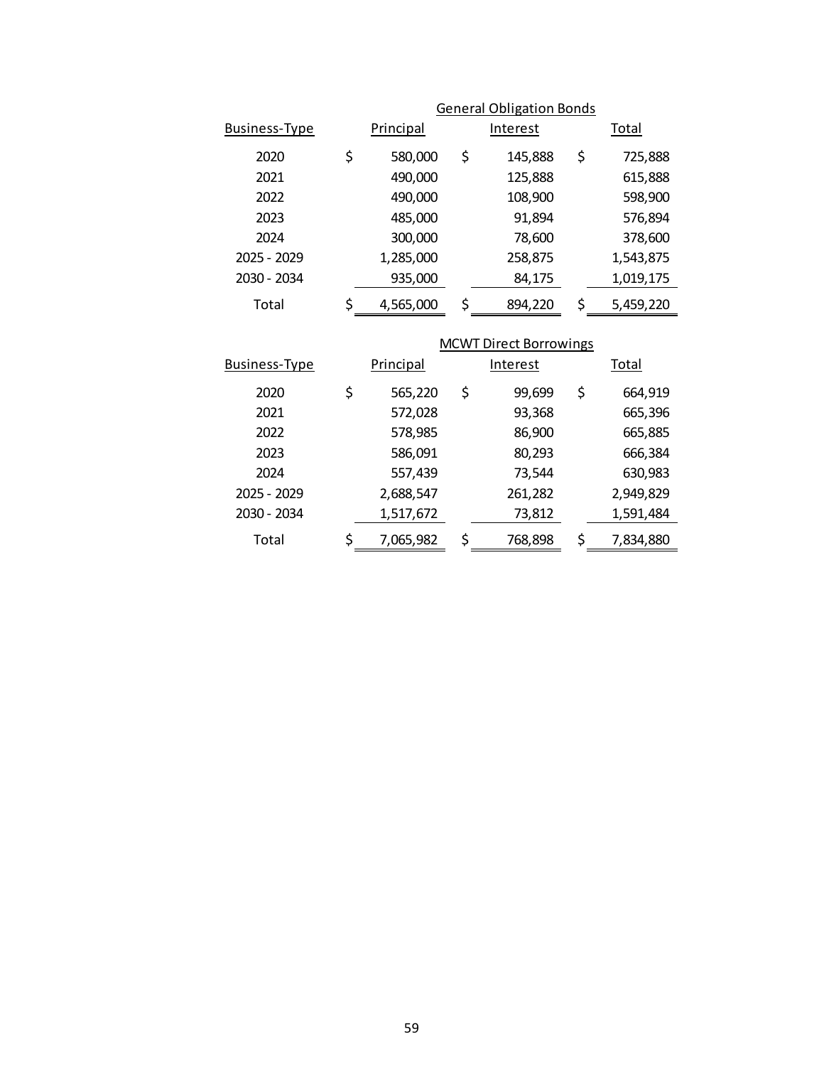| Business-Type | General Obligation Bonds Principal | Interest | Total |
|---|---|---|---|
| 2020 | $ 580,000 | $ 145,888 | $ 725,888 |
| 2021 | 490,000 | 125,888 | 615,888 |
| 2022 | 490,000 | 108,900 | 598,900 |
| 2023 | 485,000 | 91,894 | 576,894 |
| 2024 | 300,000 | 78,600 | 378,600 |
| 2025 - 2029 | 1,285,000 | 258,875 | 1,543,875 |
| 2030 - 2034 | 935,000 | 84,175 | 1,019,175 |
| Total | $ 4,565,000 | $ 894,220 | $ 5,459,220 |

| Business-Type | MCWT Direct Borrowings Principal | Interest | Total |
|---|---|---|---|
| 2020 | $ 565,220 | $ 99,699 | $ 664,919 |
| 2021 | 572,028 | 93,368 | 665,396 |
| 2022 | 578,985 | 86,900 | 665,885 |
| 2023 | 586,091 | 80,293 | 666,384 |
| 2024 | 557,439 | 73,544 | 630,983 |
| 2025 - 2029 | 2,688,547 | 261,282 | 2,949,829 |
| 2030 - 2034 | 1,517,672 | 73,812 | 1,591,484 |
| Total | $ 7,065,982 | $ 768,898 | $ 7,834,880 |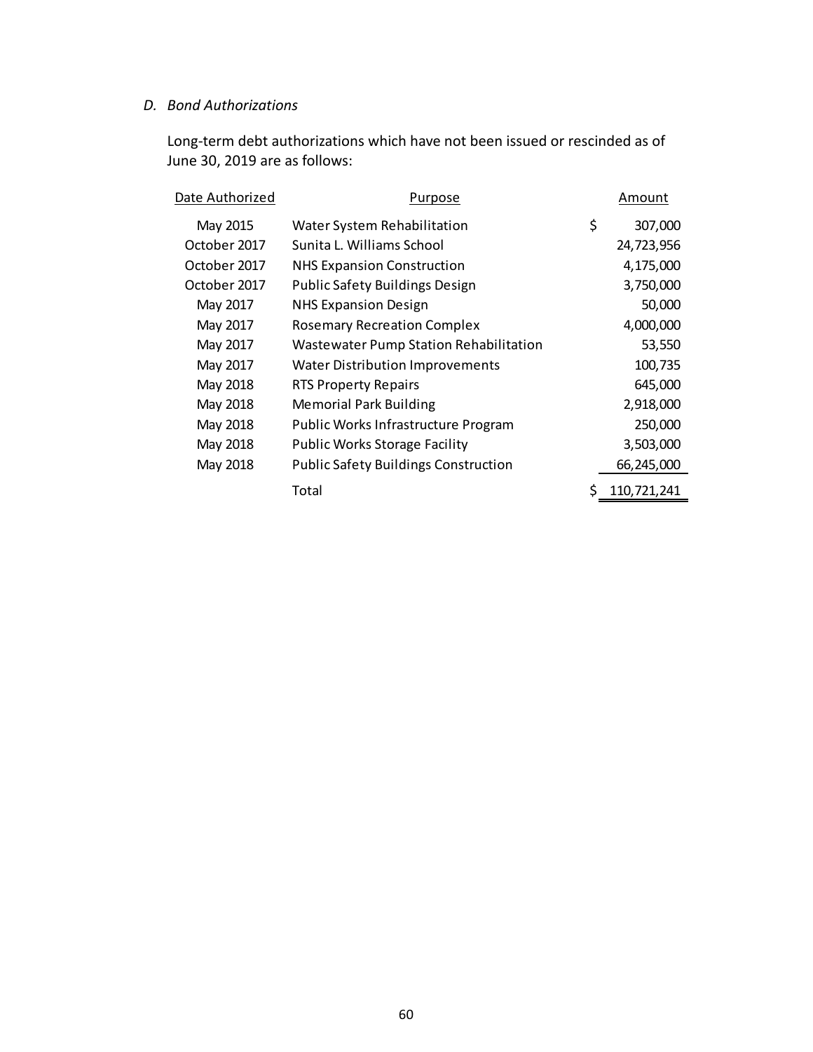### *D. Bond Authorizations*

Long-term debt authorizations which have not been issued or rescinded as of June 30, 2019 are as follows:

| Date Authorized | Purpose | Amount |
|---|---|---|
| May 2015 | Water System Rehabilitation | $ 307,000 |
| October 2017 | Sunita L. Williams School | 24,723,956 |
| October 2017 | NHS Expansion Construction | 4,175,000 |
| October 2017 | Public Safety Buildings Design | 3,750,000 |
| May 2017 | NHS Expansion Design | 50,000 |
| May 2017 | Rosemary Recreation Complex | 4,000,000 |
| May 2017 | Wastewater Pump Station Rehabilitation | 53,550 |
| May 2017 | Water Distribution Improvements | 100,735 |
| May 2018 | RTS Property Repairs | 645,000 |
| May 2018 | Memorial Park Building | 2,918,000 |
| May 2018 | Public Works Infrastructure Program | 250,000 |
| May 2018 | Public Works Storage Facility | 3,503,000 |
| May 2018 | Public Safety Buildings Construction | 66,245,000 |
| | Total | $ 110,721,241 |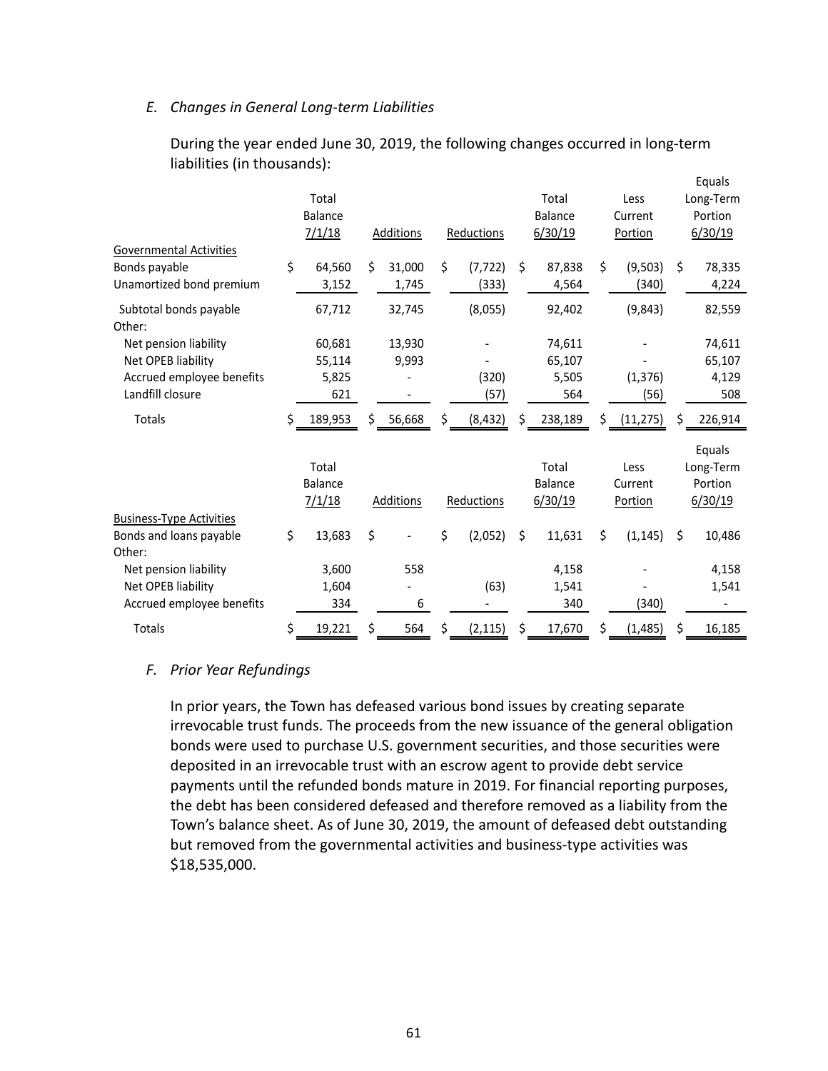### *E. Changes in General Long-term Liabilities*

During the year ended June 30, 2019, the following changes occurred in long-term liabilities (in thousands):

| | Total Balance 7/1/18 | Additions | Reductions | Total Balance 6/30/19 | Less Current Portion | Equals Long-Term Portion 6/30/19 |
|---|---|---|---|---|---|---|
| Governmental Activities | | | | | | |
| Bonds payable | $ 64,560 | $ 31,000 | $ (7,722) | $ 87,838 | $ (9,503) | $ 78,335 |
| Unamortized bond premium | 3,152 | 1,745 | (333) | 4,564 | (340) | 4,224 |
| Subtotal bonds payable | 67,712 | 32,745 | (8,055) | 92,402 | (9,843) | 82,559 |
| Other: | | | | | | |
| Net pension liability | 60,681 | 13,930 | - | 74,611 | - | 74,611 |
| Net OPEB liability | 55,114 | 9,993 | - | 65,107 | - | 65,107 |
| Accrued employee benefits | 5,825 | - | (320) | 5,505 | (1,376) | 4,129 |
| Landfill closure | 621 | - | (57) | 564 | (56) | 508 |
| Totals | $ 189,953 | $ 56,668 | $ (8,432) | $ 238,189 | $ (11,275) | $ 226,914 |

| | Total Balance 7/1/18 | Additions | Reductions | Total Balance 6/30/19 | Less Current Portion | Equals Long-Term Portion 6/30/19 |
|---|---|---|---|---|---|---|
| Business-Type Activities | | | | | | |
| Bonds and loans payable | $ 13,683 | $ - | $ (2,052) | $ 11,631 | $ (1,145) | $ 10,486 |
| Other: | | | | | | |
| Net pension liability | 3,600 | 558 | | 4,158 | - | 4,158 |
| Net OPEB liability | 1,604 | - | (63) | 1,541 | - | 1,541 |
| Accrued employee benefits | 334 | 6 | - | 340 | (340) | - |
| Totals | $ 19,221 | $ 564 | $ (2,115) | $ 17,670 | $ (1,485) | $ 16,185 |

### *F. Prior Year Refundings*

In prior years, the Town has defeased various bond issues by creating separate irrevocable trust funds. The proceeds from the new issuance of the general obligation bonds were used to purchase U.S. government securities, and those securities were deposited in an irrevocable trust with an escrow agent to provide debt service payments until the refunded bonds mature in 2019. For financial reporting purposes, the debt has been considered defeased and therefore removed as a liability from the Town's balance sheet. As of June 30, 2019, the amount of defeased debt outstanding but removed from the governmental activities and business-type activities was $18,535,000.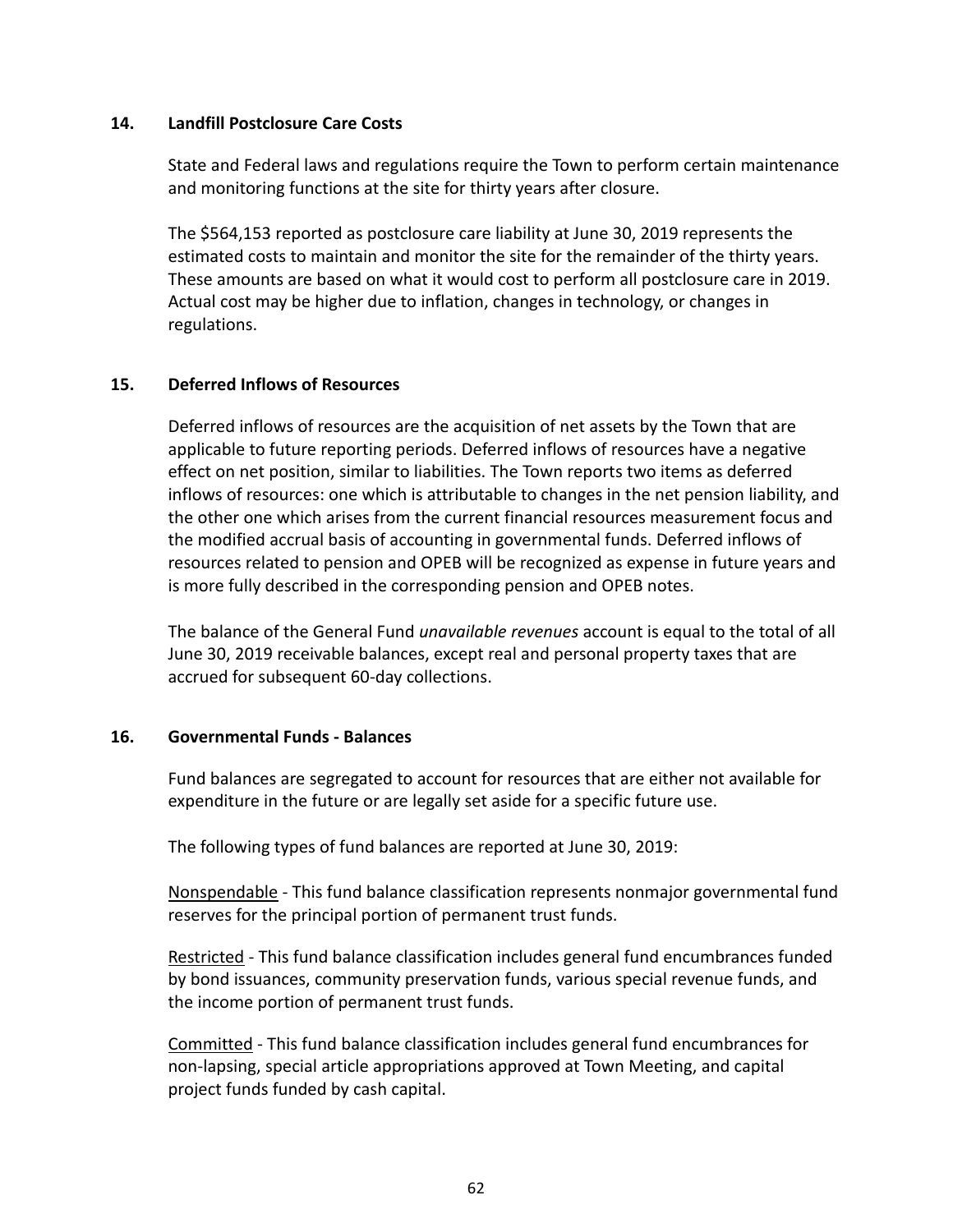## 14. Landfill Postclosure Care Costs

State and Federal laws and regulations require the Town to perform certain maintenance and monitoring functions at the site for thirty years after closure.

The $564,153 reported as postclosure care liability at June 30, 2019 represents the estimated costs to maintain and monitor the site for the remainder of the thirty years. These amounts are based on what it would cost to perform all postclosure care in 2019. Actual cost may be higher due to inflation, changes in technology, or changes in regulations.

## 15. Deferred Inflows of Resources

Deferred inflows of resources are the acquisition of net assets by the Town that are applicable to future reporting periods. Deferred inflows of resources have a negative effect on net position, similar to liabilities. The Town reports two items as deferred inflows of resources: one which is attributable to changes in the net pension liability, and the other one which arises from the current financial resources measurement focus and the modified accrual basis of accounting in governmental funds. Deferred inflows of resources related to pension and OPEB will be recognized as expense in future years and is more fully described in the corresponding pension and OPEB notes.

The balance of the General Fund *unavailable revenues* account is equal to the total of all June 30, 2019 receivable balances, except real and personal property taxes that are accrued for subsequent 60-day collections.

## 16. Governmental Funds - Balances

Fund balances are segregated to account for resources that are either not available for expenditure in the future or are legally set aside for a specific future use.

The following types of fund balances are reported at June 30, 2019:

Nonspendable - This fund balance classification represents nonmajor governmental fund reserves for the principal portion of permanent trust funds.

Restricted - This fund balance classification includes general fund encumbrances funded by bond issuances, community preservation funds, various special revenue funds, and the income portion of permanent trust funds.

Committed - This fund balance classification includes general fund encumbrances for non-lapsing, special article appropriations approved at Town Meeting, and capital project funds funded by cash capital.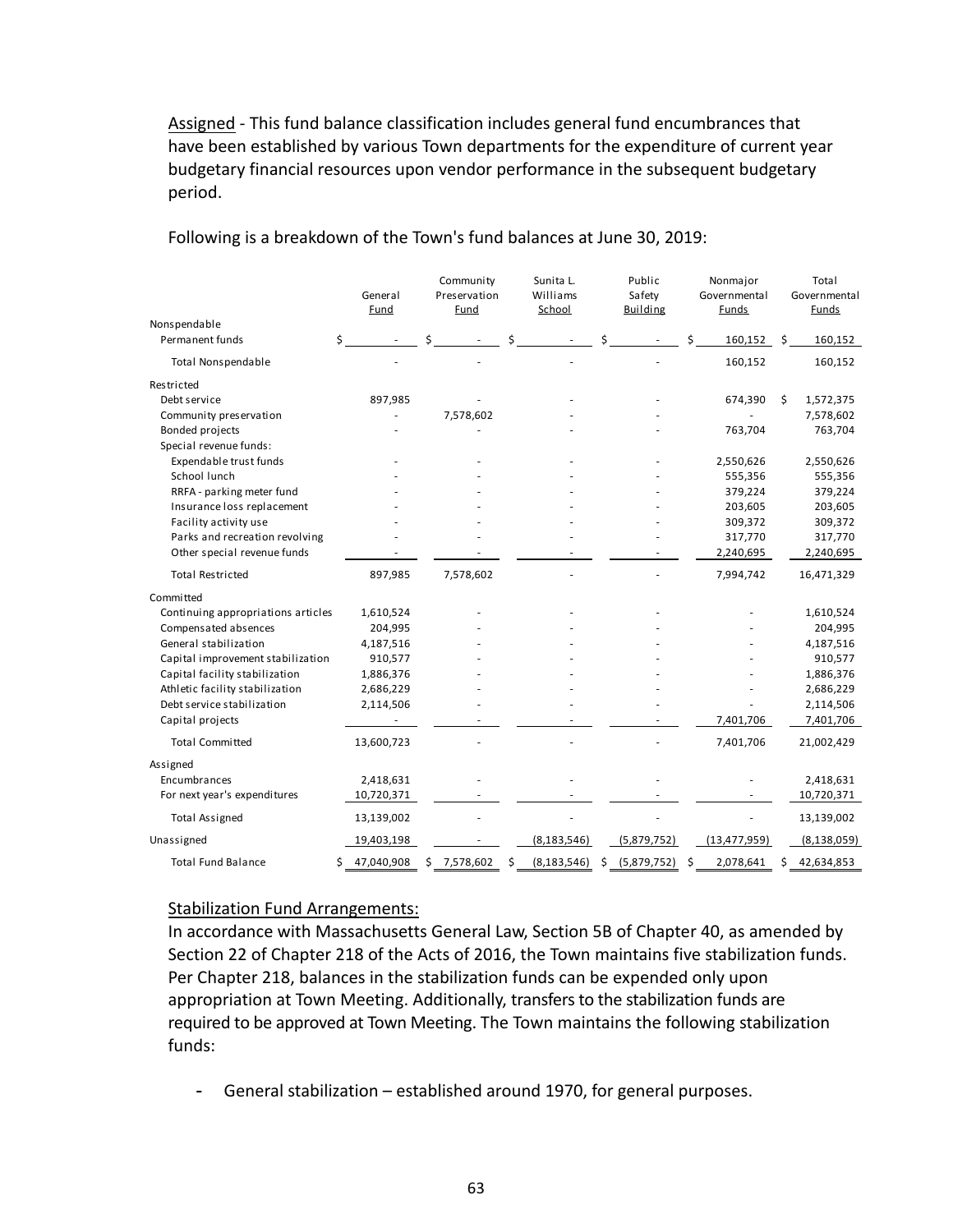Assigned - This fund balance classification includes general fund encumbrances that have been established by various Town departments for the expenditure of current year budgetary financial resources upon vendor performance in the subsequent budgetary period.

Following is a breakdown of the Town's fund balances at June 30, 2019:

| | General Fund | Community Preservation Fund | Sunita L. Williams School | Public Safety Building | Nonmajor Governmental Funds | Total Governmental Funds |
|---|---|---|---|---|---|---|
| Nonspendable | | | | | | |
| Permanent funds | $ - | $ - | $ - | $ - | $ 160,152 | $ 160,152 |
| Total Nonspendable | - | - | - | - | 160,152 | 160,152 |
| Restricted | | | | | | |
| Debt service | 897,985 | - | - | - | 674,390 | $ 1,572,375 |
| Community preservation | - | 7,578,602 | - | - | - | 7,578,602 |
| Bonded projects | - | - | - | - | 763,704 | 763,704 |
| Special revenue funds: | | | | | | |
| Expendable trust funds | - | - | - | - | 2,550,626 | 2,550,626 |
| School lunch | - | - | - | - | 555,356 | 555,356 |
| RRFA - parking meter fund | - | - | - | - | 379,224 | 379,224 |
| Insurance loss replacement | - | - | - | - | 203,605 | 203,605 |
| Facility activity use | - | - | - | - | 309,372 | 309,372 |
| Parks and recreation revolving | - | - | - | - | 317,770 | 317,770 |
| Other special revenue funds | - | - | - | - | 2,240,695 | 2,240,695 |
| Total Restricted | 897,985 | 7,578,602 | - | - | 7,994,742 | 16,471,329 |
| Committed | | | | | | |
| Continuing appropriations articles | 1,610,524 | - | - | - | - | 1,610,524 |
| Compensated absences | 204,995 | - | - | - | - | 204,995 |
| General stabilization | 4,187,516 | - | - | - | - | 4,187,516 |
| Capital improvement stabilization | 910,577 | - | - | - | - | 910,577 |
| Capital facility stabilization | 1,886,376 | - | - | - | - | 1,886,376 |
| Athletic facility stabilization | 2,686,229 | - | - | - | - | 2,686,229 |
| Debt service stabilization | 2,114,506 | - | - | - | - | 2,114,506 |
| Capital projects | - | - | - | - | 7,401,706 | 7,401,706 |
| Total Committed | 13,600,723 | - | - | - | 7,401,706 | 21,002,429 |
| Assigned | | | | | | |
| Encumbrances | 2,418,631 | - | - | - | - | 2,418,631 |
| For next year's expenditures | 10,720,371 | - | - | - | - | 10,720,371 |
| Total Assigned | 13,139,002 | - | - | - | - | 13,139,002 |
| Unassigned | 19,403,198 | - | (8,183,546) | (5,879,752) | (13,477,959) | (8,138,059) |
| Total Fund Balance | $ 47,040,908 | $ 7,578,602 | $ (8,183,546) | $ (5,879,752) | $ 2,078,641 | $ 42,634,853 |

Stabilization Fund Arrangements:

In accordance with Massachusetts General Law, Section 5B of Chapter 40, as amended by Section 22 of Chapter 218 of the Acts of 2016, the Town maintains five stabilization funds. Per Chapter 218, balances in the stabilization funds can be expended only upon appropriation at Town Meeting. Additionally, transfers to the stabilization funds are required to be approved at Town Meeting. The Town maintains the following stabilization funds:

- General stabilization – established around 1970, for general purposes.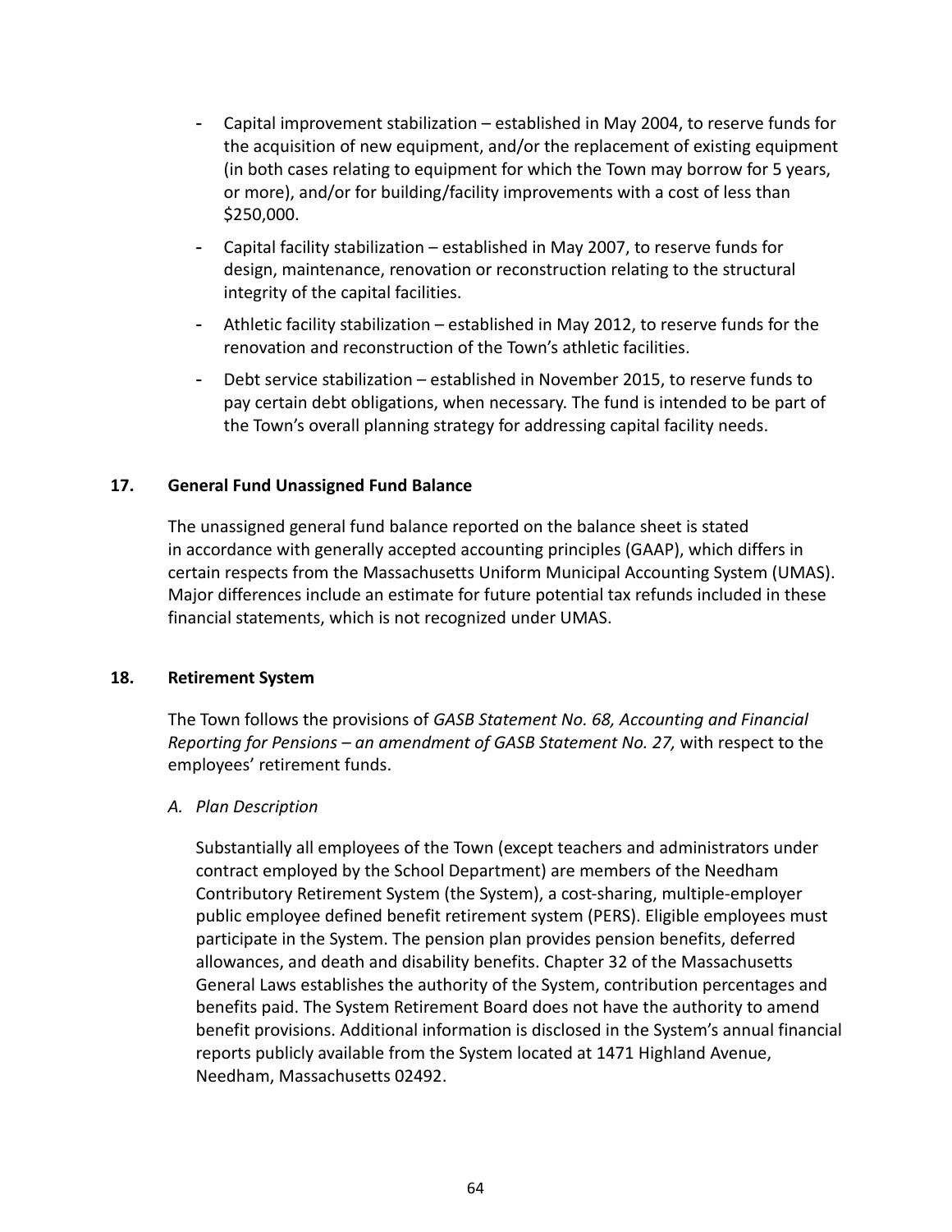- Capital improvement stabilization – established in May 2004, to reserve funds for the acquisition of new equipment, and/or the replacement of existing equipment (in both cases relating to equipment for which the Town may borrow for 5 years, or more), and/or for building/facility improvements with a cost of less than $250,000.
- Capital facility stabilization – established in May 2007, to reserve funds for design, maintenance, renovation or reconstruction relating to the structural integrity of the capital facilities.
- Athletic facility stabilization – established in May 2012, to reserve funds for the renovation and reconstruction of the Town's athletic facilities.
- Debt service stabilization – established in November 2015, to reserve funds to pay certain debt obligations, when necessary. The fund is intended to be part of the Town's overall planning strategy for addressing capital facility needs.

## 17. General Fund Unassigned Fund Balance

The unassigned general fund balance reported on the balance sheet is stated in accordance with generally accepted accounting principles (GAAP), which differs in certain respects from the Massachusetts Uniform Municipal Accounting System (UMAS). Major differences include an estimate for future potential tax refunds included in these financial statements, which is not recognized under UMAS.

## 18. Retirement System

The Town follows the provisions of *GASB Statement No. 68, Accounting and Financial Reporting for Pensions – an amendment of GASB Statement No. 27,* with respect to the employees' retirement funds.

*A. Plan Description*

Substantially all employees of the Town (except teachers and administrators under contract employed by the School Department) are members of the Needham Contributory Retirement System (the System), a cost-sharing, multiple-employer public employee defined benefit retirement system (PERS). Eligible employees must participate in the System. The pension plan provides pension benefits, deferred allowances, and death and disability benefits. Chapter 32 of the Massachusetts General Laws establishes the authority of the System, contribution percentages and benefits paid. The System Retirement Board does not have the authority to amend benefit provisions. Additional information is disclosed in the System's annual financial reports publicly available from the System located at 1471 Highland Avenue, Needham, Massachusetts 02492.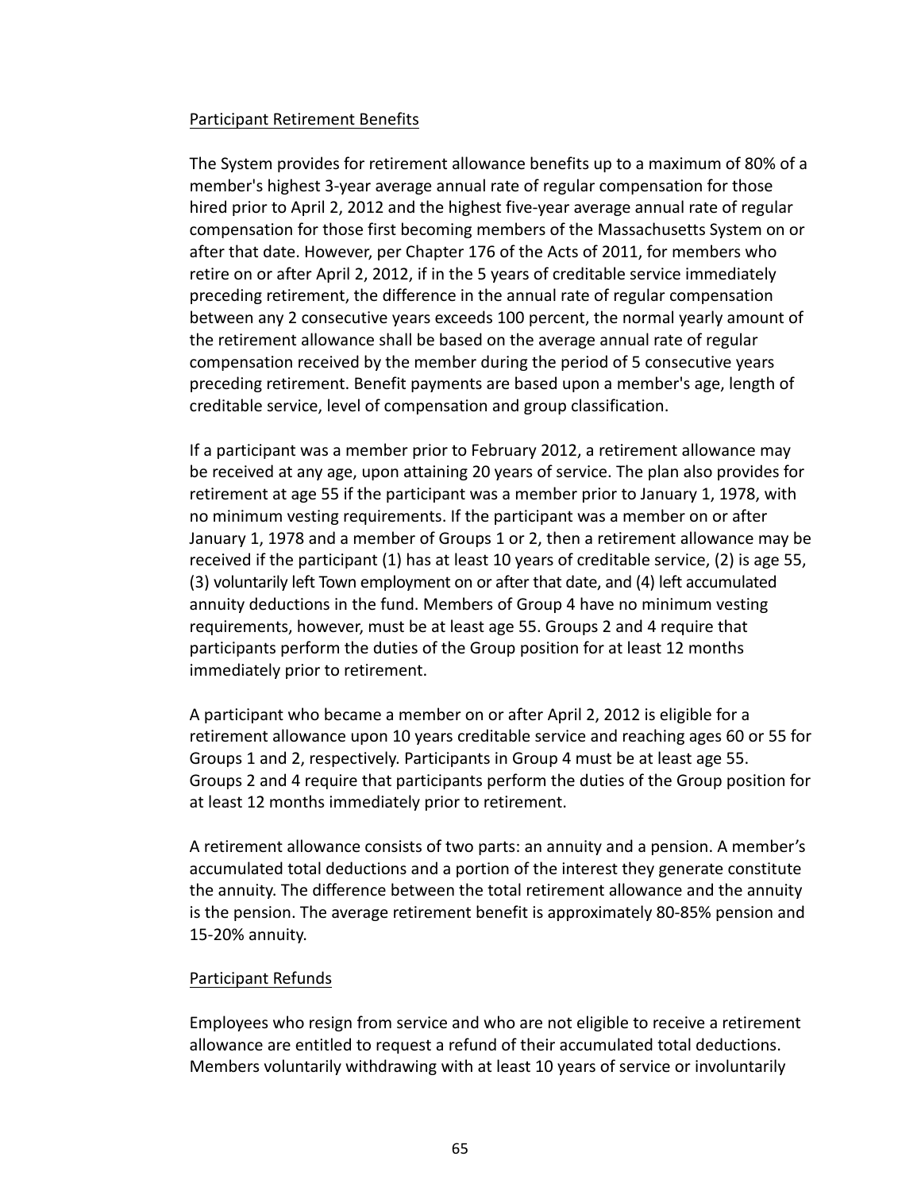Participant Retirement Benefits

The System provides for retirement allowance benefits up to a maximum of 80% of a member's highest 3-year average annual rate of regular compensation for those hired prior to April 2, 2012 and the highest five-year average annual rate of regular compensation for those first becoming members of the Massachusetts System on or after that date. However, per Chapter 176 of the Acts of 2011, for members who retire on or after April 2, 2012, if in the 5 years of creditable service immediately preceding retirement, the difference in the annual rate of regular compensation between any 2 consecutive years exceeds 100 percent, the normal yearly amount of the retirement allowance shall be based on the average annual rate of regular compensation received by the member during the period of 5 consecutive years preceding retirement. Benefit payments are based upon a member's age, length of creditable service, level of compensation and group classification.

If a participant was a member prior to February 2012, a retirement allowance may be received at any age, upon attaining 20 years of service. The plan also provides for retirement at age 55 if the participant was a member prior to January 1, 1978, with no minimum vesting requirements. If the participant was a member on or after January 1, 1978 and a member of Groups 1 or 2, then a retirement allowance may be received if the participant (1) has at least 10 years of creditable service, (2) is age 55, (3) voluntarily left Town employment on or after that date, and (4) left accumulated annuity deductions in the fund. Members of Group 4 have no minimum vesting requirements, however, must be at least age 55. Groups 2 and 4 require that participants perform the duties of the Group position for at least 12 months immediately prior to retirement.

A participant who became a member on or after April 2, 2012 is eligible for a retirement allowance upon 10 years creditable service and reaching ages 60 or 55 for Groups 1 and 2, respectively. Participants in Group 4 must be at least age 55. Groups 2 and 4 require that participants perform the duties of the Group position for at least 12 months immediately prior to retirement.

A retirement allowance consists of two parts: an annuity and a pension. A member's accumulated total deductions and a portion of the interest they generate constitute the annuity. The difference between the total retirement allowance and the annuity is the pension. The average retirement benefit is approximately 80-85% pension and 15-20% annuity.

Participant Refunds

Employees who resign from service and who are not eligible to receive a retirement allowance are entitled to request a refund of their accumulated total deductions. Members voluntarily withdrawing with at least 10 years of service or involuntarily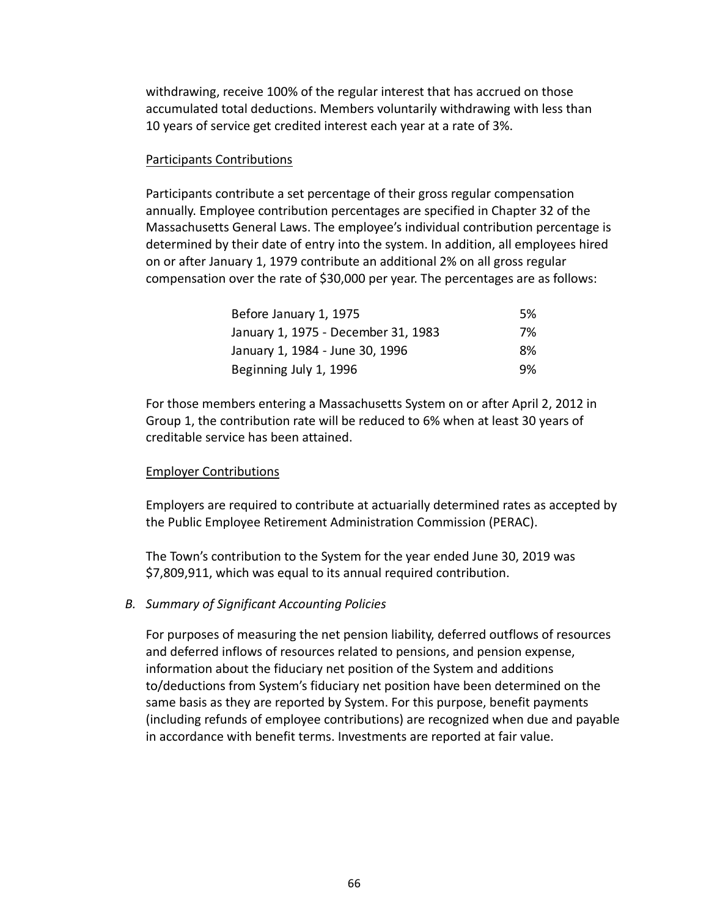withdrawing, receive 100% of the regular interest that has accrued on those accumulated total deductions. Members voluntarily withdrawing with less than 10 years of service get credited interest each year at a rate of 3%.

Participants Contributions

Participants contribute a set percentage of their gross regular compensation annually. Employee contribution percentages are specified in Chapter 32 of the Massachusetts General Laws. The employee's individual contribution percentage is determined by their date of entry into the system. In addition, all employees hired on or after January 1, 1979 contribute an additional 2% on all gross regular compensation over the rate of $30,000 per year. The percentages are as follows:

| | |
|---|---|
| Before January 1, 1975 | 5% |
| January 1, 1975 - December 31, 1983 | 7% |
| January 1, 1984 - June 30, 1996 | 8% |
| Beginning July 1, 1996 | 9% |

For those members entering a Massachusetts System on or after April 2, 2012 in Group 1, the contribution rate will be reduced to 6% when at least 30 years of creditable service has been attained.

Employer Contributions

Employers are required to contribute at actuarially determined rates as accepted by the Public Employee Retirement Administration Commission (PERAC).

The Town's contribution to the System for the year ended June 30, 2019 was $7,809,911, which was equal to its annual required contribution.

*B. Summary of Significant Accounting Policies*

For purposes of measuring the net pension liability, deferred outflows of resources and deferred inflows of resources related to pensions, and pension expense, information about the fiduciary net position of the System and additions to/deductions from System's fiduciary net position have been determined on the same basis as they are reported by System. For this purpose, benefit payments (including refunds of employee contributions) are recognized when due and payable in accordance with benefit terms. Investments are reported at fair value.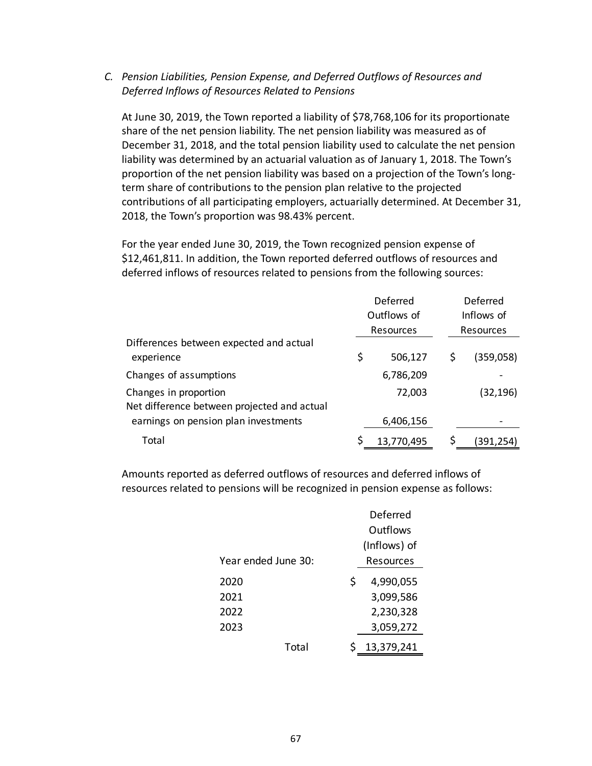*C. Pension Liabilities, Pension Expense, and Deferred Outflows of Resources and Deferred Inflows of Resources Related to Pensions*

At June 30, 2019, the Town reported a liability of $78,768,106 for its proportionate share of the net pension liability. The net pension liability was measured as of December 31, 2018, and the total pension liability used to calculate the net pension liability was determined by an actuarial valuation as of January 1, 2018. The Town's proportion of the net pension liability was based on a projection of the Town's long-term share of contributions to the pension plan relative to the projected contributions of all participating employers, actuarially determined. At December 31, 2018, the Town's proportion was 98.43% percent.

For the year ended June 30, 2019, the Town recognized pension expense of $12,461,811. In addition, the Town reported deferred outflows of resources and deferred inflows of resources related to pensions from the following sources:

| | Deferred Outflows of Resources | Deferred Inflows of Resources |
|---|---|---|
| Differences between expected and actual experience | $ 506,127 | $ (359,058) |
| Changes of assumptions | 6,786,209 | - |
| Changes in proportion | 72,003 | (32,196) |
| Net difference between projected and actual earnings on pension plan investments | 6,406,156 | - |
| Total | $ 13,770,495 | $ (391,254) |

Amounts reported as deferred outflows of resources and deferred inflows of resources related to pensions will be recognized in pension expense as follows:

| Year ended June 30: | Deferred Outflows (Inflows) of Resources |
|---|---|
| 2020 | $ 4,990,055 |
| 2021 | 3,099,586 |
| 2022 | 2,230,328 |
| 2023 | 3,059,272 |
| Total | $ 13,379,241 |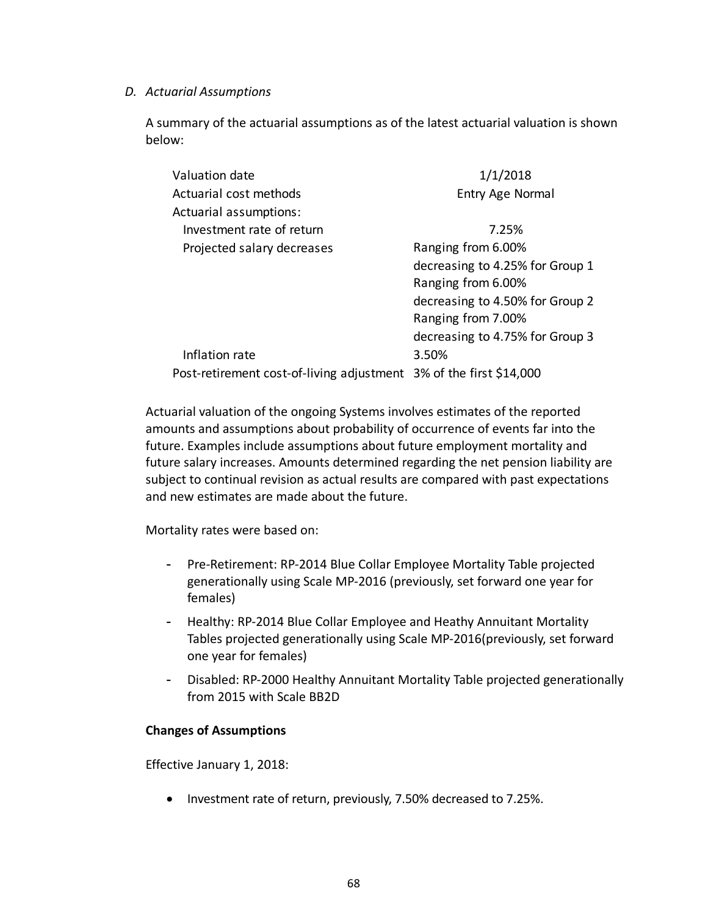*D. Actuarial Assumptions*

A summary of the actuarial assumptions as of the latest actuarial valuation is shown below:

| | |
|---|---|
| Valuation date | 1/1/2018 |
| Actuarial cost methods | Entry Age Normal |
| Actuarial assumptions: | |
| Investment rate of return | 7.25% |
| Projected salary decreases | Ranging from 6.00% decreasing to 4.25% for Group 1<br>Ranging from 6.00% decreasing to 4.50% for Group 2<br>Ranging from 7.00% decreasing to 4.75% for Group 3 |
| Inflation rate | 3.50% |
| Post-retirement cost-of-living adjustment | 3% of the first $14,000 |

Actuarial valuation of the ongoing Systems involves estimates of the reported amounts and assumptions about probability of occurrence of events far into the future. Examples include assumptions about future employment mortality and future salary increases. Amounts determined regarding the net pension liability are subject to continual revision as actual results are compared with past expectations and new estimates are made about the future.

Mortality rates were based on:

- Pre-Retirement: RP-2014 Blue Collar Employee Mortality Table projected generationally using Scale MP-2016 (previously, set forward one year for females)
- Healthy: RP-2014 Blue Collar Employee and Heathy Annuitant Mortality Tables projected generationally using Scale MP-2016(previously, set forward one year for females)
- Disabled: RP-2000 Healthy Annuitant Mortality Table projected generationally from 2015 with Scale BB2D

**Changes of Assumptions**

Effective January 1, 2018:

- Investment rate of return, previously, 7.50% decreased to 7.25%.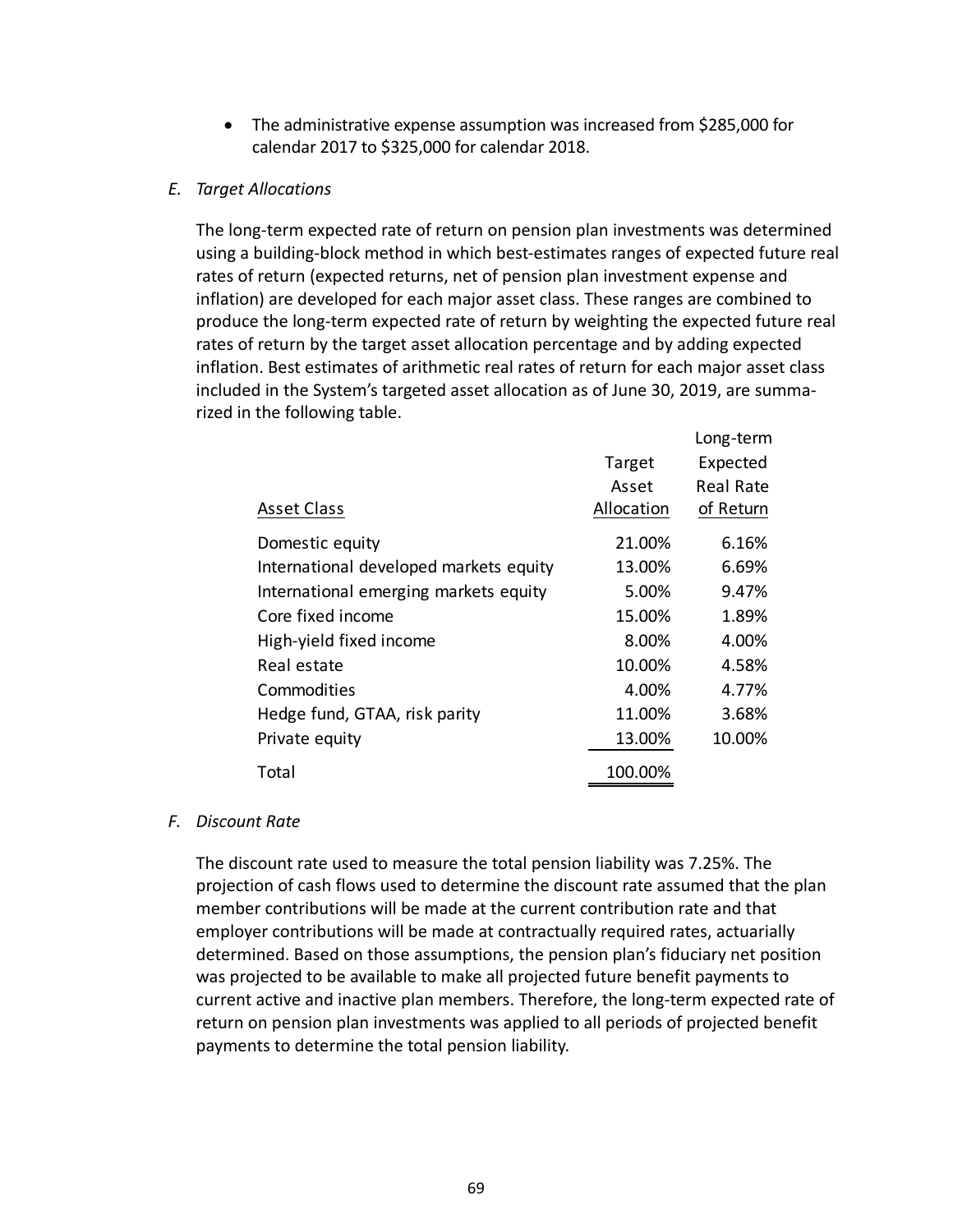- The administrative expense assumption was increased from $285,000 for calendar 2017 to $325,000 for calendar 2018.

*E. Target Allocations*

The long-term expected rate of return on pension plan investments was determined using a building-block method in which best-estimates ranges of expected future real rates of return (expected returns, net of pension plan investment expense and inflation) are developed for each major asset class. These ranges are combined to produce the long-term expected rate of return by weighting the expected future real rates of return by the target asset allocation percentage and by adding expected inflation. Best estimates of arithmetic real rates of return for each major asset class included in the System's targeted asset allocation as of June 30, 2019, are summarized in the following table.

| Asset Class | Target Asset Allocation | Long-term Expected Real Rate of Return |
|---|---|---|
| Domestic equity | 21.00% | 6.16% |
| International developed markets equity | 13.00% | 6.69% |
| International emerging markets equity | 5.00% | 9.47% |
| Core fixed income | 15.00% | 1.89% |
| High-yield fixed income | 8.00% | 4.00% |
| Real estate | 10.00% | 4.58% |
| Commodities | 4.00% | 4.77% |
| Hedge fund, GTAA, risk parity | 11.00% | 3.68% |
| Private equity | 13.00% | 10.00% |
| Total | 100.00% | |

*F. Discount Rate*

The discount rate used to measure the total pension liability was 7.25%. The projection of cash flows used to determine the discount rate assumed that the plan member contributions will be made at the current contribution rate and that employer contributions will be made at contractually required rates, actuarially determined. Based on those assumptions, the pension plan's fiduciary net position was projected to be available to make all projected future benefit payments to current active and inactive plan members. Therefore, the long-term expected rate of return on pension plan investments was applied to all periods of projected benefit payments to determine the total pension liability.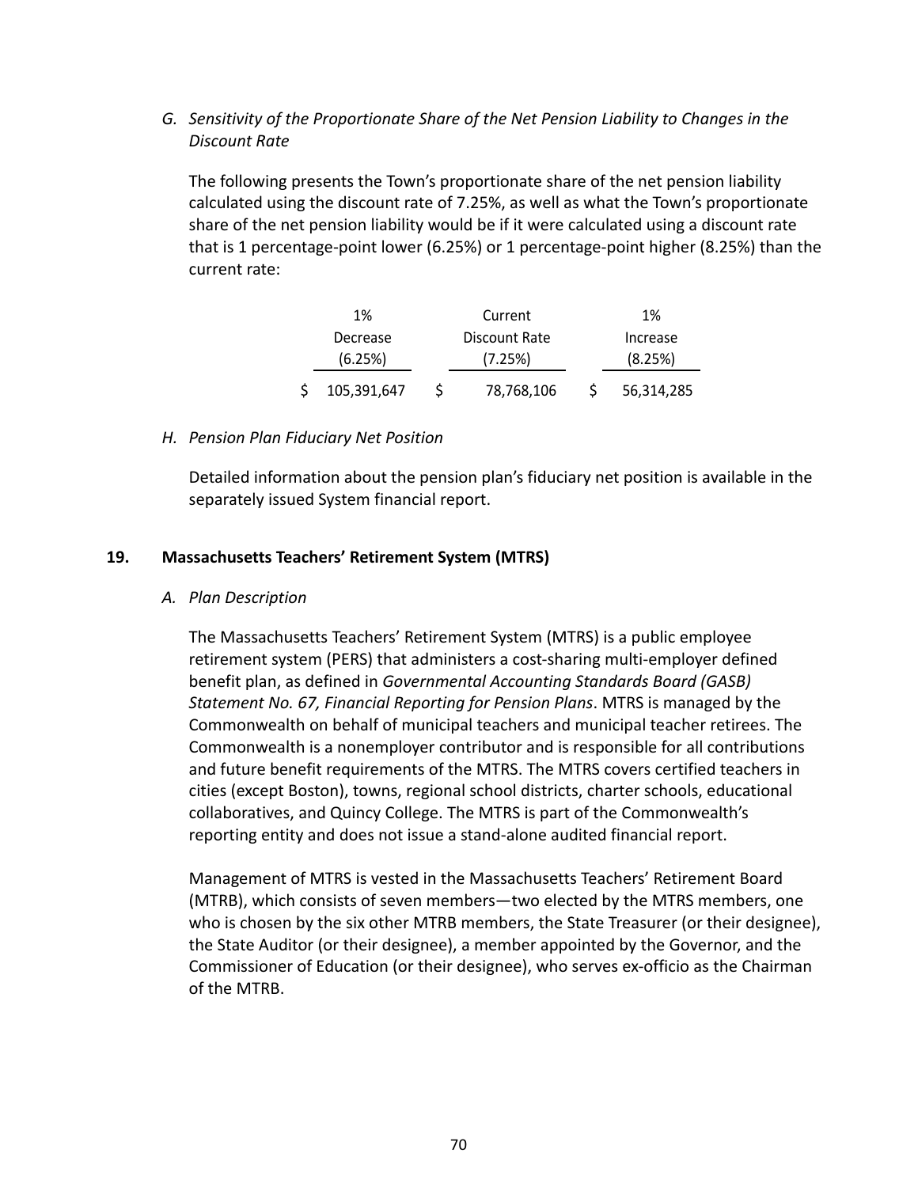*G. Sensitivity of the Proportionate Share of the Net Pension Liability to Changes in the Discount Rate*

The following presents the Town's proportionate share of the net pension liability calculated using the discount rate of 7.25%, as well as what the Town's proportionate share of the net pension liability would be if it were calculated using a discount rate that is 1 percentage-point lower (6.25%) or 1 percentage-point higher (8.25%) than the current rate:

| 1% Decrease (6.25%) | Current Discount Rate (7.25%) | 1% Increase (8.25%) |
|---|---|---|
| $ 105,391,647 | $ 78,768,106 | $ 56,314,285 |

*H. Pension Plan Fiduciary Net Position*

Detailed information about the pension plan's fiduciary net position is available in the separately issued System financial report.

## 19. Massachusetts Teachers' Retirement System (MTRS)

*A. Plan Description*

The Massachusetts Teachers' Retirement System (MTRS) is a public employee retirement system (PERS) that administers a cost-sharing multi-employer defined benefit plan, as defined in *Governmental Accounting Standards Board (GASB) Statement No. 67, Financial Reporting for Pension Plans*. MTRS is managed by the Commonwealth on behalf of municipal teachers and municipal teacher retirees. The Commonwealth is a nonemployer contributor and is responsible for all contributions and future benefit requirements of the MTRS. The MTRS covers certified teachers in cities (except Boston), towns, regional school districts, charter schools, educational collaboratives, and Quincy College. The MTRS is part of the Commonwealth's reporting entity and does not issue a stand-alone audited financial report.

Management of MTRS is vested in the Massachusetts Teachers' Retirement Board (MTRB), which consists of seven members—two elected by the MTRS members, one who is chosen by the six other MTRB members, the State Treasurer (or their designee), the State Auditor (or their designee), a member appointed by the Governor, and the Commissioner of Education (or their designee), who serves ex-officio as the Chairman of the MTRB.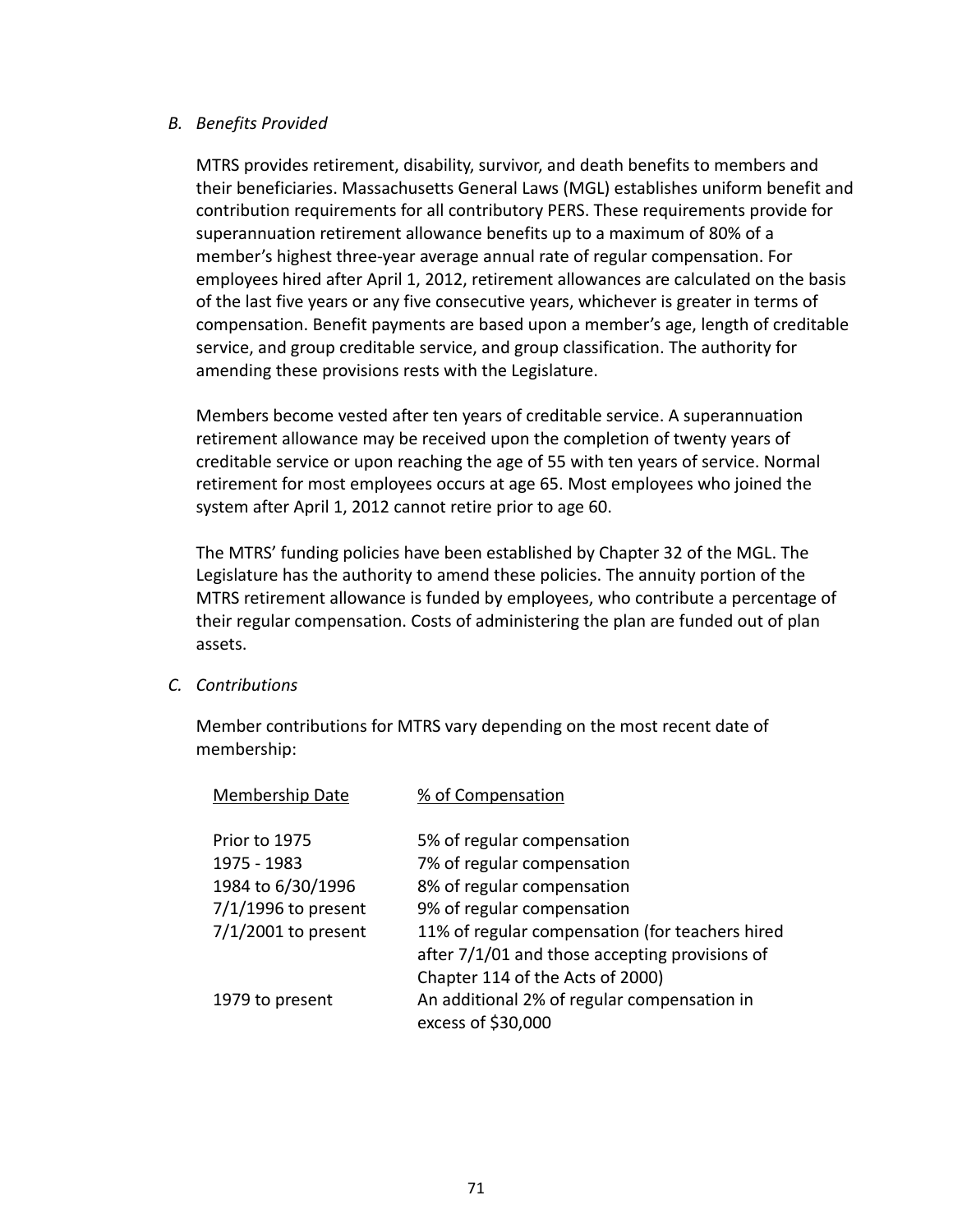*B. Benefits Provided*

MTRS provides retirement, disability, survivor, and death benefits to members and their beneficiaries. Massachusetts General Laws (MGL) establishes uniform benefit and contribution requirements for all contributory PERS. These requirements provide for superannuation retirement allowance benefits up to a maximum of 80% of a member's highest three-year average annual rate of regular compensation. For employees hired after April 1, 2012, retirement allowances are calculated on the basis of the last five years or any five consecutive years, whichever is greater in terms of compensation. Benefit payments are based upon a member's age, length of creditable service, and group creditable service, and group classification. The authority for amending these provisions rests with the Legislature.

Members become vested after ten years of creditable service. A superannuation retirement allowance may be received upon the completion of twenty years of creditable service or upon reaching the age of 55 with ten years of service. Normal retirement for most employees occurs at age 65. Most employees who joined the system after April 1, 2012 cannot retire prior to age 60.

The MTRS' funding policies have been established by Chapter 32 of the MGL. The Legislature has the authority to amend these policies. The annuity portion of the MTRS retirement allowance is funded by employees, who contribute a percentage of their regular compensation. Costs of administering the plan are funded out of plan assets.

*C. Contributions*

Member contributions for MTRS vary depending on the most recent date of membership:

| Membership Date | % of Compensation |
|---|---|
| Prior to 1975 | 5% of regular compensation |
| 1975 - 1983 | 7% of regular compensation |
| 1984 to 6/30/1996 | 8% of regular compensation |
| 7/1/1996 to present | 9% of regular compensation |
| 7/1/2001 to present | 11% of regular compensation (for teachers hired after 7/1/01 and those accepting provisions of Chapter 114 of the Acts of 2000) |
| 1979 to present | An additional 2% of regular compensation in excess of $30,000 |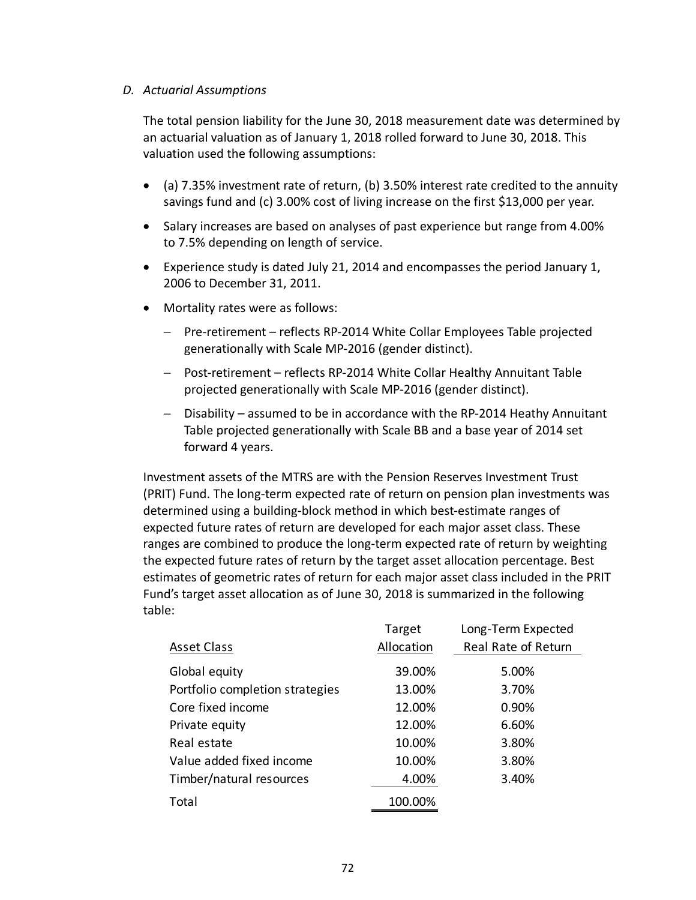### *D. Actuarial Assumptions*

The total pension liability for the June 30, 2018 measurement date was determined by an actuarial valuation as of January 1, 2018 rolled forward to June 30, 2018. This valuation used the following assumptions:

- (a) 7.35% investment rate of return, (b) 3.50% interest rate credited to the annuity savings fund and (c) 3.00% cost of living increase on the first $13,000 per year.
- Salary increases are based on analyses of past experience but range from 4.00% to 7.5% depending on length of service.
- Experience study is dated July 21, 2014 and encompasses the period January 1, 2006 to December 31, 2011.
- Mortality rates were as follows:
  - Pre-retirement – reflects RP-2014 White Collar Employees Table projected generationally with Scale MP-2016 (gender distinct).
  - Post-retirement – reflects RP-2014 White Collar Healthy Annuitant Table projected generationally with Scale MP-2016 (gender distinct).
  - Disability – assumed to be in accordance with the RP-2014 Heathy Annuitant Table projected generationally with Scale BB and a base year of 2014 set forward 4 years.

Investment assets of the MTRS are with the Pension Reserves Investment Trust (PRIT) Fund. The long-term expected rate of return on pension plan investments was determined using a building-block method in which best-estimate ranges of expected future rates of return are developed for each major asset class. These ranges are combined to produce the long-term expected rate of return by weighting the expected future rates of return by the target asset allocation percentage. Best estimates of geometric rates of return for each major asset class included in the PRIT Fund's target asset allocation as of June 30, 2018 is summarized in the following table:

| Asset Class | Target Allocation | Long-Term Expected Real Rate of Return |
|---|---|---|
| Global equity | 39.00% | 5.00% |
| Portfolio completion strategies | 13.00% | 3.70% |
| Core fixed income | 12.00% | 0.90% |
| Private equity | 12.00% | 6.60% |
| Real estate | 10.00% | 3.80% |
| Value added fixed income | 10.00% | 3.80% |
| Timber/natural resources | 4.00% | 3.40% |
| Total | 100.00% | |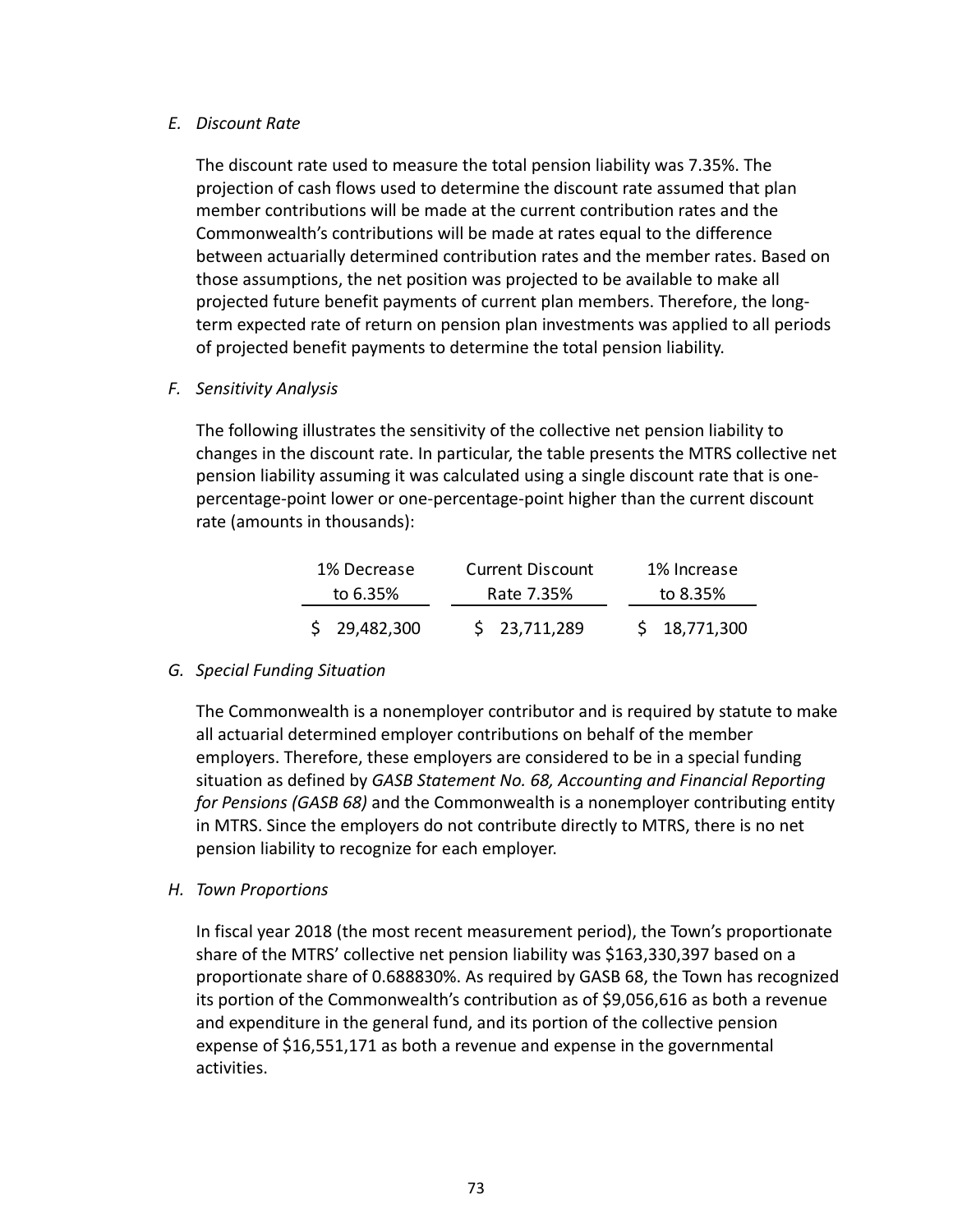*E. Discount Rate*

The discount rate used to measure the total pension liability was 7.35%. The projection of cash flows used to determine the discount rate assumed that plan member contributions will be made at the current contribution rates and the Commonwealth's contributions will be made at rates equal to the difference between actuarially determined contribution rates and the member rates. Based on those assumptions, the net position was projected to be available to make all projected future benefit payments of current plan members. Therefore, the long-term expected rate of return on pension plan investments was applied to all periods of projected benefit payments to determine the total pension liability.

*F. Sensitivity Analysis*

The following illustrates the sensitivity of the collective net pension liability to changes in the discount rate. In particular, the table presents the MTRS collective net pension liability assuming it was calculated using a single discount rate that is one-percentage-point lower or one-percentage-point higher than the current discount rate (amounts in thousands):

| 1% Decrease to 6.35% | Current Discount Rate 7.35% | 1% Increase to 8.35% |
|---|---|---|
| $ 29,482,300 | $ 23,711,289 | $ 18,771,300 |

*G. Special Funding Situation*

The Commonwealth is a nonemployer contributor and is required by statute to make all actuarial determined employer contributions on behalf of the member employers. Therefore, these employers are considered to be in a special funding situation as defined by *GASB Statement No. 68, Accounting and Financial Reporting for Pensions (GASB 68)* and the Commonwealth is a nonemployer contributing entity in MTRS. Since the employers do not contribute directly to MTRS, there is no net pension liability to recognize for each employer.

*H. Town Proportions*

In fiscal year 2018 (the most recent measurement period), the Town's proportionate share of the MTRS' collective net pension liability was $163,330,397 based on a proportionate share of 0.688830%. As required by GASB 68, the Town has recognized its portion of the Commonwealth's contribution as of $9,056,616 as both a revenue and expenditure in the general fund, and its portion of the collective pension expense of $16,551,171 as both a revenue and expense in the governmental activities.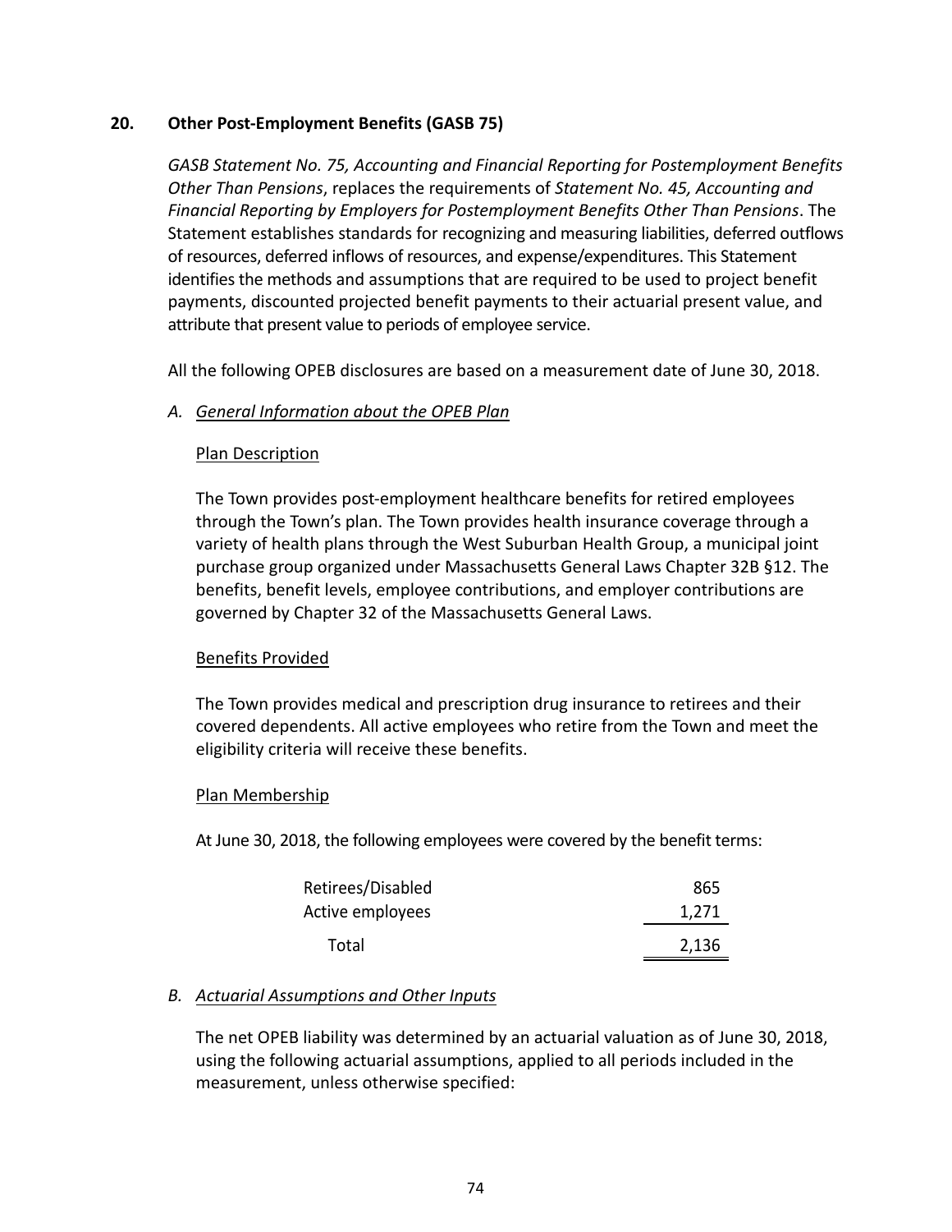## 20. Other Post-Employment Benefits (GASB 75)

*GASB Statement No. 75, Accounting and Financial Reporting for Postemployment Benefits Other Than Pensions*, replaces the requirements of *Statement No. 45, Accounting and Financial Reporting by Employers for Postemployment Benefits Other Than Pensions*. The Statement establishes standards for recognizing and measuring liabilities, deferred outflows of resources, deferred inflows of resources, and expense/expenditures. This Statement identifies the methods and assumptions that are required to be used to project benefit payments, discounted projected benefit payments to their actuarial present value, and attribute that present value to periods of employee service.

All the following OPEB disclosures are based on a measurement date of June 30, 2018.

### A. General Information about the OPEB Plan

#### Plan Description

The Town provides post-employment healthcare benefits for retired employees through the Town's plan. The Town provides health insurance coverage through a variety of health plans through the West Suburban Health Group, a municipal joint purchase group organized under Massachusetts General Laws Chapter 32B §12. The benefits, benefit levels, employee contributions, and employer contributions are governed by Chapter 32 of the Massachusetts General Laws.

#### Benefits Provided

The Town provides medical and prescription drug insurance to retirees and their covered dependents. All active employees who retire from the Town and meet the eligibility criteria will receive these benefits.

#### Plan Membership

At June 30, 2018, the following employees were covered by the benefit terms:

| | |
|---|---|
| Retirees/Disabled | 865 |
| Active employees | 1,271 |
| Total | 2,136 |

### B. Actuarial Assumptions and Other Inputs

The net OPEB liability was determined by an actuarial valuation as of June 30, 2018, using the following actuarial assumptions, applied to all periods included in the measurement, unless otherwise specified: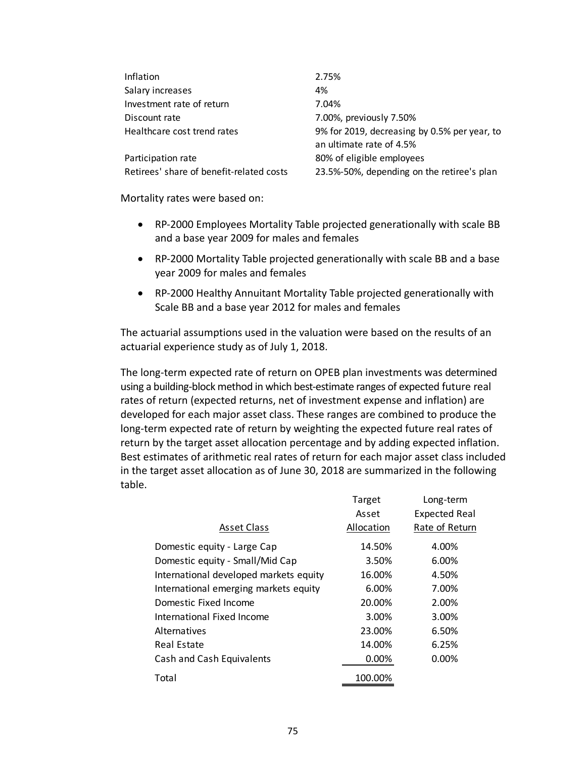| | |
|---|---|
| Inflation | 2.75% |
| Salary increases | 4% |
| Investment rate of return | 7.04% |
| Discount rate | 7.00%, previously 7.50% |
| Healthcare cost trend rates | 9% for 2019, decreasing by 0.5% per year, to an ultimate rate of 4.5% |
| Participation rate | 80% of eligible employees |
| Retirees' share of benefit-related costs | 23.5%-50%, depending on the retiree's plan |

Mortality rates were based on:

- RP-2000 Employees Mortality Table projected generationally with scale BB and a base year 2009 for males and females
- RP-2000 Mortality Table projected generationally with scale BB and a base year 2009 for males and females
- RP-2000 Healthy Annuitant Mortality Table projected generationally with Scale BB and a base year 2012 for males and females

The actuarial assumptions used in the valuation were based on the results of an actuarial experience study as of July 1, 2018.

The long-term expected rate of return on OPEB plan investments was determined using a building-block method in which best-estimate ranges of expected future real rates of return (expected returns, net of investment expense and inflation) are developed for each major asset class. These ranges are combined to produce the long-term expected rate of return by weighting the expected future real rates of return by the target asset allocation percentage and by adding expected inflation. Best estimates of arithmetic real rates of return for each major asset class included in the target asset allocation as of June 30, 2018 are summarized in the following table.

| Asset Class | Target Asset Allocation | Long-term Expected Real Rate of Return |
|---|---|---|
| Domestic equity - Large Cap | 14.50% | 4.00% |
| Domestic equity - Small/Mid Cap | 3.50% | 6.00% |
| International developed markets equity | 16.00% | 4.50% |
| International emerging markets equity | 6.00% | 7.00% |
| Domestic Fixed Income | 20.00% | 2.00% |
| International Fixed Income | 3.00% | 3.00% |
| Alternatives | 23.00% | 6.50% |
| Real Estate | 14.00% | 6.25% |
| Cash and Cash Equivalents | 0.00% | 0.00% |
| Total | 100.00% | |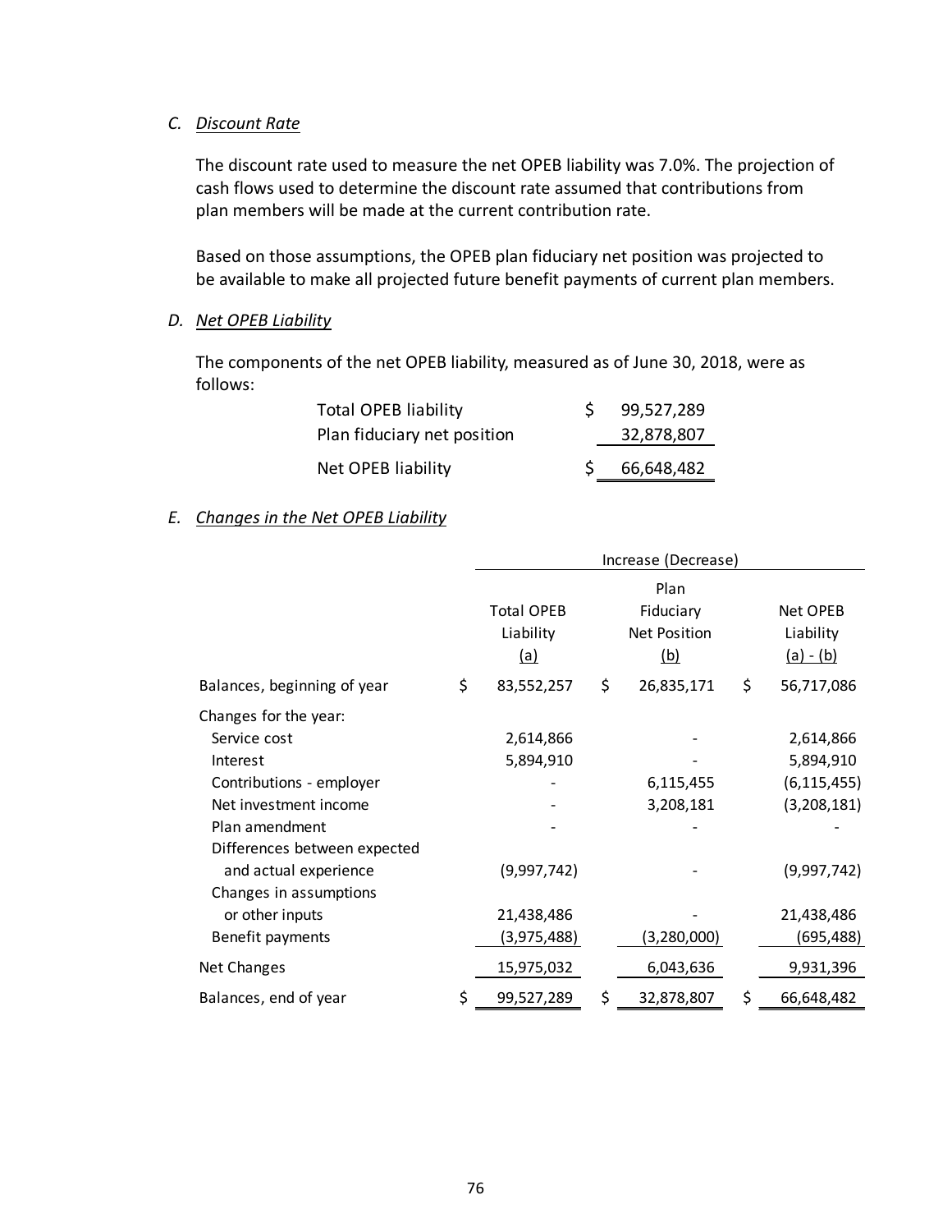### C. Discount Rate

The discount rate used to measure the net OPEB liability was 7.0%. The projection of cash flows used to determine the discount rate assumed that contributions from plan members will be made at the current contribution rate.

Based on those assumptions, the OPEB plan fiduciary net position was projected to be available to make all projected future benefit payments of current plan members.

### D. Net OPEB Liability

The components of the net OPEB liability, measured as of June 30, 2018, were as follows:

| | |
|---|---|
| Total OPEB liability | $ 99,527,289 |
| Plan fiduciary net position | 32,878,807 |
| Net OPEB liability | $ 66,648,482 |

### E. Changes in the Net OPEB Liability

| | Increase (Decrease) | | |
|---|---|---|---|
| | Total OPEB Liability (a) | Plan Fiduciary Net Position (b) | Net OPEB Liability (a) - (b) |
| Balances, beginning of year | $ 83,552,257 | $ 26,835,171 | $ 56,717,086 |
| Changes for the year: | | | |
| Service cost | 2,614,866 | - | 2,614,866 |
| Interest | 5,894,910 | - | 5,894,910 |
| Contributions - employer | - | 6,115,455 | (6,115,455) |
| Net investment income | - | 3,208,181 | (3,208,181) |
| Plan amendment | - | - | - |
| Differences between expected and actual experience | (9,997,742) | - | (9,997,742) |
| Changes in assumptions or other inputs | 21,438,486 | - | 21,438,486 |
| Benefit payments | (3,975,488) | (3,280,000) | (695,488) |
| Net Changes | 15,975,032 | 6,043,636 | 9,931,396 |
| Balances, end of year | $ 99,527,289 | $ 32,878,807 | $ 66,648,482 |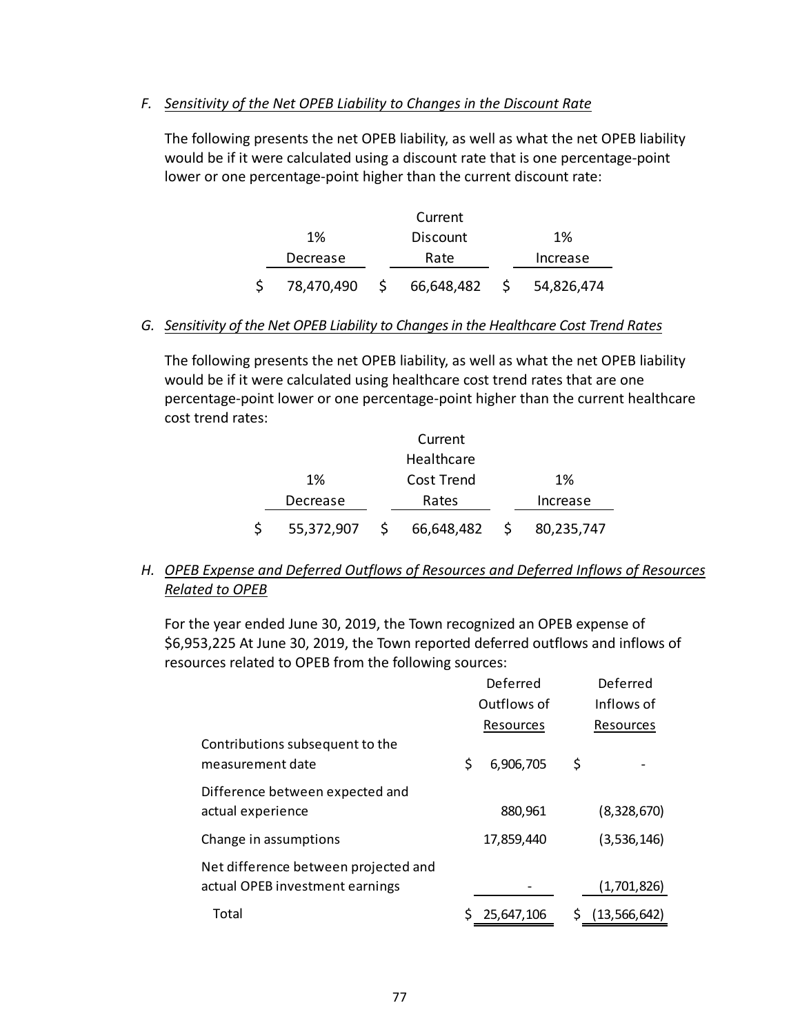F. *Sensitivity of the Net OPEB Liability to Changes in the Discount Rate*

The following presents the net OPEB liability, as well as what the net OPEB liability would be if it were calculated using a discount rate that is one percentage-point lower or one percentage-point higher than the current discount rate:

| 1% Decrease | Current Discount Rate | 1% Increase |
|---|---|---|
| $ 78,470,490 | $ 66,648,482 | $ 54,826,474 |

G. *Sensitivity of the Net OPEB Liability to Changes in the Healthcare Cost Trend Rates*

The following presents the net OPEB liability, as well as what the net OPEB liability would be if it were calculated using healthcare cost trend rates that are one percentage-point lower or one percentage-point higher than the current healthcare cost trend rates:

| 1% Decrease | Current Healthcare Cost Trend Rates | 1% Increase |
|---|---|---|
| $ 55,372,907 | $ 66,648,482 | $ 80,235,747 |

H. *OPEB Expense and Deferred Outflows of Resources and Deferred Inflows of Resources Related to OPEB*

For the year ended June 30, 2019, the Town recognized an OPEB expense of $6,953,225 At June 30, 2019, the Town reported deferred outflows and inflows of resources related to OPEB from the following sources:

| | Deferred Outflows of Resources | Deferred Inflows of Resources |
|---|---|---|
| Contributions subsequent to the measurement date | $ 6,906,705 | $ - |
| Difference between expected and actual experience | 880,961 | (8,328,670) |
| Change in assumptions | 17,859,440 | (3,536,146) |
| Net difference between projected and actual OPEB investment earnings | - | (1,701,826) |
| Total | $ 25,647,106 | $ (13,566,642) |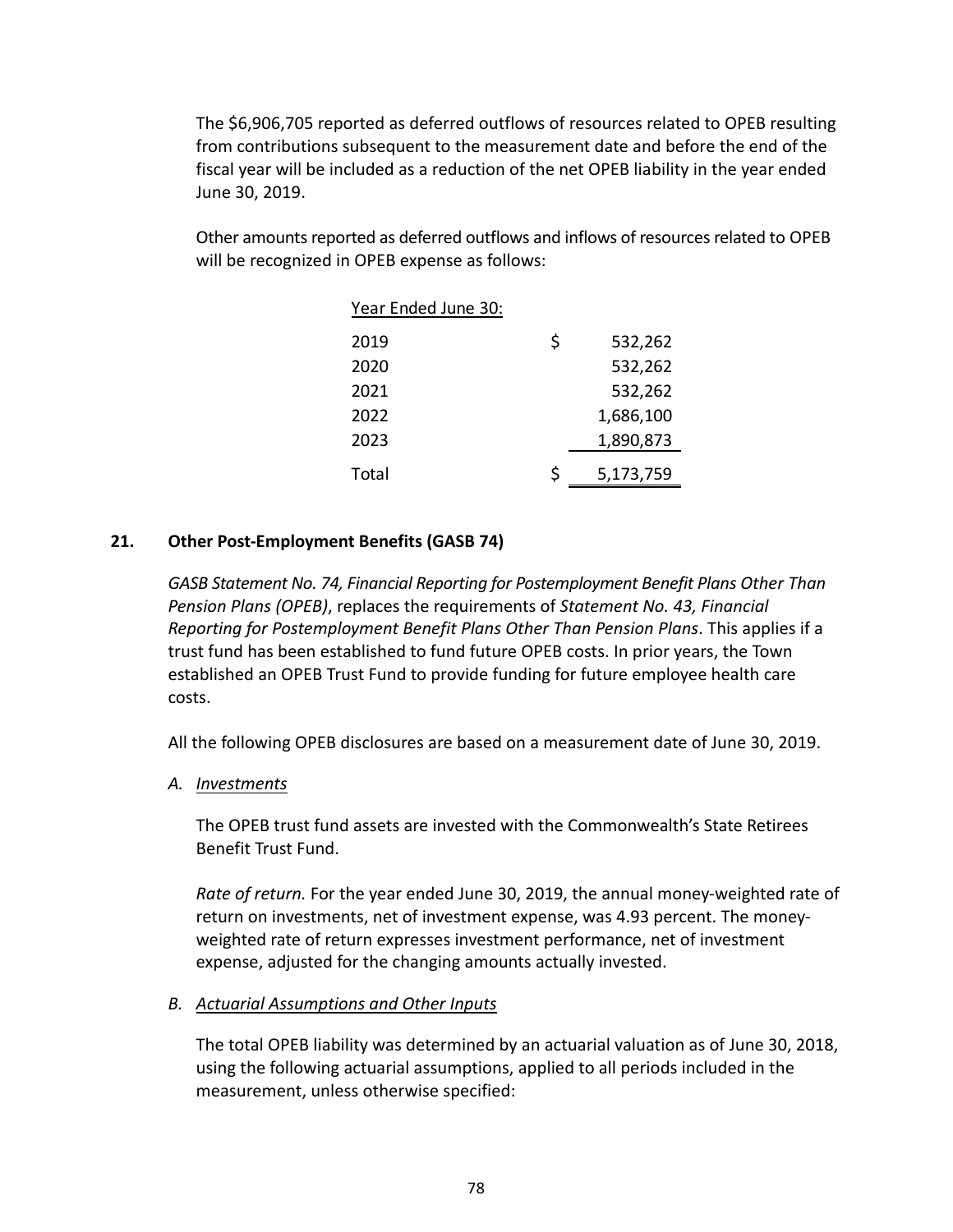The $6,906,705 reported as deferred outflows of resources related to OPEB resulting from contributions subsequent to the measurement date and before the end of the fiscal year will be included as a reduction of the net OPEB liability in the year ended June 30, 2019.

Other amounts reported as deferred outflows and inflows of resources related to OPEB will be recognized in OPEB expense as follows:

| Year Ended June 30: | |
|---|---|
| 2019 | $ 532,262 |
| 2020 | 532,262 |
| 2021 | 532,262 |
| 2022 | 1,686,100 |
| 2023 | 1,890,873 |
| Total | $ 5,173,759 |

## 21. Other Post-Employment Benefits (GASB 74)

*GASB Statement No. 74, Financial Reporting for Postemployment Benefit Plans Other Than Pension Plans (OPEB)*, replaces the requirements of *Statement No. 43, Financial Reporting for Postemployment Benefit Plans Other Than Pension Plans*. This applies if a trust fund has been established to fund future OPEB costs. In prior years, the Town established an OPEB Trust Fund to provide funding for future employee health care costs.

All the following OPEB disclosures are based on a measurement date of June 30, 2019.

### A. Investments

The OPEB trust fund assets are invested with the Commonwealth's State Retirees Benefit Trust Fund.

*Rate of return.* For the year ended June 30, 2019, the annual money-weighted rate of return on investments, net of investment expense, was 4.93 percent. The money-weighted rate of return expresses investment performance, net of investment expense, adjusted for the changing amounts actually invested.

### B. Actuarial Assumptions and Other Inputs

The total OPEB liability was determined by an actuarial valuation as of June 30, 2018, using the following actuarial assumptions, applied to all periods included in the measurement, unless otherwise specified: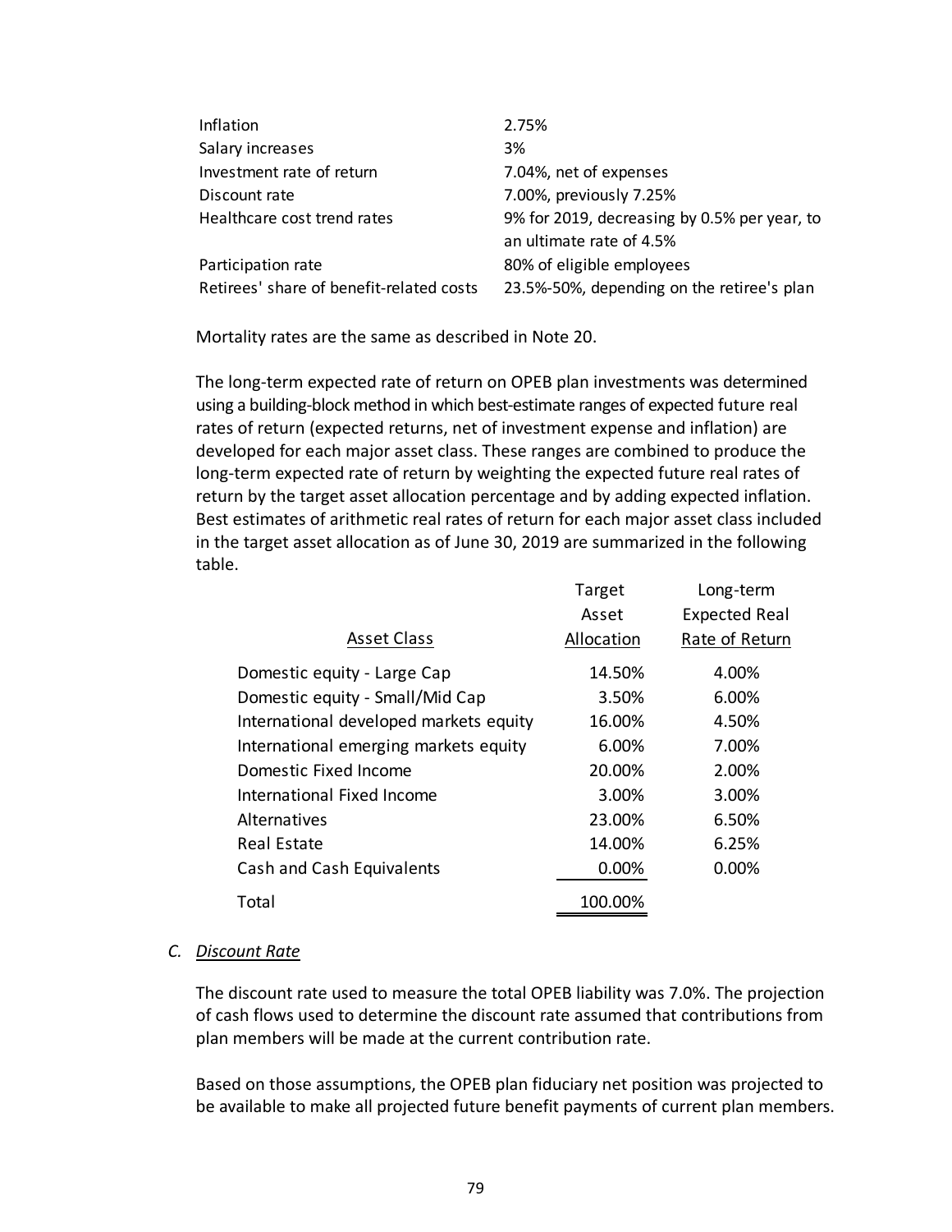| | |
|---|---|
| Inflation | 2.75% |
| Salary increases | 3% |
| Investment rate of return | 7.04%, net of expenses |
| Discount rate | 7.00%, previously 7.25% |
| Healthcare cost trend rates | 9% for 2019, decreasing by 0.5% per year, to an ultimate rate of 4.5% |
| Participation rate | 80% of eligible employees |
| Retirees' share of benefit-related costs | 23.5%-50%, depending on the retiree's plan |

Mortality rates are the same as described in Note 20.

The long-term expected rate of return on OPEB plan investments was determined using a building-block method in which best-estimate ranges of expected future real rates of return (expected returns, net of investment expense and inflation) are developed for each major asset class. These ranges are combined to produce the long-term expected rate of return by weighting the expected future real rates of return by the target asset allocation percentage and by adding expected inflation. Best estimates of arithmetic real rates of return for each major asset class included in the target asset allocation as of June 30, 2019 are summarized in the following table.

| Asset Class | Target Asset Allocation | Long-term Expected Real Rate of Return |
|---|---|---|
| Domestic equity - Large Cap | 14.50% | 4.00% |
| Domestic equity - Small/Mid Cap | 3.50% | 6.00% |
| International developed markets equity | 16.00% | 4.50% |
| International emerging markets equity | 6.00% | 7.00% |
| Domestic Fixed Income | 20.00% | 2.00% |
| International Fixed Income | 3.00% | 3.00% |
| Alternatives | 23.00% | 6.50% |
| Real Estate | 14.00% | 6.25% |
| Cash and Cash Equivalents | 0.00% | 0.00% |
| Total | 100.00% | |

## C. Discount Rate

The discount rate used to measure the total OPEB liability was 7.0%. The projection of cash flows used to determine the discount rate assumed that contributions from plan members will be made at the current contribution rate.

Based on those assumptions, the OPEB plan fiduciary net position was projected to be available to make all projected future benefit payments of current plan members.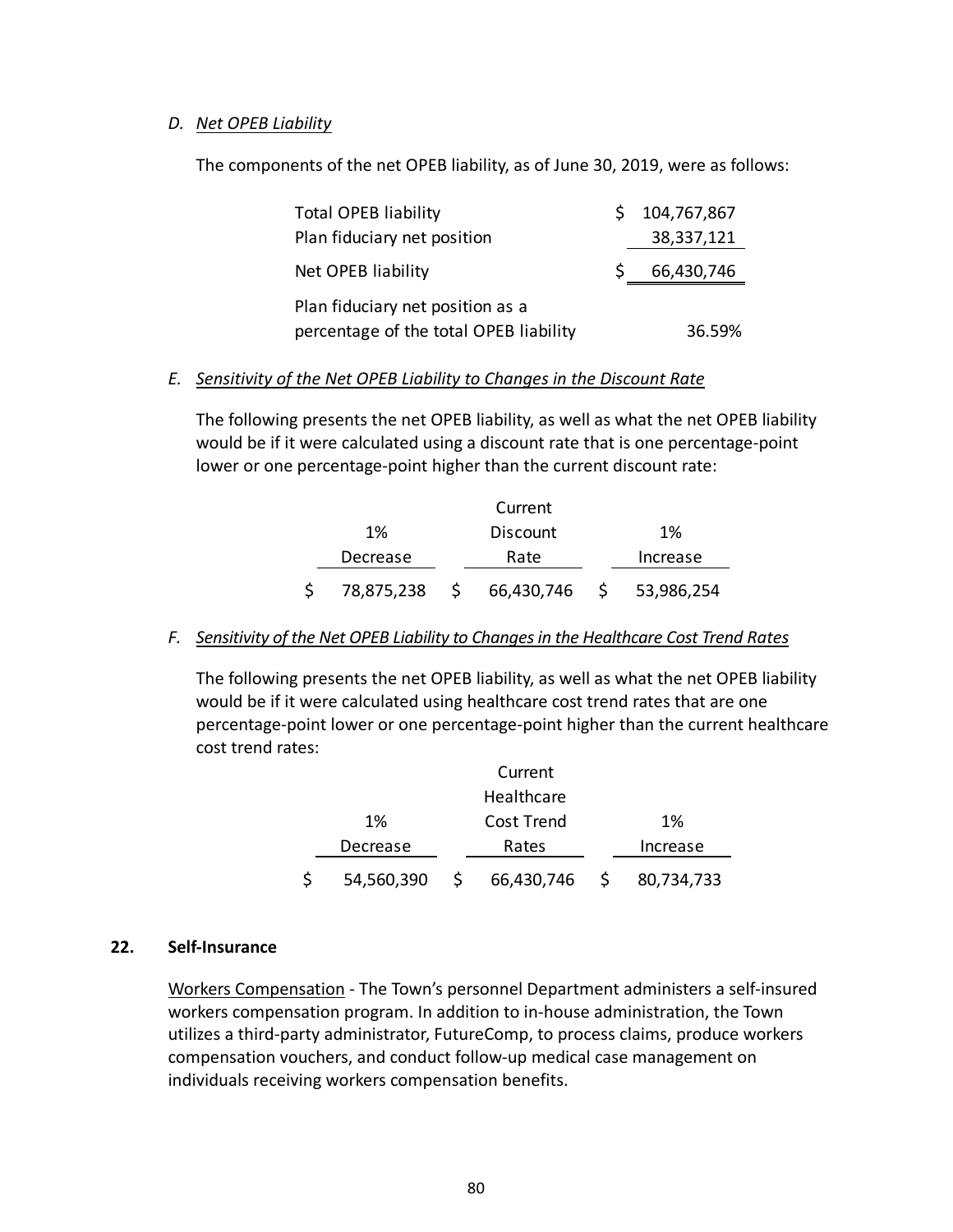*D. Net OPEB Liability*

The components of the net OPEB liability, as of June 30, 2019, were as follows:

| | |
|---|---|
| Total OPEB liability | $ 104,767,867 |
| Plan fiduciary net position | 38,337,121 |
| Net OPEB liability | $ 66,430,746 |
| Plan fiduciary net position as a percentage of the total OPEB liability | 36.59% |

*E. Sensitivity of the Net OPEB Liability to Changes in the Discount Rate*

The following presents the net OPEB liability, as well as what the net OPEB liability would be if it were calculated using a discount rate that is one percentage-point lower or one percentage-point higher than the current discount rate:

| 1% Decrease | Current Discount Rate | 1% Increase |
|---|---|---|
| $ 78,875,238 | $ 66,430,746 | $ 53,986,254 |

*F. Sensitivity of the Net OPEB Liability to Changes in the Healthcare Cost Trend Rates*

The following presents the net OPEB liability, as well as what the net OPEB liability would be if it were calculated using healthcare cost trend rates that are one percentage-point lower or one percentage-point higher than the current healthcare cost trend rates:

| 1% Decrease | Current Healthcare Cost Trend Rates | 1% Increase |
|---|---|---|
| $ 54,560,390 | $ 66,430,746 | $ 80,734,733 |

## 22. Self-Insurance

Workers Compensation - The Town's personnel Department administers a self-insured workers compensation program. In addition to in-house administration, the Town utilizes a third-party administrator, FutureComp, to process claims, produce workers compensation vouchers, and conduct follow-up medical case management on individuals receiving workers compensation benefits.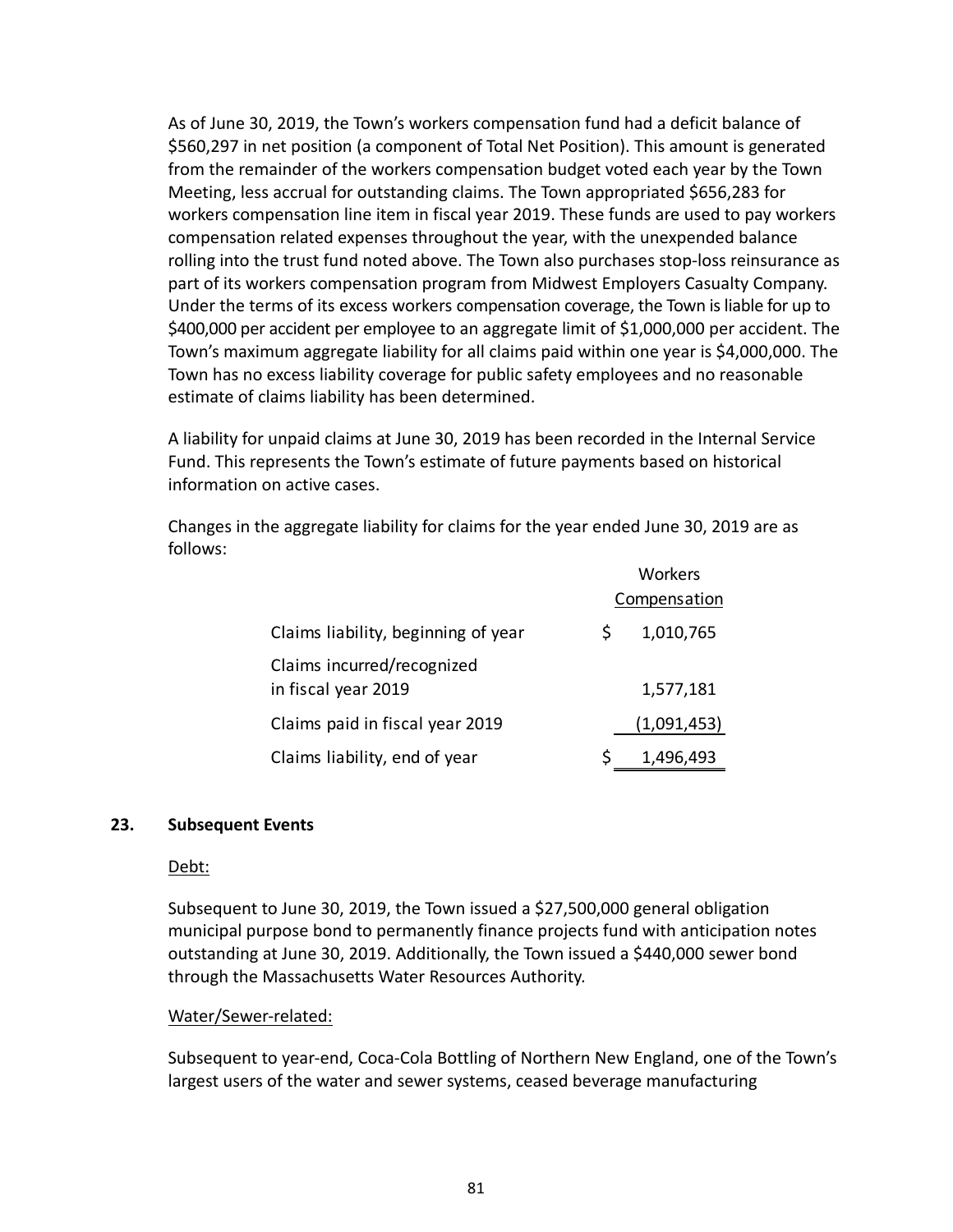As of June 30, 2019, the Town's workers compensation fund had a deficit balance of $560,297 in net position (a component of Total Net Position). This amount is generated from the remainder of the workers compensation budget voted each year by the Town Meeting, less accrual for outstanding claims. The Town appropriated $656,283 for workers compensation line item in fiscal year 2019. These funds are used to pay workers compensation related expenses throughout the year, with the unexpended balance rolling into the trust fund noted above. The Town also purchases stop-loss reinsurance as part of its workers compensation program from Midwest Employers Casualty Company. Under the terms of its excess workers compensation coverage, the Town is liable for up to $400,000 per accident per employee to an aggregate limit of $1,000,000 per accident. The Town's maximum aggregate liability for all claims paid within one year is $4,000,000. The Town has no excess liability coverage for public safety employees and no reasonable estimate of claims liability has been determined.

A liability for unpaid claims at June 30, 2019 has been recorded in the Internal Service Fund. This represents the Town's estimate of future payments based on historical information on active cases.

Changes in the aggregate liability for claims for the year ended June 30, 2019 are as follows:

| | Workers Compensation |
|---|---|
| Claims liability, beginning of year | $ 1,010,765 |
| Claims incurred/recognized in fiscal year 2019 | 1,577,181 |
| Claims paid in fiscal year 2019 | (1,091,453) |
| Claims liability, end of year | $ 1,496,493 |

## 23. Subsequent Events

Debt:

Subsequent to June 30, 2019, the Town issued a $27,500,000 general obligation municipal purpose bond to permanently finance projects fund with anticipation notes outstanding at June 30, 2019. Additionally, the Town issued a $440,000 sewer bond through the Massachusetts Water Resources Authority.

Water/Sewer-related:

Subsequent to year-end, Coca-Cola Bottling of Northern New England, one of the Town's largest users of the water and sewer systems, ceased beverage manufacturing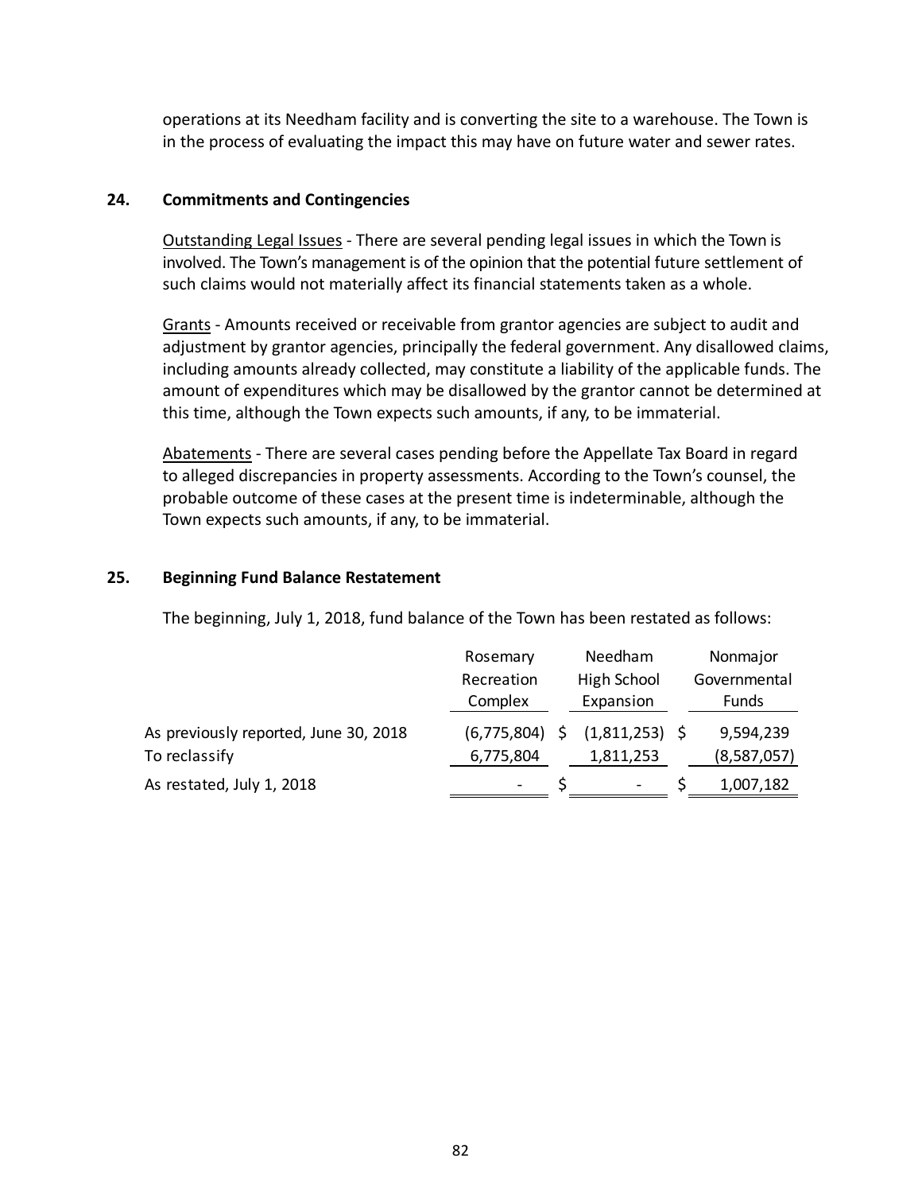operations at its Needham facility and is converting the site to a warehouse. The Town is in the process of evaluating the impact this may have on future water and sewer rates.

## 24. Commitments and Contingencies

Outstanding Legal Issues - There are several pending legal issues in which the Town is involved. The Town's management is of the opinion that the potential future settlement of such claims would not materially affect its financial statements taken as a whole.

Grants - Amounts received or receivable from grantor agencies are subject to audit and adjustment by grantor agencies, principally the federal government. Any disallowed claims, including amounts already collected, may constitute a liability of the applicable funds. The amount of expenditures which may be disallowed by the grantor cannot be determined at this time, although the Town expects such amounts, if any, to be immaterial.

Abatements - There are several cases pending before the Appellate Tax Board in regard to alleged discrepancies in property assessments. According to the Town's counsel, the probable outcome of these cases at the present time is indeterminable, although the Town expects such amounts, if any, to be immaterial.

## 25. Beginning Fund Balance Restatement

The beginning, July 1, 2018, fund balance of the Town has been restated as follows:

| | Rosemary Recreation Complex | Needham High School Expansion | Nonmajor Governmental Funds |
|---|---|---|---|
| As previously reported, June 30, 2018 | (6,775,804) | $ (1,811,253) | $ 9,594,239 |
| To reclassify | 6,775,804 | 1,811,253 | (8,587,057) |
| As restated, July 1, 2018 | - | $ - | $ 1,007,182 |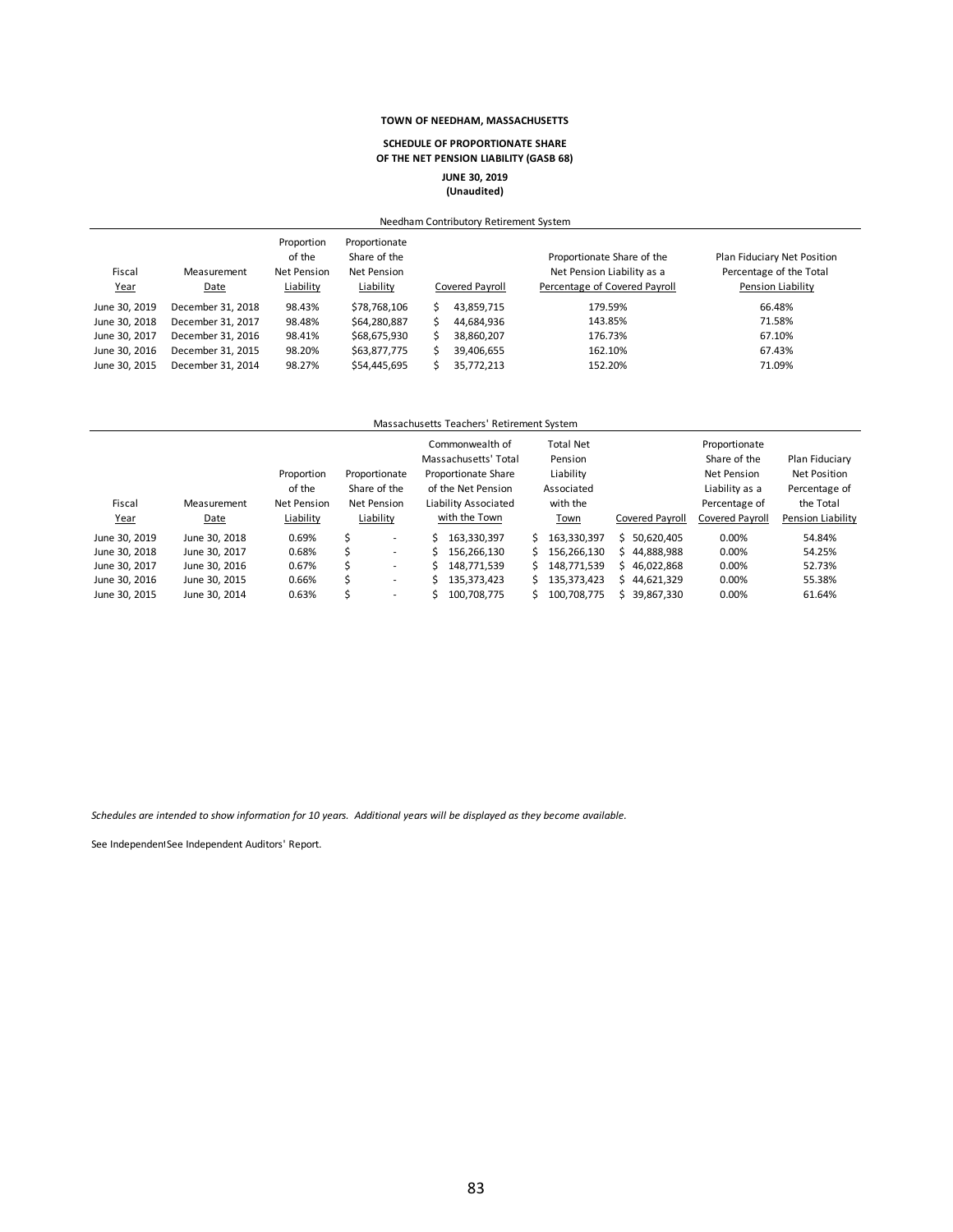**TOWN OF NEEDHAM, MASSACHUSETTS**

**SCHEDULE OF PROPORTIONATE SHARE OF THE NET PENSION LIABILITY (GASB 68)**

**JUNE 30, 2019**
**(Unaudited)**

Needham Contributory Retirement System

| Fiscal Year | Measurement Date | Proportion of the Net Pension Liability | Proportionate Share of the Net Pension Liability | Covered Payroll | Proportionate Share of the Net Pension Liability as a Percentage of Covered Payroll | Plan Fiduciary Net Position Percentage of the Total Pension Liability |
|---|---|---|---|---|---|---|
| June 30, 2019 | December 31, 2018 | 98.43% | $78,768,106 | $ 43,859,715 | 179.59% | 66.48% |
| June 30, 2018 | December 31, 2017 | 98.48% | $64,280,887 | $ 44,684,936 | 143.85% | 71.58% |
| June 30, 2017 | December 31, 2016 | 98.41% | $68,675,930 | $ 38,860,207 | 176.73% | 67.10% |
| June 30, 2016 | December 31, 2015 | 98.20% | $63,877,775 | $ 39,406,655 | 162.10% | 67.43% |
| June 30, 2015 | December 31, 2014 | 98.27% | $54,445,695 | $ 35,772,213 | 152.20% | 71.09% |

Massachusetts Teachers' Retirement System

| Fiscal Year | Measurement Date | Proportion of the Net Pension Liability | Proportionate Share of the Net Pension Liability | Commonwealth of Massachusetts' Total Proportionate Share of the Net Pension Liability Associated with the Town | Total Net Pension Liability Associated with the Town | Covered Payroll | Proportionate Share of the Net Pension Liability as a Percentage of Covered Payroll | Plan Fiduciary Net Position Percentage of the Total Pension Liability |
|---|---|---|---|---|---|---|---|---|
| June 30, 2019 | June 30, 2018 | 0.69% | $ - | $ 163,330,397 | $ 163,330,397 | $ 50,620,405 | 0.00% | 54.84% |
| June 30, 2018 | June 30, 2017 | 0.68% | $ - | $ 156,266,130 | $ 156,266,130 | $ 44,888,988 | 0.00% | 54.25% |
| June 30, 2017 | June 30, 2016 | 0.67% | $ - | $ 148,771,539 | $ 148,771,539 | $ 46,022,868 | 0.00% | 52.73% |
| June 30, 2016 | June 30, 2015 | 0.66% | $ - | $ 135,373,423 | $ 135,373,423 | $ 44,621,329 | 0.00% | 55.38% |
| June 30, 2015 | June 30, 2014 | 0.63% | $ - | $ 100,708,775 | $ 100,708,775 | $ 39,867,330 | 0.00% | 61.64% |

*Schedules are intended to show information for 10 years. Additional years will be displayed as they become available.*

See IndependentSee Independent Auditors' Report.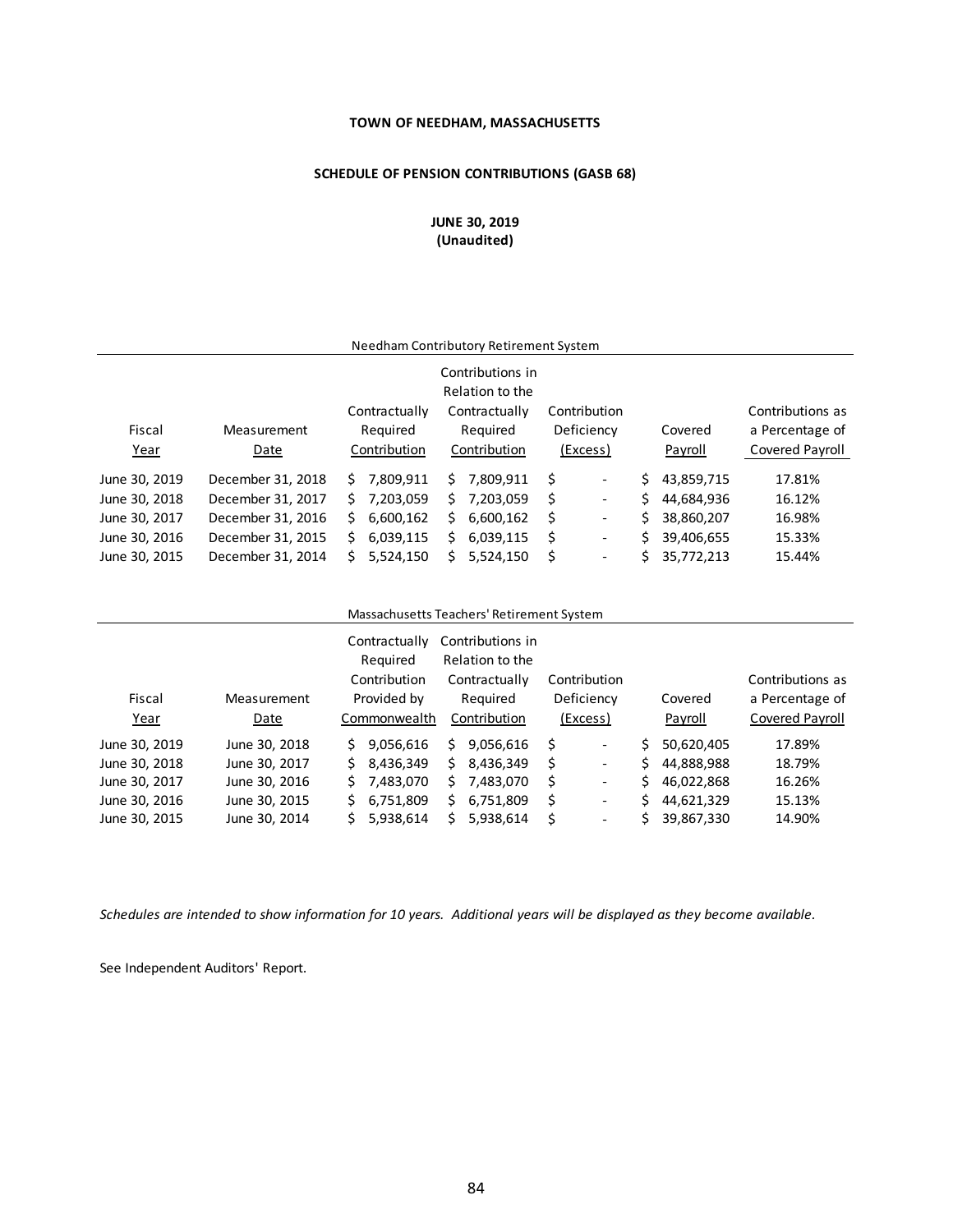**TOWN OF NEEDHAM, MASSACHUSETTS**

**SCHEDULE OF PENSION CONTRIBUTIONS (GASB 68)**

**JUNE 30, 2019**
**(Unaudited)**

Needham Contributory Retirement System

| Fiscal Year | Measurement Date | Contractually Required Contribution | Contributions in Relation to the Contractually Required Contribution | Contribution Deficiency (Excess) | Covered Payroll | Contributions as a Percentage of Covered Payroll |
|---|---|---|---|---|---|---|
| June 30, 2019 | December 31, 2018 | $ 7,809,911 | $ 7,809,911 | $ - | $ 43,859,715 | 17.81% |
| June 30, 2018 | December 31, 2017 | $ 7,203,059 | $ 7,203,059 | $ - | $ 44,684,936 | 16.12% |
| June 30, 2017 | December 31, 2016 | $ 6,600,162 | $ 6,600,162 | $ - | $ 38,860,207 | 16.98% |
| June 30, 2016 | December 31, 2015 | $ 6,039,115 | $ 6,039,115 | $ - | $ 39,406,655 | 15.33% |
| June 30, 2015 | December 31, 2014 | $ 5,524,150 | $ 5,524,150 | $ - | $ 35,772,213 | 15.44% |

Massachusetts Teachers' Retirement System

| Fiscal Year | Measurement Date | Contractually Required Contribution Provided by Commonwealth | Contributions in Relation to the Contractually Required Contribution | Contribution Deficiency (Excess) | Covered Payroll | Contributions as a Percentage of Covered Payroll |
|---|---|---|---|---|---|---|
| June 30, 2019 | June 30, 2018 | $ 9,056,616 | $ 9,056,616 | $ - | $ 50,620,405 | 17.89% |
| June 30, 2018 | June 30, 2017 | $ 8,436,349 | $ 8,436,349 | $ - | $ 44,888,988 | 18.79% |
| June 30, 2017 | June 30, 2016 | $ 7,483,070 | $ 7,483,070 | $ - | $ 46,022,868 | 16.26% |
| June 30, 2016 | June 30, 2015 | $ 6,751,809 | $ 6,751,809 | $ - | $ 44,621,329 | 15.13% |
| June 30, 2015 | June 30, 2014 | $ 5,938,614 | $ 5,938,614 | $ - | $ 39,867,330 | 14.90% |

*Schedules are intended to show information for 10 years. Additional years will be displayed as they become available.*

See Independent Auditors' Report.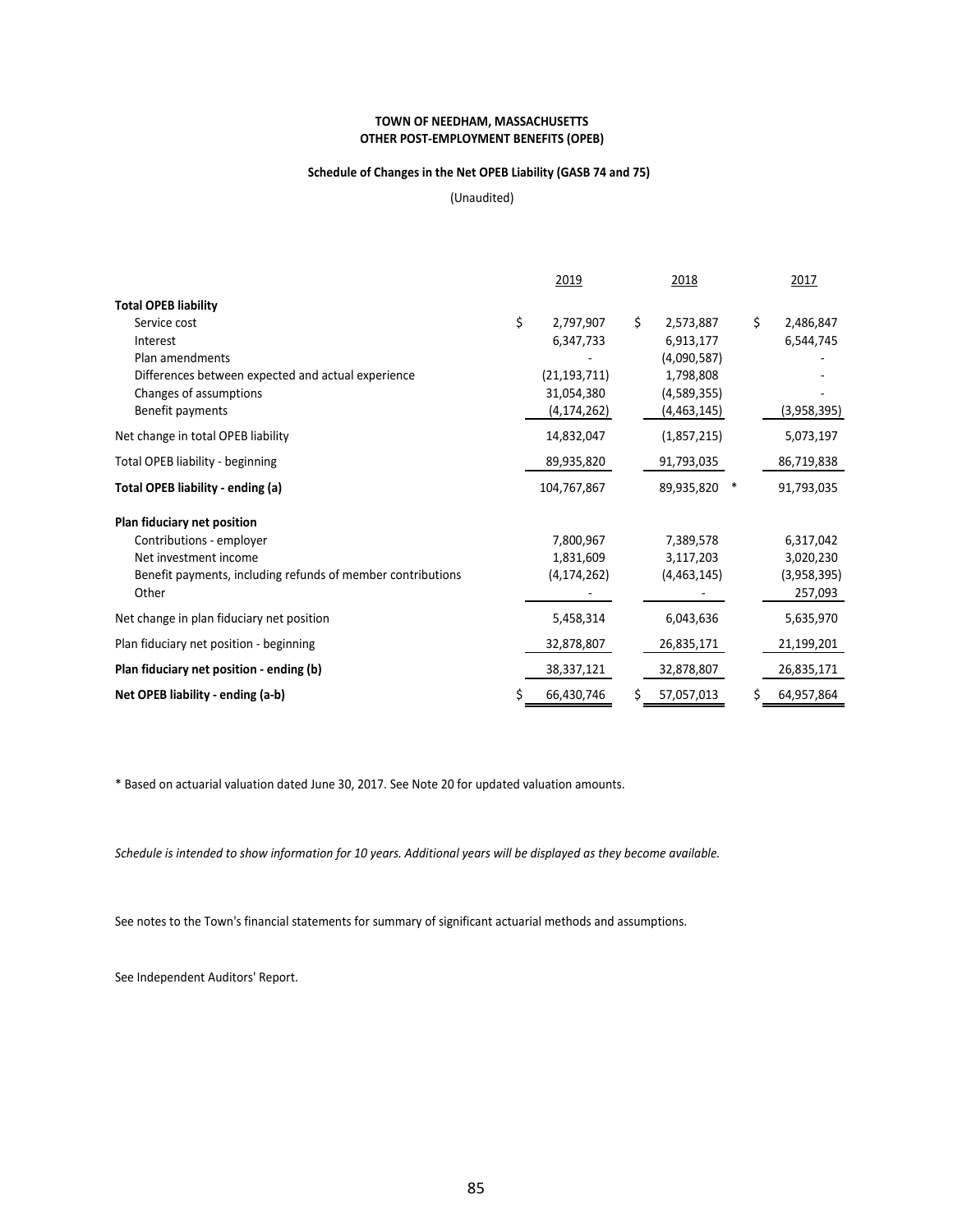**TOWN OF NEEDHAM, MASSACHUSETTS**
**OTHER POST-EMPLOYMENT BENEFITS (OPEB)**

**Schedule of Changes in the Net OPEB Liability (GASB 74 and 75)**

(Unaudited)

| | 2019 | 2018 | 2017 |
|---|---|---|---|
| **Total OPEB liability** | | | |
| Service cost | $ 2,797,907 | $ 2,573,887 | $ 2,486,847 |
| Interest | 6,347,733 | 6,913,177 | 6,544,745 |
| Plan amendments | - | (4,090,587) | - |
| Differences between expected and actual experience | (21,193,711) | 1,798,808 | - |
| Changes of assumptions | 31,054,380 | (4,589,355) | - |
| Benefit payments | (4,174,262) | (4,463,145) | (3,958,395) |
| Net change in total OPEB liability | 14,832,047 | (1,857,215) | 5,073,197 |
| Total OPEB liability - beginning | 89,935,820 | 91,793,035 | 86,719,838 |
| **Total OPEB liability - ending (a)** | 104,767,867 | 89,935,820 * | 91,793,035 |
| **Plan fiduciary net position** | | | |
| Contributions - employer | 7,800,967 | 7,389,578 | 6,317,042 |
| Net investment income | 1,831,609 | 3,117,203 | 3,020,230 |
| Benefit payments, including refunds of member contributions | (4,174,262) | (4,463,145) | (3,958,395) |
| Other | - | - | 257,093 |
| Net change in plan fiduciary net position | 5,458,314 | 6,043,636 | 5,635,970 |
| Plan fiduciary net position - beginning | 32,878,807 | 26,835,171 | 21,199,201 |
| **Plan fiduciary net position - ending (b)** | 38,337,121 | 32,878,807 | 26,835,171 |
| **Net OPEB liability - ending (a-b)** | $ 66,430,746 | $ 57,057,013 | $ 64,957,864 |

* Based on actuarial valuation dated June 30, 2017. See Note 20 for updated valuation amounts.

*Schedule is intended to show information for 10 years. Additional years will be displayed as they become available.*

See notes to the Town's financial statements for summary of significant actuarial methods and assumptions.

See Independent Auditors' Report.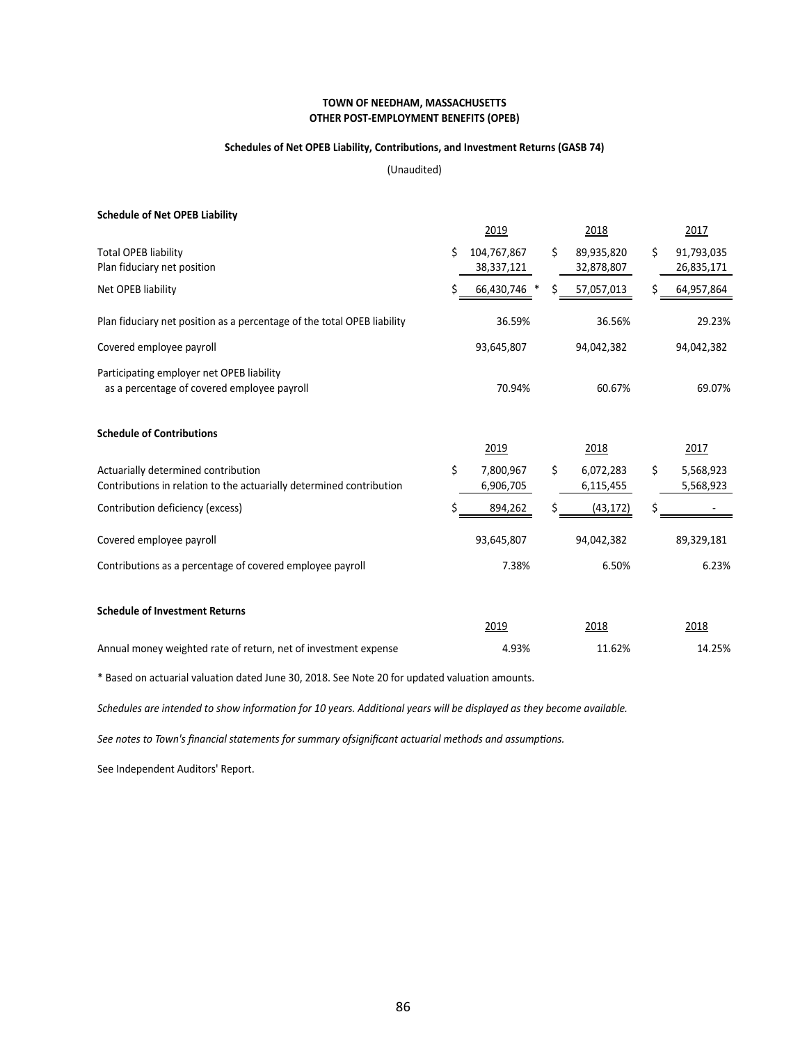**TOWN OF NEEDHAM, MASSACHUSETTS**
**OTHER POST-EMPLOYMENT BENEFITS (OPEB)**

**Schedules of Net OPEB Liability, Contributions, and Investment Returns (GASB 74)**

(Unaudited)

**Schedule of Net OPEB Liability**

| | 2019 | 2018 | 2017 |
|---|---|---|---|
| Total OPEB liability | $ 104,767,867 | $ 89,935,820 | $ 91,793,035 |
| Plan fiduciary net position | 38,337,121 | 32,878,807 | 26,835,171 |
| Net OPEB liability | $ 66,430,746 * | $ 57,057,013 | $ 64,957,864 |
| Plan fiduciary net position as a percentage of the total OPEB liability | 36.59% | 36.56% | 29.23% |
| Covered employee payroll | 93,645,807 | 94,042,382 | 94,042,382 |
| Participating employer net OPEB liability as a percentage of covered employee payroll | 70.94% | 60.67% | 69.07% |

**Schedule of Contributions**

| | 2019 | 2018 | 2017 |
|---|---|---|---|
| Actuarially determined contribution | $ 7,800,967 | $ 6,072,283 | $ 5,568,923 |
| Contributions in relation to the actuarially determined contribution | 6,906,705 | 6,115,455 | 5,568,923 |
| Contribution deficiency (excess) | $ 894,262 | $ (43,172) | $ - |
| Covered employee payroll | 93,645,807 | 94,042,382 | 89,329,181 |
| Contributions as a percentage of covered employee payroll | 7.38% | 6.50% | 6.23% |

**Schedule of Investment Returns**

| | 2019 | 2018 | 2018 |
|---|---|---|---|
| Annual money weighted rate of return, net of investment expense | 4.93% | 11.62% | 14.25% |

* Based on actuarial valuation dated June 30, 2018. See Note 20 for updated valuation amounts.

*Schedules are intended to show information for 10 years. Additional years will be displayed as they become available.*

*See notes to Town's financial statements for summary ofsignificant actuarial methods and assumptions.*

See Independent Auditors' Report.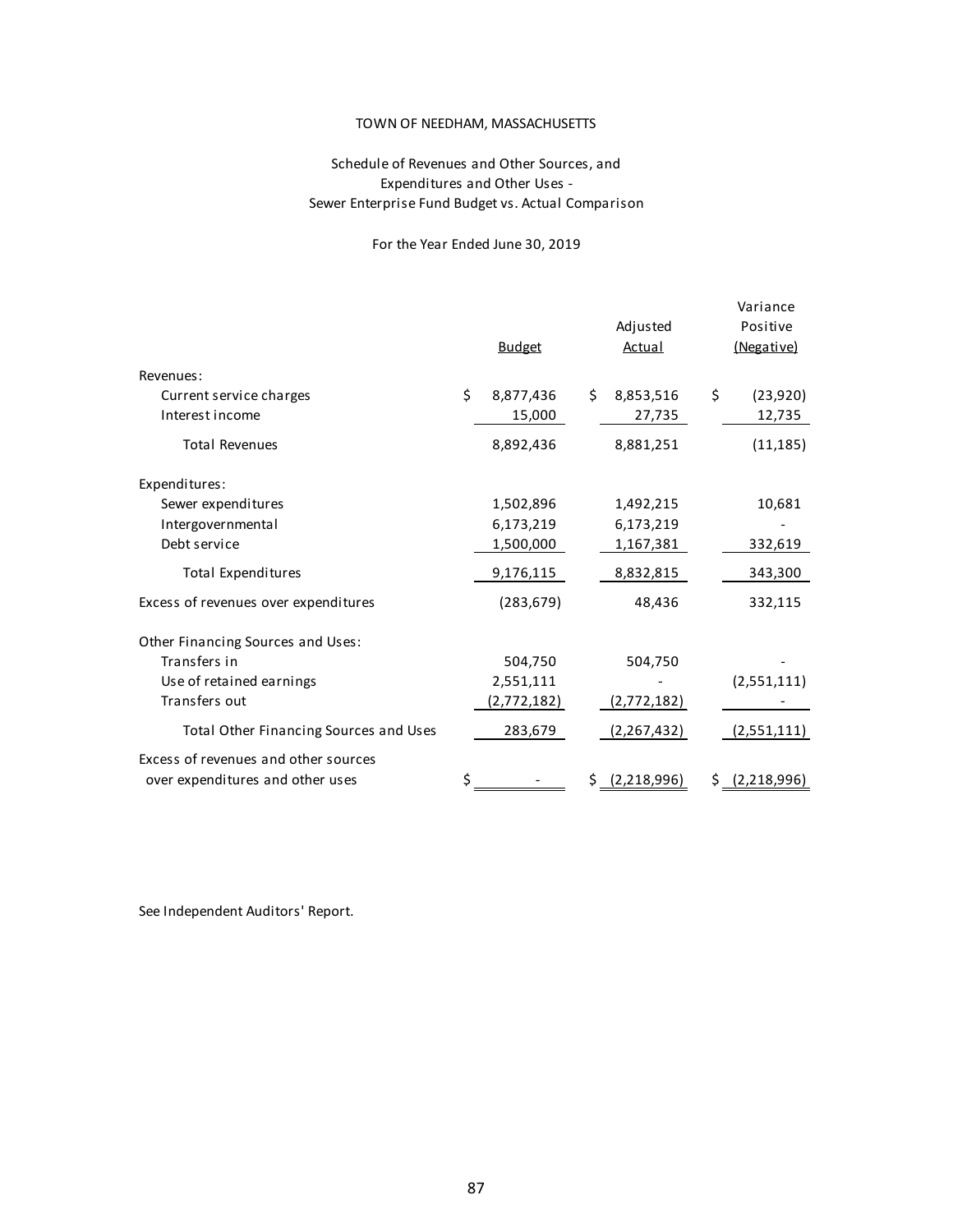TOWN OF NEEDHAM, MASSACHUSETTS

Schedule of Revenues and Other Sources, and
Expenditures and Other Uses -
Sewer Enterprise Fund Budget vs. Actual Comparison

For the Year Ended June 30, 2019

| | Budget | Adjusted Actual | Variance Positive (Negative) |
|---|---|---|---|
| Revenues: | | | |
| Current service charges | $ 8,877,436 | $ 8,853,516 | $ (23,920) |
| Interest income | 15,000 | 27,735 | 12,735 |
| Total Revenues | 8,892,436 | 8,881,251 | (11,185) |
| Expenditures: | | | |
| Sewer expenditures | 1,502,896 | 1,492,215 | 10,681 |
| Intergovernmental | 6,173,219 | 6,173,219 | - |
| Debt service | 1,500,000 | 1,167,381 | 332,619 |
| Total Expenditures | 9,176,115 | 8,832,815 | 343,300 |
| Excess of revenues over expenditures | (283,679) | 48,436 | 332,115 |
| Other Financing Sources and Uses: | | | |
| Transfers in | 504,750 | 504,750 | - |
| Use of retained earnings | 2,551,111 | - | (2,551,111) |
| Transfers out | (2,772,182) | (2,772,182) | - |
| Total Other Financing Sources and Uses | 283,679 | (2,267,432) | (2,551,111) |
| Excess of revenues and other sources over expenditures and other uses | $ - | $ (2,218,996) | $ (2,218,996) |

See Independent Auditors' Report.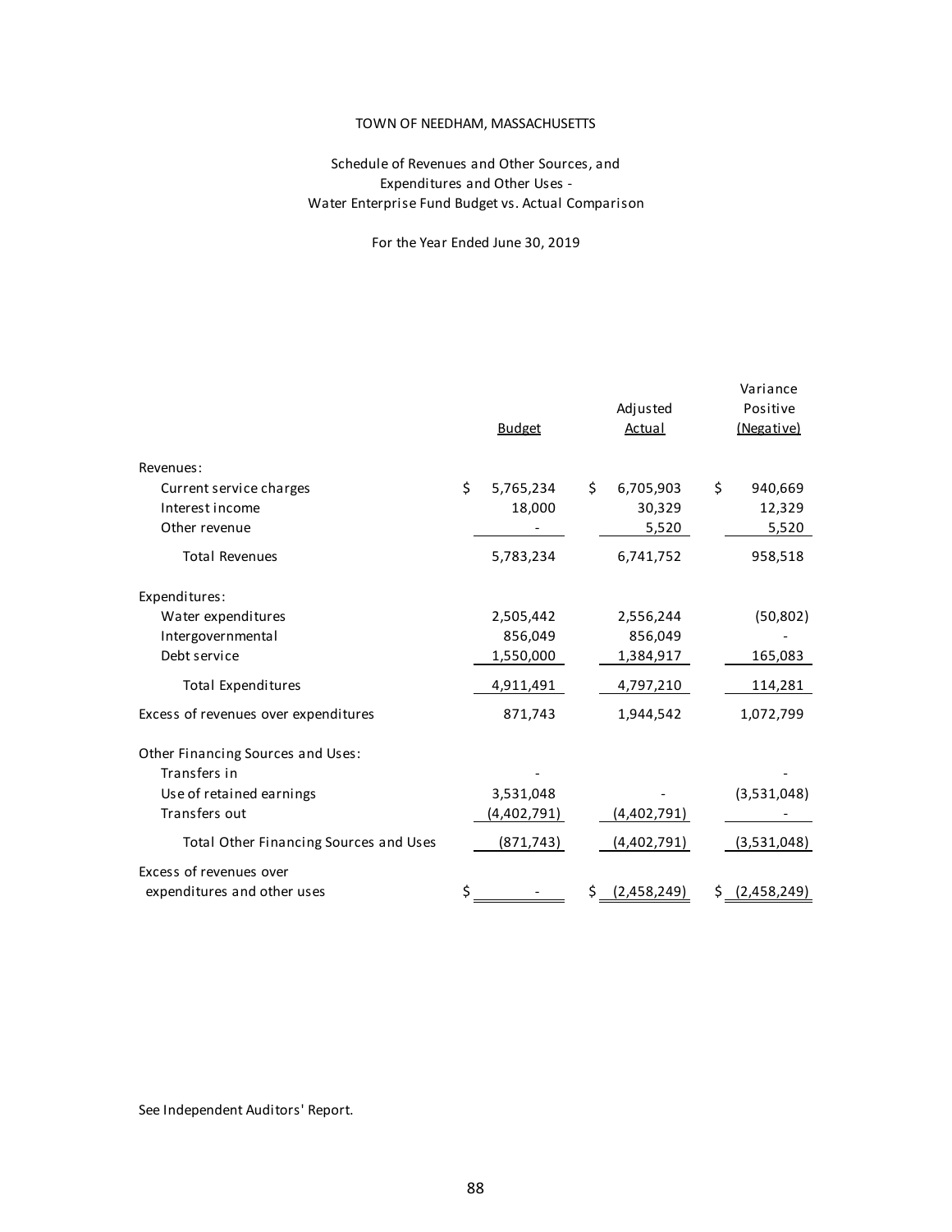TOWN OF NEEDHAM, MASSACHUSETTS

Schedule of Revenues and Other Sources, and
Expenditures and Other Uses -
Water Enterprise Fund Budget vs. Actual Comparison

For the Year Ended June 30, 2019

| | Budget | Adjusted Actual | Variance Positive (Negative) |
|---|---|---|---|
| Revenues: | | | |
| Current service charges | $ 5,765,234 | $ 6,705,903 | $ 940,669 |
| Interest income | 18,000 | 30,329 | 12,329 |
| Other revenue | - | 5,520 | 5,520 |
| Total Revenues | 5,783,234 | 6,741,752 | 958,518 |
| Expenditures: | | | |
| Water expenditures | 2,505,442 | 2,556,244 | (50,802) |
| Intergovernmental | 856,049 | 856,049 | - |
| Debt service | 1,550,000 | 1,384,917 | 165,083 |
| Total Expenditures | 4,911,491 | 4,797,210 | 114,281 |
| Excess of revenues over expenditures | 871,743 | 1,944,542 | 1,072,799 |
| Other Financing Sources and Uses: | | | |
| Transfers in | - | | - |
| Use of retained earnings | 3,531,048 | - | (3,531,048) |
| Transfers out | (4,402,791) | (4,402,791) | - |
| Total Other Financing Sources and Uses | (871,743) | (4,402,791) | (3,531,048) |
| Excess of revenues over expenditures and other uses | $ - | $ (2,458,249) | $ (2,458,249) |

See Independent Auditors' Report.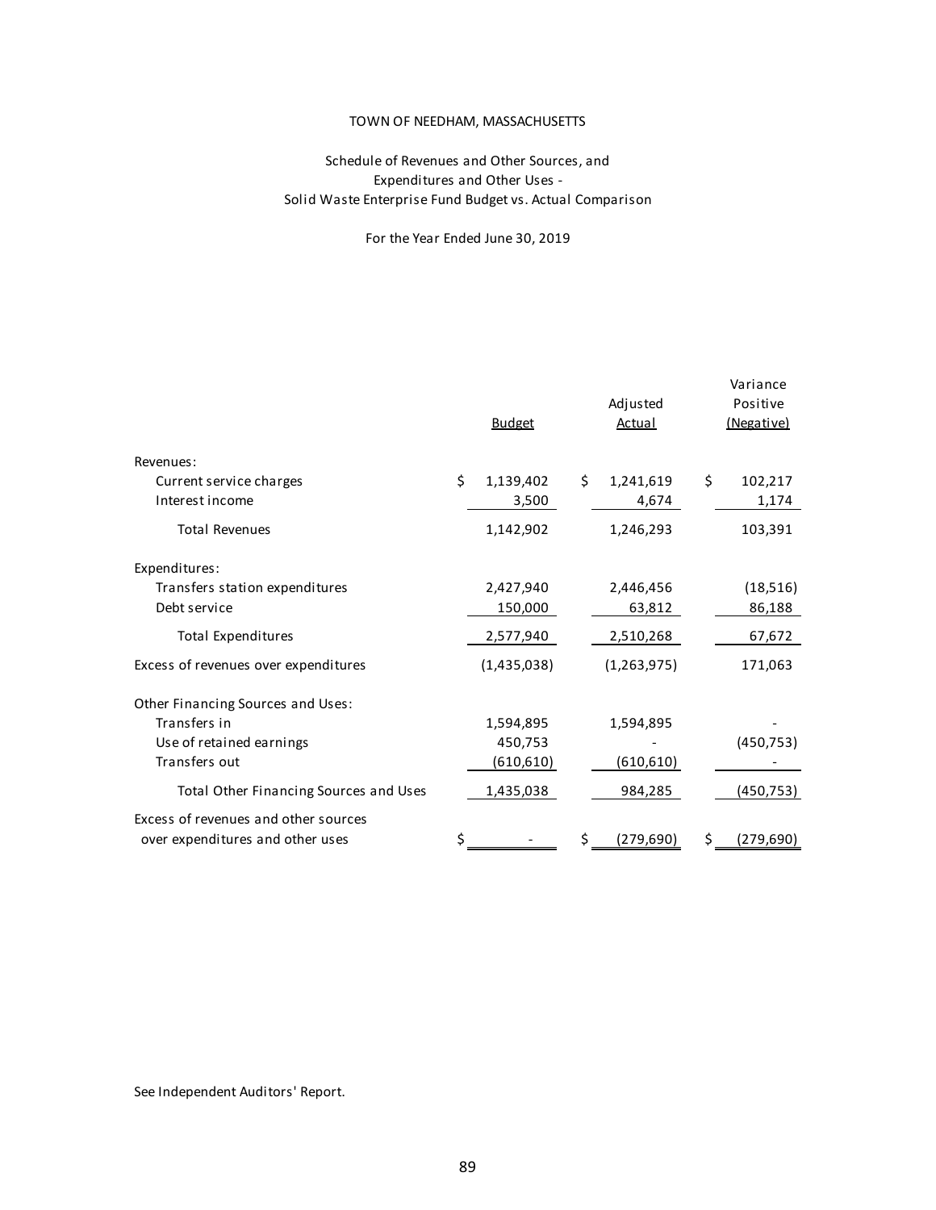TOWN OF NEEDHAM, MASSACHUSETTS

Schedule of Revenues and Other Sources, and
Expenditures and Other Uses -
Solid Waste Enterprise Fund Budget vs. Actual Comparison

For the Year Ended June 30, 2019

| | Budget | Adjusted Actual | Variance Positive (Negative) |
|---|---|---|---|
| Revenues: | | | |
| Current service charges | $ 1,139,402 | $ 1,241,619 | $ 102,217 |
| Interest income | 3,500 | 4,674 | 1,174 |
| Total Revenues | 1,142,902 | 1,246,293 | 103,391 |
| Expenditures: | | | |
| Transfers station expenditures | 2,427,940 | 2,446,456 | (18,516) |
| Debt service | 150,000 | 63,812 | 86,188 |
| Total Expenditures | 2,577,940 | 2,510,268 | 67,672 |
| Excess of revenues over expenditures | (1,435,038) | (1,263,975) | 171,063 |
| Other Financing Sources and Uses: | | | |
| Transfers in | 1,594,895 | 1,594,895 | - |
| Use of retained earnings | 450,753 | - | (450,753) |
| Transfers out | (610,610) | (610,610) | - |
| Total Other Financing Sources and Uses | 1,435,038 | 984,285 | (450,753) |
| Excess of revenues and other sources over expenditures and other uses | $ - | $ (279,690) | $ (279,690) |

See Independent Auditors' Report.